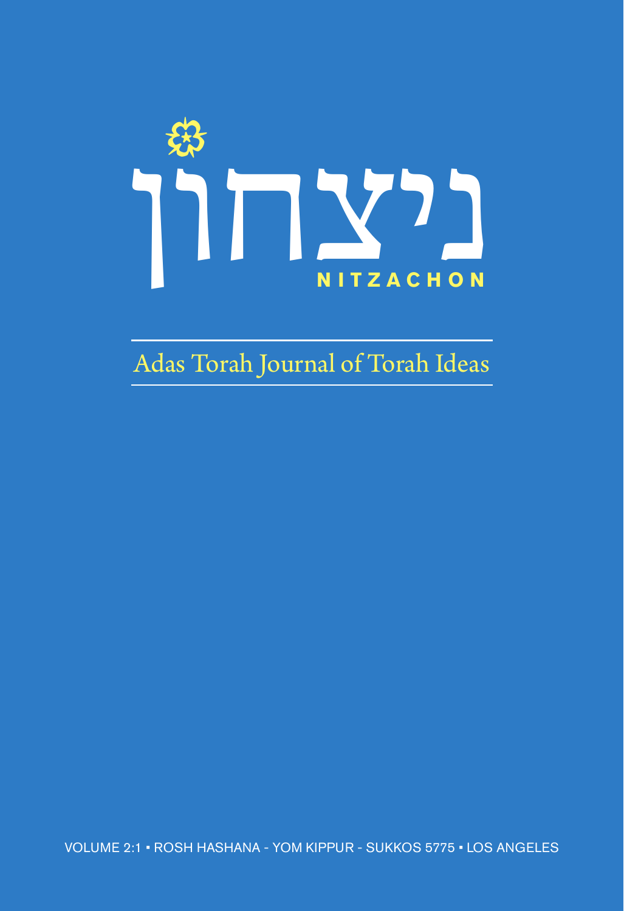# ניצחון

# NITZACHON

Adas Torah Journal of Torah Ideas

VOLUME 2:1 ▪ ROSH HASHANA - YOM KIPPUR - SUKKOS 5775 ▪ LOS ANGELES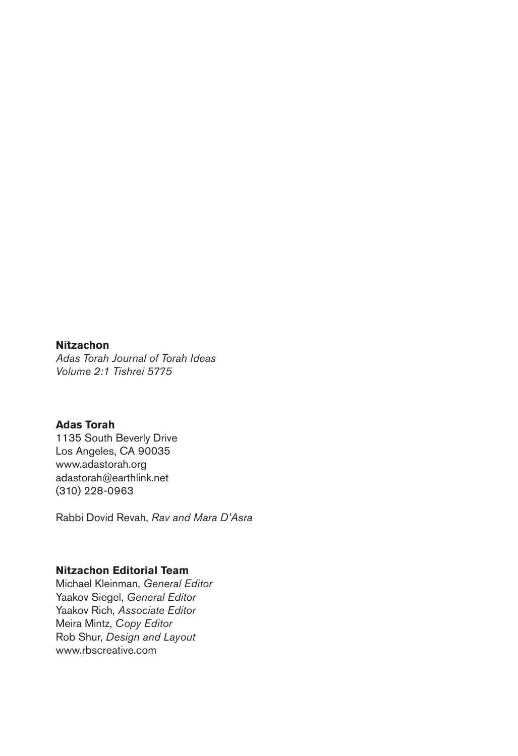**Nitzachon**
*Adas Torah Journal of Torah Ideas*
*Volume 2:1 Tishrei 5775*

**Adas Torah**
1135 South Beverly Drive
Los Angeles, CA 90035
www.adastorah.org
adastorah@earthlink.net
(310) 228-0963

Rabbi Dovid Revah, *Rav and Mara D'Asra*

**Nitzachon Editorial Team**
Michael Kleinman, *General Editor*
Yaakov Siegel, *General Editor*
Yaakov Rich, *Associate Editor*
Meira Mintz, *Copy Editor*
Rob Shur, *Design and Layout*
www.rbscreative.com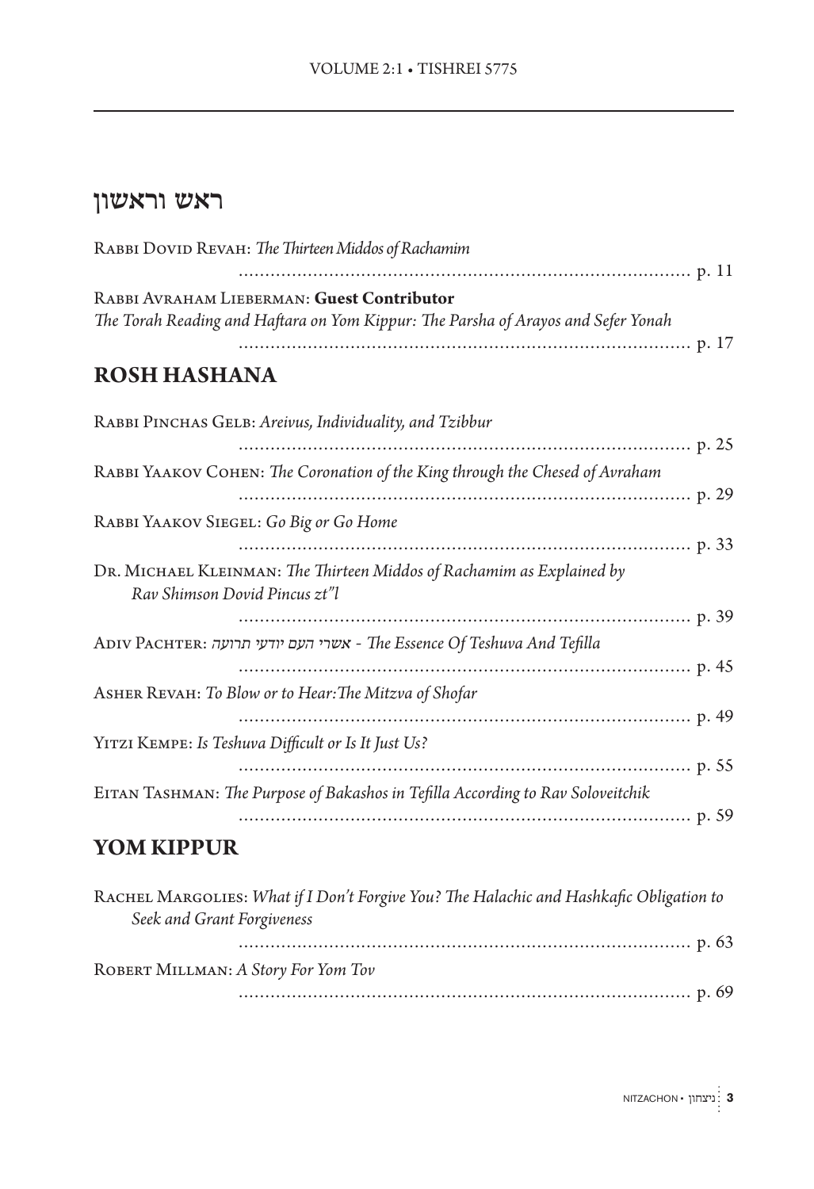# ראש וראשון

Rabbi Dovid Revah: *The Thirteen Middos of Rachamim* ..... p. 11

Rabbi Avraham Lieberman: **Guest Contributor**
*The Torah Reading and Haftara on Yom Kippur: The Parsha of Arayos and Sefer Yonah* ..... p. 17

# ROSH HASHANA

Rabbi Pinchas Gelb: *Areivus, Individuality, and Tzibbur* ..... p. 25

Rabbi Yaakov Cohen: *The Coronation of the King through the Chesed of Avraham* ..... p. 29

Rabbi Yaakov Siegel: *Go Big or Go Home* ..... p. 33

Dr. Michael Kleinman: *The Thirteen Middos of Rachamim as Explained by Rav Shimson Dovid Pincus zt"l* ..... p. 39

Adiv Pachter: *אשרי העם יודעי תרועה - The Essence Of Teshuva And Tefilla* ..... p. 45

Asher Revah: *To Blow or to Hear:The Mitzva of Shofar* ..... p. 49

Yitzi Kempe: *Is Teshuva Difficult or Is It Just Us?* ..... p. 55

Eitan Tashman: *The Purpose of Bakashos in Tefilla According to Rav Soloveitchik* ..... p. 59

# YOM KIPPUR

Rachel Margolies: *What if I Don't Forgive You? The Halachic and Hashkafic Obligation to Seek and Grant Forgiveness* ..... p. 63

Robert Millman: *A Story For Yom Tov* ..... p. 69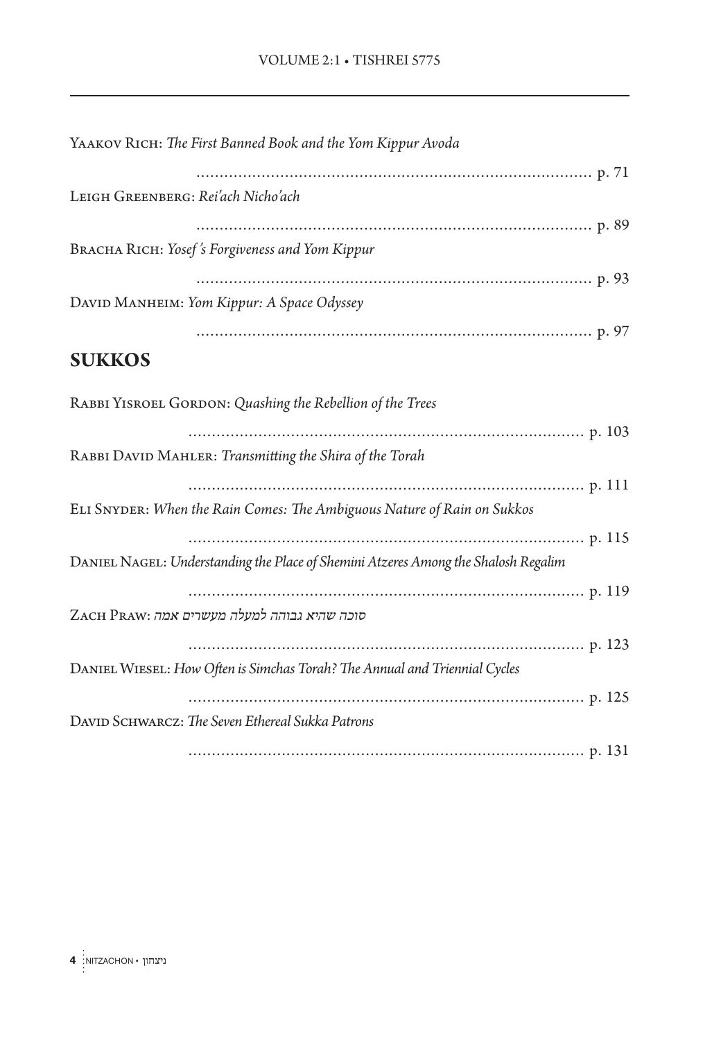Yaakov Rich: *The First Banned Book and the Yom Kippur Avoda* ........ p. 71

Leigh Greenberg: *Rei'ach Nicho'ach* ........ p. 89

Bracha Rich: *Yosef's Forgiveness and Yom Kippur* ........ p. 93

David Manheim: *Yom Kippur: A Space Odyssey* ........ p. 97

## SUKKOS

Rabbi Yisroel Gordon: *Quashing the Rebellion of the Trees* ........ p. 103

Rabbi David Mahler: *Transmitting the Shira of the Torah* ........ p. 111

Eli Snyder: *When the Rain Comes: The Ambiguous Nature of Rain on Sukkos* ........ p. 115

Daniel Nagel: *Understanding the Place of Shemini Atzeres Among the Shalosh Regalim* ........ p. 119

Zach Praw: *סוכה שהיא גבוהה למעלה מעשרים אמה* ........ p. 123

Daniel Wiesel: *How Often is Simchas Torah? The Annual and Triennial Cycles* ........ p. 125

David Schwarcz: *The Seven Ethereal Sukka Patrons* ........ p. 131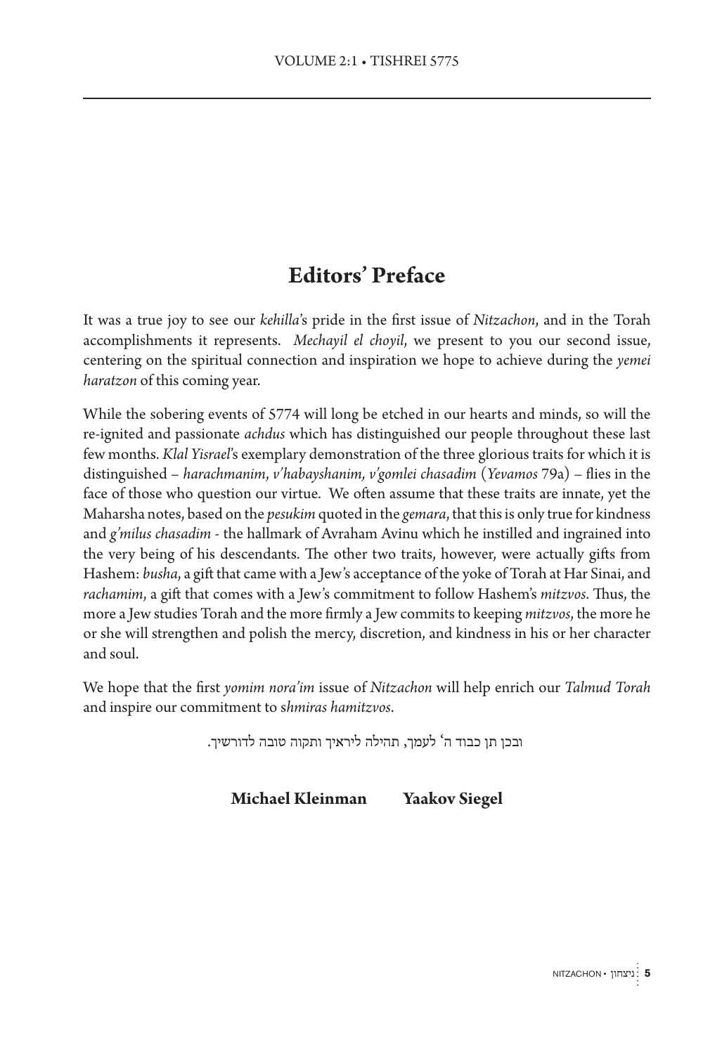# Editors' Preface

It was a true joy to see our *kehilla*'s pride in the first issue of *Nitzachon*, and in the Torah accomplishments it represents. *Mechayil el choyil*, we present to you our second issue, centering on the spiritual connection and inspiration we hope to achieve during the *yemei haratzon* of this coming year.

While the sobering events of 5774 will long be etched in our hearts and minds, so will the re-ignited and passionate *achdus* which has distinguished our people throughout these last few months. *Klal Yisrael*'s exemplary demonstration of the three glorious traits for which it is distinguished – *harachmanim, v'habayshanim, v'gomlei chasadim* (*Yevamos* 79a) – flies in the face of those who question our virtue. We often assume that these traits are innate, yet the Maharsha notes, based on the *pesukim* quoted in the *gemara*, that this is only true for kindness and *g'milus chasadim* - the hallmark of Avraham Avinu which he instilled and ingrained into the very being of his descendants. The other two traits, however, were actually gifts from Hashem: *busha*, a gift that came with a Jew's acceptance of the yoke of Torah at Har Sinai, and *rachamim*, a gift that comes with a Jew's commitment to follow Hashem's *mitzvos*. Thus, the more a Jew studies Torah and the more firmly a Jew commits to keeping *mitzvos*, the more he or she will strengthen and polish the mercy, discretion, and kindness in his or her character and soul.

We hope that the first *yomim nora'im* issue of *Nitzachon* will help enrich our *Talmud Torah* and inspire our commitment to *shmiras hamitzvos*.

ובכן תן כבוד ה' לעמך, תהילה ליראיך ותקוה טובה לדורשיך.

**Michael Kleinman** **Yaakov Siegel**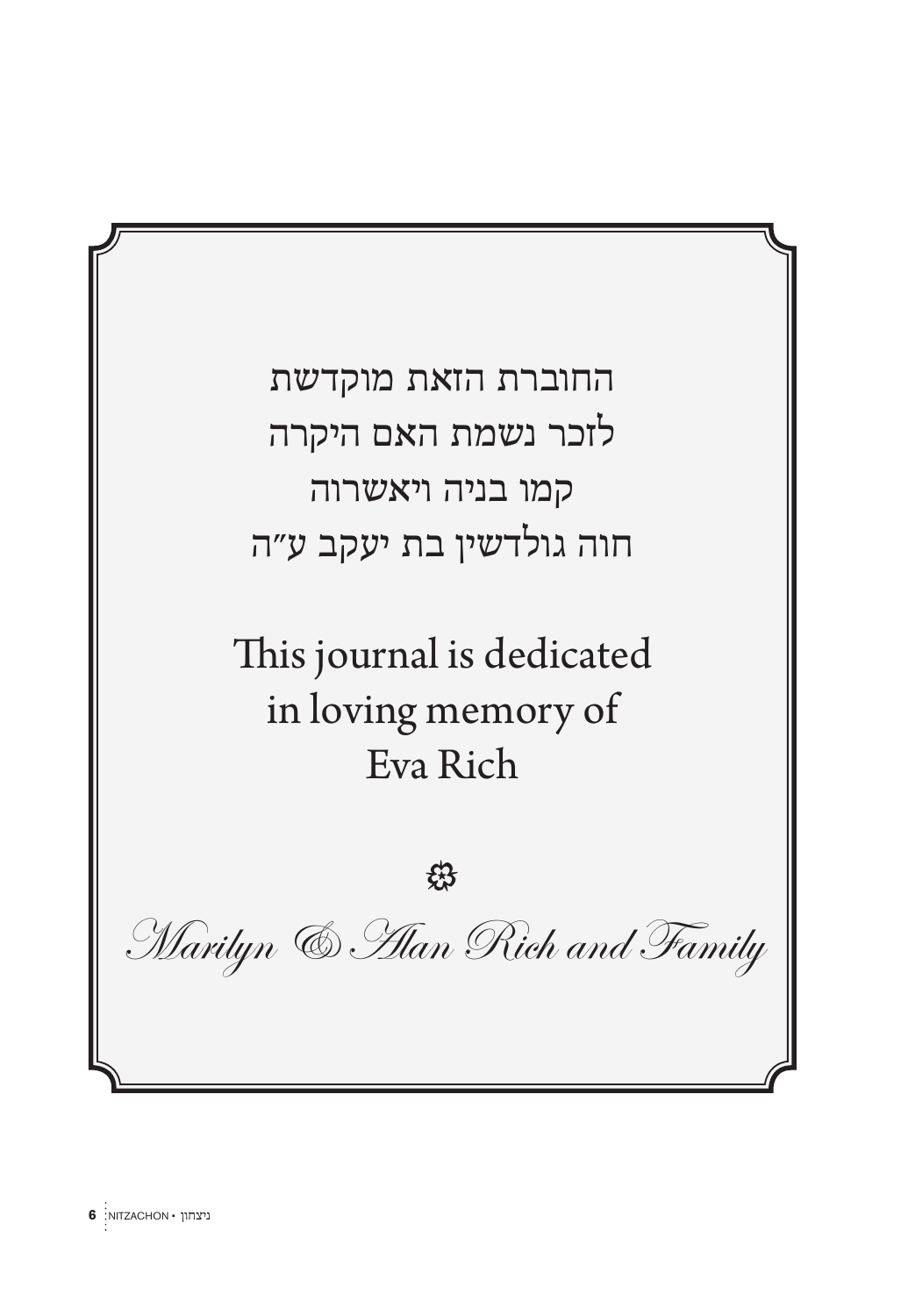החוברת הזאת מוקדשת
לזכר נשמת האם היקרה
קמו בניה ויאשרוה
חוה גולדשין בת יעקב ע״ה

This journal is dedicated
in loving memory of
Eva Rich

✿

*Marilyn & Alan Rich and Family*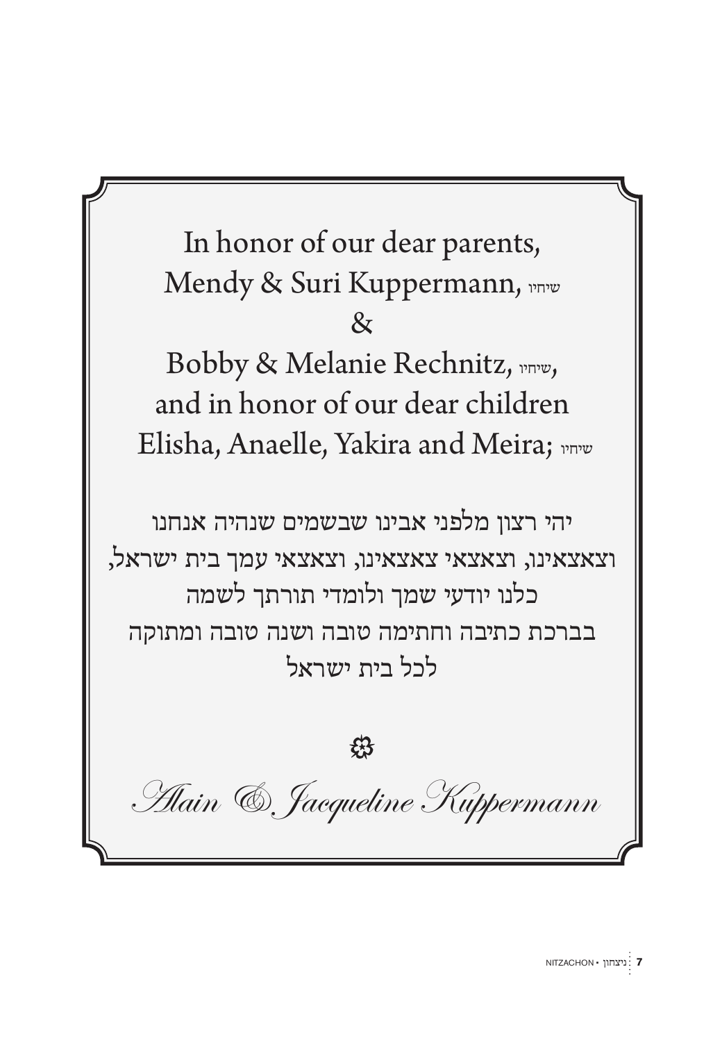In honor of our dear parents,
Mendy & Suri Kuppermann, שיחיו
&
Bobby & Melanie Rechnitz, שיחיו,
and in honor of our dear children
Elisha, Anaelle, Yakira and Meira; שיחיו

יהי רצון מלפני אבינו שבשמים שנהיה אנחנו
וצאצאינו, וצאצאי צאצאינו, וצאצאי עמך בית ישראל,
כלנו יודעי שמך ולומדי תורתך לשמה
בברכת כתיבה וחתימה טובה ושנה טובה ומתוקה
לכל בית ישראל

*Alain & Jacqueline Kuppermann*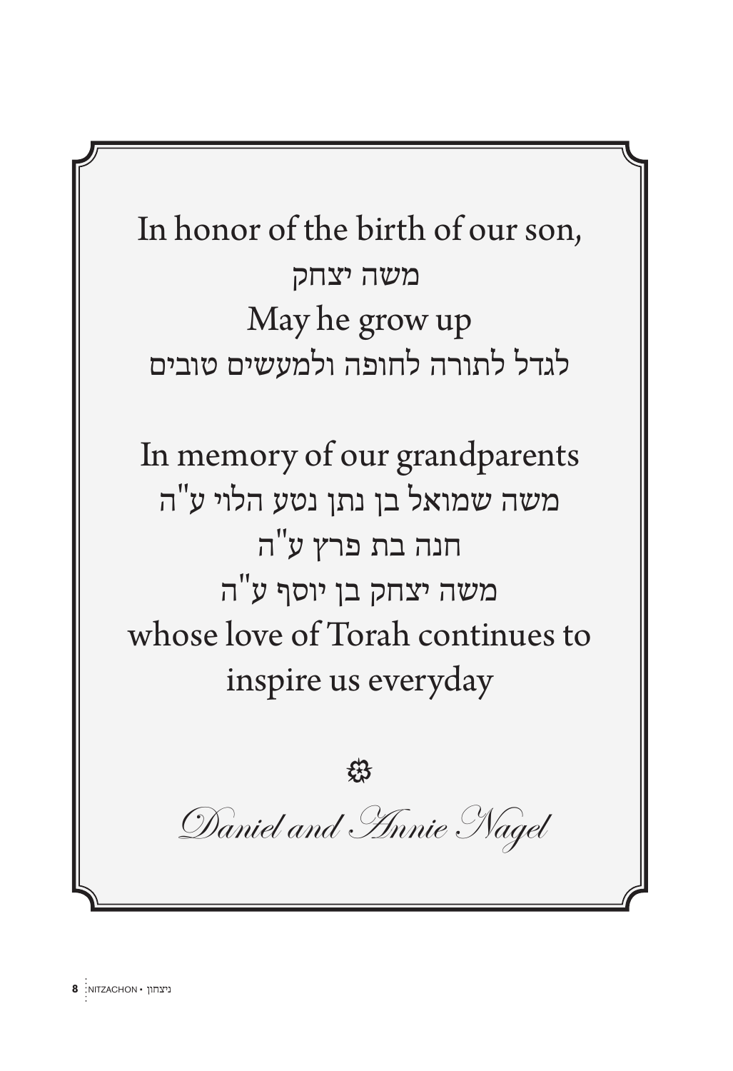In honor of the birth of our son,

משה יצחק

May he grow up

לגדל לתורה לחופה ולמעשים טובים

In memory of our grandparents

משה שמואל בן נתן נטע הלוי ע"ה

חנה בת פרץ ע"ה

משה יצחק בן יוסף ע"ה

whose love of Torah continues to inspire us everyday

*Daniel and Annie Nagel*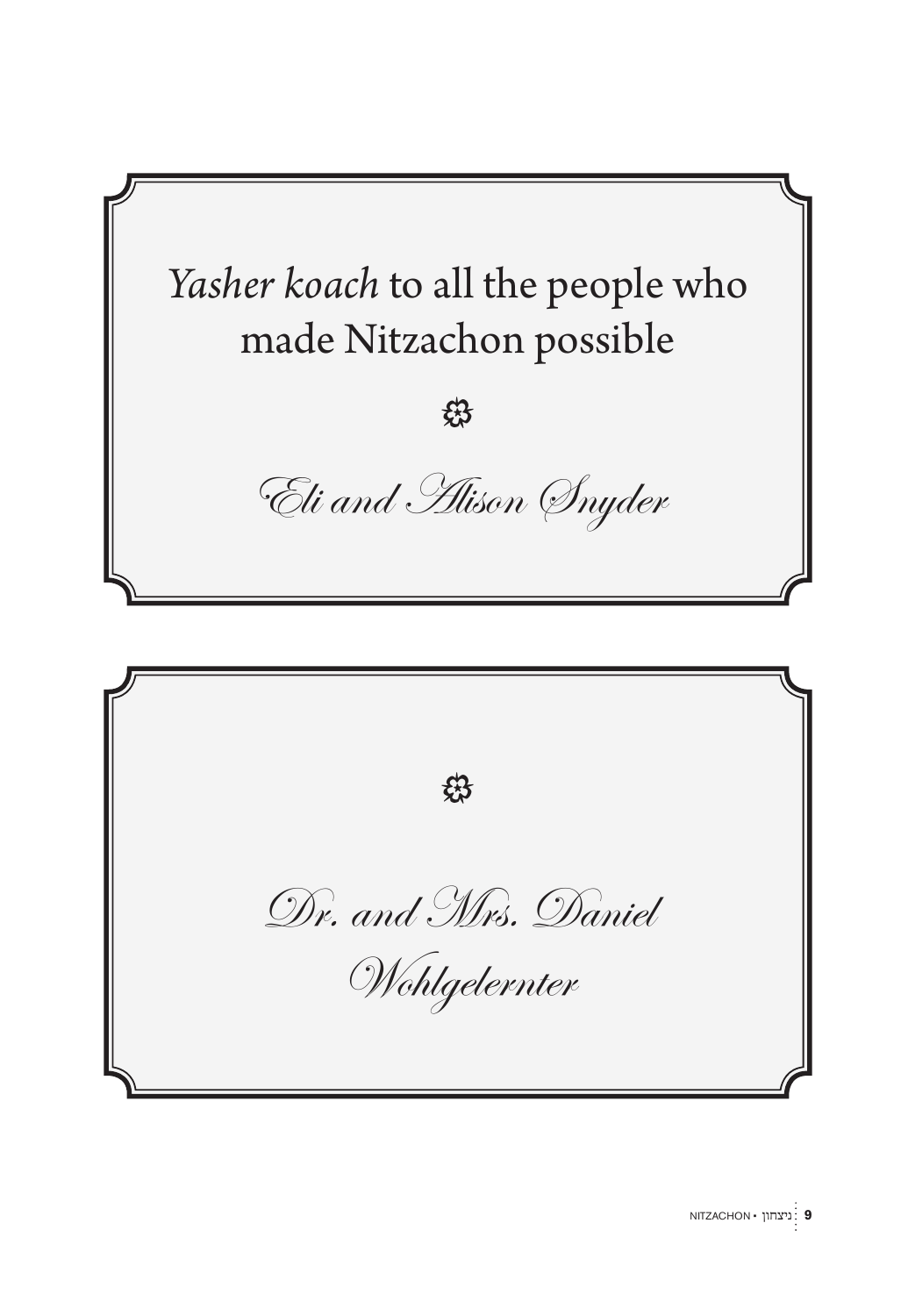*Yasher koach* to all the people who made Nitzachon possible

❀

*Eli and Alison Snyder*

---

❀

*Dr. and Mrs. Daniel Wohlgelernter*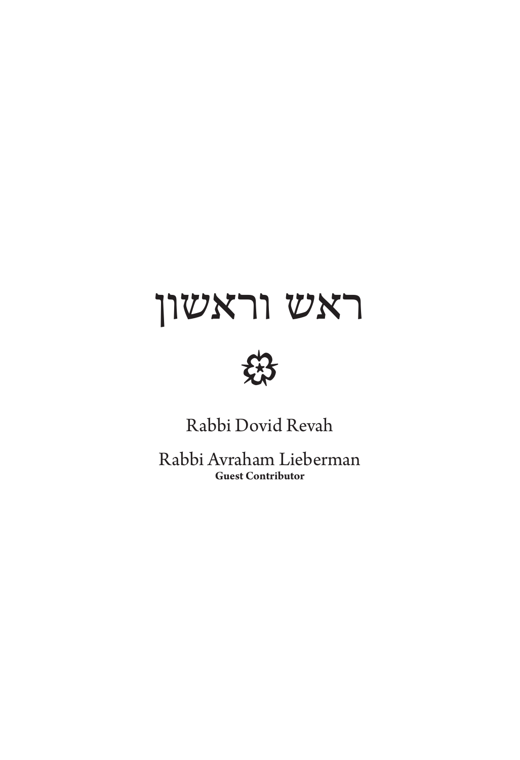# ראש וראשון

Rabbi Dovid Revah

Rabbi Avraham Lieberman
**Guest Contributor**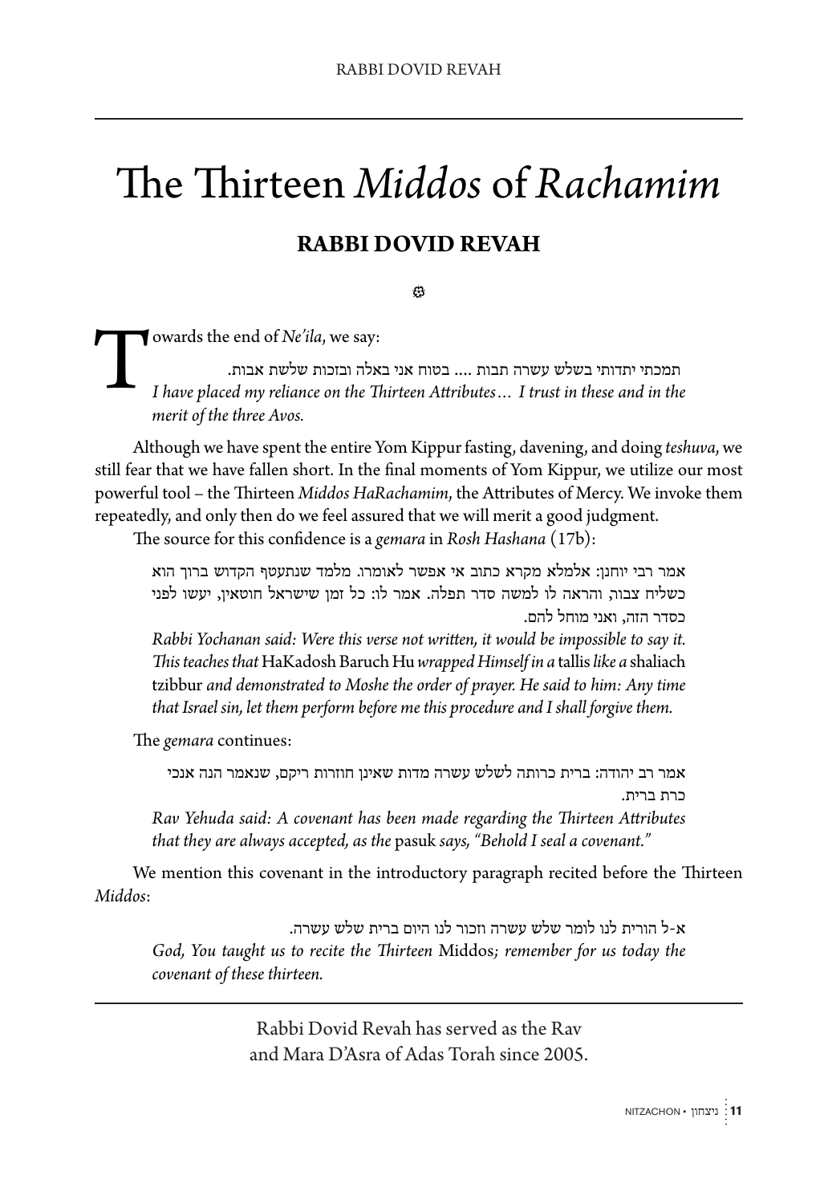# The Thirteen *Middos* of *Rachamim*

## RABBI DOVID REVAH

Towards the end of *Ne'ila*, we say:

> תמכתי יתדותי בשלש עשרה תבות .... בטוח אני באלה ובזכות שלשת אבות.
>
> *I have placed my reliance on the Thirteen Attributes… I trust in these and in the merit of the three Avos.*

Although we have spent the entire Yom Kippur fasting, davening, and doing *teshuva*, we still fear that we have fallen short. In the final moments of Yom Kippur, we utilize our most powerful tool – the Thirteen *Middos HaRachamim*, the Attributes of Mercy. We invoke them repeatedly, and only then do we feel assured that we will merit a good judgment.

The source for this confidence is a *gemara* in *Rosh Hashana* (17b):

> אמר רבי יוחנן: אלמלא מקרא כתוב אי אפשר לאומרו. מלמד שנתעטף הקדוש ברוך הוא כשליח צבור, והראה לו למשה סדר תפלה. אמר לו: כל זמן שישראל חוטאין, יעשו לפני כסדר הזה, ואני מוחל להם.
>
> *Rabbi Yochanan said: Were this verse not written, it would be impossible to say it. This teaches that* HaKadosh Baruch Hu *wrapped Himself in a* tallis *like a* shaliach tzibbur *and demonstrated to Moshe the order of prayer. He said to him: Any time that Israel sin, let them perform before me this procedure and I shall forgive them.*

The *gemara* continues:

> אמר רב יהודה: ברית כרותה לשלש עשרה מדות שאינן חוזרות ריקם, שנאמר הנה אנכי כרת ברית.
>
> *Rav Yehuda said: A covenant has been made regarding the Thirteen Attributes that they are always accepted, as the* pasuk *says, "Behold I seal a covenant."*

We mention this covenant in the introductory paragraph recited before the Thirteen *Middos*:

> א-ל הורית לנו לומר שלש עשרה וזכור לנו היום ברית שלש עשרה.
>
> *God, You taught us to recite the Thirteen* Middos*; remember for us today the covenant of these thirteen.*

---

Rabbi Dovid Revah has served as the Rav and Mara D'Asra of Adas Torah since 2005.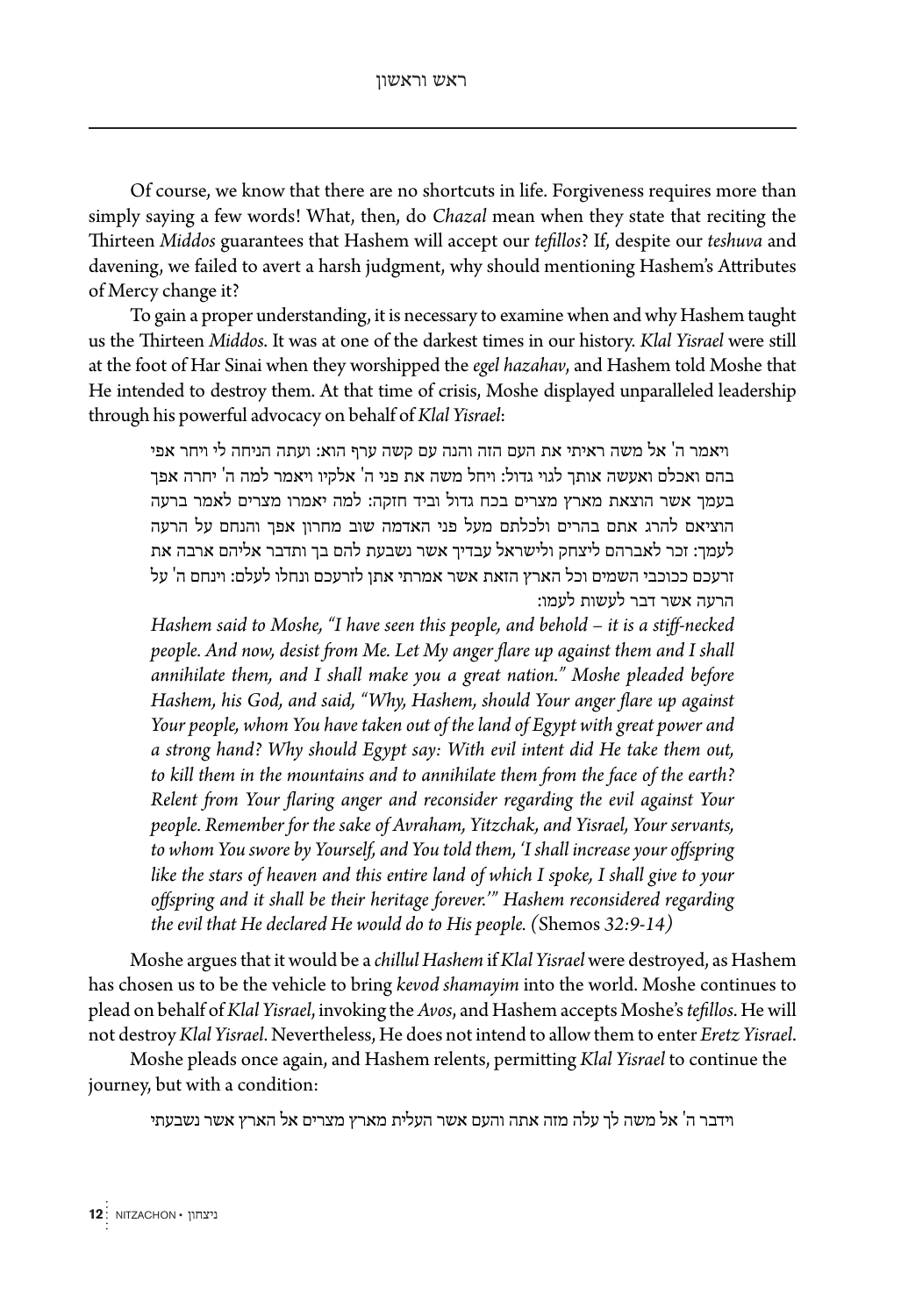Of course, we know that there are no shortcuts in life. Forgiveness requires more than simply saying a few words! What, then, do *Chazal* mean when they state that reciting the Thirteen *Middos* guarantees that Hashem will accept our *tefillos*? If, despite our *teshuva* and davening, we failed to avert a harsh judgment, why should mentioning Hashem's Attributes of Mercy change it?

To gain a proper understanding, it is necessary to examine when and why Hashem taught us the Thirteen *Middos*. It was at one of the darkest times in our history. *Klal Yisrael* were still at the foot of Har Sinai when they worshipped the *egel hazahav*, and Hashem told Moshe that He intended to destroy them. At that time of crisis, Moshe displayed unparalleled leadership through his powerful advocacy on behalf of *Klal Yisrael*:

> ויאמר ה' אל משה ראיתי את העם הזה והנה עם קשה ערף הוא: ועתה הניחה לי ויחר אפי בהם ואכלם ואעשה אותך לגוי גדול: ויחל משה את פני ה' אלקיו ויאמר למה ה' יחרה אפך בעמך אשר הוצאת מארץ מצרים בכח גדול וביד חזקה: למה יאמרו מצרים לאמר ברעה הוציאם להרג אתם בהרים ולכלתם מעל פני האדמה שוב מחרון אפך והנחם על הרעה לעמך: זכר לאברהם ליצחק ולישראל עבדיך אשר נשבעת להם בך ותדבר אליהם ארבה את זרעכם ככוכבי השמים וכל הארץ הזאת אשר אמרתי אתן לזרעכם ונחלו לעלם: וינחם ה' על הרעה אשר דבר לעשות לעמו:
>
> *Hashem said to Moshe, "I have seen this people, and behold – it is a stiff-necked people. And now, desist from Me. Let My anger flare up against them and I shall annihilate them, and I shall make you a great nation." Moshe pleaded before Hashem, his God, and said, "Why, Hashem, should Your anger flare up against Your people, whom You have taken out of the land of Egypt with great power and a strong hand? Why should Egypt say: With evil intent did He take them out, to kill them in the mountains and to annihilate them from the face of the earth? Relent from Your flaring anger and reconsider regarding the evil against Your people. Remember for the sake of Avraham, Yitzchak, and Yisrael, Your servants, to whom You swore by Yourself, and You told them, 'I shall increase your offspring like the stars of heaven and this entire land of which I spoke, I shall give to your offspring and it shall be their heritage forever.'" Hashem reconsidered regarding the evil that He declared He would do to His people. (*Shemos *32:9-14)*

Moshe argues that it would be a *chillul Hashem* if *Klal Yisrael* were destroyed, as Hashem has chosen us to be the vehicle to bring *kevod shamayim* into the world. Moshe continues to plead on behalf of *Klal Yisrael*, invoking the *Avos*, and Hashem accepts Moshe's *tefillos*. He will not destroy *Klal Yisrael*. Nevertheless, He does not intend to allow them to enter *Eretz Yisrael*.

Moshe pleads once again, and Hashem relents, permitting *Klal Yisrael* to continue the journey, but with a condition:

> וידבר ה' אל משה לך עלה מזה אתה והעם אשר העלית מארץ מצרים אל הארץ אשר נשבעתי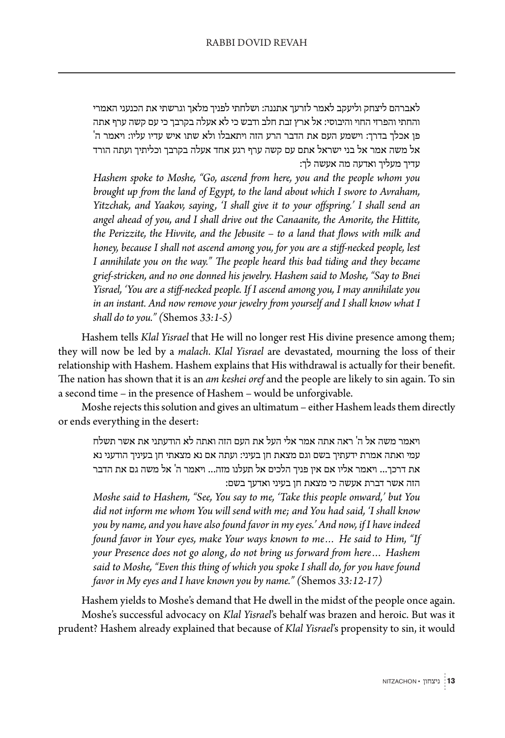> לאברהם ליצחק וליעקב לאמר לזרעך אתננה: ושלחתי לפניך מלאך וגרשתי את הכנעני האמרי והחתי והפרזי החוי והיבוסי: אל ארץ זבת חלב ודבש כי לא אעלה בקרבך כי עם קשה ערף אתה פן אכלך בדרך: וישמע העם את הדבר הרע הזה ויתאבלו ולא שתו איש עדיו עליו: ויאמר ה' אל משה אמר אל בני ישראל אתם עם קשה ערף רגע אחד אעלה בקרבך וכליתיך ועתה הורד עדיך מעליך ואדעה מה אעשה לך:
>
> *Hashem spoke to Moshe, "Go, ascend from here, you and the people whom you brought up from the land of Egypt, to the land about which I swore to Avraham, Yitzchak, and Yaakov, saying, 'I shall give it to your offspring.' I shall send an angel ahead of you, and I shall drive out the Canaanite, the Amorite, the Hittite, the Perizzite, the Hivvite, and the Jebusite – to a land that flows with milk and honey, because I shall not ascend among you, for you are a stiff-necked people, lest I annihilate you on the way." The people heard this bad tiding and they became grief-stricken, and no one donned his jewelry. Hashem said to Moshe, "Say to Bnei Yisrael, 'You are a stiff-necked people. If I ascend among you, I may annihilate you in an instant. And now remove your jewelry from yourself and I shall know what I shall do to you." (*Shemos *33:1-5)*

Hashem tells *Klal Yisrael* that He will no longer rest His divine presence among them; they will now be led by a *malach*. *Klal Yisrael* are devastated, mourning the loss of their relationship with Hashem. Hashem explains that His withdrawal is actually for their benefit. The nation has shown that it is an *am keshei oref* and the people are likely to sin again. To sin a second time – in the presence of Hashem – would be unforgivable.

Moshe rejects this solution and gives an ultimatum – either Hashem leads them directly or ends everything in the desert:

> ויאמר משה אל ה' ראה אתה אמר אלי העל את העם הזה ואתה לא הודעתני את אשר תשלח עמי ואתה אמרת ידעתיך בשם וגם מצאת חן בעיני: ועתה אם נא מצאתי חן בעיניך הודעני נא את דרכך... ויאמר אליו אם אין פניך הלכים אל תעלנו מזה... ויאמר ה' אל משה גם את הדבר הזה אשר דברת אעשה כי מצאת חן בעיני ואדעך בשם:
>
> *Moshe said to Hashem, "See, You say to me, 'Take this people onward,' but You did not inform me whom You will send with me; and You had said, 'I shall know you by name, and you have also found favor in my eyes.' And now, if I have indeed found favor in Your eyes, make Your ways known to me… He said to Him, "If your Presence does not go along, do not bring us forward from here… Hashem said to Moshe, "Even this thing of which you spoke I shall do, for you have found favor in My eyes and I have known you by name." (*Shemos *33:12-17)*

Hashem yields to Moshe's demand that He dwell in the midst of the people once again.

Moshe's successful advocacy on *Klal Yisrael*'s behalf was brazen and heroic. But was it prudent? Hashem already explained that because of *Klal Yisrael*'s propensity to sin, it would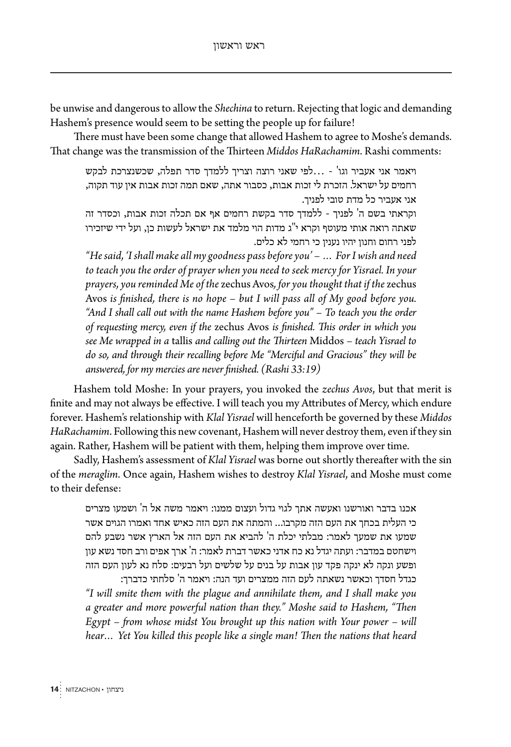be unwise and dangerous to allow the *Shechina* to return. Rejecting that logic and demanding Hashem's presence would seem to be setting the people up for failure!

There must have been some change that allowed Hashem to agree to Moshe's demands. That change was the transmission of the Thirteen *Middos HaRachamim*. Rashi comments:

> ויאמר אני אעביר וגו' - ...לפי שאני רוצה וצריך ללמדך סדר תפלה, שכשנצרכת לבקש רחמים על ישראל. הזכרת לי זכות אבות, כסבור אתה, שאם תמה זכות אבות אין עוד תקוה, אני אעביר כל מדת טובי לפניך.
>
> וקראתי בשם ה' לפניך - ללמדך סדר בקשת רחמים אף אם תכלה זכות אבות, וכסדר זה שאתה רואה אותי מעוטף וקרא י"ג מדות הוי מלמד את ישראל לעשות כן, ועל ידי שיזכירו לפני רחום וחנון יהיו נענין כי רחמי לא כלים.
>
> *"He said, 'I shall make all my goodness pass before you' – … For I wish and need to teach you the order of prayer when you need to seek mercy for Yisrael. In your prayers, you reminded Me of the* zechus Avos*, for you thought that if the* zechus Avos *is finished, there is no hope – but I will pass all of My good before you. "And I shall call out with the name Hashem before you" – To teach you the order of requesting mercy, even if the* zechus Avos *is finished. This order in which you see Me wrapped in a* tallis *and calling out the Thirteen* Middos *– teach Yisrael to do so, and through their recalling before Me "Merciful and Gracious" they will be answered, for my mercies are never finished. (Rashi 33:19)*

Hashem told Moshe: In your prayers, you invoked the *zechus Avos*, but that merit is finite and may not always be effective. I will teach you my Attributes of Mercy, which endure forever. Hashem's relationship with *Klal Yisrael* will henceforth be governed by these *Middos HaRachamim*. Following this new covenant, Hashem will never destroy them, even if they sin again. Rather, Hashem will be patient with them, helping them improve over time.

Sadly, Hashem's assessment of *Klal Yisrael* was borne out shortly thereafter with the sin of the *meraglim*. Once again, Hashem wishes to destroy *Klal Yisrael*, and Moshe must come to their defense:

> אכנו בדבר ואורשנו ואעשה אתך לגוי גדול ועצום ממנו: ויאמר משה אל ה' ושמעו מצרים כי העלית בכחך את העם הזה מקרבו... והמתה את העם הזה כאיש אחד ואמרו הגוים אשר שמעו את שמעך לאמר: מבלתי יכלת ה' להביא את העם הזה אל הארץ אשר נשבע להם וישחטם במדבר: ועתה יגדל נא כח אדני כאשר דברת לאמר: ה' ארך אפים ורב חסד נשא עון ופשע ונקה לא ינקה פקד עון אבות על בנים על שלשים ועל רבעים: סלח נא לעון העם הזה כגדל חסדך וכאשר נשאתה לעם הזה ממצרים ועד הנה: ויאמר ה' סלחתי כדברך:
>
> *"I will smite them with the plague and annihilate them, and I shall make you a greater and more powerful nation than they." Moshe said to Hashem, "Then Egypt – from whose midst You brought up this nation with Your power – will hear… Yet You killed this people like a single man! Then the nations that heard*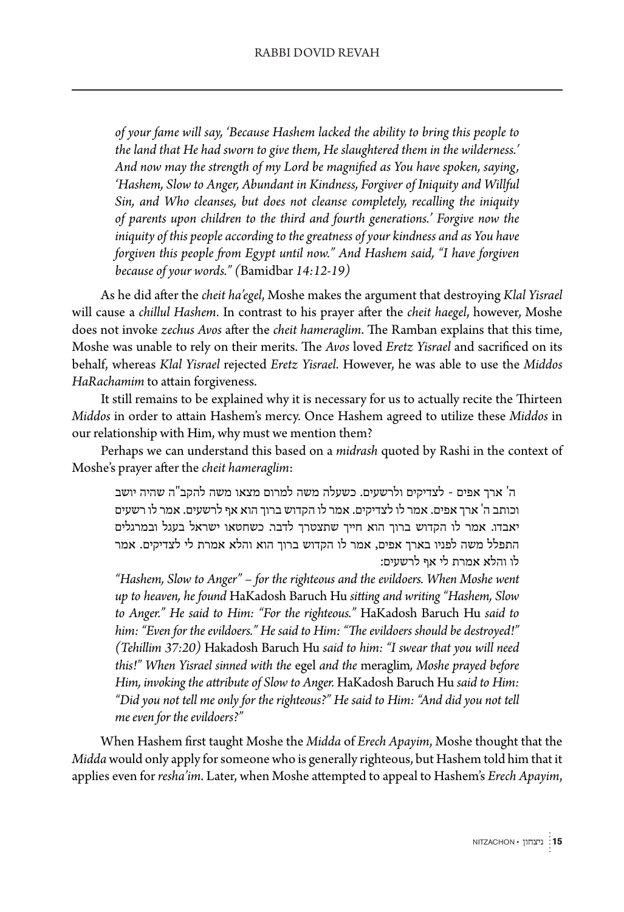*of your fame will say, 'Because Hashem lacked the ability to bring this people to the land that He had sworn to give them, He slaughtered them in the wilderness.' And now may the strength of my Lord be magnified as You have spoken, saying, 'Hashem, Slow to Anger, Abundant in Kindness, Forgiver of Iniquity and Willful Sin, and Who cleanses, but does not cleanse completely, recalling the iniquity of parents upon children to the third and fourth generations.' Forgive now the iniquity of this people according to the greatness of your kindness and as You have forgiven this people from Egypt until now." And Hashem said, "I have forgiven because of your words." (*Bamidbar *14:12-19)*

As he did after the *cheit ha'egel*, Moshe makes the argument that destroying *Klal Yisrael* will cause a *chillul Hashem*. In contrast to his prayer after the *cheit haegel*, however, Moshe does not invoke *zechus Avos* after the *cheit hameraglim*. The Ramban explains that this time, Moshe was unable to rely on their merits. The *Avos* loved *Eretz Yisrael* and sacrificed on its behalf, whereas *Klal Yisrael* rejected *Eretz Yisrael*. However, he was able to use the *Middos HaRachamim* to attain forgiveness.

It still remains to be explained why it is necessary for us to actually recite the Thirteen *Middos* in order to attain Hashem's mercy. Once Hashem agreed to utilize these *Middos* in our relationship with Him, why must we mention them?

Perhaps we can understand this based on a *midrash* quoted by Rashi in the context of Moshe's prayer after the *cheit hameraglim*:

ה' ארך אפים - לצדיקים ולרשעים. כשעלה משה למרום מצאו משה להקב"ה שהיה יושב וכותב ה' ארך אפים. אמר לו לצדיקים. אמר לו הקדוש ברוך הוא אף לרשעים. אמר לו רשעים יאבדו. אמר לו הקדוש ברוך הוא חייך שתצטרך לדבר. כשחטאו ישראל בעגל ובמרגלים התפלל משה לפניו בארך אפים, אמר לו הקדוש ברוך הוא והלא אמרת לי לצדיקים. אמר לו והלא אמרת לי אף לרשעים:

*"Hashem, Slow to Anger" – for the righteous and the evildoers. When Moshe went up to heaven, he found* HaKadosh Baruch Hu *sitting and writing "Hashem, Slow to Anger." He said to Him: "For the righteous."* HaKadosh Baruch Hu *said to him: "Even for the evildoers." He said to Him: "The evildoers should be destroyed!" (Tehillim 37:20)* Hakadosh Baruch Hu *said to him: "I swear that you will need this!" When Yisrael sinned with the* egel *and the* meraglim*, Moshe prayed before Him, invoking the attribute of Slow to Anger.* HaKadosh Baruch Hu *said to Him: "Did you not tell me only for the righteous?" He said to Him: "And did you not tell me even for the evildoers?"*

When Hashem first taught Moshe the *Midda* of *Erech Apayim*, Moshe thought that the *Midda* would only apply for someone who is generally righteous, but Hashem told him that it applies even for *resha'im*. Later, when Moshe attempted to appeal to Hashem's *Erech Apayim*,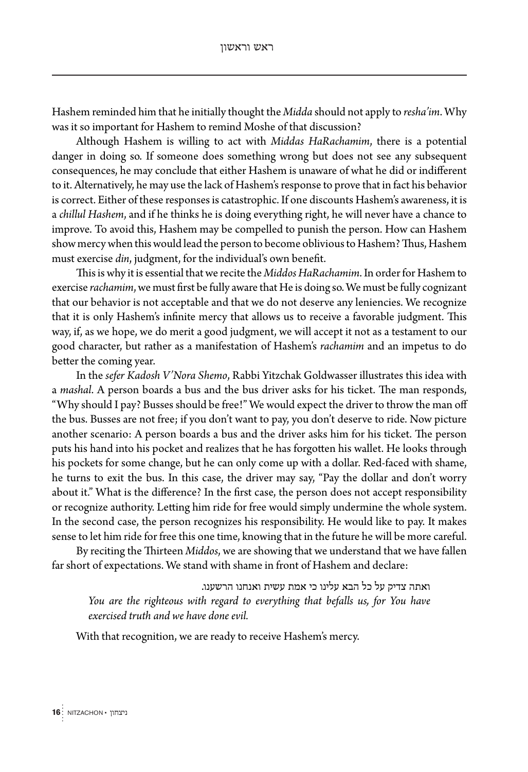Hashem reminded him that he initially thought the *Midda* should not apply to *resha'im*. Why was it so important for Hashem to remind Moshe of that discussion?

Although Hashem is willing to act with *Middas HaRachamim*, there is a potential danger in doing so. If someone does something wrong but does not see any subsequent consequences, he may conclude that either Hashem is unaware of what he did or indifferent to it. Alternatively, he may use the lack of Hashem's response to prove that in fact his behavior is correct. Either of these responses is catastrophic. If one discounts Hashem's awareness, it is a *chillul Hashem*, and if he thinks he is doing everything right, he will never have a chance to improve. To avoid this, Hashem may be compelled to punish the person. How can Hashem show mercy when this would lead the person to become oblivious to Hashem? Thus, Hashem must exercise *din*, judgment, for the individual's own benefit.

This is why it is essential that we recite the *Middos HaRachamim*. In order for Hashem to exercise *rachamim*, we must first be fully aware that He is doing so. We must be fully cognizant that our behavior is not acceptable and that we do not deserve any leniencies. We recognize that it is only Hashem's infinite mercy that allows us to receive a favorable judgment. This way, if, as we hope, we do merit a good judgment, we will accept it not as a testament to our good character, but rather as a manifestation of Hashem's *rachamim* and an impetus to do better the coming year.

In the *sefer Kadosh V'Nora Shemo*, Rabbi Yitzchak Goldwasser illustrates this idea with a *mashal*. A person boards a bus and the bus driver asks for his ticket. The man responds, "Why should I pay? Busses should be free!" We would expect the driver to throw the man off the bus. Busses are not free; if you don't want to pay, you don't deserve to ride. Now picture another scenario: A person boards a bus and the driver asks him for his ticket. The person puts his hand into his pocket and realizes that he has forgotten his wallet. He looks through his pockets for some change, but he can only come up with a dollar. Red-faced with shame, he turns to exit the bus. In this case, the driver may say, "Pay the dollar and don't worry about it." What is the difference? In the first case, the person does not accept responsibility or recognize authority. Letting him ride for free would simply undermine the whole system. In the second case, the person recognizes his responsibility. He would like to pay. It makes sense to let him ride for free this one time, knowing that in the future he will be more careful.

By reciting the Thirteen *Middos*, we are showing that we understand that we have fallen far short of expectations. We stand with shame in front of Hashem and declare:

> ואתה צדיק על כל הבא עלינו כי אמת עשית ואנחנו הרשענו.
>
> *You are the righteous with regard to everything that befalls us, for You have exercised truth and we have done evil.*

With that recognition, we are ready to receive Hashem's mercy.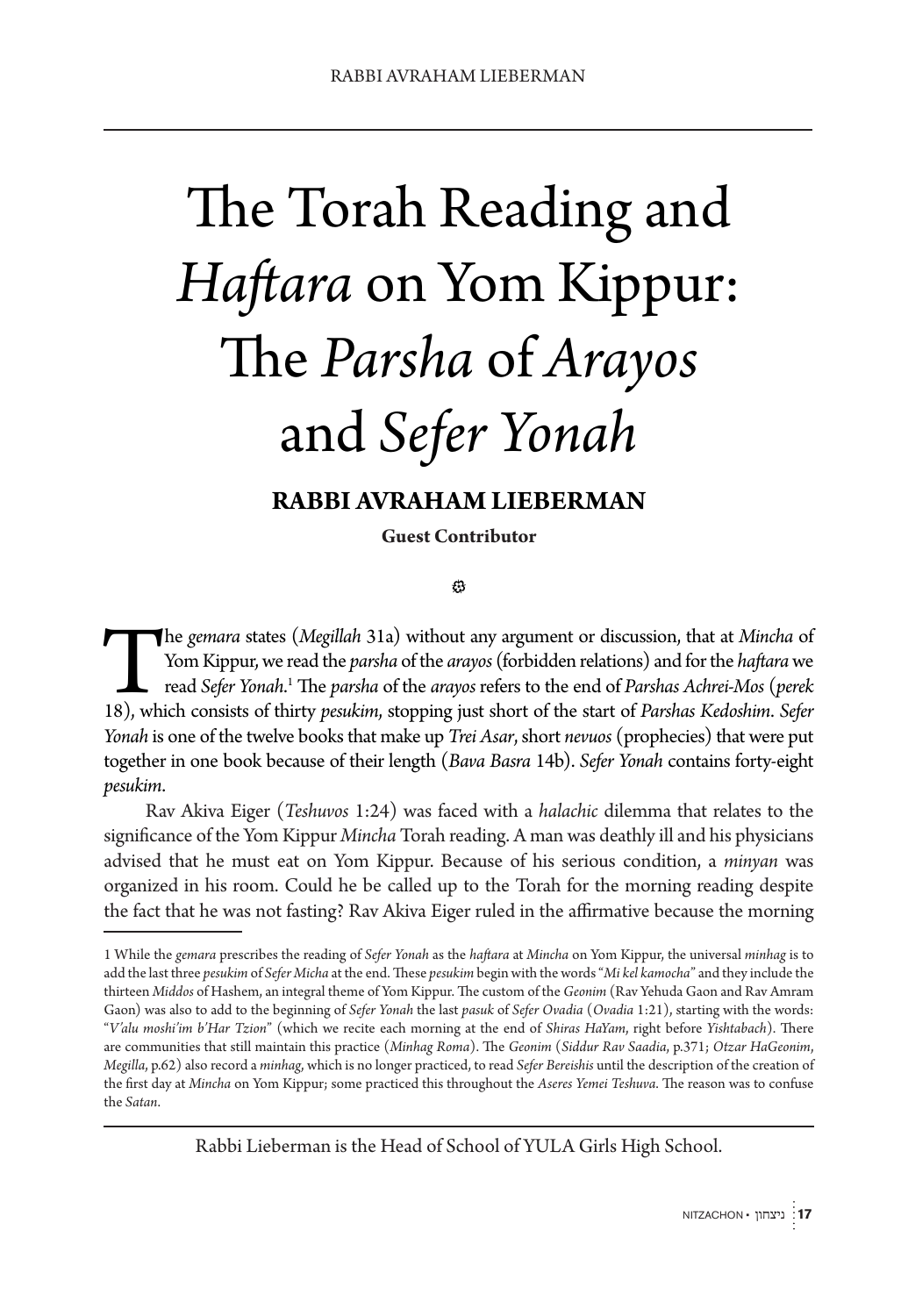# The Torah Reading and *Haftara* on Yom Kippur: The *Parsha* of *Arayos* and *Sefer Yonah*

**RABBI AVRAHAM LIEBERMAN**

**Guest Contributor**

The *gemara* states (*Megillah* 31a) without any argument or discussion, that at *Mincha* of Yom Kippur, we read the *parsha* of the *arayos* (forbidden relations) and for the *haftara* we read *Sefer Yonah*.[1] The *parsha* of the *arayos* refers to the end of *Parshas Achrei-Mos* (*perek* 18), which consists of thirty *pesukim*, stopping just short of the start of *Parshas Kedoshim*. *Sefer Yonah* is one of the twelve books that make up *Trei Asar*, short *nevuos* (prophecies) that were put together in one book because of their length (*Bava Basra* 14b). *Sefer Yonah* contains forty-eight *pesukim*.

Rav Akiva Eiger (*Teshuvos* 1:24) was faced with a *halachic* dilemma that relates to the significance of the Yom Kippur *Mincha* Torah reading. A man was deathly ill and his physicians advised that he must eat on Yom Kippur. Because of his serious condition, a *minyan* was organized in his room. Could he be called up to the Torah for the morning reading despite the fact that he was not fasting? Rav Akiva Eiger ruled in the affirmative because the morning

---

1 While the *gemara* prescribes the reading of *Sefer Yonah* as the *haftara* at *Mincha* on Yom Kippur, the universal *minhag* is to add the last three *pesukim* of *Sefer Micha* at the end. These *pesukim* begin with the words "*Mi kel kamocha*" and they include the thirteen *Middos* of Hashem, an integral theme of Yom Kippur. The custom of the *Geonim* (Rav Yehuda Gaon and Rav Amram Gaon) was also to add to the beginning of *Sefer Yonah* the last *pasuk* of *Sefer Ovadia* (*Ovadia* 1:21), starting with the words: "*V'alu moshi'im b'Har Tzion*" (which we recite each morning at the end of *Shiras HaYam*, right before *Yishtabach*). There are communities that still maintain this practice (*Minhag Roma*). The *Geonim* (*Siddur Rav Saadia*, p.371; *Otzar HaGeonim*, *Megilla*, p.62) also record a *minhag*, which is no longer practiced, to read *Sefer Bereishis* until the description of the creation of the first day at *Mincha* on Yom Kippur; some practiced this throughout the *Aseres Yemei Teshuva*. The reason was to confuse the *Satan*.

Rabbi Lieberman is the Head of School of YULA Girls High School.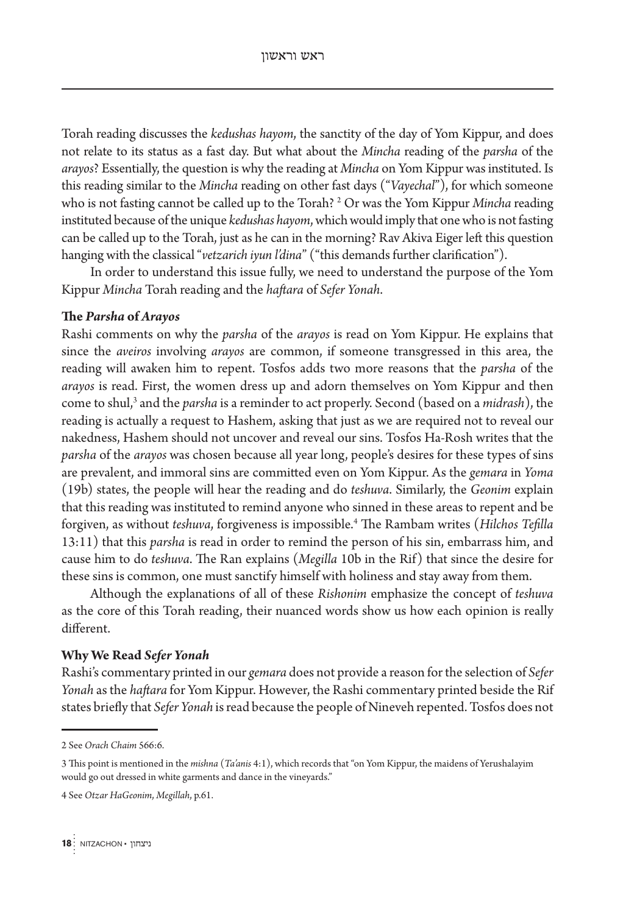Torah reading discusses the *kedushas hayom*, the sanctity of the day of Yom Kippur, and does not relate to its status as a fast day. But what about the *Mincha* reading of the *parsha* of the *arayos*? Essentially, the question is why the reading at *Mincha* on Yom Kippur was instituted. Is this reading similar to the *Mincha* reading on other fast days ("*Vayechal*"), for which someone who is not fasting cannot be called up to the Torah? [2] Or was the Yom Kippur *Mincha* reading instituted because of the unique *kedushas hayom*, which would imply that one who is not fasting can be called up to the Torah, just as he can in the morning? Rav Akiva Eiger left this question hanging with the classical "*vetzarich iyun l'dina*" ("this demands further clarification").

In order to understand this issue fully, we need to understand the purpose of the Yom Kippur *Mincha* Torah reading and the *haftara* of *Sefer Yonah*.

### The *Parsha* of *Arayos*

Rashi comments on why the *parsha* of the *arayos* is read on Yom Kippur. He explains that since the *aveiros* involving *arayos* are common, if someone transgressed in this area, the reading will awaken him to repent. Tosfos adds two more reasons that the *parsha* of the *arayos* is read. First, the women dress up and adorn themselves on Yom Kippur and then come to shul,[3] and the *parsha* is a reminder to act properly. Second (based on a *midrash*), the reading is actually a request to Hashem, asking that just as we are required not to reveal our nakedness, Hashem should not uncover and reveal our sins. Tosfos Ha-Rosh writes that the *parsha* of the *arayos* was chosen because all year long, people's desires for these types of sins are prevalent, and immoral sins are committed even on Yom Kippur. As the *gemara* in *Yoma* (19b) states, the people will hear the reading and do *teshuva*. Similarly, the *Geonim* explain that this reading was instituted to remind anyone who sinned in these areas to repent and be forgiven, as without *teshuva*, forgiveness is impossible.[4] The Rambam writes (*Hilchos Tefilla* 13:11) that this *parsha* is read in order to remind the person of his sin, embarrass him, and cause him to do *teshuva*. The Ran explains (*Megilla* 10b in the Rif) that since the desire for these sins is common, one must sanctify himself with holiness and stay away from them.

Although the explanations of all of these *Rishonim* emphasize the concept of *teshuva* as the core of this Torah reading, their nuanced words show us how each opinion is really different.

### Why We Read *Sefer Yonah*

Rashi's commentary printed in our *gemara* does not provide a reason for the selection of *Sefer Yonah* as the *haftara* for Yom Kippur. However, the Rashi commentary printed beside the Rif states briefly that *Sefer Yonah* is read because the people of Nineveh repented. Tosfos does not

---

2 See *Orach Chaim* 566:6.

3 This point is mentioned in the *mishna* (*Ta'anis* 4:1), which records that "on Yom Kippur, the maidens of Yerushalayim would go out dressed in white garments and dance in the vineyards."

4 See *Otzar HaGeonim*, *Megillah*, p.61.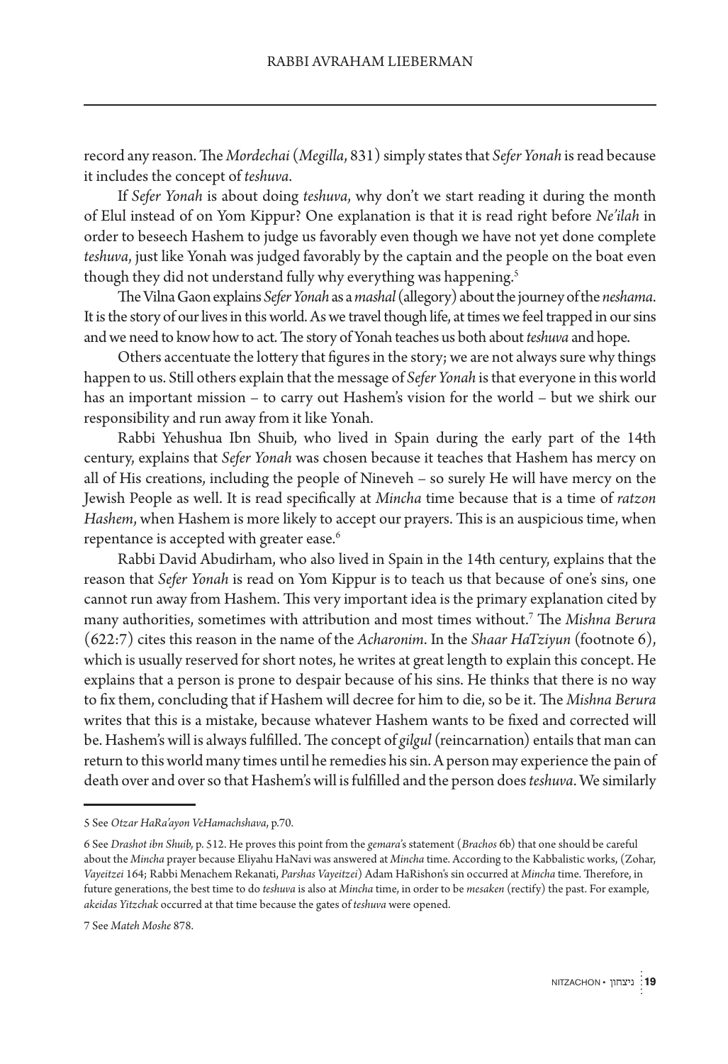record any reason. The *Mordechai* (*Megilla*, 831) simply states that *Sefer Yonah* is read because it includes the concept of *teshuva*.

If *Sefer Yonah* is about doing *teshuva*, why don't we start reading it during the month of Elul instead of on Yom Kippur? One explanation is that it is read right before *Ne'ilah* in order to beseech Hashem to judge us favorably even though we have not yet done complete *teshuva*, just like Yonah was judged favorably by the captain and the people on the boat even though they did not understand fully why everything was happening.[5]

The Vilna Gaon explains *Sefer Yonah* as a *mashal* (allegory) about the journey of the *neshama*. It is the story of our lives in this world. As we travel though life, at times we feel trapped in our sins and we need to know how to act. The story of Yonah teaches us both about *teshuva* and hope.

Others accentuate the lottery that figures in the story; we are not always sure why things happen to us. Still others explain that the message of *Sefer Yonah* is that everyone in this world has an important mission – to carry out Hashem's vision for the world – but we shirk our responsibility and run away from it like Yonah.

Rabbi Yehushua Ibn Shuib, who lived in Spain during the early part of the 14th century, explains that *Sefer Yonah* was chosen because it teaches that Hashem has mercy on all of His creations, including the people of Nineveh – so surely He will have mercy on the Jewish People as well. It is read specifically at *Mincha* time because that is a time of *ratzon Hashem*, when Hashem is more likely to accept our prayers. This is an auspicious time, when repentance is accepted with greater ease.[6]

Rabbi David Abudirham, who also lived in Spain in the 14th century, explains that the reason that *Sefer Yonah* is read on Yom Kippur is to teach us that because of one's sins, one cannot run away from Hashem. This very important idea is the primary explanation cited by many authorities, sometimes with attribution and most times without.[7] The *Mishna Berura* (622:7) cites this reason in the name of the *Acharonim*. In the *Shaar HaTziyun* (footnote 6), which is usually reserved for short notes, he writes at great length to explain this concept. He explains that a person is prone to despair because of his sins. He thinks that there is no way to fix them, concluding that if Hashem will decree for him to die, so be it. The *Mishna Berura* writes that this is a mistake, because whatever Hashem wants to be fixed and corrected will be. Hashem's will is always fulfilled. The concept of *gilgul* (reincarnation) entails that man can return to this world many times until he remedies his sin. A person may experience the pain of death over and over so that Hashem's will is fulfilled and the person does *teshuva*. We similarly

---

5 See *Otzar HaRa'ayon VeHamachshava*, p.70.

6 See *Drashot ibn Shuib*, p. 512. He proves this point from the *gemara*'s statement (*Brachos* 6b) that one should be careful about the *Mincha* prayer because Eliyahu HaNavi was answered at *Mincha* time. According to the Kabbalistic works, (Zohar, *Vayeitzei* 164; Rabbi Menachem Rekanati, *Parshas Vayeitzei*) Adam HaRishon's sin occurred at *Mincha* time. Therefore, in future generations, the best time to do *teshuva* is also at *Mincha* time, in order to be *mesaken* (rectify) the past. For example, *akeidas Yitzchak* occurred at that time because the gates of *teshuva* were opened.

7 See *Mateh Moshe* 878.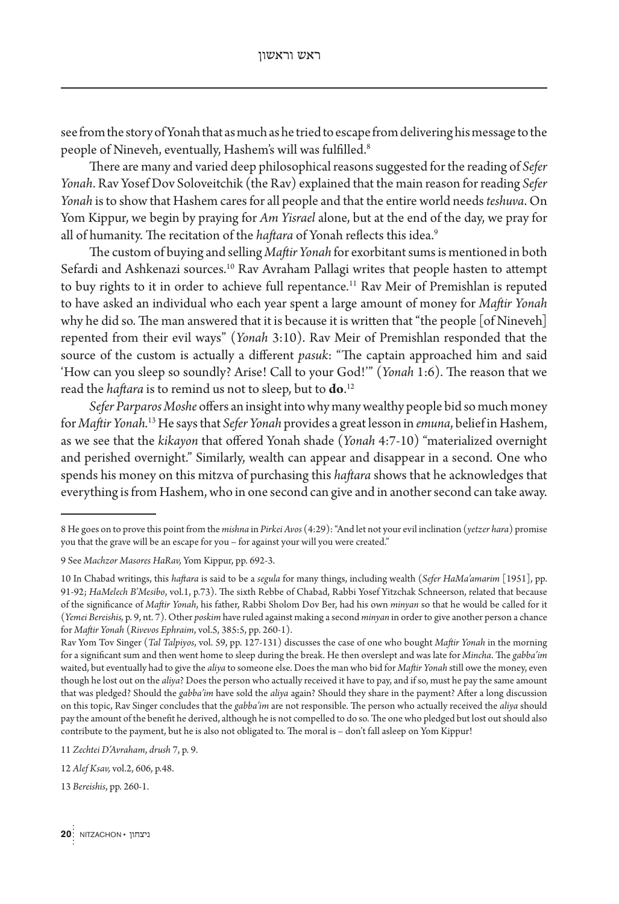see from the story of Yonah that as much as he tried to escape from delivering his message to the people of Nineveh, eventually, Hashem's will was fulfilled.[8]

There are many and varied deep philosophical reasons suggested for the reading of *Sefer Yonah*. Rav Yosef Dov Soloveitchik (the Rav) explained that the main reason for reading *Sefer Yonah* is to show that Hashem cares for all people and that the entire world needs *teshuva*. On Yom Kippur, we begin by praying for *Am Yisrael* alone, but at the end of the day, we pray for all of humanity. The recitation of the *haftara* of Yonah reflects this idea.[9]

The custom of buying and selling *Maftir Yonah* for exorbitant sums is mentioned in both Sefardi and Ashkenazi sources.[10] Rav Avraham Pallagi writes that people hasten to attempt to buy rights to it in order to achieve full repentance.[11] Rav Meir of Premishlan is reputed to have asked an individual who each year spent a large amount of money for *Maftir Yonah* why he did so. The man answered that it is because it is written that "the people [of Nineveh] repented from their evil ways" (*Yonah* 3:10). Rav Meir of Premishlan responded that the source of the custom is actually a different *pasuk*: "The captain approached him and said 'How can you sleep so soundly? Arise! Call to your God!'" (*Yonah* 1:6). The reason that we read the *haftara* is to remind us not to sleep, but to **do**.[12]

*Sefer Parparos Moshe* offers an insight into why many wealthy people bid so much money for *Maftir Yonah*.[13] He says that *Sefer Yonah* provides a great lesson in *emuna*, belief in Hashem, as we see that the *kikayon* that offered Yonah shade (*Yonah* 4:7-10) "materialized overnight and perished overnight." Similarly, wealth can appear and disappear in a second. One who spends his money on this mitzva of purchasing this *haftara* shows that he acknowledges that everything is from Hashem, who in one second can give and in another second can take away.

---

8 He goes on to prove this point from the *mishna* in *Pirkei Avos* (4:29): "And let not your evil inclination (*yetzer hara*) promise you that the grave will be an escape for you – for against your will you were created."

9 See *Machzor Masores HaRav,* Yom Kippur, pp. 692-3.

10 In Chabad writings, this *haftara* is said to be a *segula* for many things, including wealth (*Sefer HaMa'amarim* [1951], pp. 91-92; *HaMelech B'Mesibo*, vol.1, p.73). The sixth Rebbe of Chabad, Rabbi Yosef Yitzchak Schneerson, related that because of the significance of *Maftir Yonah*, his father, Rabbi Sholom Dov Ber, had his own *minyan* so that he would be called for it (*Yemei Bereishis,* p. 9, nt. 7). Other *poskim* have ruled against making a second *minyan* in order to give another person a chance for *Maftir Yonah* (*Rivevos Ephraim*, vol.5, 385:5, pp. 260-1).

Rav Yom Tov Singer (*Tal Talpiyos*, vol. 59, pp. 127-131) discusses the case of one who bought *Maftir Yonah* in the morning for a significant sum and then went home to sleep during the break. He then overslept and was late for *Mincha*. The *gabba'im* waited, but eventually had to give the *aliya* to someone else. Does the man who bid for *Maftir Yonah* still owe the money, even though he lost out on the *aliya*? Does the person who actually received it have to pay, and if so, must he pay the same amount that was pledged? Should the *gabba'im* have sold the *aliya* again? Should they share in the payment? After a long discussion on this topic, Rav Singer concludes that the *gabba'im* are not responsible. The person who actually received the *aliya* should pay the amount of the benefit he derived, although he is not compelled to do so. The one who pledged but lost out should also contribute to the payment, but he is also not obligated to. The moral is – don't fall asleep on Yom Kippur!

11 *Zechtei D'Avraham*, *drush* 7, p. 9.

12 *Alef Ksav,* vol.2, 606, p.48.

13 *Bereishis*, pp. 260-1.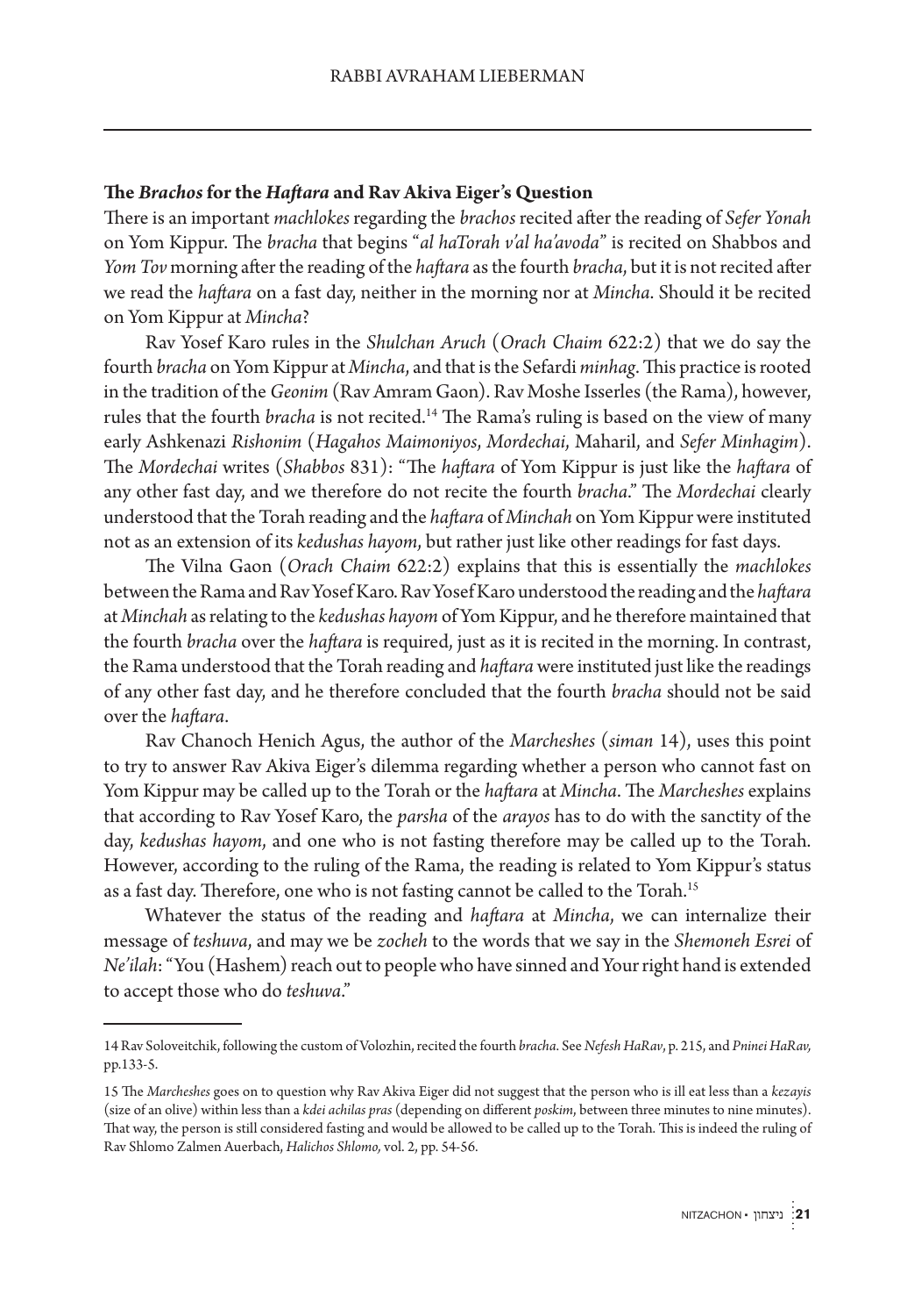### The *Brachos* for the *Haftara* and Rav Akiva Eiger's Question

There is an important *machlokes* regarding the *brachos* recited after the reading of *Sefer Yonah* on Yom Kippur. The *bracha* that begins "*al haTorah v'al ha'avoda*" is recited on Shabbos and *Yom Tov* morning after the reading of the *haftara* as the fourth *bracha*, but it is not recited after we read the *haftara* on a fast day, neither in the morning nor at *Mincha*. Should it be recited on Yom Kippur at *Mincha*?

Rav Yosef Karo rules in the *Shulchan Aruch* (*Orach Chaim* 622:2) that we do say the fourth *bracha* on Yom Kippur at *Mincha*, and that is the Sefardi *minhag*. This practice is rooted in the tradition of the *Geonim* (Rav Amram Gaon). Rav Moshe Isserles (the Rama), however, rules that the fourth *bracha* is not recited.[14] The Rama's ruling is based on the view of many early Ashkenazi *Rishonim* (*Hagahos Maimoniyos*, *Mordechai*, Maharil, and *Sefer Minhagim*). The *Mordechai* writes (*Shabbos* 831): "The *haftara* of Yom Kippur is just like the *haftara* of any other fast day, and we therefore do not recite the fourth *bracha*." The *Mordechai* clearly understood that the Torah reading and the *haftara* of *Minchah* on Yom Kippur were instituted not as an extension of its *kedushas hayom*, but rather just like other readings for fast days.

The Vilna Gaon (*Orach Chaim* 622:2) explains that this is essentially the *machlokes* between the Rama and Rav Yosef Karo. Rav Yosef Karo understood the reading and the *haftara* at *Minchah* as relating to the *kedushas hayom* of Yom Kippur, and he therefore maintained that the fourth *bracha* over the *haftara* is required, just as it is recited in the morning. In contrast, the Rama understood that the Torah reading and *haftara* were instituted just like the readings of any other fast day, and he therefore concluded that the fourth *bracha* should not be said over the *haftara*.

Rav Chanoch Henich Agus, the author of the *Marcheshes* (*siman* 14), uses this point to try to answer Rav Akiva Eiger's dilemma regarding whether a person who cannot fast on Yom Kippur may be called up to the Torah or the *haftara* at *Mincha*. The *Marcheshes* explains that according to Rav Yosef Karo, the *parsha* of the *arayos* has to do with the sanctity of the day, *kedushas hayom*, and one who is not fasting therefore may be called up to the Torah. However, according to the ruling of the Rama, the reading is related to Yom Kippur's status as a fast day. Therefore, one who is not fasting cannot be called to the Torah.[15]

Whatever the status of the reading and *haftara* at *Mincha*, we can internalize their message of *teshuva*, and may we be *zocheh* to the words that we say in the *Shemoneh Esrei* of *Ne'ilah*: "You (Hashem) reach out to people who have sinned and Your right hand is extended to accept those who do *teshuva*."

---

14 Rav Soloveitchik, following the custom of Volozhin, recited the fourth *bracha*. See *Nefesh HaRav*, p. 215, and *Pninei HaRav*, pp.133-5.

15 The *Marcheshes* goes on to question why Rav Akiva Eiger did not suggest that the person who is ill eat less than a *kezayis* (size of an olive) within less than a *kdei achilas pras* (depending on different *poskim*, between three minutes to nine minutes). That way, the person is still considered fasting and would be allowed to be called up to the Torah. This is indeed the ruling of Rav Shlomo Zalmen Auerbach, *Halichos Shlomo*, vol. 2, pp. 54-56.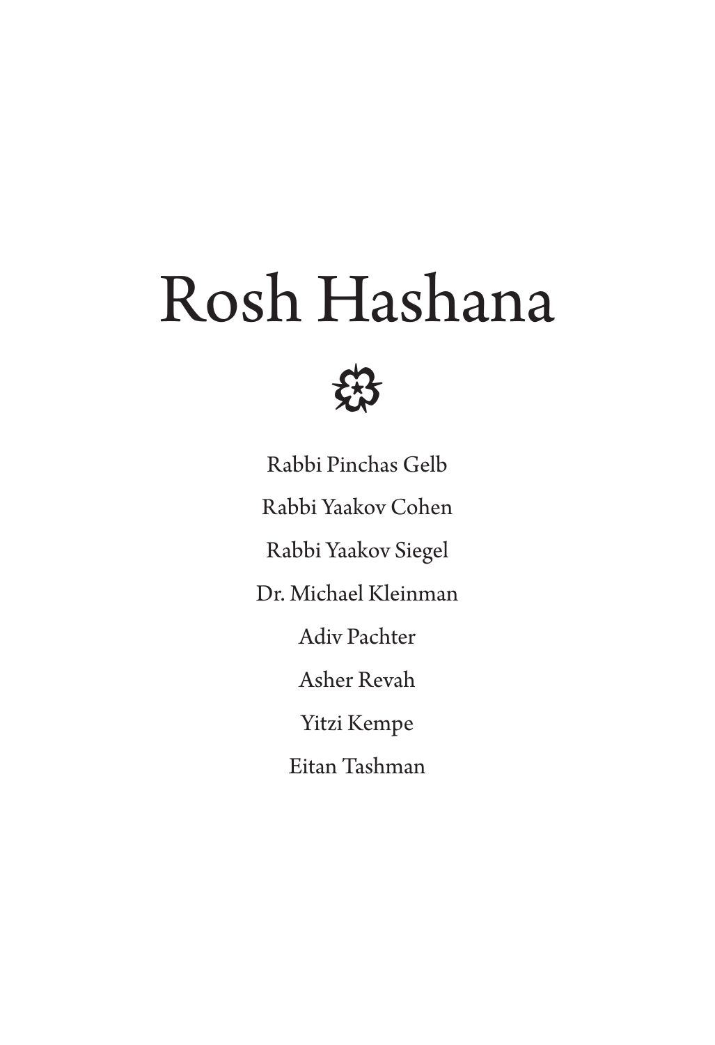# Rosh Hashana

Rabbi Pinchas Gelb

Rabbi Yaakov Cohen

Rabbi Yaakov Siegel

Dr. Michael Kleinman

Adiv Pachter

Asher Revah

Yitzi Kempe

Eitan Tashman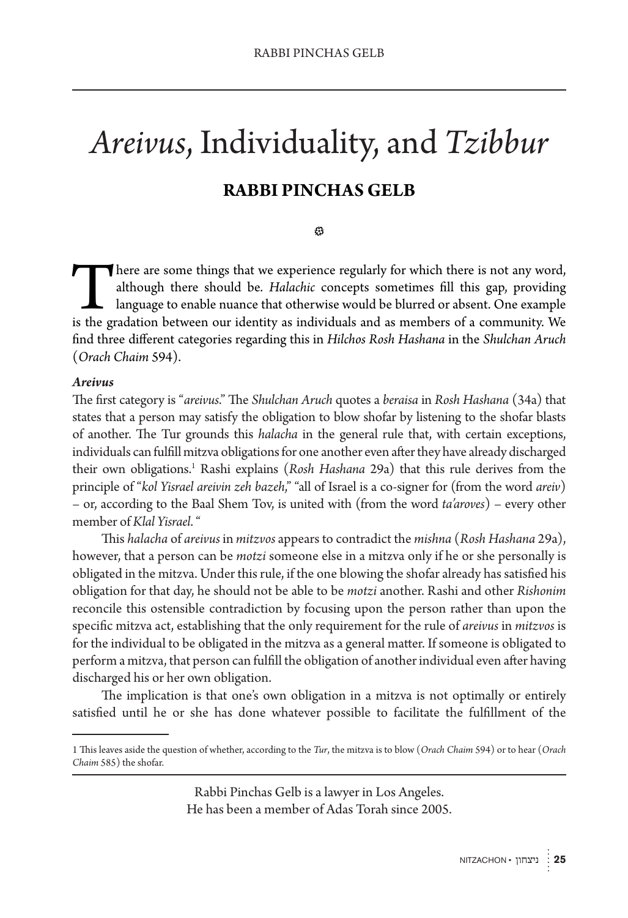# *Areivus*, Individuality, and *Tzibbur*

## RABBI PINCHAS GELB

There are some things that we experience regularly for which there is not any word, although there should be. *Halachic* concepts sometimes fill this gap, providing language to enable nuance that otherwise would be blurred or absent. One example is the gradation between our identity as individuals and as members of a community. We find three different categories regarding this in *Hilchos Rosh Hashana* in the *Shulchan Aruch* (*Orach Chaim* 594).

### *Areivus*

The first category is "*areivus*." The *Shulchan Aruch* quotes a *beraisa* in *Rosh Hashana* (34a) that states that a person may satisfy the obligation to blow shofar by listening to the shofar blasts of another. The Tur grounds this *halacha* in the general rule that, with certain exceptions, individuals can fulfill mitzva obligations for one another even after they have already discharged their own obligations.[1] Rashi explains (*Rosh Hashana* 29a) that this rule derives from the principle of "*kol Yisrael areivin zeh bazeh*," "all of Israel is a co-signer for (from the word *areiv*) – or, according to the Baal Shem Tov, is united with (from the word *ta'aroves*) – every other member of *Klal Yisrael*."

This *halacha* of *areivus* in *mitzvos* appears to contradict the *mishna* (*Rosh Hashana* 29a), however, that a person can be *motzi* someone else in a mitzva only if he or she personally is obligated in the mitzva. Under this rule, if the one blowing the shofar already has satisfied his obligation for that day, he should not be able to be *motzi* another. Rashi and other *Rishonim* reconcile this ostensible contradiction by focusing upon the person rather than upon the specific mitzva act, establishing that the only requirement for the rule of *areivus* in *mitzvos* is for the individual to be obligated in the mitzva as a general matter. If someone is obligated to perform a mitzva, that person can fulfill the obligation of another individual even after having discharged his or her own obligation.

The implication is that one's own obligation in a mitzva is not optimally or entirely satisfied until he or she has done whatever possible to facilitate the fulfillment of the

---

1 This leaves aside the question of whether, according to the *Tur*, the mitzva is to blow (*Orach Chaim* 594) or to hear (*Orach Chaim* 585) the shofar.

Rabbi Pinchas Gelb is a lawyer in Los Angeles.
He has been a member of Adas Torah since 2005.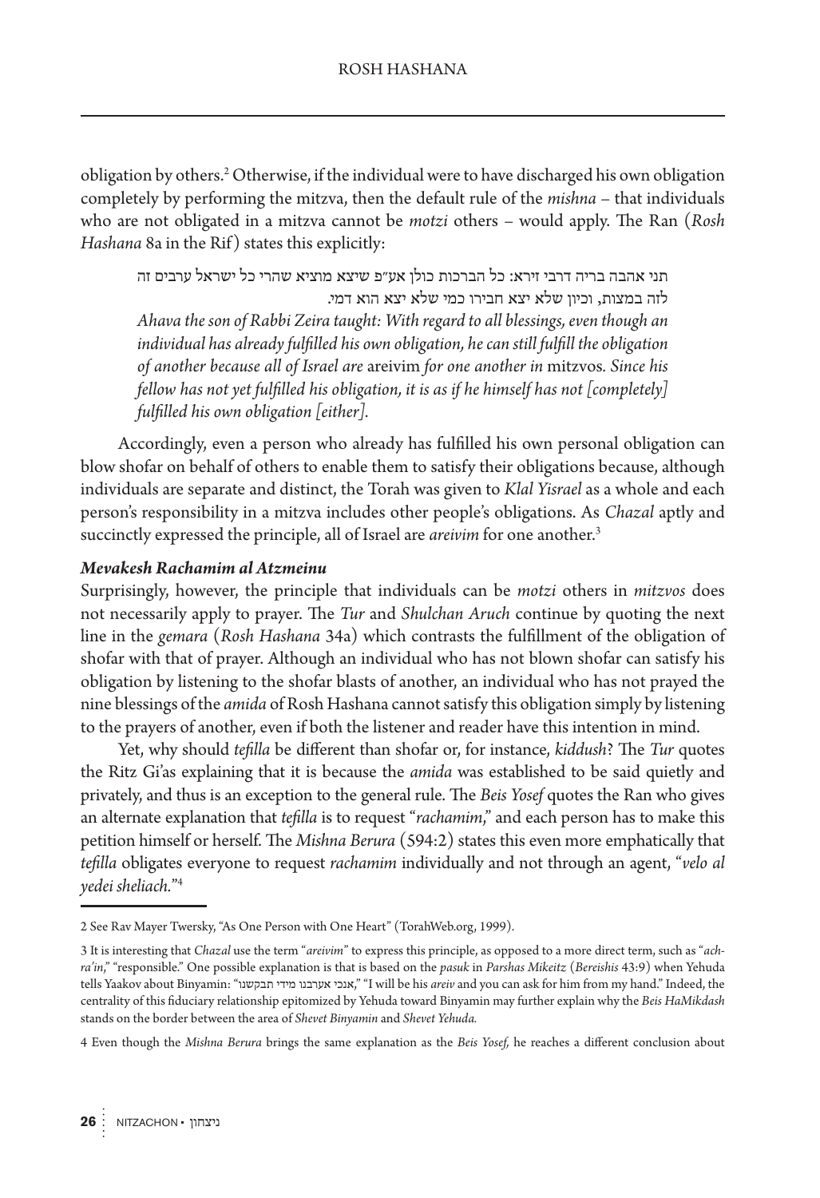obligation by others.[2] Otherwise, if the individual were to have discharged his own obligation completely by performing the mitzva, then the default rule of the *mishna* – that individuals who are not obligated in a mitzva cannot be *motzi* others – would apply. The Ran (*Rosh Hashana* 8a in the Rif) states this explicitly:

> תני אהבה בריה דרבי זירא: כל הברכות כולן אע״פ שיצא מוציא שהרי כל ישראל ערבים זה לזה במצות, וכיון שלא יצא חבירו כמי שלא יצא הוא דמי.
>
> *Ahava the son of Rabbi Zeira taught: With regard to all blessings, even though an individual has already fulfilled his own obligation, he can still fulfill the obligation of another because all of Israel are* areivim *for one another in* mitzvos*. Since his fellow has not yet fulfilled his obligation, it is as if he himself has not [completely] fulfilled his own obligation [either].*

Accordingly, even a person who already has fulfilled his own personal obligation can blow shofar on behalf of others to enable them to satisfy their obligations because, although individuals are separate and distinct, the Torah was given to *Klal Yisrael* as a whole and each person's responsibility in a mitzva includes other people's obligations. As *Chazal* aptly and succinctly expressed the principle, all of Israel are *areivim* for one another.[3]

### *Mevakesh Rachamim al Atzmeinu*

Surprisingly, however, the principle that individuals can be *motzi* others in *mitzvos* does not necessarily apply to prayer. The *Tur* and *Shulchan Aruch* continue by quoting the next line in the *gemara* (*Rosh Hashana* 34a) which contrasts the fulfillment of the obligation of shofar with that of prayer. Although an individual who has not blown shofar can satisfy his obligation by listening to the shofar blasts of another, an individual who has not prayed the nine blessings of the *amida* of Rosh Hashana cannot satisfy this obligation simply by listening to the prayers of another, even if both the listener and reader have this intention in mind.

Yet, why should *tefilla* be different than shofar or, for instance, *kiddush*? The *Tur* quotes the Ritz Gi'as explaining that it is because the *amida* was established to be said quietly and privately, and thus is an exception to the general rule. The *Beis Yosef* quotes the Ran who gives an alternate explanation that *tefilla* is to request "*rachamim*," and each person has to make this petition himself or herself. The *Mishna Berura* (594:2) states this even more emphatically that *tefilla* obligates everyone to request *rachamim* individually and not through an agent, "*velo al yedei sheliach.*"[4]

---

2 See Rav Mayer Twersky, "As One Person with One Heart" (TorahWeb.org, 1999).

3 It is interesting that *Chazal* use the term "*areivim*" to express this principle, as opposed to a more direct term, such as "*achra'in*," "responsible." One possible explanation is that is based on the *pasuk* in *Parshas Mikeitz* (*Bereishis* 43:9) when Yehuda tells Yaakov about Binyamin: "אנכי אערבנו מידי תבקשנו," "I will be his *areiv* and you can ask for him from my hand." Indeed, the centrality of this fiduciary relationship epitomized by Yehuda toward Binyamin may further explain why the *Beis HaMikdash* stands on the border between the area of *Shevet Binyamin* and *Shevet Yehuda.*

4 Even though the *Mishna Berura* brings the same explanation as the *Beis Yosef*, he reaches a different conclusion about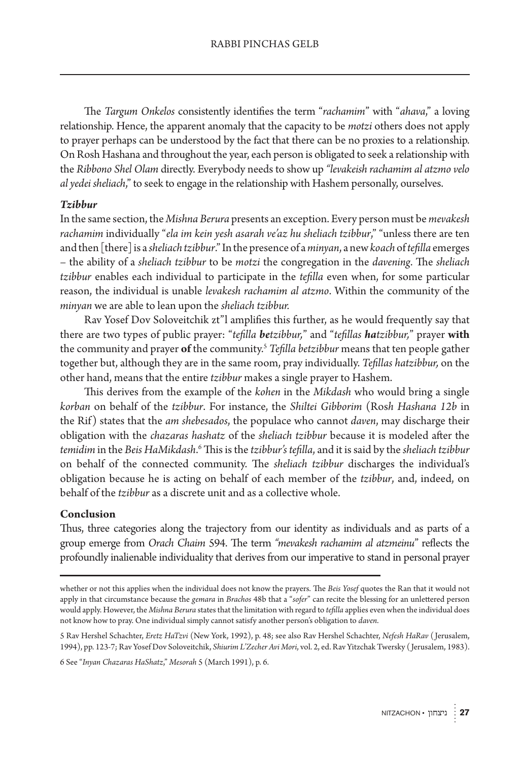The *Targum Onkelos* consistently identifies the term "*rachamim*" with "*ahava*," a loving relationship. Hence, the apparent anomaly that the capacity to be *motzi* others does not apply to prayer perhaps can be understood by the fact that there can be no proxies to a relationship. On Rosh Hashana and throughout the year, each person is obligated to seek a relationship with the *Ribbono Shel Olam* directly. Everybody needs to show up *"levakeish rachamim al atzmo velo al yedei sheliach,"* to seek to engage in the relationship with Hashem personally, ourselves.

### *Tzibbur*

In the same section, the *Mishna Berura* presents an exception. Every person must be *mevakesh rachamim* individually "*ela im kein yesh asarah ve'az hu sheliach tzibbur*," "unless there are ten and then [there] is a *sheliach tzibbur*." In the presence of a *minyan*, a new *koach* of *tefilla* emerges – the ability of a *sheliach tzibbur* to be *motzi* the congregation in the *davening*. The *sheliach tzibbur* enables each individual to participate in the *tefilla* even when, for some particular reason, the individual is unable *levakesh rachamim al atzmo*. Within the community of the *minyan* we are able to lean upon the *sheliach tzibbur.*

Rav Yosef Dov Soloveitchik zt"l amplifies this further, as he would frequently say that there are two types of public prayer: "*tefilla **be**tzibbur,*" and "*tefillas **ha**tzibbur,*" prayer **with** the community and prayer **of** the community.[5] *Tefilla betzibbur* means that ten people gather together but, although they are in the same room, pray individually. *Tefillas hatzibbur,* on the other hand, means that the entire *tzibbur* makes a single prayer to Hashem.

This derives from the example of the *kohen* in the *Mikdash* who would bring a single *korban* on behalf of the *tzibbur*. For instance, the *Shiltei Gibborim* (*Rosh Hashana 12b* in the Rif) states that the *am shebesados*, the populace who cannot *daven*, may discharge their obligation with the *chazaras hashatz* of the *sheliach tzibbur* because it is modeled after the *temidim* in the *Beis HaMikdash*.[6] This is the *tzibbur's tefilla*, and it is said by the *sheliach tzibbur* on behalf of the connected community. The *sheliach tzibbur* discharges the individual's obligation because he is acting on behalf of each member of the *tzibbur*, and, indeed, on behalf of the *tzibbur* as a discrete unit and as a collective whole.

### Conclusion

Thus, three categories along the trajectory from our identity as individuals and as parts of a group emerge from *Orach Chaim* 594. The term *"mevakesh rachamim al atzmeinu"* reflects the profoundly inalienable individuality that derives from our imperative to stand in personal prayer

---

whether or not this applies when the individual does not know the prayers. The *Beis Yosef* quotes the Ran that it would not apply in that circumstance because the *gemara* in *Brachos* 48b that a "*sofer*" can recite the blessing for an unlettered person would apply. However, the *Mishna Berura* states that the limitation with regard to *tefilla* applies even when the individual does not know how to pray. One individual simply cannot satisfy another person's obligation to *daven*.

5 Rav Hershel Schachter, *Eretz HaTzvi* (New York, 1992), p. 48; see also Rav Hershel Schachter, *Nefesh HaRav* (Jerusalem, 1994), pp. 123-7; Rav Yosef Dov Soloveitchik, *Shiurim L'Zecher Avi Mori*, vol. 2, ed. Rav Yitzchak Twersky (Jerusalem, 1983).

6 See "*Inyan Chazaras HaShatz*," *Mesorah* 5 (March 1991), p. 6.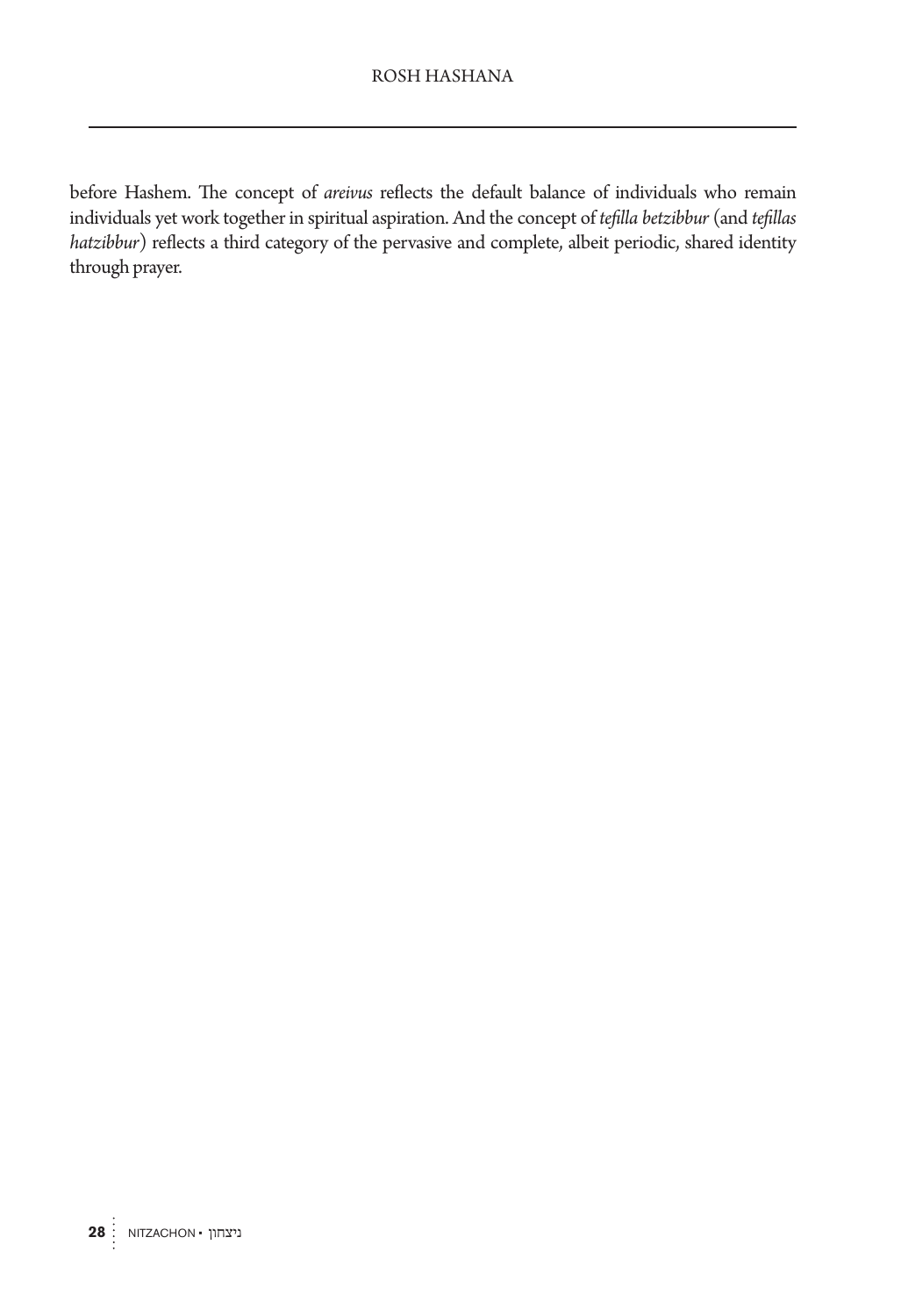before Hashem. The concept of *areivus* reflects the default balance of individuals who remain individuals yet work together in spiritual aspiration. And the concept of *tefilla betzibbur* (and *tefillas hatzibbur*) reflects a third category of the pervasive and complete, albeit periodic, shared identity through prayer.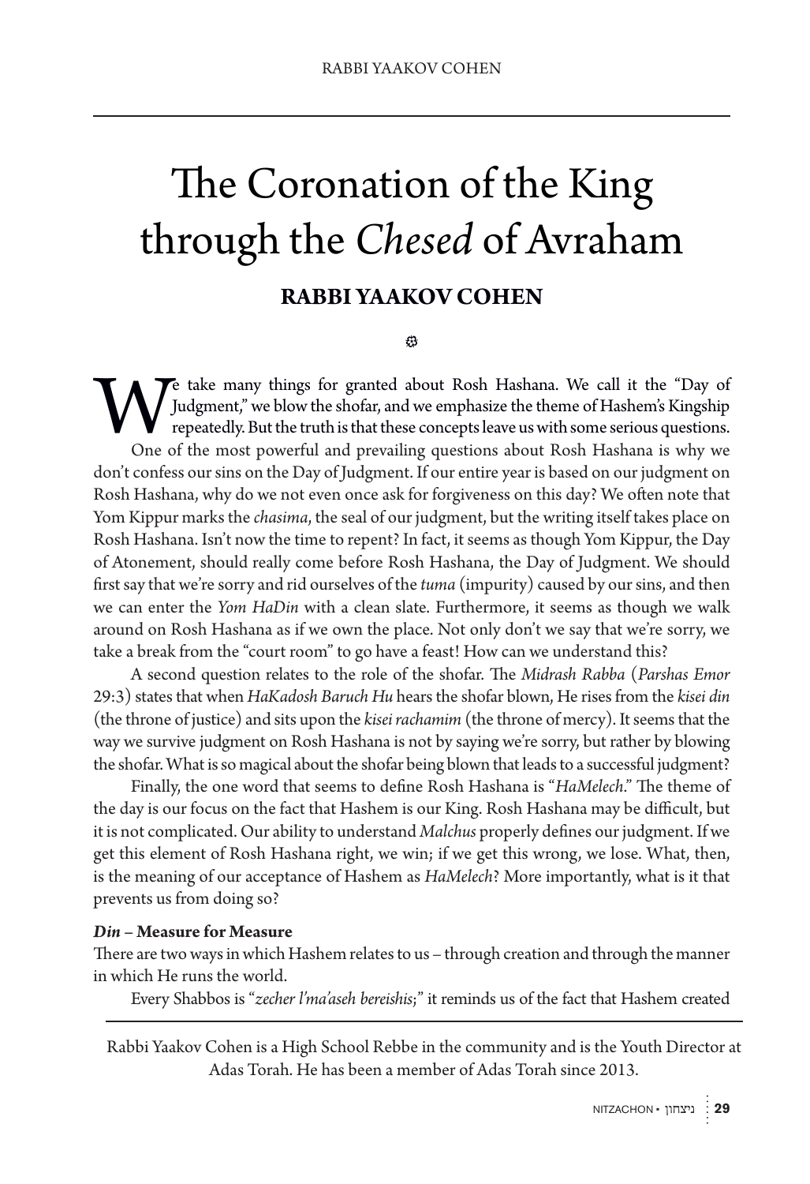# The Coronation of the King through the *Chesed* of Avraham

## RABBI YAAKOV COHEN

We take many things for granted about Rosh Hashana. We call it the "Day of Judgment," we blow the shofar, and we emphasize the theme of Hashem's Kingship repeatedly. But the truth is that these concepts leave us with some serious questions.

One of the most powerful and prevailing questions about Rosh Hashana is why we don't confess our sins on the Day of Judgment. If our entire year is based on our judgment on Rosh Hashana, why do we not even once ask for forgiveness on this day? We often note that Yom Kippur marks the *chasima*, the seal of our judgment, but the writing itself takes place on Rosh Hashana. Isn't now the time to repent? In fact, it seems as though Yom Kippur, the Day of Atonement, should really come before Rosh Hashana, the Day of Judgment. We should first say that we're sorry and rid ourselves of the *tuma* (impurity) caused by our sins, and then we can enter the *Yom HaDin* with a clean slate. Furthermore, it seems as though we walk around on Rosh Hashana as if we own the place. Not only don't we say that we're sorry, we take a break from the "court room" to go have a feast! How can we understand this?

A second question relates to the role of the shofar. The *Midrash Rabba* (*Parshas Emor* 29:3) states that when *HaKadosh Baruch Hu* hears the shofar blown, He rises from the *kisei din* (the throne of justice) and sits upon the *kisei rachamim* (the throne of mercy). It seems that the way we survive judgment on Rosh Hashana is not by saying we're sorry, but rather by blowing the shofar. What is so magical about the shofar being blown that leads to a successful judgment?

Finally, the one word that seems to define Rosh Hashana is "*HaMelech*." The theme of the day is our focus on the fact that Hashem is our King. Rosh Hashana may be difficult, but it is not complicated. Our ability to understand *Malchus* properly defines our judgment. If we get this element of Rosh Hashana right, we win; if we get this wrong, we lose. What, then, is the meaning of our acceptance of Hashem as *HaMelech*? More importantly, what is it that prevents us from doing so?

### *Din* – Measure for Measure

There are two ways in which Hashem relates to us – through creation and through the manner in which He runs the world.

Every Shabbos is "*zecher l'ma'aseh bereishis*;" it reminds us of the fact that Hashem created

---

Rabbi Yaakov Cohen is a High School Rebbe in the community and is the Youth Director at Adas Torah. He has been a member of Adas Torah since 2013.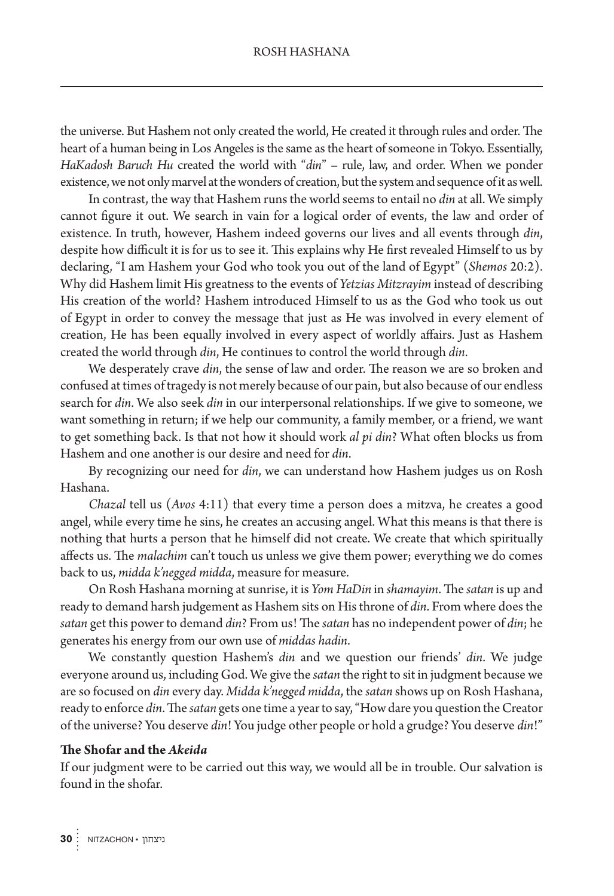the universe. But Hashem not only created the world, He created it through rules and order. The heart of a human being in Los Angeles is the same as the heart of someone in Tokyo. Essentially, *HaKadosh Baruch Hu* created the world with "*din*" – rule, law, and order. When we ponder existence, we not only marvel at the wonders of creation, but the system and sequence of it as well.

In contrast, the way that Hashem runs the world seems to entail no *din* at all. We simply cannot figure it out. We search in vain for a logical order of events, the law and order of existence. In truth, however, Hashem indeed governs our lives and all events through *din*, despite how difficult it is for us to see it. This explains why He first revealed Himself to us by declaring, "I am Hashem your God who took you out of the land of Egypt" (*Shemos* 20:2). Why did Hashem limit His greatness to the events of *Yetzias Mitzrayim* instead of describing His creation of the world? Hashem introduced Himself to us as the God who took us out of Egypt in order to convey the message that just as He was involved in every element of creation, He has been equally involved in every aspect of worldly affairs. Just as Hashem created the world through *din*, He continues to control the world through *din*.

We desperately crave *din*, the sense of law and order. The reason we are so broken and confused at times of tragedy is not merely because of our pain, but also because of our endless search for *din*. We also seek *din* in our interpersonal relationships. If we give to someone, we want something in return; if we help our community, a family member, or a friend, we want to get something back. Is that not how it should work *al pi din*? What often blocks us from Hashem and one another is our desire and need for *din*.

By recognizing our need for *din*, we can understand how Hashem judges us on Rosh Hashana.

*Chazal* tell us (*Avos* 4:11) that every time a person does a mitzva, he creates a good angel, while every time he sins, he creates an accusing angel. What this means is that there is nothing that hurts a person that he himself did not create. We create that which spiritually affects us. The *malachim* can't touch us unless we give them power; everything we do comes back to us, *midda k'negged midda*, measure for measure.

On Rosh Hashana morning at sunrise, it is *Yom HaDin* in *shamayim*. The *satan* is up and ready to demand harsh judgement as Hashem sits on His throne of *din*. From where does the *satan* get this power to demand *din*? From us! The *satan* has no independent power of *din*; he generates his energy from our own use of *middas hadin*.

We constantly question Hashem's *din* and we question our friends' *din*. We judge everyone around us, including God. We give the *satan* the right to sit in judgment because we are so focused on *din* every day. *Midda k'negged midda*, the *satan* shows up on Rosh Hashana, ready to enforce *din*. The *satan* gets one time a year to say, "How dare you question the Creator of the universe? You deserve *din*! You judge other people or hold a grudge? You deserve *din*!"

**The Shofar and the *Akeida***

If our judgment were to be carried out this way, we would all be in trouble. Our salvation is found in the shofar.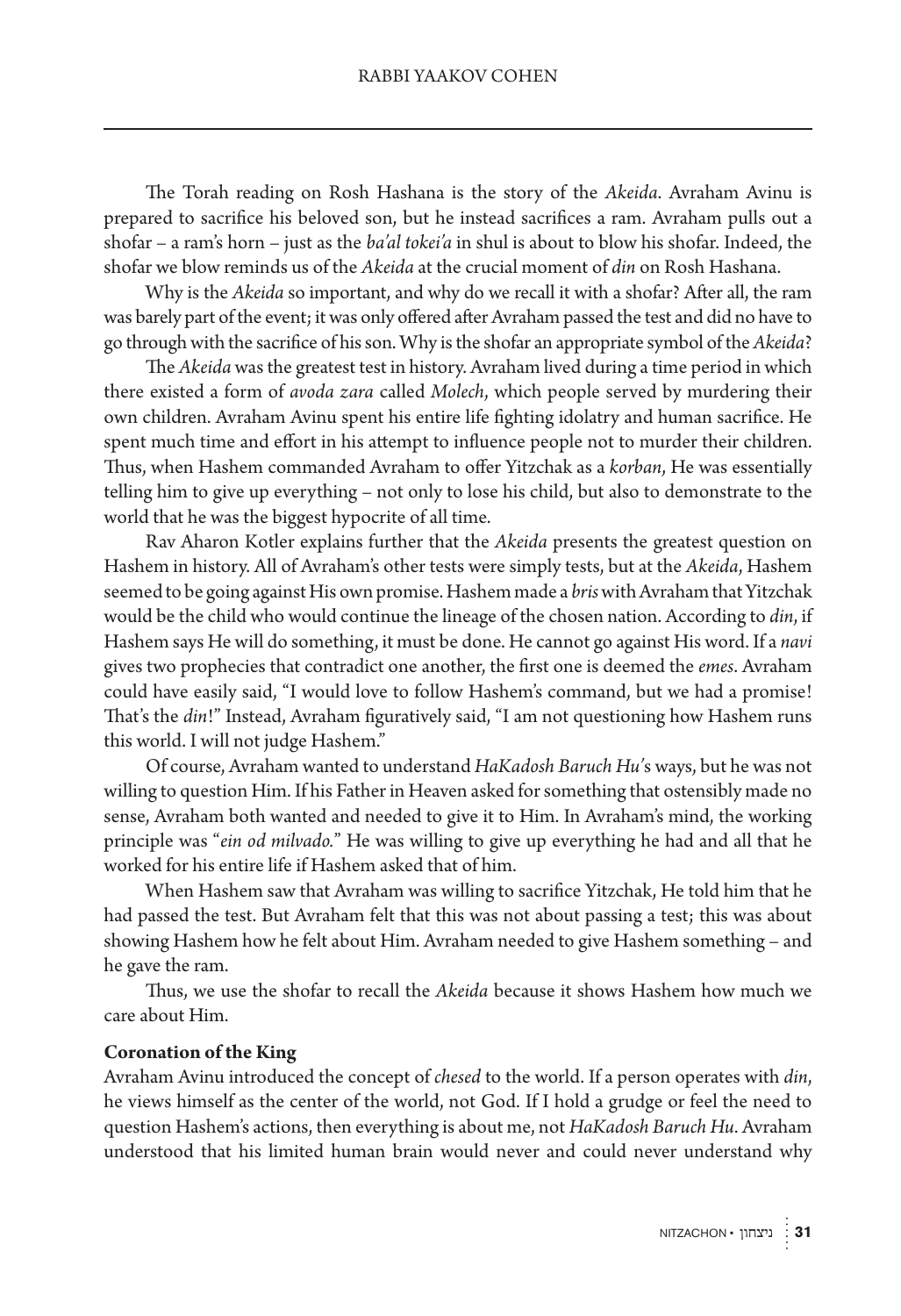The Torah reading on Rosh Hashana is the story of the *Akeida*. Avraham Avinu is prepared to sacrifice his beloved son, but he instead sacrifices a ram. Avraham pulls out a shofar – a ram's horn – just as the *ba'al tokei'a* in shul is about to blow his shofar. Indeed, the shofar we blow reminds us of the *Akeida* at the crucial moment of *din* on Rosh Hashana.

Why is the *Akeida* so important, and why do we recall it with a shofar? After all, the ram was barely part of the event; it was only offered after Avraham passed the test and did no have to go through with the sacrifice of his son. Why is the shofar an appropriate symbol of the *Akeida*?

The *Akeida* was the greatest test in history. Avraham lived during a time period in which there existed a form of *avoda zara* called *Molech*, which people served by murdering their own children. Avraham Avinu spent his entire life fighting idolatry and human sacrifice. He spent much time and effort in his attempt to influence people not to murder their children. Thus, when Hashem commanded Avraham to offer Yitzchak as a *korban*, He was essentially telling him to give up everything – not only to lose his child, but also to demonstrate to the world that he was the biggest hypocrite of all time.

Rav Aharon Kotler explains further that the *Akeida* presents the greatest question on Hashem in history. All of Avraham's other tests were simply tests, but at the *Akeida*, Hashem seemed to be going against His own promise. Hashem made a *bris* with Avraham that Yitzchak would be the child who would continue the lineage of the chosen nation. According to *din*, if Hashem says He will do something, it must be done. He cannot go against His word. If a *navi* gives two prophecies that contradict one another, the first one is deemed the *emes*. Avraham could have easily said, "I would love to follow Hashem's command, but we had a promise! That's the *din*!" Instead, Avraham figuratively said, "I am not questioning how Hashem runs this world. I will not judge Hashem."

Of course, Avraham wanted to understand *HaKadosh Baruch Hu*'s ways, but he was not willing to question Him. If his Father in Heaven asked for something that ostensibly made no sense, Avraham both wanted and needed to give it to Him. In Avraham's mind, the working principle was "*ein od milvado*." He was willing to give up everything he had and all that he worked for his entire life if Hashem asked that of him.

When Hashem saw that Avraham was willing to sacrifice Yitzchak, He told him that he had passed the test. But Avraham felt that this was not about passing a test; this was about showing Hashem how he felt about Him. Avraham needed to give Hashem something – and he gave the ram.

Thus, we use the shofar to recall the *Akeida* because it shows Hashem how much we care about Him.

**Coronation of the King**

Avraham Avinu introduced the concept of *chesed* to the world. If a person operates with *din*, he views himself as the center of the world, not God. If I hold a grudge or feel the need to question Hashem's actions, then everything is about me, not *HaKadosh Baruch Hu*. Avraham understood that his limited human brain would never and could never understand why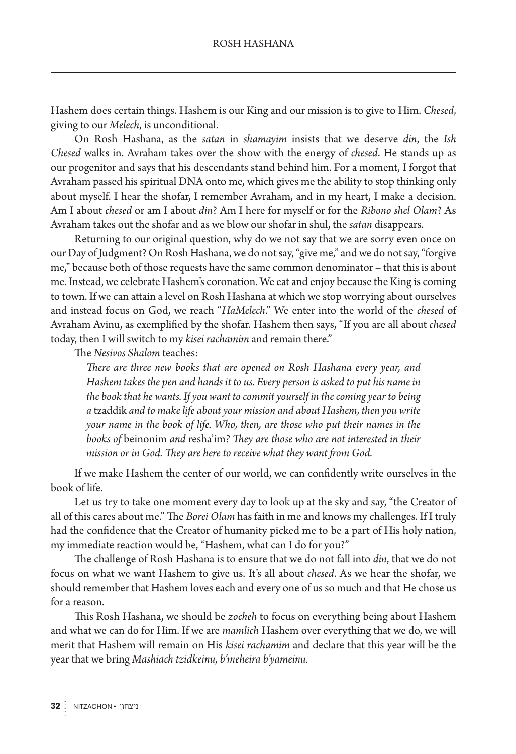Hashem does certain things. Hashem is our King and our mission is to give to Him. *Chesed*, giving to our *Melech*, is unconditional.

On Rosh Hashana, as the *satan* in *shamayim* insists that we deserve *din*, the *Ish Chesed* walks in. Avraham takes over the show with the energy of *chesed*. He stands up as our progenitor and says that his descendants stand behind him. For a moment, I forgot that Avraham passed his spiritual DNA onto me, which gives me the ability to stop thinking only about myself. I hear the shofar, I remember Avraham, and in my heart, I make a decision. Am I about *chesed* or am I about *din*? Am I here for myself or for the *Ribono shel Olam*? As Avraham takes out the shofar and as we blow our shofar in shul, the *satan* disappears.

Returning to our original question, why do we not say that we are sorry even once on our Day of Judgment? On Rosh Hashana, we do not say, "give me," and we do not say, "forgive me," because both of those requests have the same common denominator – that this is about me. Instead, we celebrate Hashem's coronation. We eat and enjoy because the King is coming to town. If we can attain a level on Rosh Hashana at which we stop worrying about ourselves and instead focus on God, we reach "*HaMelech*." We enter into the world of the *chesed* of Avraham Avinu, as exemplified by the shofar. Hashem then says, "If you are all about *chesed* today, then I will switch to my *kisei rachamim* and remain there."

The *Nesivos Shalom* teaches:

> *There are three new books that are opened on Rosh Hashana every year, and Hashem takes the pen and hands it to us. Every person is asked to put his name in the book that he wants. If you want to commit yourself in the coming year to being a* tzaddik *and to make life about your mission and about Hashem, then you write your name in the book of life. Who, then, are those who put their names in the books of* beinonim *and* resha'im*? They are those who are not interested in their mission or in God. They are here to receive what they want from God.*

If we make Hashem the center of our world, we can confidently write ourselves in the book of life.

Let us try to take one moment every day to look up at the sky and say, "the Creator of all of this cares about me." The *Borei Olam* has faith in me and knows my challenges. If I truly had the confidence that the Creator of humanity picked me to be a part of His holy nation, my immediate reaction would be, "Hashem, what can I do for you?"

The challenge of Rosh Hashana is to ensure that we do not fall into *din*, that we do not focus on what we want Hashem to give us. It's all about *chesed*. As we hear the shofar, we should remember that Hashem loves each and every one of us so much and that He chose us for a reason.

This Rosh Hashana, we should be *zocheh* to focus on everything being about Hashem and what we can do for Him. If we are *mamlich* Hashem over everything that we do, we will merit that Hashem will remain on His *kisei rachamim* and declare that this year will be the year that we bring *Mashiach tzidkeinu, b'meheira b'yameinu.*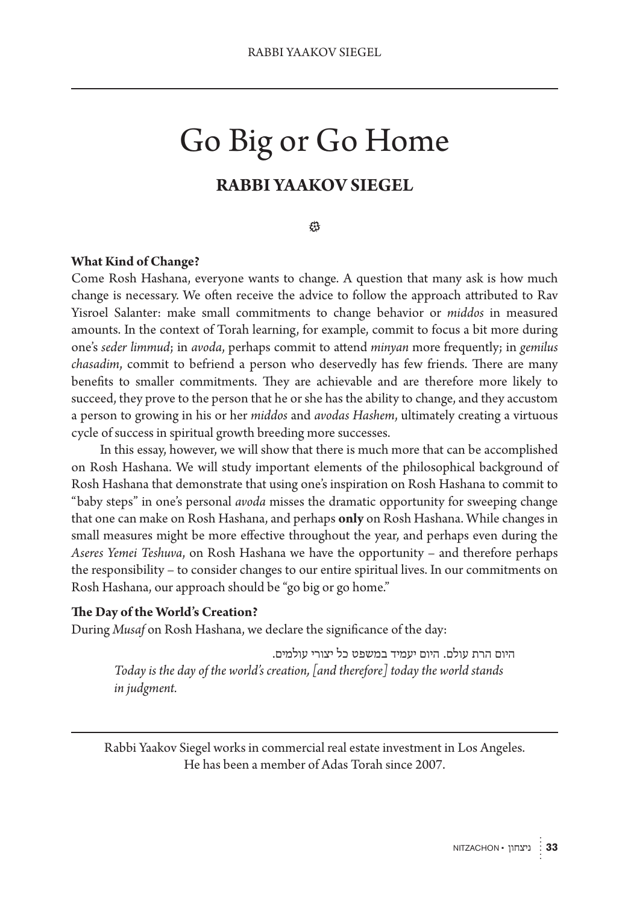# Go Big or Go Home

## RABBI YAAKOV SIEGEL

### What Kind of Change?

Come Rosh Hashana, everyone wants to change. A question that many ask is how much change is necessary. We often receive the advice to follow the approach attributed to Rav Yisroel Salanter: make small commitments to change behavior or *middos* in measured amounts. In the context of Torah learning, for example, commit to focus a bit more during one's *seder limmud*; in *avoda*, perhaps commit to attend *minyan* more frequently; in *gemilus chasadim*, commit to befriend a person who deservedly has few friends. There are many benefits to smaller commitments. They are achievable and are therefore more likely to succeed, they prove to the person that he or she has the ability to change, and they accustom a person to growing in his or her *middos* and *avodas Hashem*, ultimately creating a virtuous cycle of success in spiritual growth breeding more successes.

In this essay, however, we will show that there is much more that can be accomplished on Rosh Hashana. We will study important elements of the philosophical background of Rosh Hashana that demonstrate that using one's inspiration on Rosh Hashana to commit to "baby steps" in one's personal *avoda* misses the dramatic opportunity for sweeping change that one can make on Rosh Hashana, and perhaps **only** on Rosh Hashana. While changes in small measures might be more effective throughout the year, and perhaps even during the *Aseres Yemei Teshuva*, on Rosh Hashana we have the opportunity – and therefore perhaps the responsibility – to consider changes to our entire spiritual lives. In our commitments on Rosh Hashana, our approach should be "go big or go home."

### The Day of the World's Creation?

During *Musaf* on Rosh Hashana, we declare the significance of the day:

> היום הרת עולם. היום יעמיד במשפט כל יצורי עולמים.
> *Today is the day of the world's creation, [and therefore] today the world stands in judgment.*

---

Rabbi Yaakov Siegel works in commercial real estate investment in Los Angeles. He has been a member of Adas Torah since 2007.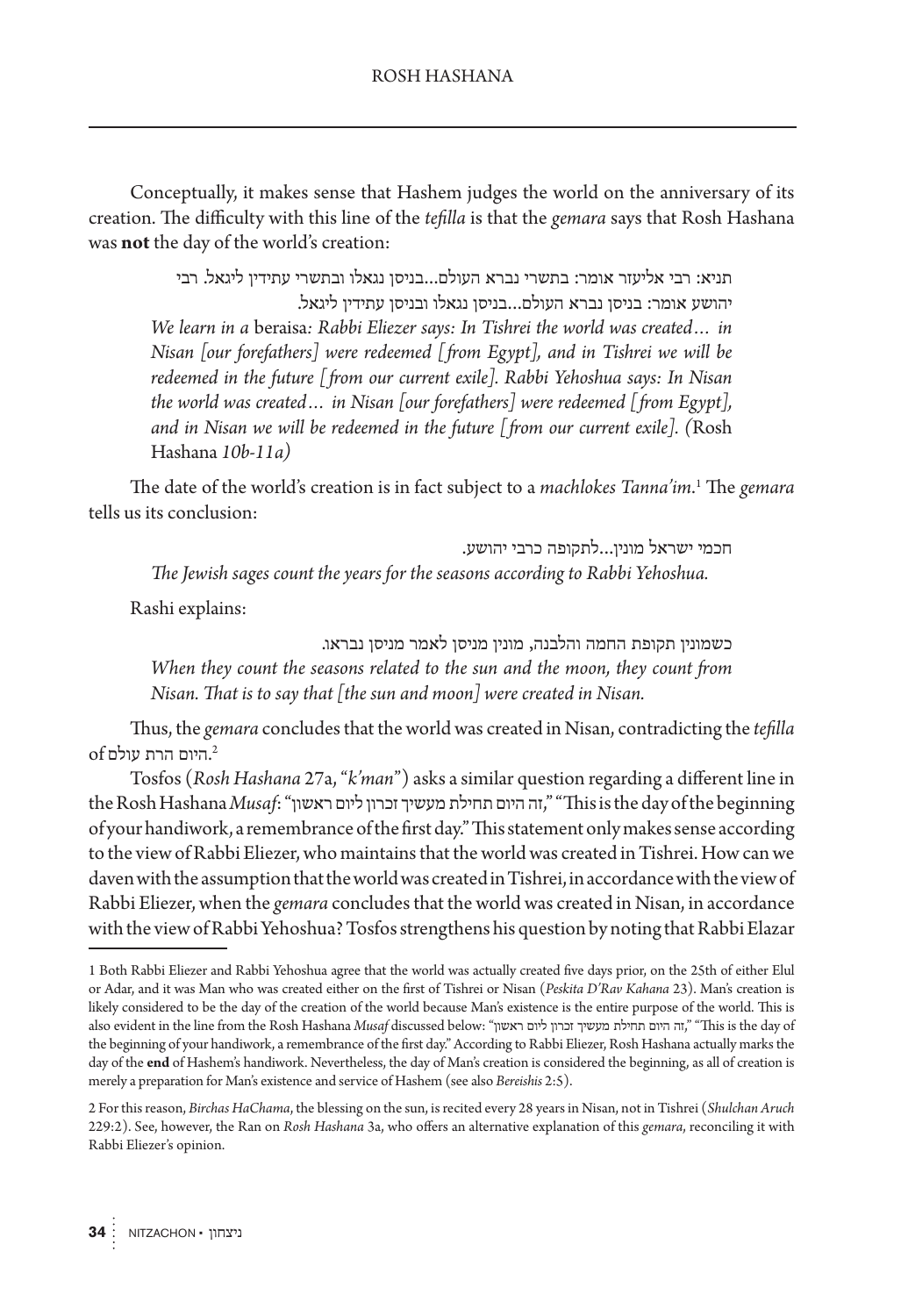Conceptually, it makes sense that Hashem judges the world on the anniversary of its creation. The difficulty with this line of the *tefilla* is that the *gemara* says that Rosh Hashana was **not** the day of the world's creation:

> תניא: רבי אליעזר אומר: בתשרי נברא העולם...בניסן נגאלו ובתשרי עתידין ליגאל. רבי יהושע אומר: בניסן נברא העולם...בניסן נגאלו ובניסן עתידין ליגאל.
>
> *We learn in a* beraisa*: Rabbi Eliezer says: In Tishrei the world was created… in Nisan [our forefathers] were redeemed [from Egypt], and in Tishrei we will be redeemed in the future [from our current exile]. Rabbi Yehoshua says: In Nisan the world was created… in Nisan [our forefathers] were redeemed [from Egypt], and in Nisan we will be redeemed in the future [from our current exile]. (*Rosh Hashana *10b-11a)*

The date of the world's creation is in fact subject to a *machlokes Tanna'im*.[1] The *gemara* tells us its conclusion:

> חכמי ישראל מונין...לתקופה כרבי יהושע.
>
> *The Jewish sages count the years for the seasons according to Rabbi Yehoshua.*

Rashi explains:

> כשמונין תקופת החמה והלבנה, מונין מניסן לאמר מניסן נבראו.
>
> *When they count the seasons related to the sun and the moon, they count from Nisan. That is to say that [the sun and moon] were created in Nisan.*

Thus, the *gemara* concludes that the world was created in Nisan, contradicting the *tefilla* of היום הרת עולם.[2]

Tosfos (*Rosh Hashana* 27a, "*k'man*") asks a similar question regarding a different line in the Rosh Hashana *Musaf*: "זה היום תחילת מעשיך זכרון ליום ראשון," "This is the day of the beginning of your handiwork, a remembrance of the first day." This statement only makes sense according to the view of Rabbi Eliezer, who maintains that the world was created in Tishrei. How can we daven with the assumption that the world was created in Tishrei, in accordance with the view of Rabbi Eliezer, when the *gemara* concludes that the world was created in Nisan, in accordance with the view of Rabbi Yehoshua? Tosfos strengthens his question by noting that Rabbi Elazar

---

1 Both Rabbi Eliezer and Rabbi Yehoshua agree that the world was actually created five days prior, on the 25th of either Elul or Adar, and it was Man who was created either on the first of Tishrei or Nisan (*Peskita D'Rav Kahana* 23). Man's creation is likely considered to be the day of the creation of the world because Man's existence is the entire purpose of the world. This is also evident in the line from the Rosh Hashana *Musaf* discussed below: "זה היום תחילת מעשיך זכרון ליום ראשון," "This is the day of the beginning of your handiwork, a remembrance of the first day." According to Rabbi Eliezer, Rosh Hashana actually marks the day of the **end** of Hashem's handiwork. Nevertheless, the day of Man's creation is considered the beginning, as all of creation is merely a preparation for Man's existence and service of Hashem (see also *Bereishis* 2:5).

2 For this reason, *Birchas HaChama*, the blessing on the sun, is recited every 28 years in Nisan, not in Tishrei (*Shulchan Aruch* 229:2). See, however, the Ran on *Rosh Hashana* 3a, who offers an alternative explanation of this *gemara*, reconciling it with Rabbi Eliezer's opinion.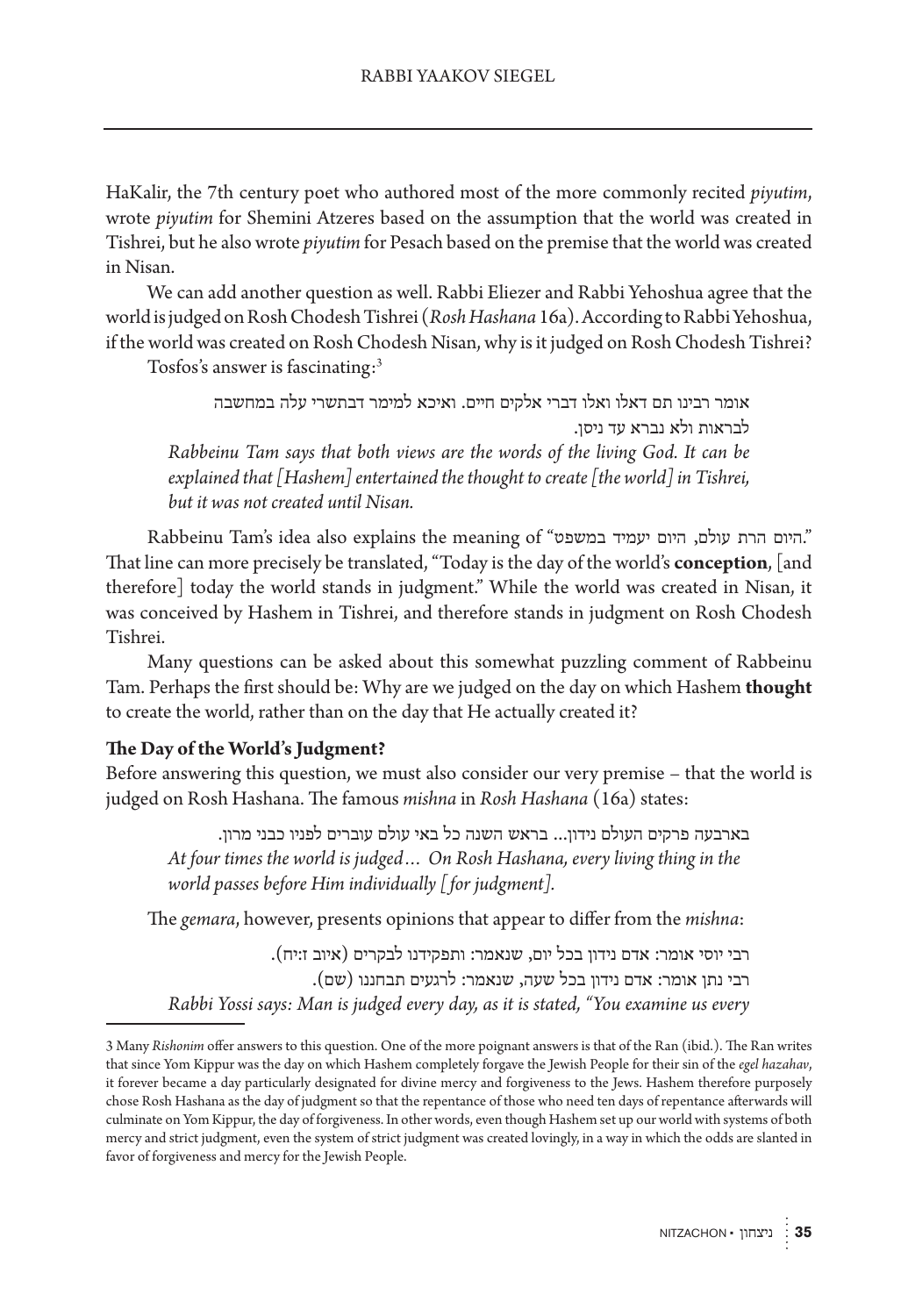HaKalir, the 7th century poet who authored most of the more commonly recited *piyutim*, wrote *piyutim* for Shemini Atzeres based on the assumption that the world was created in Tishrei, but he also wrote *piyutim* for Pesach based on the premise that the world was created in Nisan.

We can add another question as well. Rabbi Eliezer and Rabbi Yehoshua agree that the world is judged on Rosh Chodesh Tishrei (*Rosh Hashana* 16a). According to Rabbi Yehoshua, if the world was created on Rosh Chodesh Nisan, why is it judged on Rosh Chodesh Tishrei?

Tosfos's answer is fascinating:[3]

> אומר רבינו תם דאלו ואלו דברי אלקים חיים. ואיכא למימר דבתשרי עלה במחשבה לבראות ולא נברא עד ניסן.
>
> *Rabbeinu Tam says that both views are the words of the living God. It can be explained that [Hashem] entertained the thought to create [the world] in Tishrei, but it was not created until Nisan.*

Rabbeinu Tam's idea also explains the meaning of "היום הרת עולם, היום יעמיד במשפט." That line can more precisely be translated, "Today is the day of the world's **conception**, [and therefore] today the world stands in judgment." While the world was created in Nisan, it was conceived by Hashem in Tishrei, and therefore stands in judgment on Rosh Chodesh Tishrei.

Many questions can be asked about this somewhat puzzling comment of Rabbeinu Tam. Perhaps the first should be: Why are we judged on the day on which Hashem **thought** to create the world, rather than on the day that He actually created it?

### The Day of the World's Judgment?

Before answering this question, we must also consider our very premise – that the world is judged on Rosh Hashana. The famous *mishna* in *Rosh Hashana* (16a) states:

> בארבעה פרקים העולם נידון... בראש השנה כל באי עולם עוברים לפניו כבני מרון.
>
> *At four times the world is judged… On Rosh Hashana, every living thing in the world passes before Him individually [for judgment].*

The *gemara*, however, presents opinions that appear to differ from the *mishna*:

> רבי יוסי אומר: אדם נידון בכל יום, שנאמר: ותפקידנו לבקרים (איוב ז:יח).
>
> רבי נתן אומר: אדם נידון בכל שעה, שנאמר: לרגעים תבחננו (שם).
>
> *Rabbi Yossi says: Man is judged every day, as it is stated, "You examine us every*

---

3 Many *Rishonim* offer answers to this question. One of the more poignant answers is that of the Ran (ibid.). The Ran writes that since Yom Kippur was the day on which Hashem completely forgave the Jewish People for their sin of the *egel hazahav*, it forever became a day particularly designated for divine mercy and forgiveness to the Jews. Hashem therefore purposely chose Rosh Hashana as the day of judgment so that the repentance of those who need ten days of repentance afterwards will culminate on Yom Kippur, the day of forgiveness. In other words, even though Hashem set up our world with systems of both mercy and strict judgment, even the system of strict judgment was created lovingly, in a way in which the odds are slanted in favor of forgiveness and mercy for the Jewish People.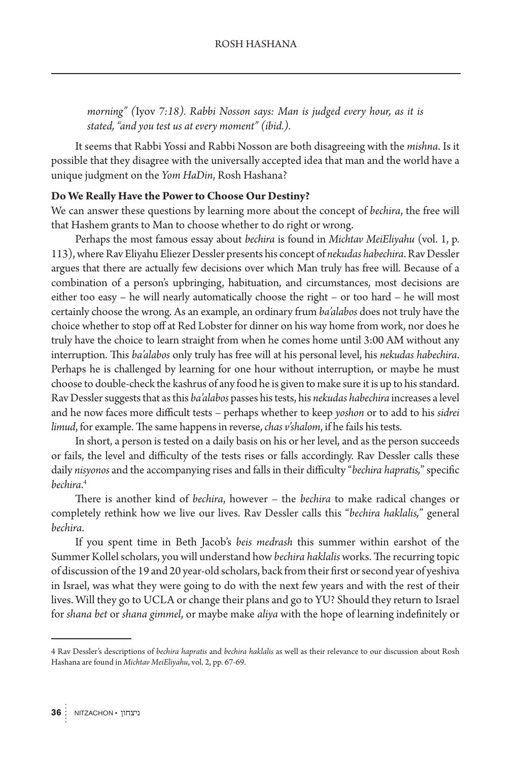*morning" (*Iyov *7:18). Rabbi Nosson says: Man is judged every hour, as it is stated, "and you test us at every moment" (ibid.).*

It seems that Rabbi Yossi and Rabbi Nosson are both disagreeing with the *mishna*. Is it possible that they disagree with the universally accepted idea that man and the world have a unique judgment on the *Yom HaDin*, Rosh Hashana?

**Do We Really Have the Power to Choose Our Destiny?**

We can answer these questions by learning more about the concept of *bechira*, the free will that Hashem grants to Man to choose whether to do right or wrong.

Perhaps the most famous essay about *bechira* is found in *Michtav MeiEliyahu* (vol. 1, p. 113), where Rav Eliyahu Eliezer Dessler presents his concept of *nekudas habechira*. Rav Dessler argues that there are actually few decisions over which Man truly has free will. Because of a combination of a person's upbringing, habituation, and circumstances, most decisions are either too easy – he will nearly automatically choose the right – or too hard – he will most certainly choose the wrong. As an example, an ordinary frum *ba'alabos* does not truly have the choice whether to stop off at Red Lobster for dinner on his way home from work, nor does he truly have the choice to learn straight from when he comes home until 3:00 AM without any interruption. This *ba'alabos* only truly has free will at his personal level, his *nekudas habechira*. Perhaps he is challenged by learning for one hour without interruption, or maybe he must choose to double-check the kashrus of any food he is given to make sure it is up to his standard. Rav Dessler suggests that as this *ba'alabos* passes his tests, his *nekudas habechira* increases a level and he now faces more difficult tests – perhaps whether to keep *yoshon* or to add to his *sidrei limud*, for example. The same happens in reverse, *chas v'shalom*, if he fails his tests.

In short, a person is tested on a daily basis on his or her level, and as the person succeeds or fails, the level and difficulty of the tests rises or falls accordingly. Rav Dessler calls these daily *nisyonos* and the accompanying rises and falls in their difficulty "*bechira hapratis,*" specific *bechira*.[4]

There is another kind of *bechira*, however – the *bechira* to make radical changes or completely rethink how we live our lives. Rav Dessler calls this "*bechira haklalis,*" general *bechira*.

If you spent time in Beth Jacob's *beis medrash* this summer within earshot of the Summer Kollel scholars, you will understand how *bechira haklalis* works. The recurring topic of discussion of the 19 and 20 year-old scholars, back from their first or second year of yeshiva in Israel, was what they were going to do with the next few years and with the rest of their lives. Will they go to UCLA or change their plans and go to YU? Should they return to Israel for *shana bet* or *shana gimmel*, or maybe make *aliya* with the hope of learning indefinitely or

---

4 Rav Dessler's descriptions of *bechira hapratis* and *bechira haklalis* as well as their relevance to our discussion about Rosh Hashana are found in *Michtav MeiEliyahu*, vol. 2, pp. 67-69.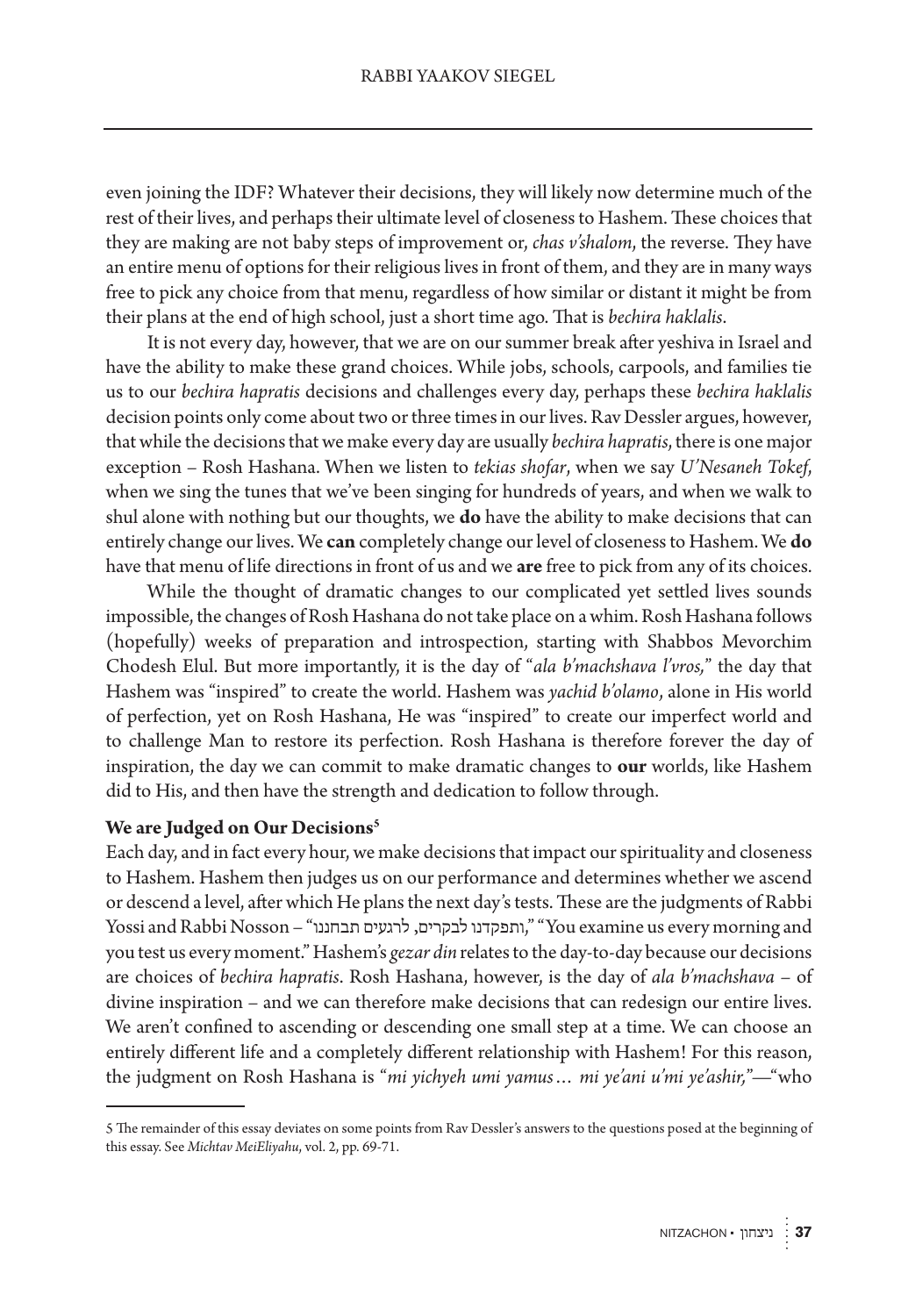even joining the IDF? Whatever their decisions, they will likely now determine much of the rest of their lives, and perhaps their ultimate level of closeness to Hashem. These choices that they are making are not baby steps of improvement or, *chas v'shalom*, the reverse. They have an entire menu of options for their religious lives in front of them, and they are in many ways free to pick any choice from that menu, regardless of how similar or distant it might be from their plans at the end of high school, just a short time ago. That is *bechira haklalis*.

It is not every day, however, that we are on our summer break after yeshiva in Israel and have the ability to make these grand choices. While jobs, schools, carpools, and families tie us to our *bechira hapratis* decisions and challenges every day, perhaps these *bechira haklalis* decision points only come about two or three times in our lives. Rav Dessler argues, however, that while the decisions that we make every day are usually *bechira hapratis*, there is one major exception – Rosh Hashana. When we listen to *tekias shofar*, when we say *U'Nesaneh Tokef*, when we sing the tunes that we've been singing for hundreds of years, and when we walk to shul alone with nothing but our thoughts, we **do** have the ability to make decisions that can entirely change our lives. We **can** completely change our level of closeness to Hashem. We **do** have that menu of life directions in front of us and we **are** free to pick from any of its choices.

While the thought of dramatic changes to our complicated yet settled lives sounds impossible, the changes of Rosh Hashana do not take place on a whim. Rosh Hashana follows (hopefully) weeks of preparation and introspection, starting with Shabbos Mevorchim Chodesh Elul. But more importantly, it is the day of "*ala b'machshava l'vros,*" the day that Hashem was "inspired" to create the world. Hashem was *yachid b'olamo*, alone in His world of perfection, yet on Rosh Hashana, He was "inspired" to create our imperfect world and to challenge Man to restore its perfection. Rosh Hashana is therefore forever the day of inspiration, the day we can commit to make dramatic changes to **our** worlds, like Hashem did to His, and then have the strength and dedication to follow through.

### We are Judged on Our Decisions[5]

Each day, and in fact every hour, we make decisions that impact our spirituality and closeness to Hashem. Hashem then judges us on our performance and determines whether we ascend or descend a level, after which He plans the next day's tests. These are the judgments of Rabbi Yossi and Rabbi Nosson – "ותפקדנו לבקרים, לרגעים תבחננו," "You examine us every morning and you test us every moment." Hashem's *gezar din* relates to the day-to-day because our decisions are choices of *bechira hapratis*. Rosh Hashana, however, is the day of *ala b'machshava* – of divine inspiration – and we can therefore make decisions that can redesign our entire lives. We aren't confined to ascending or descending one small step at a time. We can choose an entirely different life and a completely different relationship with Hashem! For this reason, the judgment on Rosh Hashana is "*mi yichyeh umi yamus… mi ye'ani u'mi ye'ashir,*"—"who

5 The remainder of this essay deviates on some points from Rav Dessler's answers to the questions posed at the beginning of this essay. See *Michtav MeiEliyahu*, vol. 2, pp. 69-71.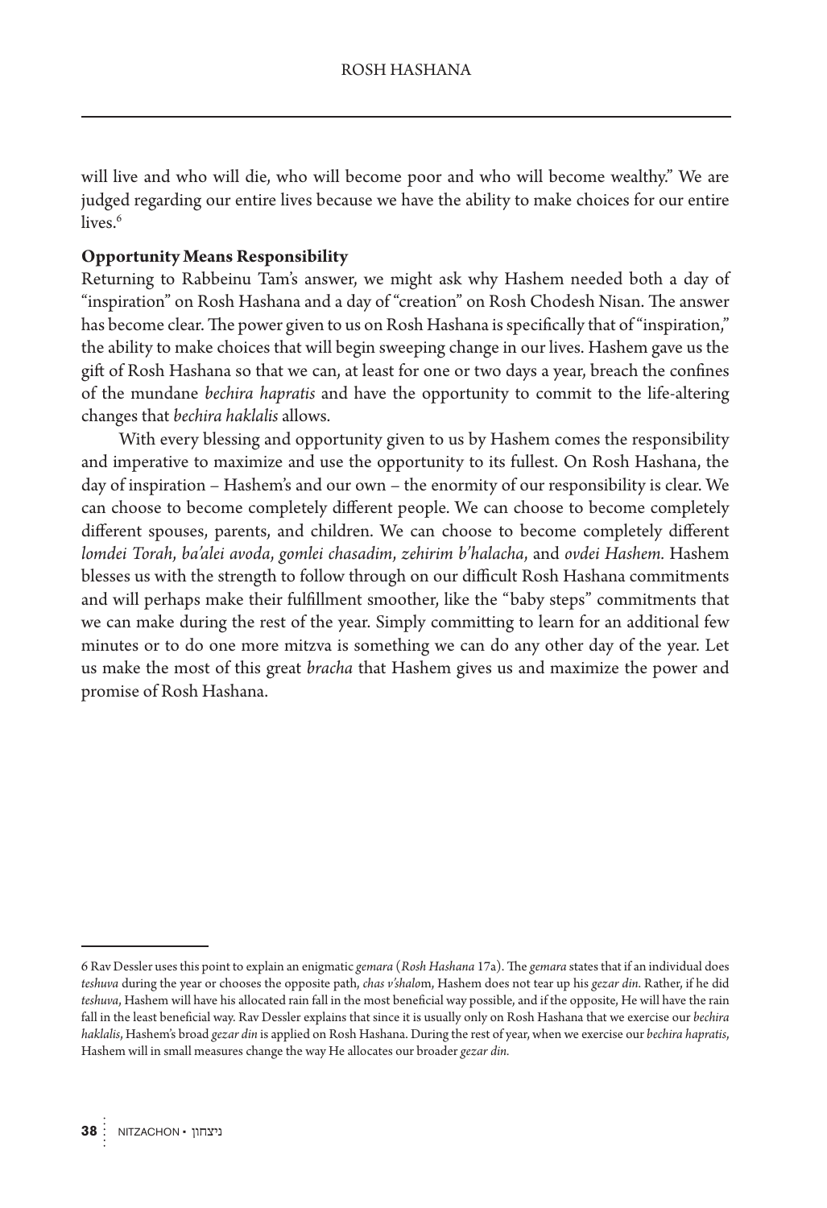will live and who will die, who will become poor and who will become wealthy." We are judged regarding our entire lives because we have the ability to make choices for our entire lives.[6]

**Opportunity Means Responsibility**

Returning to Rabbeinu Tam's answer, we might ask why Hashem needed both a day of "inspiration" on Rosh Hashana and a day of "creation" on Rosh Chodesh Nisan. The answer has become clear. The power given to us on Rosh Hashana is specifically that of "inspiration," the ability to make choices that will begin sweeping change in our lives. Hashem gave us the gift of Rosh Hashana so that we can, at least for one or two days a year, breach the confines of the mundane *bechira hapratis* and have the opportunity to commit to the life-altering changes that *bechira haklalis* allows.

With every blessing and opportunity given to us by Hashem comes the responsibility and imperative to maximize and use the opportunity to its fullest. On Rosh Hashana, the day of inspiration – Hashem's and our own – the enormity of our responsibility is clear. We can choose to become completely different people. We can choose to become completely different spouses, parents, and children. We can choose to become completely different *lomdei Torah*, *ba'alei avoda*, *gomlei chasadim*, *zehirim b'halacha*, and *ovdei Hashem*. Hashem blesses us with the strength to follow through on our difficult Rosh Hashana commitments and will perhaps make their fulfillment smoother, like the "baby steps" commitments that we can make during the rest of the year. Simply committing to learn for an additional few minutes or to do one more mitzva is something we can do any other day of the year. Let us make the most of this great *bracha* that Hashem gives us and maximize the power and promise of Rosh Hashana.

---

6 Rav Dessler uses this point to explain an enigmatic *gemara* (*Rosh Hashana* 17a). The *gemara* states that if an individual does *teshuva* during the year or chooses the opposite path, *chas v'shalom*, Hashem does not tear up his *gezar din*. Rather, if he did *teshuva*, Hashem will have his allocated rain fall in the most beneficial way possible, and if the opposite, He will have the rain fall in the least beneficial way. Rav Dessler explains that since it is usually only on Rosh Hashana that we exercise our *bechira haklalis*, Hashem's broad *gezar din* is applied on Rosh Hashana. During the rest of year, when we exercise our *bechira hapratis*, Hashem will in small measures change the way He allocates our broader *gezar din*.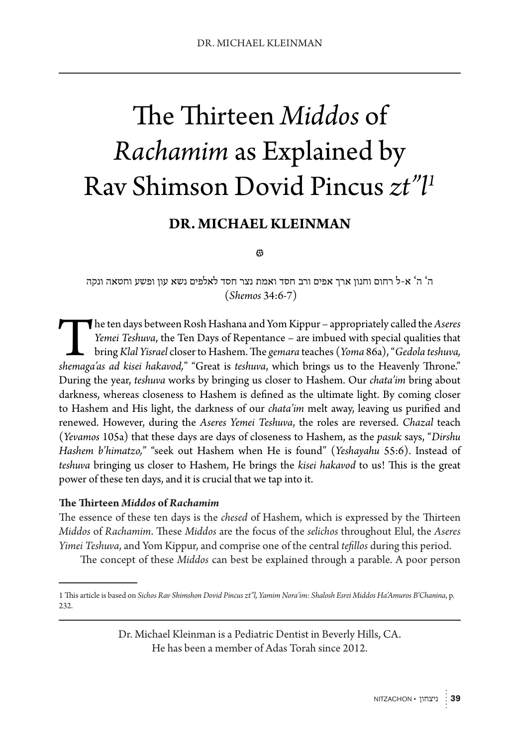# The Thirteen *Middos* of *Rachamim* as Explained by Rav Shimson Dovid Pincus *zt"l*[1]

**DR. MICHAEL KLEINMAN**

ה' ה' א-ל רחום וחנון ארך אפים ורב חסד ואמת נצר חסד לאלפים נשא עון ופשע וחטאה ונקה
(*Shemos* 34:6-7)

The ten days between Rosh Hashana and Yom Kippur – appropriately called the *Aseres Yemei Teshuva*, the Ten Days of Repentance – are imbued with special qualities that bring *Klal Yisrael* closer to Hashem. The *gemara* teaches (*Yoma* 86a), "*Gedola teshuva, shemaga'as ad kisei hakavod,*" "Great is *teshuva*, which brings us to the Heavenly Throne." During the year, *teshuva* works by bringing us closer to Hashem. Our *chata'im* bring about darkness, whereas closeness to Hashem is defined as the ultimate light. By coming closer to Hashem and His light, the darkness of our *chata'im* melt away, leaving us purified and renewed. However, during the *Aseres Yemei Teshuva*, the roles are reversed. *Chazal* teach (*Yevamos* 105a) that these days are days of closeness to Hashem, as the *pasuk* says, "*Dirshu Hashem b'himatzo,*" "seek out Hashem when He is found" (*Yeshayahu* 55:6). Instead of *teshuva* bringing us closer to Hashem, He brings the *kisei hakavod* to us! This is the great power of these ten days, and it is crucial that we tap into it.

**The Thirteen *Middos* of *Rachamim***

The essence of these ten days is the *chesed* of Hashem, which is expressed by the Thirteen *Middos* of *Rachamim*. These *Middos* are the focus of the *selichos* throughout Elul, the *Aseres Yimei Teshuva*, and Yom Kippur, and comprise one of the central *tefillos* during this period.

The concept of these *Middos* can best be explained through a parable. A poor person

---

1 This article is based on *Sichos Rav Shimshon Dovid Pincus zt"l, Yamim Nora'im: Shalosh Esrei Middos Ha'Amuros B'Chanina*, p. 232.

---

Dr. Michael Kleinman is a Pediatric Dentist in Beverly Hills, CA.
He has been a member of Adas Torah since 2012.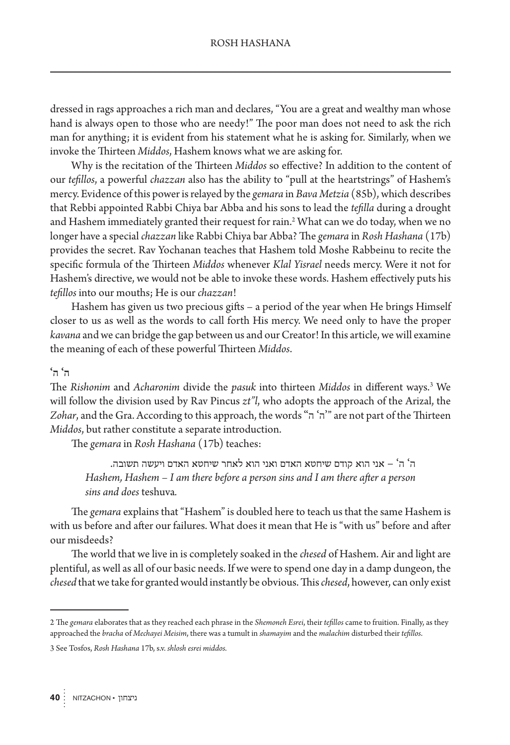dressed in rags approaches a rich man and declares, "You are a great and wealthy man whose hand is always open to those who are needy!" The poor man does not need to ask the rich man for anything; it is evident from his statement what he is asking for. Similarly, when we invoke the Thirteen *Middos*, Hashem knows what we are asking for.

Why is the recitation of the Thirteen *Middos* so effective? In addition to the content of our *tefillos*, a powerful *chazzan* also has the ability to "pull at the heartstrings" of Hashem's mercy. Evidence of this power is relayed by the *gemara* in *Bava Metzia* (85b), which describes that Rebbi appointed Rabbi Chiya bar Abba and his sons to lead the *tefilla* during a drought and Hashem immediately granted their request for rain.[2] What can we do today, when we no longer have a special *chazzan* like Rabbi Chiya bar Abba? The *gemara* in *Rosh Hashana* (17b) provides the secret. Rav Yochanan teaches that Hashem told Moshe Rabbeinu to recite the specific formula of the Thirteen *Middos* whenever *Klal Yisrael* needs mercy. Were it not for Hashem's directive, we would not be able to invoke these words. Hashem effectively puts his *tefillos* into our mouths; He is our *chazzan*!

Hashem has given us two precious gifts – a period of the year when He brings Himself closer to us as well as the words to call forth His mercy. We need only to have the proper *kavana* and we can bridge the gap between us and our Creator! In this article, we will examine the meaning of each of these powerful Thirteen *Middos*.

### ה' ה'

The *Rishonim* and *Acharonim* divide the *pasuk* into thirteen *Middos* in different ways.[3] We will follow the division used by Rav Pincus *zt"l*, who adopts the approach of the Arizal, the *Zohar*, and the Gra. According to this approach, the words "ה' ה'" are not part of the Thirteen *Middos*, but rather constitute a separate introduction.

The *gemara* in *Rosh Hashana* (17b) teaches:

> ה' ה' – אני הוא קודם שיחטא האדם ואני הוא לאחר שיחטא האדם ויעשה תשובה.
> *Hashem, Hashem – I am there before a person sins and I am there after a person sins and does* teshuva.

The *gemara* explains that "Hashem" is doubled here to teach us that the same Hashem is with us before and after our failures. What does it mean that He is "with us" before and after our misdeeds?

The world that we live in is completely soaked in the *chesed* of Hashem. Air and light are plentiful, as well as all of our basic needs. If we were to spend one day in a damp dungeon, the *chesed* that we take for granted would instantly be obvious. This *chesed*, however, can only exist

---

2 The *gemara* elaborates that as they reached each phrase in the *Shemoneh Esrei*, their *tefillos* came to fruition. Finally, as they approached the *bracha* of *Mechayei Meisim*, there was a tumult in *shamayim* and the *malachim* disturbed their *tefillos*.

3 See Tosfos, *Rosh Hashana* 17b, s.v. *shlosh esrei middos.*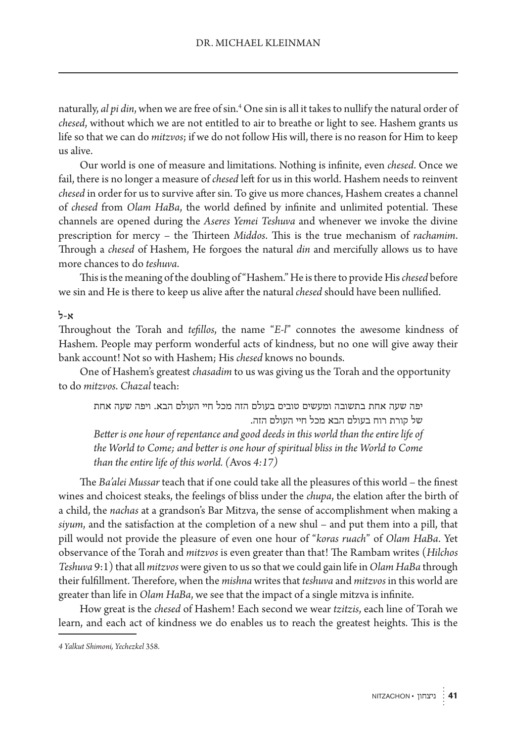naturally, *al pi din*, when we are free of sin.[4] One sin is all it takes to nullify the natural order of *chesed*, without which we are not entitled to air to breathe or light to see. Hashem grants us life so that we can do *mitzvos*; if we do not follow His will, there is no reason for Him to keep us alive.

Our world is one of measure and limitations. Nothing is infinite, even *chesed*. Once we fail, there is no longer a measure of *chesed* left for us in this world. Hashem needs to reinvent *chesed* in order for us to survive after sin. To give us more chances, Hashem creates a channel of *chesed* from *Olam HaBa*, the world defined by infinite and unlimited potential. These channels are opened during the *Aseres Yemei Teshuva* and whenever we invoke the divine prescription for mercy – the Thirteen *Middos*. This is the true mechanism of *rachamim*. Through a *chesed* of Hashem, He forgoes the natural *din* and mercifully allows us to have more chances to do *teshuva*.

This is the meaning of the doubling of "Hashem." He is there to provide His *chesed* before we sin and He is there to keep us alive after the natural *chesed* should have been nullified.

### א-ל

Throughout the Torah and *tefillos*, the name "*E-l*" connotes the awesome kindness of Hashem. People may perform wonderful acts of kindness, but no one will give away their bank account! Not so with Hashem; His *chesed* knows no bounds.

One of Hashem's greatest *chasadim* to us was giving us the Torah and the opportunity to do *mitzvos*. *Chazal* teach:

> יפה שעה אחת בתשובה ומעשים טובים בעולם הזה מכל חיי העולם הבא. ויפה שעה אחת של קורת רוח בעולם הבא מכל חיי העולם הזה.
>
> *Better is one hour of repentance and good deeds in this world than the entire life of the World to Come; and better is one hour of spiritual bliss in the World to Come than the entire life of this world. (*Avos *4:17)*

The *Ba'alei Mussar* teach that if one could take all the pleasures of this world – the finest wines and choicest steaks, the feelings of bliss under the *chupa*, the elation after the birth of a child, the *nachas* at a grandson's Bar Mitzva, the sense of accomplishment when making a *siyum*, and the satisfaction at the completion of a new shul – and put them into a pill, that pill would not provide the pleasure of even one hour of "*koras ruach*" of *Olam HaBa*. Yet observance of the Torah and *mitzvos* is even greater than that! The Rambam writes (*Hilchos Teshuva* 9:1) that all *mitzvos* were given to us so that we could gain life in *Olam HaBa* through their fulfillment. Therefore, when the *mishna* writes that *teshuva* and *mitzvos* in this world are greater than life in *Olam HaBa*, we see that the impact of a single mitzva is infinite.

How great is the *chesed* of Hashem! Each second we wear *tzitzis*, each line of Torah we learn, and each act of kindness we do enables us to reach the greatest heights. This is the

---

*4 Yalkut Shimoni, Yechezkel* 358.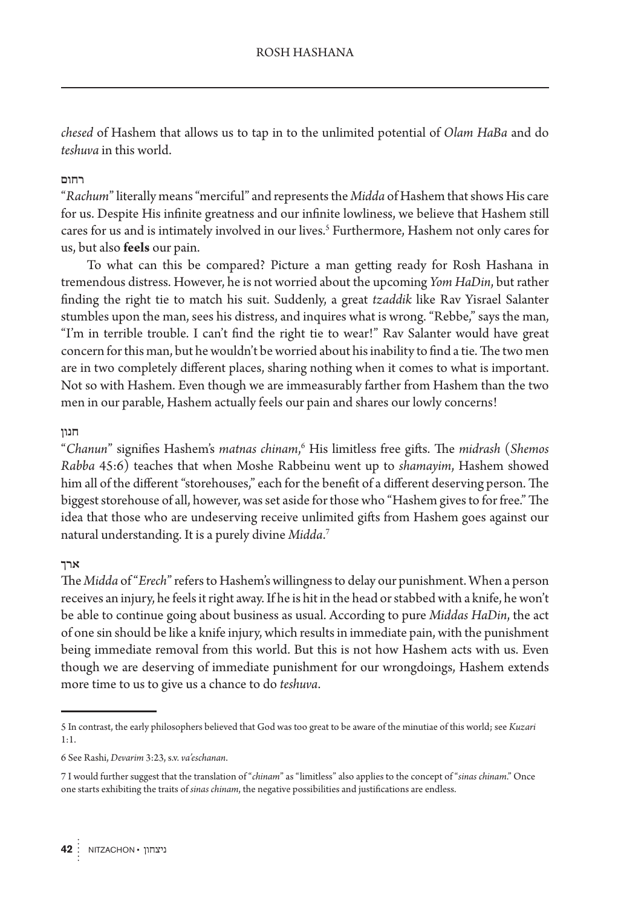*chesed* of Hashem that allows us to tap in to the unlimited potential of *Olam HaBa* and do *teshuva* in this world.

### רחום

"*Rachum*" literally means "merciful" and represents the *Midda* of Hashem that shows His care for us. Despite His infinite greatness and our infinite lowliness, we believe that Hashem still cares for us and is intimately involved in our lives.[5] Furthermore, Hashem not only cares for us, but also **feels** our pain.

To what can this be compared? Picture a man getting ready for Rosh Hashana in tremendous distress. However, he is not worried about the upcoming *Yom HaDin*, but rather finding the right tie to match his suit. Suddenly, a great *tzaddik* like Rav Yisrael Salanter stumbles upon the man, sees his distress, and inquires what is wrong. "Rebbe," says the man, "I'm in terrible trouble. I can't find the right tie to wear!" Rav Salanter would have great concern for this man, but he wouldn't be worried about his inability to find a tie. The two men are in two completely different places, sharing nothing when it comes to what is important. Not so with Hashem. Even though we are immeasurably farther from Hashem than the two men in our parable, Hashem actually feels our pain and shares our lowly concerns!

### חנון

"*Chanun*" signifies Hashem's *matnas chinam*,[6] His limitless free gifts. The *midrash* (*Shemos Rabba* 45:6) teaches that when Moshe Rabbeinu went up to *shamayim*, Hashem showed him all of the different "storehouses," each for the benefit of a different deserving person. The biggest storehouse of all, however, was set aside for those who "Hashem gives to for free." The idea that those who are undeserving receive unlimited gifts from Hashem goes against our natural understanding. It is a purely divine *Midda*.[7]

### ארך

The *Midda* of "*Erech*" refers to Hashem's willingness to delay our punishment. When a person receives an injury, he feels it right away. If he is hit in the head or stabbed with a knife, he won't be able to continue going about business as usual. According to pure *Middas HaDin*, the act of one sin should be like a knife injury, which results in immediate pain, with the punishment being immediate removal from this world. But this is not how Hashem acts with us. Even though we are deserving of immediate punishment for our wrongdoings, Hashem extends more time to us to give us a chance to do *teshuva*.

---

5 In contrast, the early philosophers believed that God was too great to be aware of the minutiae of this world; see *Kuzari* 1:1.

6 See Rashi, *Devarim* 3:23, s.v. *va'eschanan*.

7 I would further suggest that the translation of "*chinam*" as "limitless" also applies to the concept of "*sinas chinam*." Once one starts exhibiting the traits of *sinas chinam*, the negative possibilities and justifications are endless.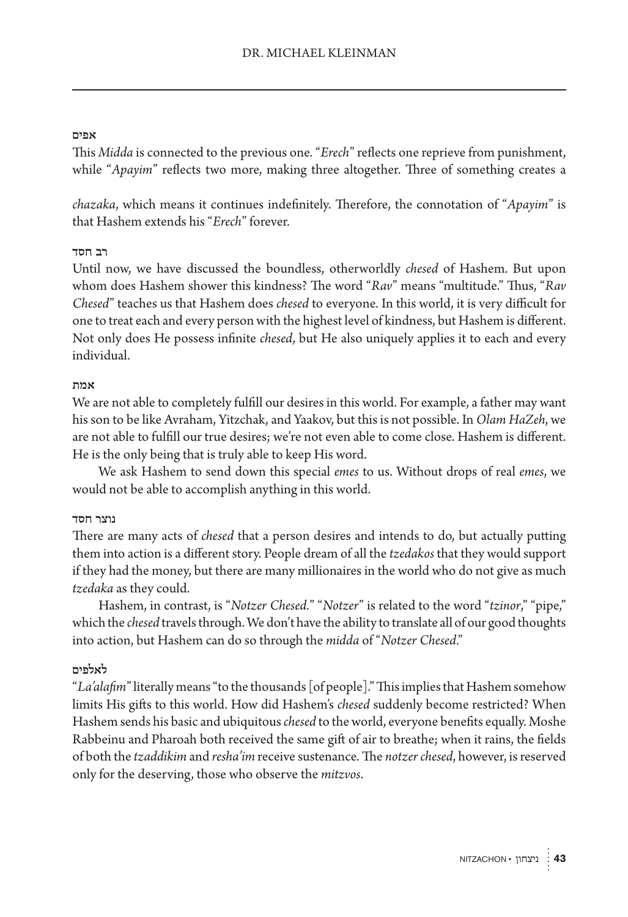### אפים

This *Midda* is connected to the previous one. "*Erech*" reflects one reprieve from punishment, while "*Apayim*" reflects two more, making three altogether. Three of something creates a *chazaka*, which means it continues indefinitely. Therefore, the connotation of "*Apayim*" is that Hashem extends his "*Erech*" forever.

### רב חסד

Until now, we have discussed the boundless, otherworldly *chesed* of Hashem. But upon whom does Hashem shower this kindness? The word "*Rav*" means "multitude." Thus, "*Rav Chesed*" teaches us that Hashem does *chesed* to everyone. In this world, it is very difficult for one to treat each and every person with the highest level of kindness, but Hashem is different. Not only does He possess infinite *chesed*, but He also uniquely applies it to each and every individual.

### אמת

We are not able to completely fulfill our desires in this world. For example, a father may want his son to be like Avraham, Yitzchak, and Yaakov, but this is not possible. In *Olam HaZeh*, we are not able to fulfill our true desires; we're not even able to come close. Hashem is different. He is the only being that is truly able to keep His word.

We ask Hashem to send down this special *emes* to us. Without drops of real *emes*, we would not be able to accomplish anything in this world.

### נוצר חסד

There are many acts of *chesed* that a person desires and intends to do, but actually putting them into action is a different story. People dream of all the *tzedakos* that they would support if they had the money, but there are many millionaires in the world who do not give as much *tzedaka* as they could.

Hashem, in contrast, is "*Notzer Chesed*." "*Notzer*" is related to the word "*tzinor*," "pipe," which the *chesed* travels through. We don't have the ability to translate all of our good thoughts into action, but Hashem can do so through the *midda* of "*Notzer Chesed*."

### לאלפים

"*La'alafim*" literally means "to the thousands [of people]." This implies that Hashem somehow limits His gifts to this world. How did Hashem's *chesed* suddenly become restricted? When Hashem sends his basic and ubiquitous *chesed* to the world, everyone benefits equally. Moshe Rabbeinu and Pharoah both received the same gift of air to breathe; when it rains, the fields of both the *tzaddikim* and *resha'im* receive sustenance. The *notzer chesed*, however, is reserved only for the deserving, those who observe the *mitzvos*.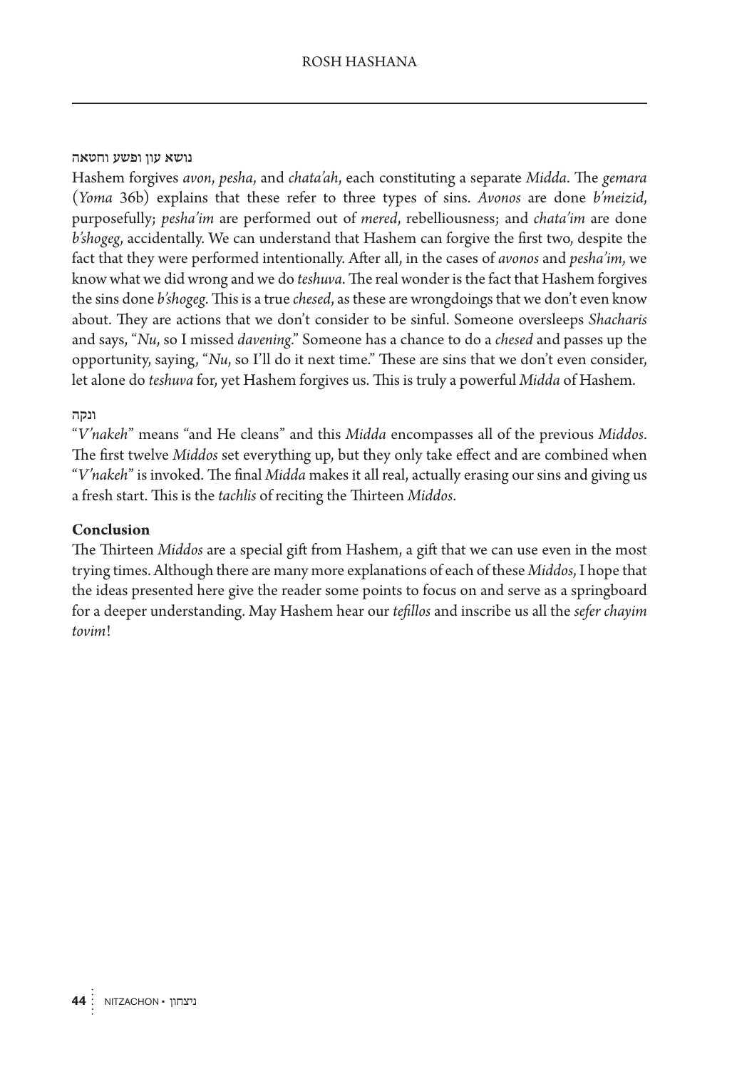**נושא עון ופשע וחטאה**

Hashem forgives *avon*, *pesha*, and *chata'ah*, each constituting a separate *Midda*. The *gemara* (*Yoma* 36b) explains that these refer to three types of sins. *Avonos* are done *b'meizid*, purposefully; *pesha'im* are performed out of *mered*, rebelliousness; and *chata'im* are done *b'shogeg*, accidentally. We can understand that Hashem can forgive the first two, despite the fact that they were performed intentionally. After all, in the cases of *avonos* and *pesha'im*, we know what we did wrong and we do *teshuva*. The real wonder is the fact that Hashem forgives the sins done *b'shogeg*. This is a true *chesed*, as these are wrongdoings that we don't even know about. They are actions that we don't consider to be sinful. Someone oversleeps *Shacharis* and says, "*Nu*, so I missed *davening*." Someone has a chance to do a *chesed* and passes up the opportunity, saying, "*Nu*, so I'll do it next time." These are sins that we don't even consider, let alone do *teshuva* for, yet Hashem forgives us. This is truly a powerful *Midda* of Hashem.

**ונקה**

"*V'nakeh*" means "and He cleans" and this *Midda* encompasses all of the previous *Middos*. The first twelve *Middos* set everything up, but they only take effect and are combined when "*V'nakeh*" is invoked. The final *Midda* makes it all real, actually erasing our sins and giving us a fresh start. This is the *tachlis* of reciting the Thirteen *Middos*.

**Conclusion**

The Thirteen *Middos* are a special gift from Hashem, a gift that we can use even in the most trying times. Although there are many more explanations of each of these *Middos*, I hope that the ideas presented here give the reader some points to focus on and serve as a springboard for a deeper understanding. May Hashem hear our *tefillos* and inscribe us all the *sefer chayim tovim*!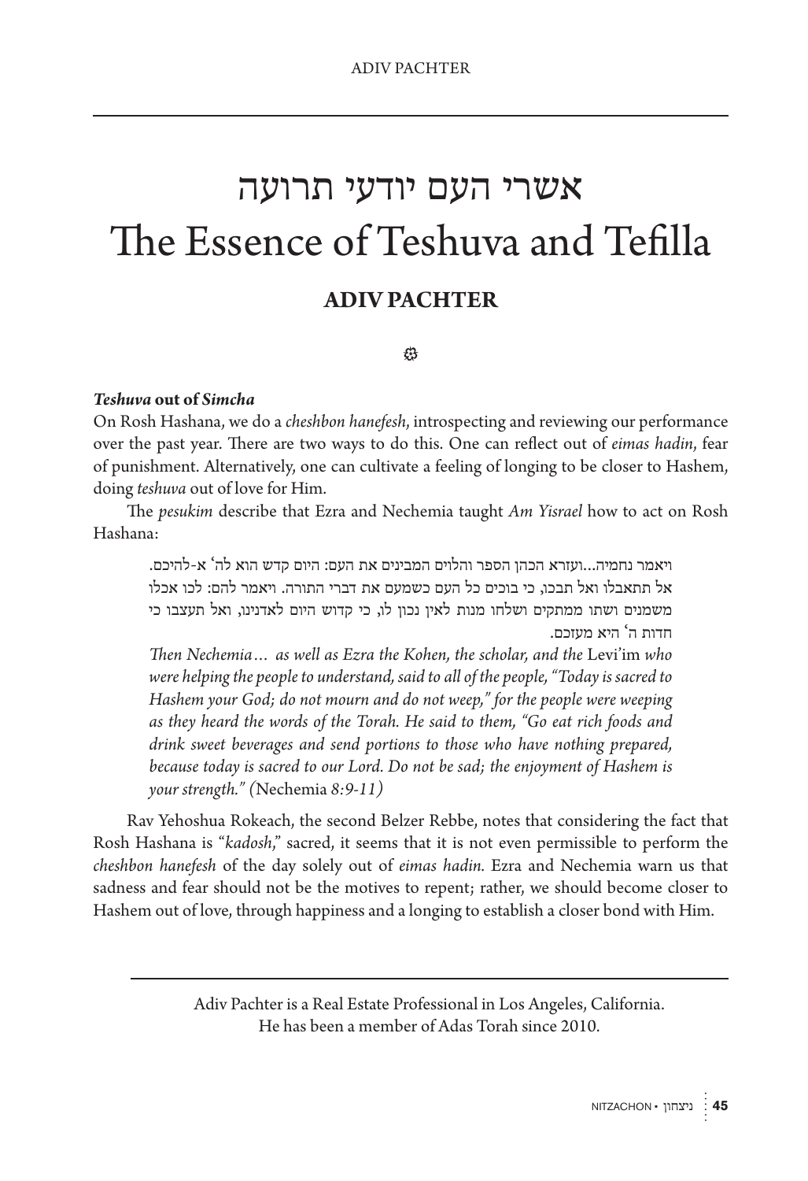# אשרי העם יודעי תרועה
# The Essence of Teshuva and Tefilla

## ADIV PACHTER

### *Teshuva* out of *Simcha*

On Rosh Hashana, we do a *cheshbon hanefesh*, introspecting and reviewing our performance over the past year. There are two ways to do this. One can reflect out of *eimas hadin*, fear of punishment. Alternatively, one can cultivate a feeling of longing to be closer to Hashem, doing *teshuva* out of love for Him.

The *pesukim* describe that Ezra and Nechemia taught *Am Yisrael* how to act on Rosh Hashana:

> ויאמר נחמיה...ועזרא הכהן הספר והלוים המבינים את העם: היום קדש הוא לה' א-להיכם. אל תתאבלו ואל תבכו, כי בוכים כל העם כשמעם את דברי התורה. ויאמר להם: לכו אכלו משמנים ושתו ממתקים ושלחו מנות לאין נכון לו, כי קדוש היום לאדנינו, ואל תעצבו כי חדות ה' היא מעזכם.
>
> *Then Nechemia… as well as Ezra the Kohen, the scholar, and the* Levi'im *who were helping the people to understand, said to all of the people, "Today is sacred to Hashem your God; do not mourn and do not weep," for the people were weeping as they heard the words of the Torah. He said to them, "Go eat rich foods and drink sweet beverages and send portions to those who have nothing prepared, because today is sacred to our Lord. Do not be sad; the enjoyment of Hashem is your strength." (*Nechemia *8:9-11)*

Rav Yehoshua Rokeach, the second Belzer Rebbe, notes that considering the fact that Rosh Hashana is "*kadosh*," sacred, it seems that it is not even permissible to perform the *cheshbon hanefesh* of the day solely out of *eimas hadin.* Ezra and Nechemia warn us that sadness and fear should not be the motives to repent; rather, we should become closer to Hashem out of love, through happiness and a longing to establish a closer bond with Him.

---

Adiv Pachter is a Real Estate Professional in Los Angeles, California. He has been a member of Adas Torah since 2010.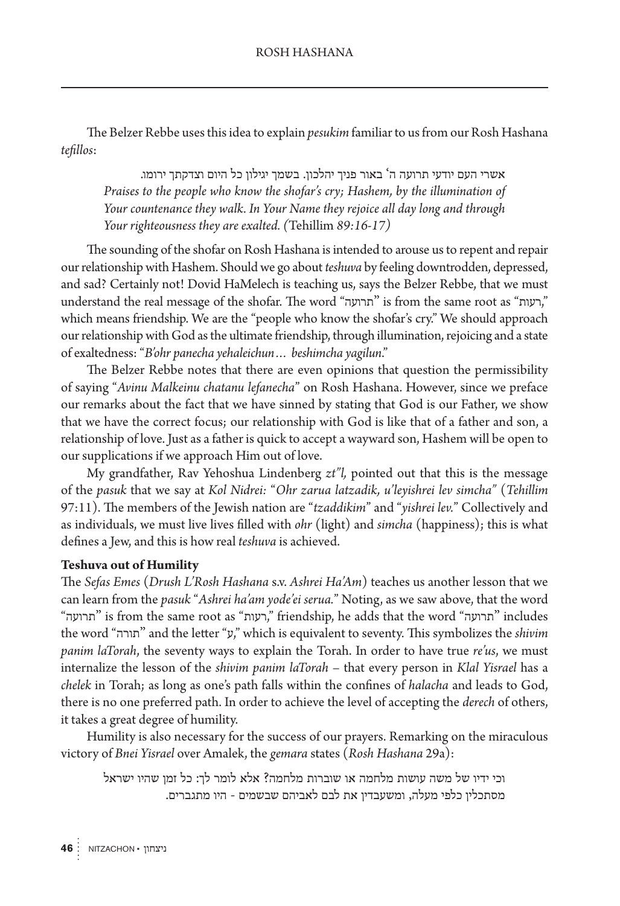The Belzer Rebbe uses this idea to explain *pesukim* familiar to us from our Rosh Hashana *tefillos*:

> אשרי העם יודעי תרועה ה' באור פניך יהלכון. בשמך יגילון כל היום וצדקתך ירומו.
> *Praises to the people who know the shofar's cry; Hashem, by the illumination of Your countenance they walk. In Your Name they rejoice all day long and through Your righteousness they are exalted. (*Tehillim *89:16-17)*

The sounding of the shofar on Rosh Hashana is intended to arouse us to repent and repair our relationship with Hashem. Should we go about *teshuva* by feeling downtrodden, depressed, and sad? Certainly not! Dovid HaMelech is teaching us, says the Belzer Rebbe, that we must understand the real message of the shofar. The word "תרועה" is from the same root as "רעות," which means friendship. We are the "people who know the shofar's cry." We should approach our relationship with God as the ultimate friendship, through illumination, rejoicing and a state of exaltedness: "*B'ohr panecha yehaleichun… beshimcha yagilun*."

The Belzer Rebbe notes that there are even opinions that question the permissibility of saying "*Avinu Malkeinu chatanu lefanecha*" on Rosh Hashana. However, since we preface our remarks about the fact that we have sinned by stating that God is our Father, we show that we have the correct focus; our relationship with God is like that of a father and son, a relationship of love. Just as a father is quick to accept a wayward son, Hashem will be open to our supplications if we approach Him out of love.

My grandfather, Rav Yehoshua Lindenberg *zt"l,* pointed out that this is the message of the *pasuk* that we say at *Kol Nidrei: "Ohr zarua latzadik, u'leyishrei lev simcha"* (*Tehillim* 97:11). The members of the Jewish nation are "*tzaddikim*" and "*yishrei lev.*" Collectively and as individuals, we must live lives filled with *ohr* (light) and *simcha* (happiness); this is what defines a Jew, and this is how real *teshuva* is achieved.

**Teshuva out of Humility**

The *Sefas Emes* (*Drush L'Rosh Hashana* s.v. *Ashrei Ha'Am*) teaches us another lesson that we can learn from the *pasuk* "*Ashrei ha'am yode'ei serua.*" Noting, as we saw above, that the word "תרועה" is from the same root as "רעות," friendship, he adds that the word "תרועה" includes the word "תורה" and the letter "ע," which is equivalent to seventy. This symbolizes the *shivim panim laTorah*, the seventy ways to explain the Torah. In order to have true *re'us*, we must internalize the lesson of the *shivim panim laTorah* – that every person in *Klal Yisrael* has a *chelek* in Torah; as long as one's path falls within the confines of *halacha* and leads to God, there is no one preferred path. In order to achieve the level of accepting the *derech* of others, it takes a great degree of humility.

Humility is also necessary for the success of our prayers. Remarking on the miraculous victory of *Bnei Yisrael* over Amalek, the *gemara* states (*Rosh Hashana* 29a):

> וכי ידיו של משה עושות מלחמה או שוברות מלחמה? אלא לומר לך: כל זמן שהיו ישראל מסתכלין כלפי מעלה, ומשעבדין את לבם לאביהם שבשמים - היו מתגברים.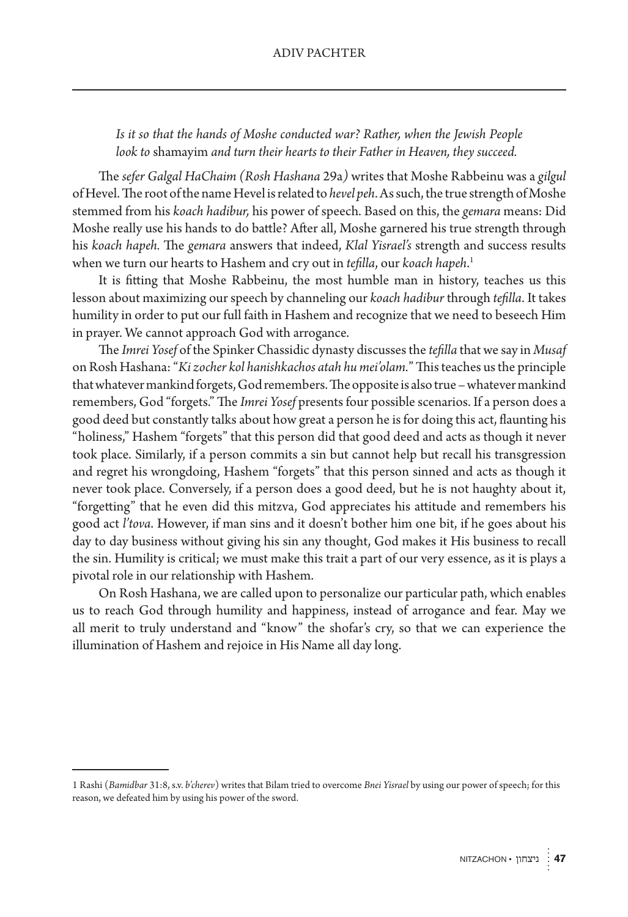*Is it so that the hands of Moshe conducted war? Rather, when the Jewish People look to* shamayim *and turn their hearts to their Father in Heaven, they succeed.*

The *sefer Galgal HaChaim (Rosh Hashana* 29a*)* writes that Moshe Rabbeinu was a *gilgul* of Hevel. The root of the name Hevel is related to *hevel peh*. As such, the true strength of Moshe stemmed from his *koach hadibur,* his power of speech. Based on this, the *gemara* means: Did Moshe really use his hands to do battle? After all, Moshe garnered his true strength through his *koach hapeh.* The *gemara* answers that indeed, *Klal Yisrael's* strength and success results when we turn our hearts to Hashem and cry out in *tefilla*, our *koach hapeh*.[1]

It is fitting that Moshe Rabbeinu, the most humble man in history, teaches us this lesson about maximizing our speech by channeling our *koach hadibur* through *tefilla*. It takes humility in order to put our full faith in Hashem and recognize that we need to beseech Him in prayer. We cannot approach God with arrogance.

The *Imrei Yosef* of the Spinker Chassidic dynasty discusses the *tefilla* that we say in *Musaf* on Rosh Hashana: "*Ki zocher kol hanishkachos atah hu mei'olam.*" This teaches us the principle that whatever mankind forgets, God remembers. The opposite is also true – whatever mankind remembers, God "forgets." The *Imrei Yosef* presents four possible scenarios. If a person does a good deed but constantly talks about how great a person he is for doing this act, flaunting his "holiness," Hashem "forgets" that this person did that good deed and acts as though it never took place. Similarly, if a person commits a sin but cannot help but recall his transgression and regret his wrongdoing, Hashem "forgets" that this person sinned and acts as though it never took place. Conversely, if a person does a good deed, but he is not haughty about it, "forgetting" that he even did this mitzva, God appreciates his attitude and remembers his good act *l'tova*. However, if man sins and it doesn't bother him one bit, if he goes about his day to day business without giving his sin any thought, God makes it His business to recall the sin. Humility is critical; we must make this trait a part of our very essence, as it is plays a pivotal role in our relationship with Hashem.

On Rosh Hashana, we are called upon to personalize our particular path, which enables us to reach God through humility and happiness, instead of arrogance and fear. May we all merit to truly understand and "know" the shofar's cry, so that we can experience the illumination of Hashem and rejoice in His Name all day long.

---

1 Rashi (*Bamidbar* 31:8, s.v. *b'cherev*) writes that Bilam tried to overcome *Bnei Yisrael* by using our power of speech; for this reason, we defeated him by using his power of the sword.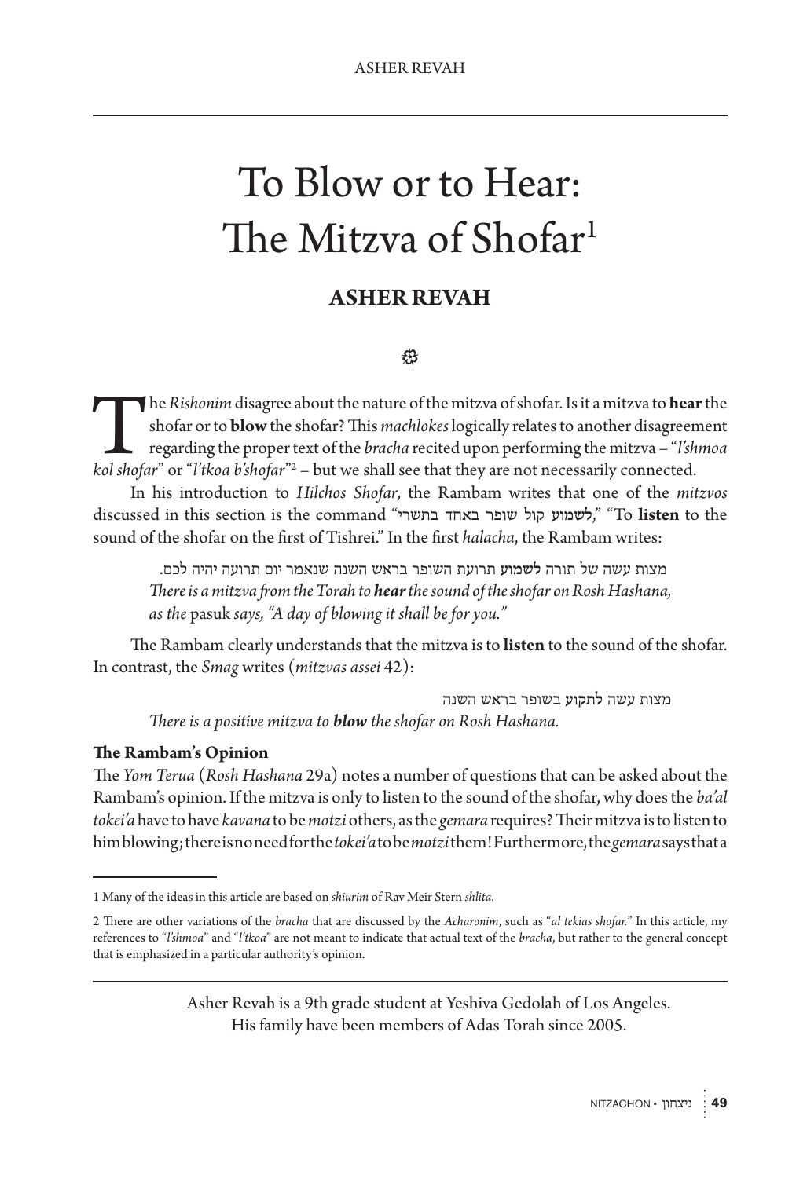# To Blow or to Hear: The Mitzva of Shofar[1]

## ASHER REVAH

❀

The *Rishonim* disagree about the nature of the mitzva of shofar. Is it a mitzva to **hear** the shofar or to **blow** the shofar? This *machlokes* logically relates to another disagreement regarding the proper text of the *bracha* recited upon performing the mitzva – "*l'shmoa kol shofar*" or "*l'tkoa b'shofar*"[2] – but we shall see that they are not necessarily connected.

In his introduction to *Hilchos Shofar*, the Rambam writes that one of the *mitzvos* discussed in this section is the command "**לשמוע** קול שופר באחד בתשרי," "To **listen** to the sound of the shofar on the first of Tishrei." In the first *halacha*, the Rambam writes:

> מצות עשה של תורה **לשמוע** תרועת השופר בראש השנה שנאמר יום תרועה יהיה לכם.
> *There is a mitzva from the Torah to **hear** the sound of the shofar on Rosh Hashana, as the* pasuk *says, "A day of blowing it shall be for you."*

The Rambam clearly understands that the mitzva is to **listen** to the sound of the shofar. In contrast, the *Smag* writes (*mitzvas assei* 42):

> מצות עשה **לתקוע** בשופר בראש השנה
> *There is a positive mitzva to **blow** the shofar on Rosh Hashana.*

**The Rambam's Opinion**

The *Yom Terua* (*Rosh Hashana* 29a) notes a number of questions that can be asked about the Rambam's opinion. If the mitzva is only to listen to the sound of the shofar, why does the *ba'al tokei'a* have to have *kavana* to be *motzi* others, as the *gemara* requires? Their mitzva is to listen to him blowing; there is no need for the *tokei'a* to be *motzi* them! Furthermore, the *gemara* says that a

---

1 Many of the ideas in this article are based on *shiurim* of Rav Meir Stern *shlita*.

2 There are other variations of the *bracha* that are discussed by the *Acharonim*, such as "*al tekias shofar.*" In this article, my references to "*l'shmoa*" and "*l'tkoa*" are not meant to indicate that actual text of the *bracha*, but rather to the general concept that is emphasized in a particular authority's opinion.

---

Asher Revah is a 9th grade student at Yeshiva Gedolah of Los Angeles.
His family have been members of Adas Torah since 2005.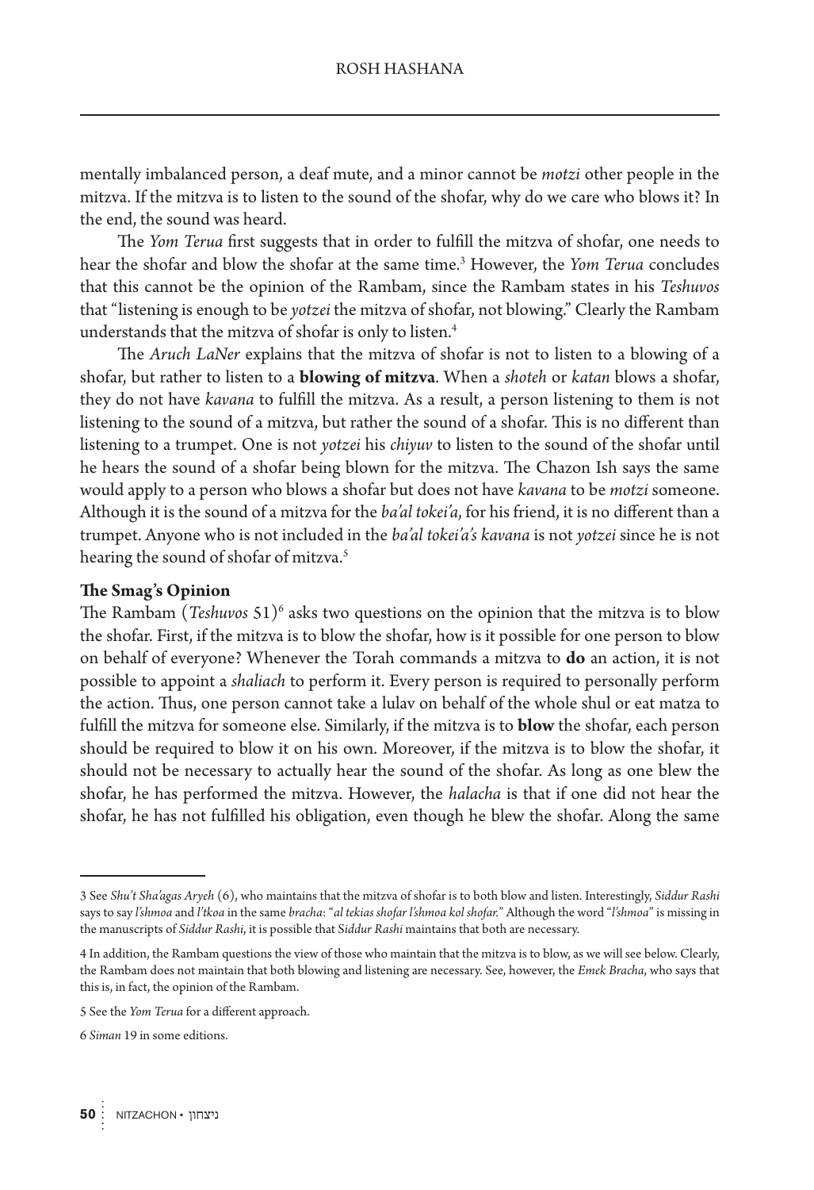mentally imbalanced person, a deaf mute, and a minor cannot be *motzi* other people in the mitzva. If the mitzva is to listen to the sound of the shofar, why do we care who blows it? In the end, the sound was heard.

The *Yom Terua* first suggests that in order to fulfill the mitzva of shofar, one needs to hear the shofar and blow the shofar at the same time.[3] However, the *Yom Terua* concludes that this cannot be the opinion of the Rambam, since the Rambam states in his *Teshuvos* that "listening is enough to be *yotzei* the mitzva of shofar, not blowing." Clearly the Rambam understands that the mitzva of shofar is only to listen.[4]

The *Aruch LaNer* explains that the mitzva of shofar is not to listen to a blowing of a shofar, but rather to listen to a **blowing of mitzva**. When a *shoteh* or *katan* blows a shofar, they do not have *kavana* to fulfill the mitzva. As a result, a person listening to them is not listening to the sound of a mitzva, but rather the sound of a shofar. This is no different than listening to a trumpet. One is not *yotzei* his *chiyuv* to listen to the sound of the shofar until he hears the sound of a shofar being blown for the mitzva. The Chazon Ish says the same would apply to a person who blows a shofar but does not have *kavana* to be *motzi* someone. Although it is the sound of a mitzva for the *ba'al tokei'a*, for his friend, it is no different than a trumpet. Anyone who is not included in the *ba'al tokei'a's kavana* is not *yotzei* since he is not hearing the sound of shofar of mitzva.[5]

**The Smag's Opinion**

The Rambam (*Teshuvos* 51)[6] asks two questions on the opinion that the mitzva is to blow the shofar. First, if the mitzva is to blow the shofar, how is it possible for one person to blow on behalf of everyone? Whenever the Torah commands a mitzva to **do** an action, it is not possible to appoint a *shaliach* to perform it. Every person is required to personally perform the action. Thus, one person cannot take a lulav on behalf of the whole shul or eat matza to fulfill the mitzva for someone else. Similarly, if the mitzva is to **blow** the shofar, each person should be required to blow it on his own. Moreover, if the mitzva is to blow the shofar, it should not be necessary to actually hear the sound of the shofar. As long as one blew the shofar, he has performed the mitzva. However, the *halacha* is that if one did not hear the shofar, he has not fulfilled his obligation, even though he blew the shofar. Along the same

---

3 See *Shu't Sha'agas Aryeh* (6), who maintains that the mitzva of shofar is to both blow and listen. Interestingly, *Siddur Rashi* says to say *l'shmoa* and *l'tkoa* in the same *bracha*: "*al tekias shofar l'shmoa kol shofar.*" Although the word "*l'shmoa*" is missing in the manuscripts of *Siddur Rashi*, it is possible that *Siddur Rashi* maintains that both are necessary.

4 In addition, the Rambam questions the view of those who maintain that the mitzva is to blow, as we will see below. Clearly, the Rambam does not maintain that both blowing and listening are necessary. See, however, the *Emek Bracha*, who says that this is, in fact, the opinion of the Rambam.

5 See the *Yom Terua* for a different approach.

6 *Siman* 19 in some editions.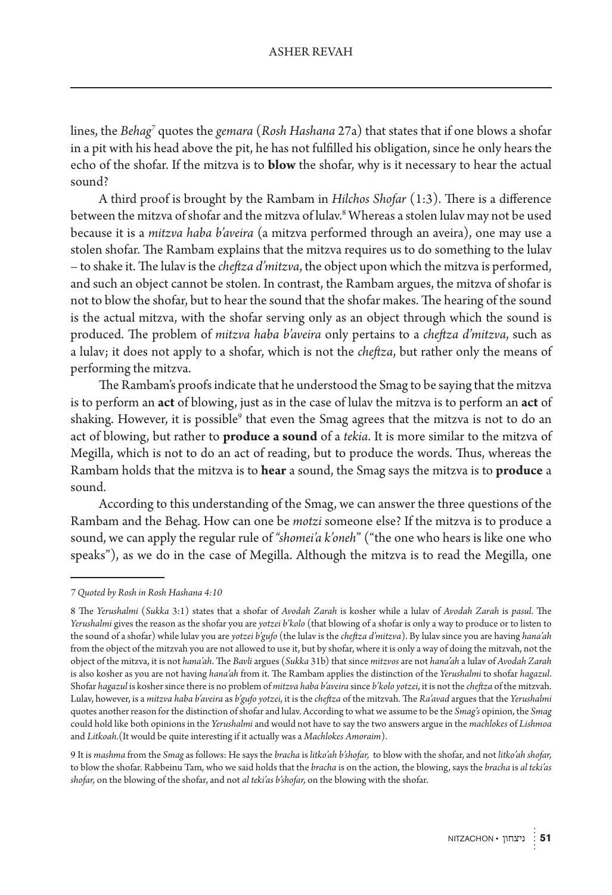lines, the *Behag*[7] quotes the *gemara* (*Rosh Hashana* 27a) that states that if one blows a shofar in a pit with his head above the pit, he has not fulfilled his obligation, since he only hears the echo of the shofar. If the mitzva is to **blow** the shofar, why is it necessary to hear the actual sound?

A third proof is brought by the Rambam in *Hilchos Shofar* (1:3). There is a difference between the mitzva of shofar and the mitzva of lulav.[8] Whereas a stolen lulav may not be used because it is a *mitzva haba b'aveira* (a mitzva performed through an aveira), one may use a stolen shofar. The Rambam explains that the mitzva requires us to do something to the lulav – to shake it. The lulav is the *cheftza d'mitzva*, the object upon which the mitzva is performed, and such an object cannot be stolen. In contrast, the Rambam argues, the mitzva of shofar is not to blow the shofar, but to hear the sound that the shofar makes. The hearing of the sound is the actual mitzva, with the shofar serving only as an object through which the sound is produced. The problem of *mitzva haba b'aveira* only pertains to a *cheftza d'mitzva*, such as a lulav; it does not apply to a shofar, which is not the *cheftza*, but rather only the means of performing the mitzva.

The Rambam's proofs indicate that he understood the Smag to be saying that the mitzva is to perform an **act** of blowing, just as in the case of lulav the mitzva is to perform an **act** of shaking. However, it is possible[9] that even the Smag agrees that the mitzva is not to do an act of blowing, but rather to **produce a sound** of a *tekia*. It is more similar to the mitzva of Megilla, which is not to do an act of reading, but to produce the words. Thus, whereas the Rambam holds that the mitzva is to **hear** a sound, the Smag says the mitzva is to **produce** a sound.

According to this understanding of the Smag, we can answer the three questions of the Rambam and the Behag. How can one be *motzi* someone else? If the mitzva is to produce a sound, we can apply the regular rule of *"shomei'a k'oneh"* ("the one who hears is like one who speaks"), as we do in the case of Megilla. Although the mitzva is to read the Megilla, one

---

*7 Quoted by Rosh in Rosh Hashana 4:10*

8 The *Yerushalmi* (*Sukka* 3:1) states that a shofar of *Avodah Zarah* is kosher while a lulav of *Avodah Zarah* is *pasul*. The *Yerushalmi* gives the reason as the shofar you are *yotzei b'kolo* (that blowing of a shofar is only a way to produce or to listen to the sound of a shofar) while lulav you are *yotzei b'gufo* (the lulav is the *cheftza d'mitzva*). By lulav since you are having *hana'ah* from the object of the mitzvah you are not allowed to use it, but by shofar, where it is only a way of doing the mitzvah, not the object of the mitzva, it is not *hana'ah*. The *Bavli* argues (*Sukka* 31b) that since *mitzvos* are not *hana'ah* a lulav of *Avodah Zarah* is also kosher as you are not having *hana'ah* from it. The Rambam applies the distinction of the *Yerushalmi* to shofar *hagazul*. Shofar *hagazul* is kosher since there is no problem of *mitzva haba b'aveira* since *b'kolo yotzei*, it is not the *cheftza* of the mitzvah. Lulav, however, is a *mitzva haba b'aveira* as *b'gufo yotzei*, it is the *cheftza* of the mitzvah. The *Ra'avad* argues that the *Yerushalmi* quotes another reason for the distinction of shofar and lulav. According to what we assume to be the *Smag's* opinion, the *Smag* could hold like both opinions in the *Yerushalmi* and would not have to say the two answers argue in the *machlokes* of *Lishmoa* and *Litkoah*.(It would be quite interesting if it actually was a *Machlokes Amoraim*).

9 It is *mashma* from the *Smag* as follows: He says the *bracha* is *litko'ah b'shofar,* to blow with the shofar, and not *litko'ah shofar,* to blow the shofar. Rabbeinu Tam, who we said holds that the *bracha* is on the action, the blowing, says the *bracha* is *al teki'as shofar,* on the blowing of the shofar, and not *al teki'as b'shofar,* on the blowing with the shofar.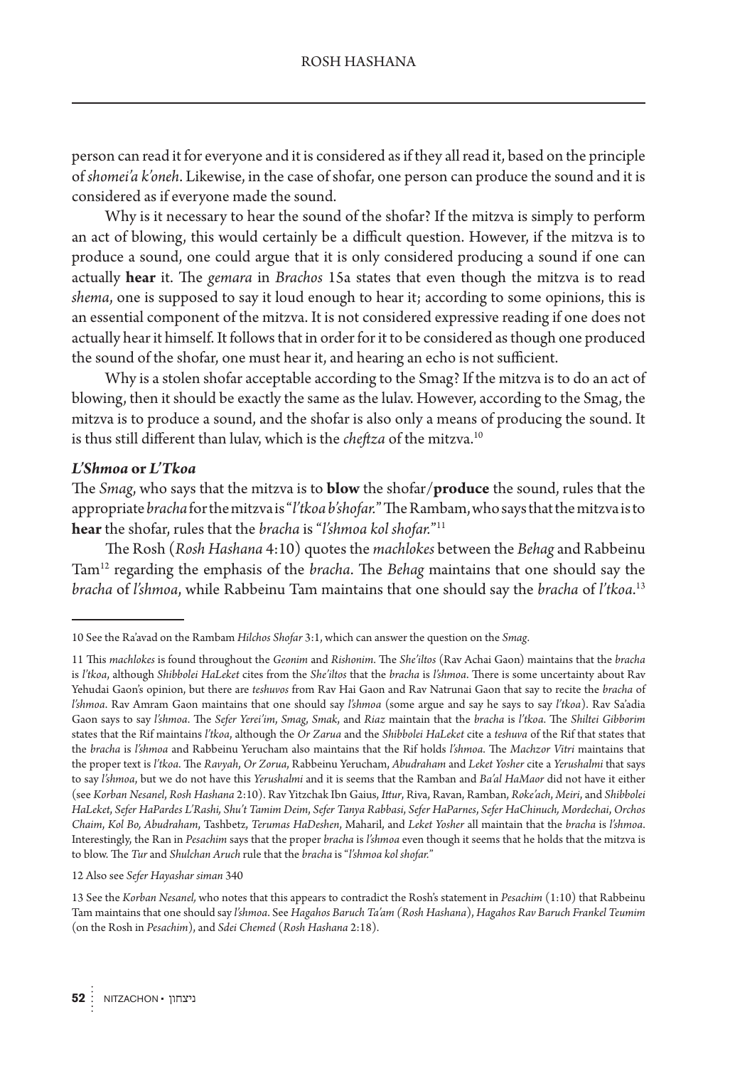person can read it for everyone and it is considered as if they all read it, based on the principle of *shomei'a k'oneh*. Likewise, in the case of shofar, one person can produce the sound and it is considered as if everyone made the sound.

Why is it necessary to hear the sound of the shofar? If the mitzva is simply to perform an act of blowing, this would certainly be a difficult question. However, if the mitzva is to produce a sound, one could argue that it is only considered producing a sound if one can actually **hear** it. The *gemara* in *Brachos* 15a states that even though the mitzva is to read *shema*, one is supposed to say it loud enough to hear it; according to some opinions, this is an essential component of the mitzva. It is not considered expressive reading if one does not actually hear it himself. It follows that in order for it to be considered as though one produced the sound of the shofar, one must hear it, and hearing an echo is not sufficient.

Why is a stolen shofar acceptable according to the Smag? If the mitzva is to do an act of blowing, then it should be exactly the same as the lulav. However, according to the Smag, the mitzva is to produce a sound, and the shofar is also only a means of producing the sound. It is thus still different than lulav, which is the *cheftza* of the mitzva.[10]

### *L'Shmoa* or *L'Tkoa*

The *Smag*, who says that the mitzva is to **blow** the shofar/**produce** the sound, rules that the appropriate *bracha* for the mitzva is "*l'tkoa b'shofar.*" The Rambam, who says that the mitzva is to **hear** the shofar, rules that the *bracha* is "*l'shmoa kol shofar.*"[11]

The Rosh (*Rosh Hashana* 4:10) quotes the *machlokes* between the *Behag* and Rabbeinu Tam[12] regarding the emphasis of the *bracha*. The *Behag* maintains that one should say the *bracha* of *l'shmoa*, while Rabbeinu Tam maintains that one should say the *bracha* of *l'tkoa*.[13]

---

10 See the Ra'avad on the Rambam *Hilchos Shofar* 3:1, which can answer the question on the *Smag*.

11 This *machlokes* is found throughout the *Geonim* and *Rishonim*. The *She'iltos* (Rav Achai Gaon) maintains that the *bracha* is *l'tkoa*, although *Shibbolei HaLeket* cites from the *She'iltos* that the *bracha* is *l'shmoa*. There is some uncertainty about Rav Yehudai Gaon's opinion, but there are *teshuvos* from Rav Hai Gaon and Rav Natrunai Gaon that say to recite the *bracha* of *l'shmoa*. Rav Amram Gaon maintains that one should say *l'shmoa* (some argue and say he says to say *l'tkoa*). Rav Sa'adia Gaon says to say *l'shmoa*. The *Sefer Yerei'im*, *Smag*, *Smak*, and *Riaz* maintain that the *bracha* is *l'tkoa*. The *Shiltei Gibborim* states that the Rif maintains *l'tkoa*, although the *Or Zarua* and the *Shibbolei HaLeket* cite a *teshuva* of the Rif that states that the *bracha* is *l'shmoa* and Rabbeinu Yerucham also maintains that the Rif holds *l'shmoa*. The *Machzor Vitri* maintains that the proper text is *l'tkoa*. The *Ravyah*, *Or Zorua*, Rabbeinu Yerucham, *Abudraham* and *Leket Yosher* cite a *Yerushalmi* that says to say *l'shmoa*, but we do not have this *Yerushalmi* and it is seems that the Ramban and *Ba'al HaMaor* did not have it either (see *Korban Nesanel*, *Rosh Hashana* 2:10). Rav Yitzchak Ibn Gaius, *Ittur*, Riva, Ravan, Ramban, *Roke'ach*, *Meiri*, and *Shibbolei HaLeket*, *Sefer HaPardes L'Rashi, Shu't Tamim Deim*, *Sefer Tanya Rabbasi*, *Sefer HaParnes*, *Sefer HaChinuch, Mordechai*, *Orchos Chaim*, *Kol Bo, Abudraham*, Tashbetz, *Terumas HaDeshen*, Maharil, and *Leket Yosher* all maintain that the *bracha* is *l'shmoa*. Interestingly, the Ran in *Pesachim* says that the proper *bracha* is *l'shmoa* even though it seems that he holds that the mitzva is to blow. The *Tur* and *Shulchan Aruch* rule that the *bracha* is "*l'shmoa kol shofar.*"

12 Also see *Sefer Hayashar siman* 340

13 See the *Korban Nesanel,* who notes that this appears to contradict the Rosh's statement in *Pesachim* (1:10) that Rabbeinu Tam maintains that one should say *l'shmoa*. See *Hagahos Baruch Ta'am (Rosh Hashana)*, *Hagahos Rav Baruch Frankel Teumim* (on the Rosh in *Pesachim*), and *Sdei Chemed* (*Rosh Hashana* 2:18).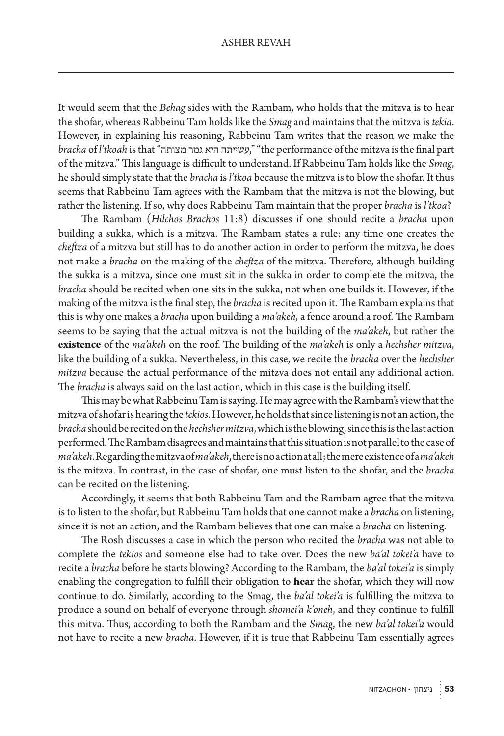It would seem that the *Behag* sides with the Rambam, who holds that the mitzva is to hear the shofar, whereas Rabbeinu Tam holds like the *Smag* and maintains that the mitzva is *tekia*. However, in explaining his reasoning, Rabbeinu Tam writes that the reason we make the *bracha* of *l'tkoah* is that "עשייתה היא גמר מצותה," "the performance of the mitzva is the final part of the mitzva." This language is difficult to understand. If Rabbeinu Tam holds like the *Smag*, he should simply state that the *bracha* is *l'tkoa* because the mitzva is to blow the shofar. It thus seems that Rabbeinu Tam agrees with the Rambam that the mitzva is not the blowing, but rather the listening. If so, why does Rabbeinu Tam maintain that the proper *bracha* is *l'tkoa*?

The Rambam (*Hilchos Brachos* 11:8) discusses if one should recite a *bracha* upon building a sukka, which is a mitzva. The Rambam states a rule: any time one creates the *cheftza* of a mitzva but still has to do another action in order to perform the mitzva, he does not make a *bracha* on the making of the *cheftza* of the mitzva. Therefore, although building the sukka is a mitzva, since one must sit in the sukka in order to complete the mitzva, the *bracha* should be recited when one sits in the sukka, not when one builds it. However, if the making of the mitzva is the final step, the *bracha* is recited upon it. The Rambam explains that this is why one makes a *bracha* upon building a *ma'akeh*, a fence around a roof. The Rambam seems to be saying that the actual mitzva is not the building of the *ma'akeh*, but rather the **existence** of the *ma'akeh* on the roof. The building of the *ma'akeh* is only a *hechsher mitzva*, like the building of a sukka. Nevertheless, in this case, we recite the *bracha* over the *hechsher mitzva* because the actual performance of the mitzva does not entail any additional action. The *bracha* is always said on the last action, which in this case is the building itself.

This may be what Rabbeinu Tam is saying. He may agree with the Rambam's view that the mitzva of shofar is hearing the *tekios*. However, he holds that since listening is not an action, the *bracha* should be recited on the *hechsher mitzva*, which is the blowing, since this is the last action performed. The Rambam disagrees and maintains that this situation is not parallel to the case of *ma'akeh*. Regarding the mitzva of *ma'akeh*, there is no action at all; the mere existence of a *ma'akeh* is the mitzva. In contrast, in the case of shofar, one must listen to the shofar, and the *bracha* can be recited on the listening.

Accordingly, it seems that both Rabbeinu Tam and the Rambam agree that the mitzva is to listen to the shofar, but Rabbeinu Tam holds that one cannot make a *bracha* on listening, since it is not an action, and the Rambam believes that one can make a *bracha* on listening.

The Rosh discusses a case in which the person who recited the *bracha* was not able to complete the *tekios* and someone else had to take over. Does the new *ba'al tokei'a* have to recite a *bracha* before he starts blowing? According to the Rambam, the *ba'al tokei'a* is simply enabling the congregation to fulfill their obligation to **hear** the shofar, which they will now continue to do. Similarly, according to the Smag, the *ba'al tokei'a* is fulfilling the mitzva to produce a sound on behalf of everyone through *shomei'a k'oneh*, and they continue to fulfill this mitva. Thus, according to both the Rambam and the *Smag*, the new *ba'al tokei'a* would not have to recite a new *bracha*. However, if it is true that Rabbeinu Tam essentially agrees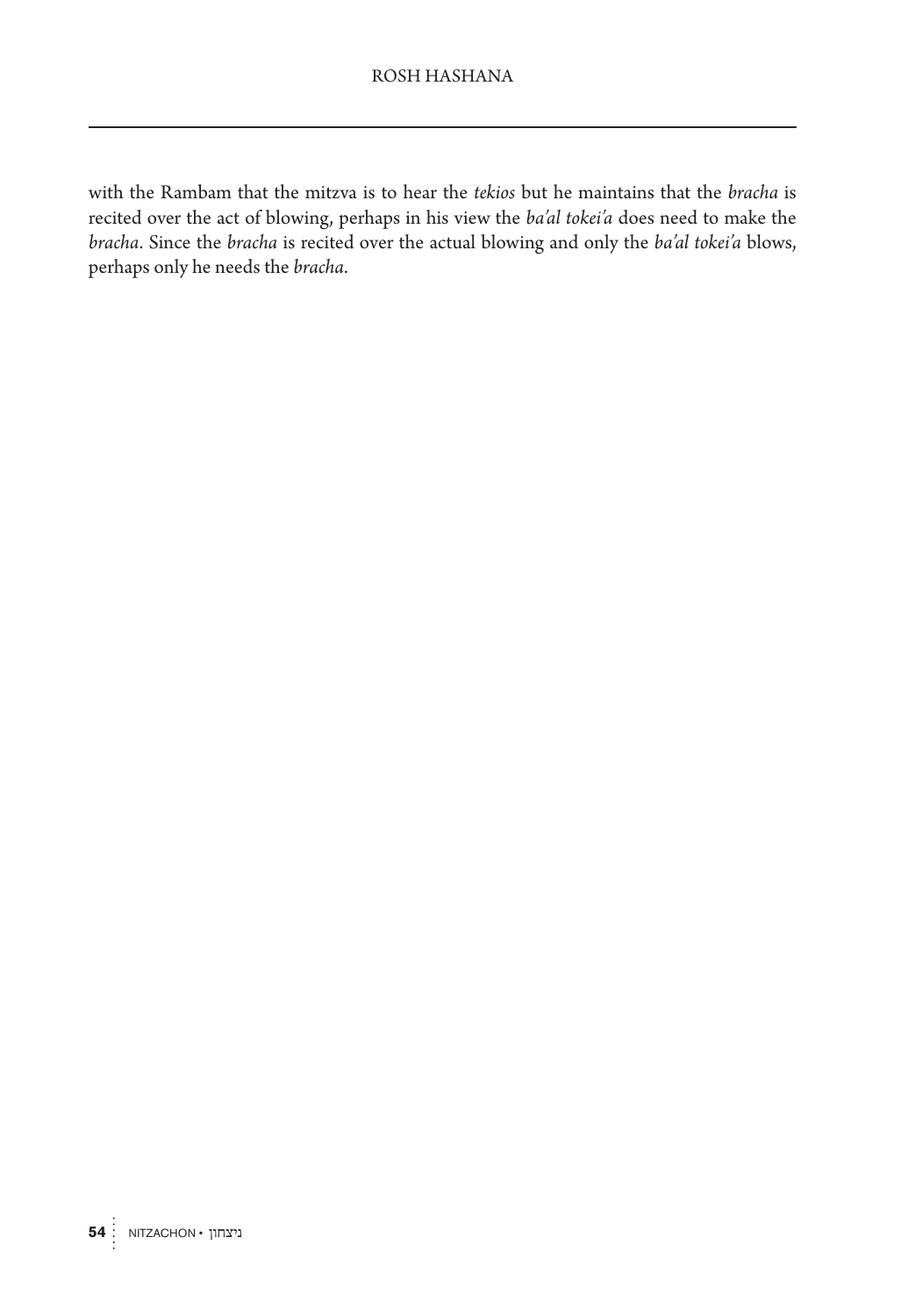with the Rambam that the mitzva is to hear the *tekios* but he maintains that the *bracha* is recited over the act of blowing, perhaps in his view the *ba'al tokei'a* does need to make the *bracha*. Since the *bracha* is recited over the actual blowing and only the *ba'al tokei'a* blows, perhaps only he needs the *bracha*.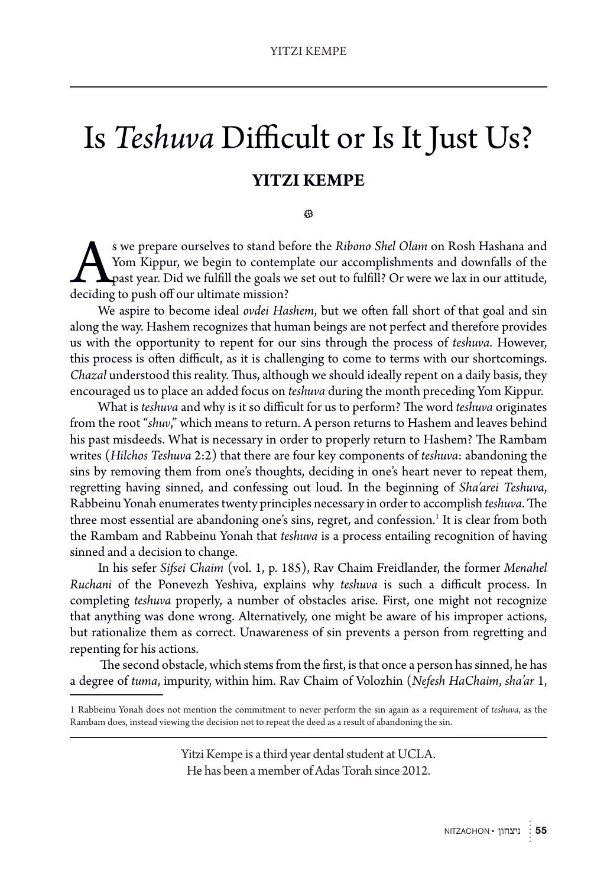# Is *Teshuva* Difficult or Is It Just Us?

## YITZI KEMPE

As we prepare ourselves to stand before the *Ribono Shel Olam* on Rosh Hashana and Yom Kippur, we begin to contemplate our accomplishments and downfalls of the past year. Did we fulfill the goals we set out to fulfill? Or were we lax in our attitude, deciding to push off our ultimate mission?

We aspire to become ideal *ovdei Hashem*, but we often fall short of that goal and sin along the way. Hashem recognizes that human beings are not perfect and therefore provides us with the opportunity to repent for our sins through the process of *teshuva*. However, this process is often difficult, as it is challenging to come to terms with our shortcomings. *Chazal* understood this reality. Thus, although we should ideally repent on a daily basis, they encouraged us to place an added focus on *teshuva* during the month preceding Yom Kippur.

What is *teshuva* and why is it so difficult for us to perform? The word *teshuva* originates from the root "*shuv*," which means to return. A person returns to Hashem and leaves behind his past misdeeds. What is necessary in order to properly return to Hashem? The Rambam writes (*Hilchos Teshuva* 2:2) that there are four key components of *teshuva*: abandoning the sins by removing them from one's thoughts, deciding in one's heart never to repeat them, regretting having sinned, and confessing out loud. In the beginning of *Sha'arei Teshuva*, Rabbeinu Yonah enumerates twenty principles necessary in order to accomplish *teshuva*. The three most essential are abandoning one's sins, regret, and confession.[1] It is clear from both the Rambam and Rabbeinu Yonah that *teshuva* is a process entailing recognition of having sinned and a decision to change.

In his sefer *Sifsei Chaim* (vol. 1, p. 185), Rav Chaim Freidlander, the former *Menahel Ruchani* of the Ponevezh Yeshiva, explains why *teshuva* is such a difficult process. In completing *teshuva* properly, a number of obstacles arise. First, one might not recognize that anything was done wrong. Alternatively, one might be aware of his improper actions, but rationalize them as correct. Unawareness of sin prevents a person from regretting and repenting for his actions.

The second obstacle, which stems from the first, is that once a person has sinned, he has a degree of *tuma*, impurity, within him. Rav Chaim of Volozhin (*Nefesh HaChaim*, *sha'ar* 1,

---

1 Rabbeinu Yonah does not mention the commitment to never perform the sin again as a requirement of *teshuva*, as the Rambam does, instead viewing the decision not to repeat the deed as a result of abandoning the sin.

---

Yitzi Kempe is a third year dental student at UCLA.
He has been a member of Adas Torah since 2012.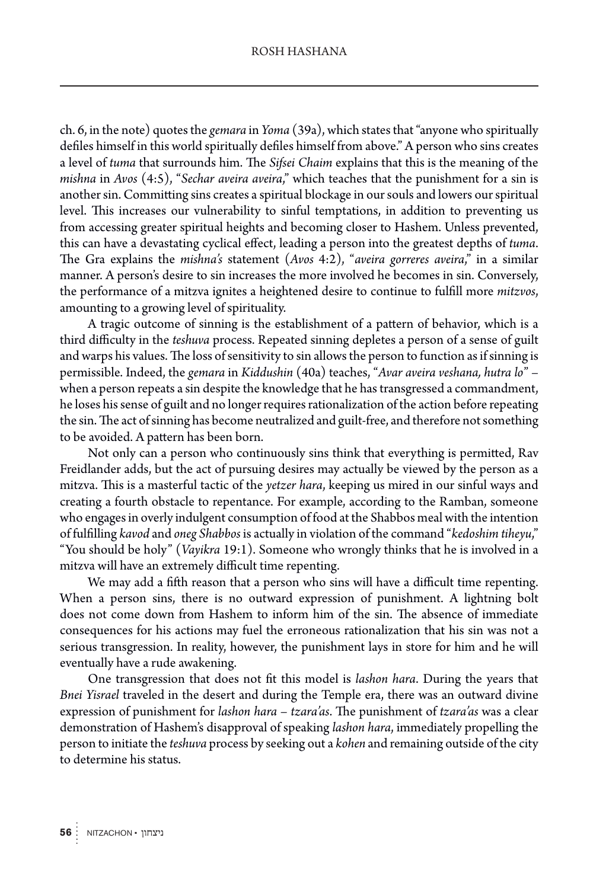ch. 6, in the note) quotes the *gemara* in *Yoma* (39a), which states that "anyone who spiritually defiles himself in this world spiritually defiles himself from above." A person who sins creates a level of *tuma* that surrounds him. The *Sifsei Chaim* explains that this is the meaning of the *mishna* in *Avos* (4:5), "*Sechar aveira aveira*," which teaches that the punishment for a sin is another sin. Committing sins creates a spiritual blockage in our souls and lowers our spiritual level. This increases our vulnerability to sinful temptations, in addition to preventing us from accessing greater spiritual heights and becoming closer to Hashem. Unless prevented, this can have a devastating cyclical effect, leading a person into the greatest depths of *tuma*. The Gra explains the *mishna's* statement (*Avos* 4:2), "*aveira gorreres aveira*," in a similar manner. A person's desire to sin increases the more involved he becomes in sin. Conversely, the performance of a mitzva ignites a heightened desire to continue to fulfill more *mitzvos*, amounting to a growing level of spirituality.

A tragic outcome of sinning is the establishment of a pattern of behavior, which is a third difficulty in the *teshuva* process. Repeated sinning depletes a person of a sense of guilt and warps his values. The loss of sensitivity to sin allows the person to function as if sinning is permissible. Indeed, the *gemara* in *Kiddushin* (40a) teaches, "*Avar aveira veshana, hutra lo*" – when a person repeats a sin despite the knowledge that he has transgressed a commandment, he loses his sense of guilt and no longer requires rationalization of the action before repeating the sin. The act of sinning has become neutralized and guilt-free, and therefore not something to be avoided. A pattern has been born.

Not only can a person who continuously sins think that everything is permitted, Rav Freidlander adds, but the act of pursuing desires may actually be viewed by the person as a mitzva. This is a masterful tactic of the *yetzer hara*, keeping us mired in our sinful ways and creating a fourth obstacle to repentance. For example, according to the Ramban, someone who engages in overly indulgent consumption of food at the Shabbos meal with the intention of fulfilling *kavod* and *oneg Shabbos* is actually in violation of the command "*kedoshim tiheyu*," "You should be holy" (*Vayikra* 19:1). Someone who wrongly thinks that he is involved in a mitzva will have an extremely difficult time repenting.

We may add a fifth reason that a person who sins will have a difficult time repenting. When a person sins, there is no outward expression of punishment. A lightning bolt does not come down from Hashem to inform him of the sin. The absence of immediate consequences for his actions may fuel the erroneous rationalization that his sin was not a serious transgression. In reality, however, the punishment lays in store for him and he will eventually have a rude awakening.

One transgression that does not fit this model is *lashon hara*. During the years that *Bnei Yisrael* traveled in the desert and during the Temple era, there was an outward divine expression of punishment for *lashon hara* – *tzara'as*. The punishment of *tzara'as* was a clear demonstration of Hashem's disapproval of speaking *lashon hara*, immediately propelling the person to initiate the *teshuva* process by seeking out a *kohen* and remaining outside of the city to determine his status.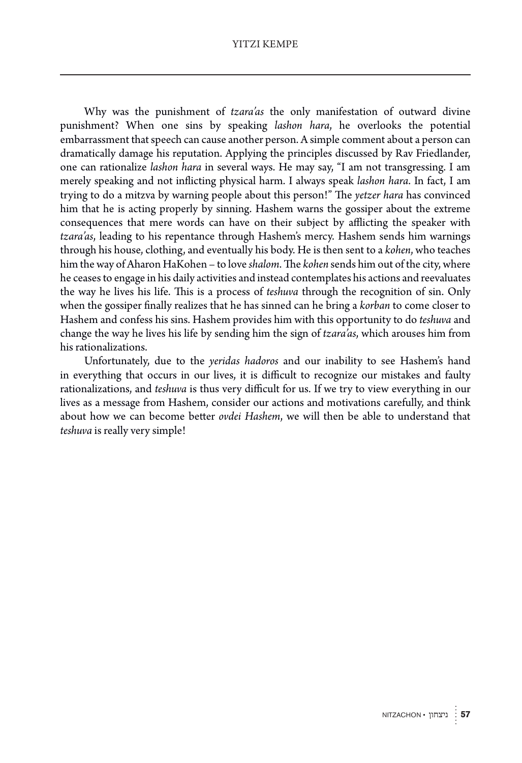Why was the punishment of *tzara'as* the only manifestation of outward divine punishment? When one sins by speaking *lashon hara*, he overlooks the potential embarrassment that speech can cause another person. A simple comment about a person can dramatically damage his reputation. Applying the principles discussed by Rav Friedlander, one can rationalize *lashon hara* in several ways. He may say, "I am not transgressing. I am merely speaking and not inflicting physical harm. I always speak *lashon hara*. In fact, I am trying to do a mitzva by warning people about this person!" The *yetzer hara* has convinced him that he is acting properly by sinning. Hashem warns the gossiper about the extreme consequences that mere words can have on their subject by afflicting the speaker with *tzara'as*, leading to his repentance through Hashem's mercy. Hashem sends him warnings through his house, clothing, and eventually his body. He is then sent to a *kohen*, who teaches him the way of Aharon HaKohen – to love *shalom*. The *kohen* sends him out of the city, where he ceases to engage in his daily activities and instead contemplates his actions and reevaluates the way he lives his life. This is a process of *teshuva* through the recognition of sin. Only when the gossiper finally realizes that he has sinned can he bring a *korban* to come closer to Hashem and confess his sins. Hashem provides him with this opportunity to do *teshuva* and change the way he lives his life by sending him the sign of *tzara'as*, which arouses him from his rationalizations.

Unfortunately, due to the *yeridas hadoros* and our inability to see Hashem's hand in everything that occurs in our lives, it is difficult to recognize our mistakes and faulty rationalizations, and *teshuva* is thus very difficult for us. If we try to view everything in our lives as a message from Hashem, consider our actions and motivations carefully, and think about how we can become better *ovdei Hashem*, we will then be able to understand that *teshuva* is really very simple!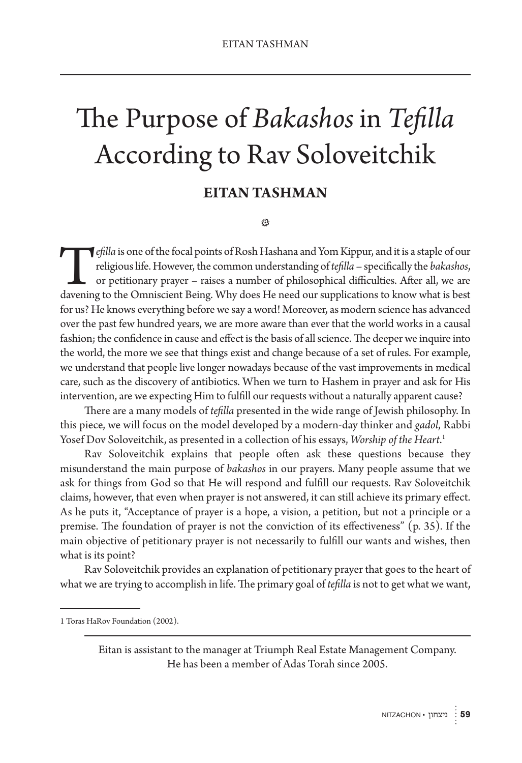# The Purpose of *Bakashos* in *Tefilla* According to Rav Soloveitchik

**EITAN TASHMAN**

*Tefilla* is one of the focal points of Rosh Hashana and Yom Kippur, and it is a staple of our religious life. However, the common understanding of *tefilla* – specifically the *bakashos*, or petitionary prayer – raises a number of philosophical difficulties. After all, we are davening to the Omniscient Being. Why does He need our supplications to know what is best for us? He knows everything before we say a word! Moreover, as modern science has advanced over the past few hundred years, we are more aware than ever that the world works in a causal fashion; the confidence in cause and effect is the basis of all science. The deeper we inquire into the world, the more we see that things exist and change because of a set of rules. For example, we understand that people live longer nowadays because of the vast improvements in medical care, such as the discovery of antibiotics. When we turn to Hashem in prayer and ask for His intervention, are we expecting Him to fulfill our requests without a naturally apparent cause?

There are a many models of *tefilla* presented in the wide range of Jewish philosophy. In this piece, we will focus on the model developed by a modern-day thinker and *gadol*, Rabbi Yosef Dov Soloveitchik, as presented in a collection of his essays, *Worship of the Heart*.[1]

Rav Soloveitchik explains that people often ask these questions because they misunderstand the main purpose of *bakashos* in our prayers. Many people assume that we ask for things from God so that He will respond and fulfill our requests. Rav Soloveitchik claims, however, that even when prayer is not answered, it can still achieve its primary effect. As he puts it, "Acceptance of prayer is a hope, a vision, a petition, but not a principle or a premise. The foundation of prayer is not the conviction of its effectiveness" (p. 35). If the main objective of petitionary prayer is not necessarily to fulfill our wants and wishes, then what is its point?

Rav Soloveitchik provides an explanation of petitionary prayer that goes to the heart of what we are trying to accomplish in life. The primary goal of *tefilla* is not to get what we want,

---

1 Toras HaRov Foundation (2002).

Eitan is assistant to the manager at Triumph Real Estate Management Company. He has been a member of Adas Torah since 2005.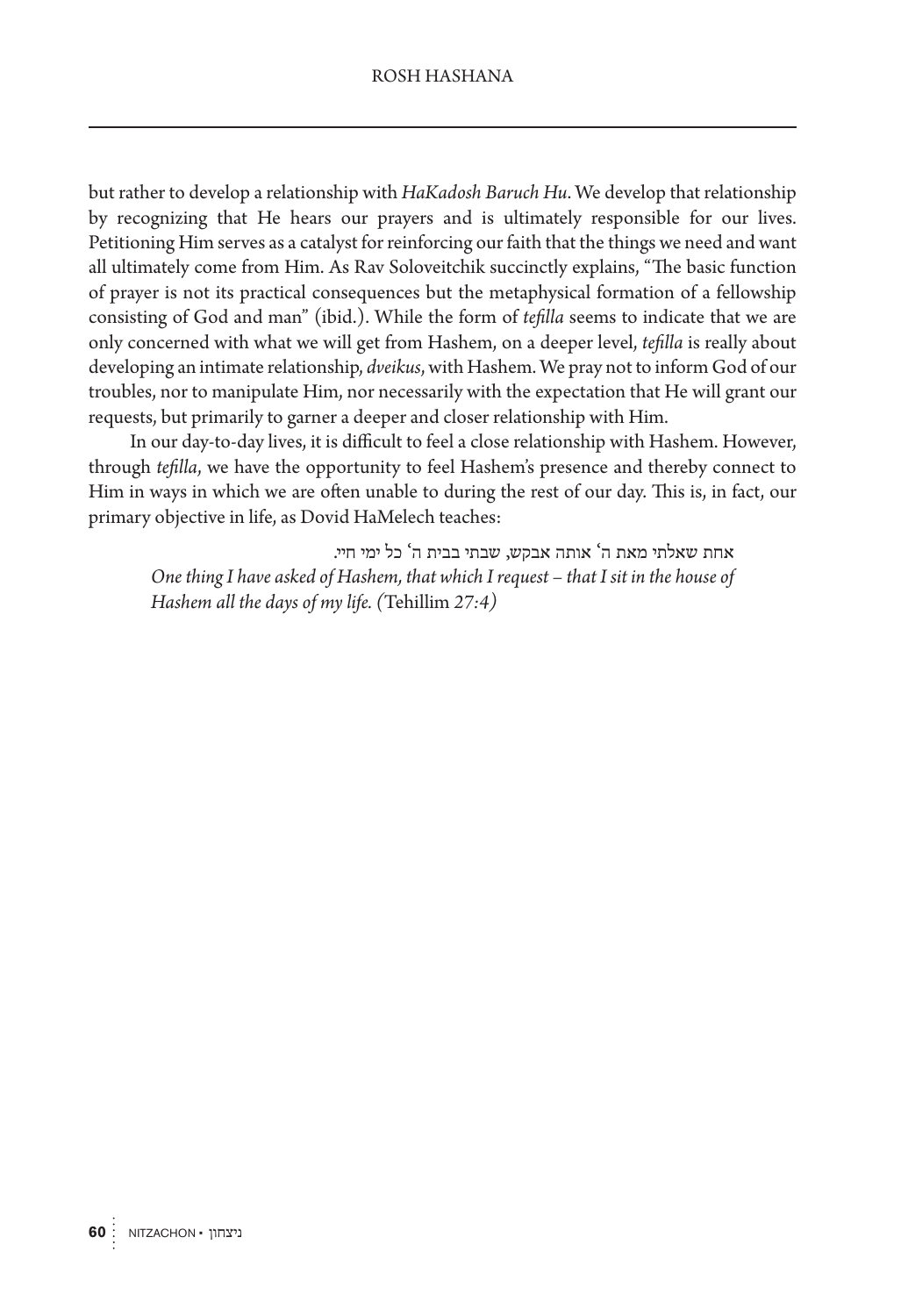but rather to develop a relationship with *HaKadosh Baruch Hu*. We develop that relationship by recognizing that He hears our prayers and is ultimately responsible for our lives. Petitioning Him serves as a catalyst for reinforcing our faith that the things we need and want all ultimately come from Him. As Rav Soloveitchik succinctly explains, "The basic function of prayer is not its practical consequences but the metaphysical formation of a fellowship consisting of God and man" (ibid.). While the form of *tefilla* seems to indicate that we are only concerned with what we will get from Hashem, on a deeper level, *tefilla* is really about developing an intimate relationship, *dveikus*, with Hashem. We pray not to inform God of our troubles, nor to manipulate Him, nor necessarily with the expectation that He will grant our requests, but primarily to garner a deeper and closer relationship with Him.

In our day-to-day lives, it is difficult to feel a close relationship with Hashem. However, through *tefilla*, we have the opportunity to feel Hashem's presence and thereby connect to Him in ways in which we are often unable to during the rest of our day. This is, in fact, our primary objective in life, as Dovid HaMelech teaches:

> אחת שאלתי מאת ה' אותה אבקש, שבתי בבית ה' כל ימי חיי.
>
> *One thing I have asked of Hashem, that which I request – that I sit in the house of Hashem all the days of my life. (*Tehillim *27:4)*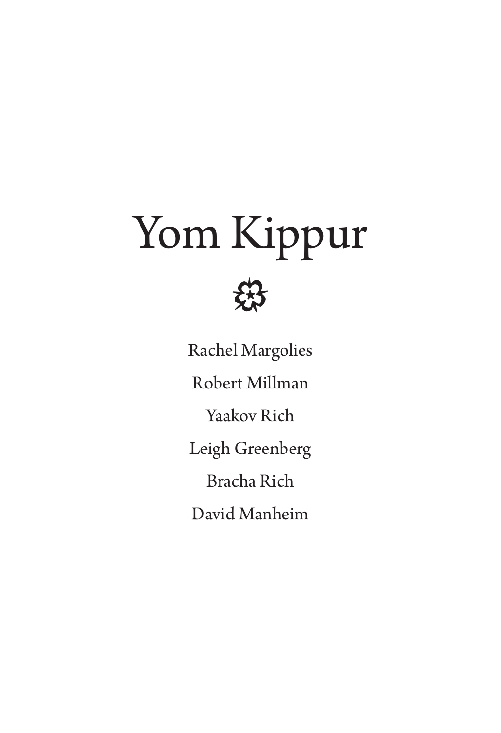# Yom Kippur

Rachel Margolies

Robert Millman

Yaakov Rich

Leigh Greenberg

Bracha Rich

David Manheim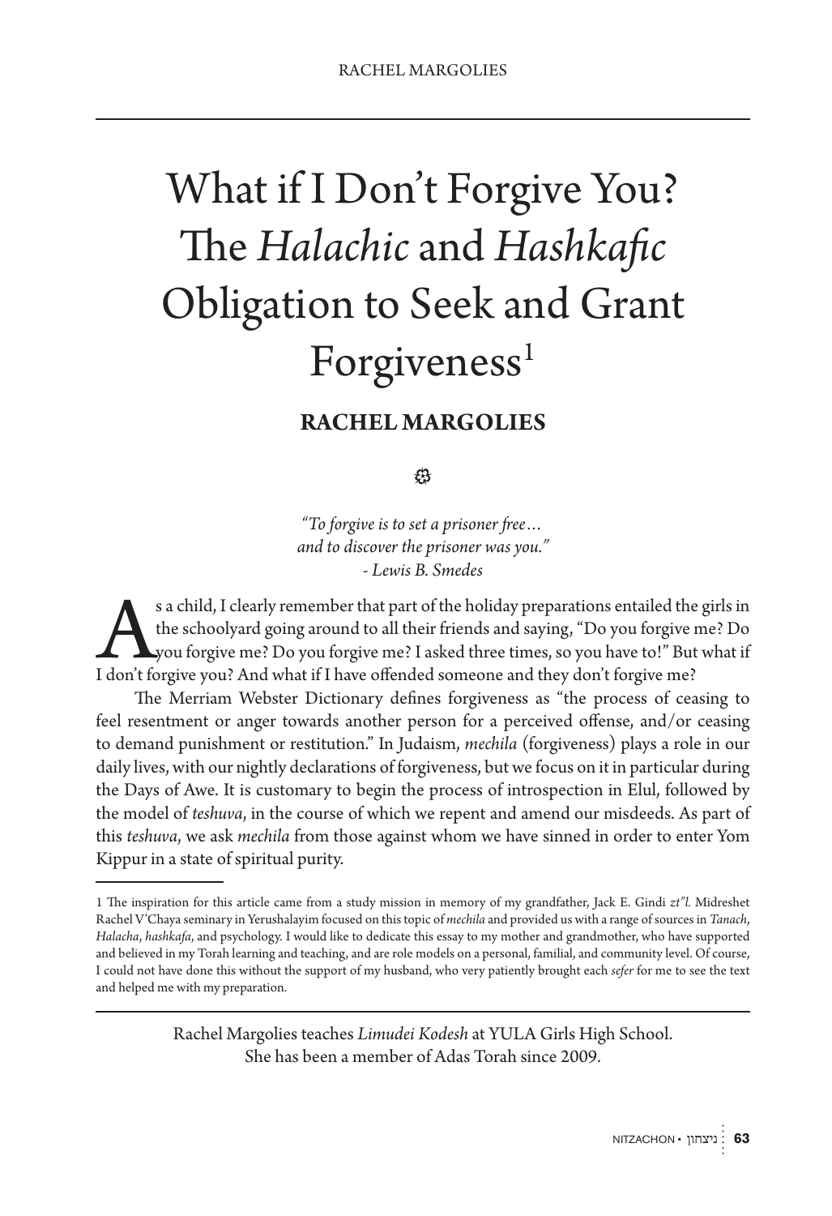# What if I Don't Forgive You? The *Halachic* and *Hashkafic* Obligation to Seek and Grant Forgiveness[1]

**RACHEL MARGOLIES**

*"To forgive is to set a prisoner free… and to discover the prisoner was you."*
*- Lewis B. Smedes*

As a child, I clearly remember that part of the holiday preparations entailed the girls in the schoolyard going around to all their friends and saying, "Do you forgive me? Do you forgive me? Do you forgive me? I asked three times, so you have to!" But what if I don't forgive you? And what if I have offended someone and they don't forgive me?

The Merriam Webster Dictionary defines forgiveness as "the process of ceasing to feel resentment or anger towards another person for a perceived offense, and/or ceasing to demand punishment or restitution." In Judaism, *mechila* (forgiveness) plays a role in our daily lives, with our nightly declarations of forgiveness, but we focus on it in particular during the Days of Awe. It is customary to begin the process of introspection in Elul, followed by the model of *teshuva*, in the course of which we repent and amend our misdeeds. As part of this *teshuva*, we ask *mechila* from those against whom we have sinned in order to enter Yom Kippur in a state of spiritual purity.

---

1 The inspiration for this article came from a study mission in memory of my grandfather, Jack E. Gindi *zt"l*. Midreshet Rachel V'Chaya seminary in Yerushalayim focused on this topic of *mechila* and provided us with a range of sources in *Tanach*, *Halacha*, *hashkafa*, and psychology. I would like to dedicate this essay to my mother and grandmother, who have supported and believed in my Torah learning and teaching, and are role models on a personal, familial, and community level. Of course, I could not have done this without the support of my husband, who very patiently brought each *sefer* for me to see the text and helped me with my preparation.

---

Rachel Margolies teaches *Limudei Kodesh* at YULA Girls High School. She has been a member of Adas Torah since 2009.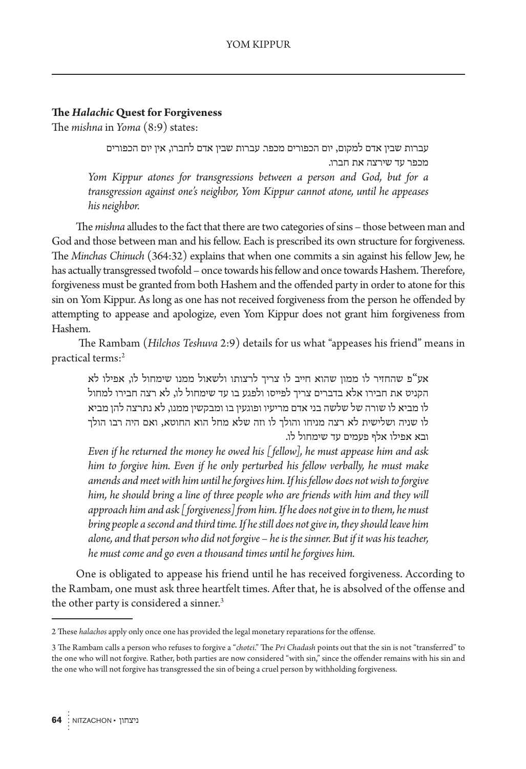## The *Halachic* Quest for Forgiveness

The *mishna* in *Yoma* (8:9) states:

> עברות שבין אדם למקום, יום הכפורים מכפר. עברות שבין אדם לחברו, אין יום הכפורים מכפר עד שירצה את חברו.
>
> *Yom Kippur atones for transgressions between a person and God, but for a transgression against one's neighbor, Yom Kippur cannot atone, until he appeases his neighbor.*

The *mishna* alludes to the fact that there are two categories of sins – those between man and God and those between man and his fellow. Each is prescribed its own structure for forgiveness. The *Minchas Chinuch* (364:32) explains that when one commits a sin against his fellow Jew, he has actually transgressed twofold – once towards his fellow and once towards Hashem. Therefore, forgiveness must be granted from both Hashem and the offended party in order to atone for this sin on Yom Kippur. As long as one has not received forgiveness from the person he offended by attempting to appease and apologize, even Yom Kippur does not grant him forgiveness from Hashem.

The Rambam (*Hilchos Teshuva* 2:9) details for us what "appeases his friend" means in practical terms:[2]

> אע"פ שהחזיר לו ממון שהוא חייב לו צריך לרצותו ולשאול ממנו שימחול לו, אפילו לא הקניט את חבירו אלא בדברים צריך לפייסו ולפגע בו עד שימחול לו, לא רצה חבירו למחול לו מביא לו שורה של שלשה בני אדם מריעיו ופוגעין בו ומבקשין ממנו, לא נתרצה להן מביא לו שניה ושלישית לא רצה מניחו והולך לו וזה שלא מחל הוא החוטא, ואם היה רבו הולך ובא אפילו אלף פעמים עד שימחול לו.
>
> *Even if he returned the money he owed his [fellow], he must appease him and ask him to forgive him. Even if he only perturbed his fellow verbally, he must make amends and meet with him until he forgives him. If his fellow does not wish to forgive him, he should bring a line of three people who are friends with him and they will approach him and ask [forgiveness] from him. If he does not give in to them, he must bring people a second and third time. If he still does not give in, they should leave him alone, and that person who did not forgive – he is the sinner. But if it was his teacher, he must come and go even a thousand times until he forgives him.*

One is obligated to appease his friend until he has received forgiveness. According to the Rambam, one must ask three heartfelt times. After that, he is absolved of the offense and the other party is considered a sinner.[3]

---

2 These *halachos* apply only once one has provided the legal monetary reparations for the offense.

3 The Rambam calls a person who refuses to forgive a "*chotei*." The *Pri Chadash* points out that the sin is not "transferred" to the one who will not forgive. Rather, both parties are now considered "with sin," since the offender remains with his sin and the one who will not forgive has transgressed the sin of being a cruel person by withholding forgiveness.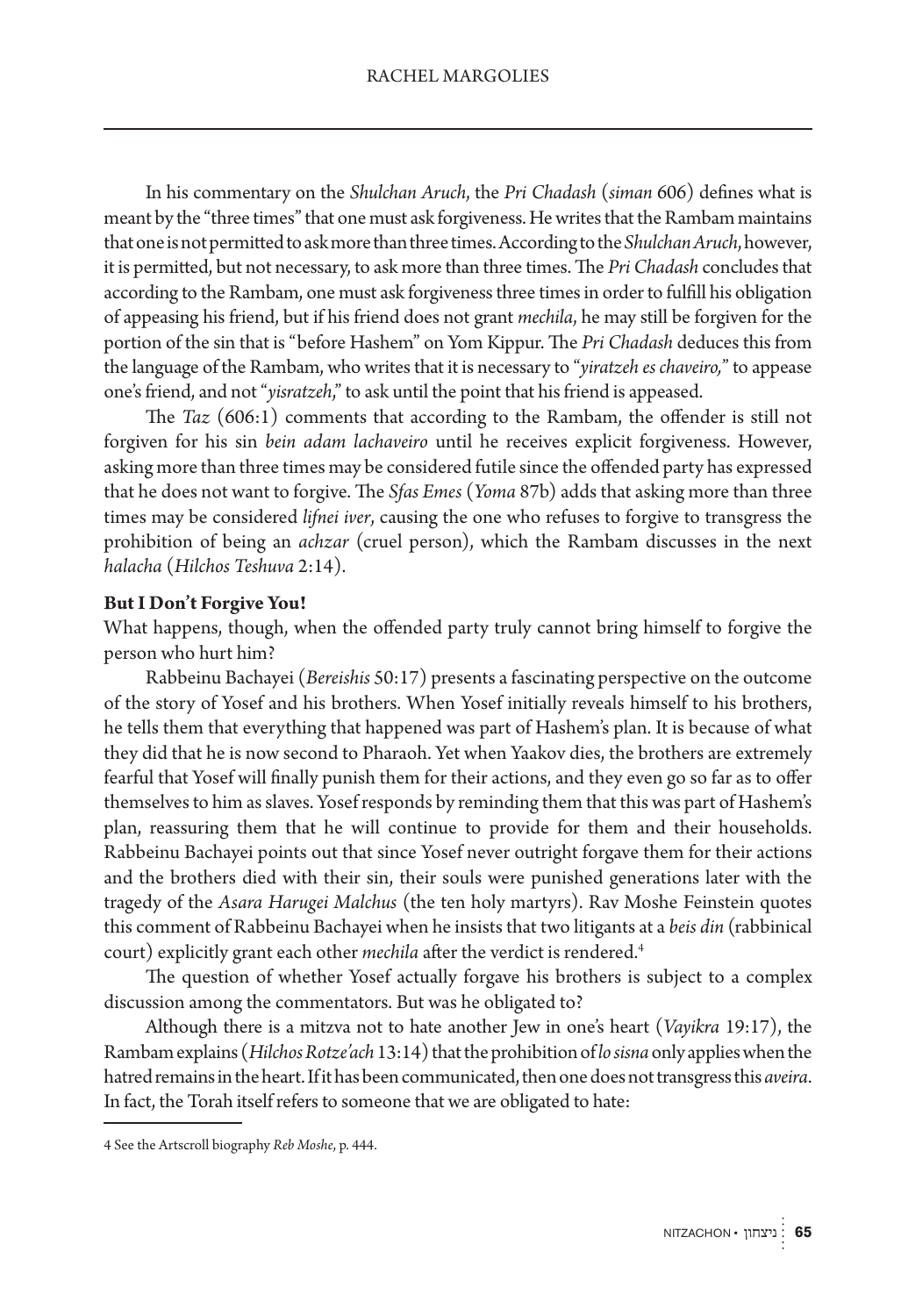In his commentary on the *Shulchan Aruch*, the *Pri Chadash* (*siman* 606) defines what is meant by the "three times" that one must ask forgiveness. He writes that the Rambam maintains that one is not permitted to ask more than three times. According to the *Shulchan Aruch*, however, it is permitted, but not necessary, to ask more than three times. The *Pri Chadash* concludes that according to the Rambam, one must ask forgiveness three times in order to fulfill his obligation of appeasing his friend, but if his friend does not grant *mechila*, he may still be forgiven for the portion of the sin that is "before Hashem" on Yom Kippur. The *Pri Chadash* deduces this from the language of the Rambam, who writes that it is necessary to "*yiratzeh es chaveiro*," to appease one's friend, and not "*yisratzeh*," to ask until the point that his friend is appeased.

The *Taz* (606:1) comments that according to the Rambam, the offender is still not forgiven for his sin *bein adam lachaveiro* until he receives explicit forgiveness. However, asking more than three times may be considered futile since the offended party has expressed that he does not want to forgive. The *Sfas Emes* (*Yoma* 87b) adds that asking more than three times may be considered *lifnei iver*, causing the one who refuses to forgive to transgress the prohibition of being an *achzar* (cruel person), which the Rambam discusses in the next *halacha* (*Hilchos Teshuva* 2:14).

**But I Don't Forgive You!**

What happens, though, when the offended party truly cannot bring himself to forgive the person who hurt him?

Rabbeinu Bachayei (*Bereishis* 50:17) presents a fascinating perspective on the outcome of the story of Yosef and his brothers. When Yosef initially reveals himself to his brothers, he tells them that everything that happened was part of Hashem's plan. It is because of what they did that he is now second to Pharaoh. Yet when Yaakov dies, the brothers are extremely fearful that Yosef will finally punish them for their actions, and they even go so far as to offer themselves to him as slaves. Yosef responds by reminding them that this was part of Hashem's plan, reassuring them that he will continue to provide for them and their households. Rabbeinu Bachayei points out that since Yosef never outright forgave them for their actions and the brothers died with their sin, their souls were punished generations later with the tragedy of the *Asara Harugei Malchus* (the ten holy martyrs). Rav Moshe Feinstein quotes this comment of Rabbeinu Bachayei when he insists that two litigants at a *beis din* (rabbinical court) explicitly grant each other *mechila* after the verdict is rendered.[4]

The question of whether Yosef actually forgave his brothers is subject to a complex discussion among the commentators. But was he obligated to?

Although there is a mitzva not to hate another Jew in one's heart (*Vayikra* 19:17), the Rambam explains (*Hilchos Rotze'ach* 13:14) that the prohibition of *lo sisna* only applies when the hatred remains in the heart. If it has been communicated, then one does not transgress this *aveira*. In fact, the Torah itself refers to someone that we are obligated to hate:

---

4 See the Artscroll biography *Reb Moshe*, p. 444.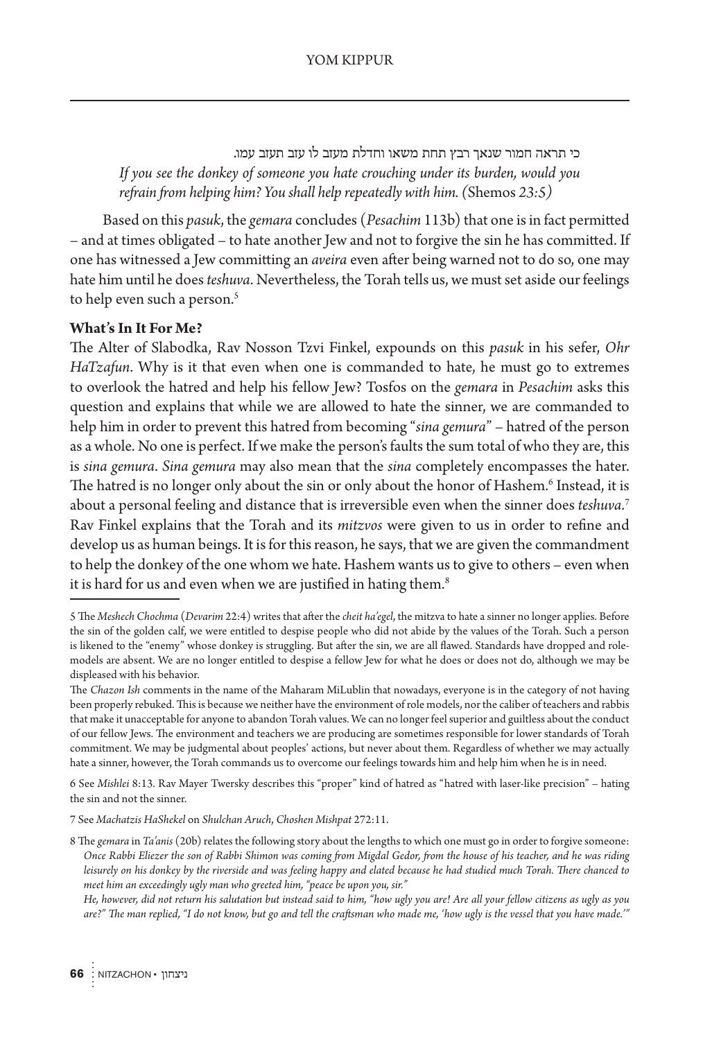כי תראה חמור שנאך רבץ תחת משאו וחדלת מעזב לו עזב תעזב עמו.

*If you see the donkey of someone you hate crouching under its burden, would you refrain from helping him? You shall help repeatedly with him. (*Shemos *23:5)*

Based on this *pasuk*, the *gemara* concludes (*Pesachim* 113b) that one is in fact permitted – and at times obligated – to hate another Jew and not to forgive the sin he has committed. If one has witnessed a Jew committing an *aveira* even after being warned not to do so, one may hate him until he does *teshuva*. Nevertheless, the Torah tells us, we must set aside our feelings to help even such a person.[5]

**What's In It For Me?**

The Alter of Slabodka, Rav Nosson Tzvi Finkel, expounds on this *pasuk* in his sefer, *Ohr HaTzafun*. Why is it that even when one is commanded to hate, he must go to extremes to overlook the hatred and help his fellow Jew? Tosfos on the *gemara* in *Pesachim* asks this question and explains that while we are allowed to hate the sinner, we are commanded to help him in order to prevent this hatred from becoming "*sina gemura*" – hatred of the person as a whole. No one is perfect. If we make the person's faults the sum total of who they are, this is *sina gemura*. *Sina gemura* may also mean that the *sina* completely encompasses the hater. The hatred is no longer only about the sin or only about the honor of Hashem.[6] Instead, it is about a personal feeling and distance that is irreversible even when the sinner does *teshuva*.[7] Rav Finkel explains that the Torah and its *mitzvos* were given to us in order to refine and develop us as human beings. It is for this reason, he says, that we are given the commandment to help the donkey of the one whom we hate. Hashem wants us to give to others – even when it is hard for us and even when we are justified in hating them.[8]

---

5 The *Meshech Chochma* (*Devarim* 22:4) writes that after the *cheit ha'egel*, the mitzva to hate a sinner no longer applies. Before the sin of the golden calf, we were entitled to despise people who did not abide by the values of the Torah. Such a person is likened to the "enemy" whose donkey is struggling. But after the sin, we are all flawed. Standards have dropped and role-models are absent. We are no longer entitled to despise a fellow Jew for what he does or does not do, although we may be displeased with his behavior.

The *Chazon Ish* comments in the name of the Maharam MiLublin that nowadays, everyone is in the category of not having been properly rebuked. This is because we neither have the environment of role models, nor the caliber of teachers and rabbis that make it unacceptable for anyone to abandon Torah values. We can no longer feel superior and guiltless about the conduct of our fellow Jews. The environment and teachers we are producing are sometimes responsible for lower standards of Torah commitment. We may be judgmental about peoples' actions, but never about them. Regardless of whether we may actually hate a sinner, however, the Torah commands us to overcome our feelings towards him and help him when he is in need.

6 See *Mishlei* 8:13. Rav Mayer Twersky describes this "proper" kind of hatred as "hatred with laser-like precision" – hating the sin and not the sinner.

7 See *Machatzis HaShekel* on *Shulchan Aruch*, *Choshen Mishpat* 272:11.

8 The *gemara* in *Ta'anis* (20b) relates the following story about the lengths to which one must go in order to forgive someone:

*Once Rabbi Eliezer the son of Rabbi Shimon was coming from Migdal Gedor, from the house of his teacher, and he was riding leisurely on his donkey by the riverside and was feeling happy and elated because he had studied much Torah. There chanced to meet him an exceedingly ugly man who greeted him, "peace be upon you, sir."*

*He, however, did not return his salutation but instead said to him, "how ugly you are! Are all your fellow citizens as ugly as you are?" The man replied, "I do not know, but go and tell the craftsman who made me, 'how ugly is the vessel that you have made.'"*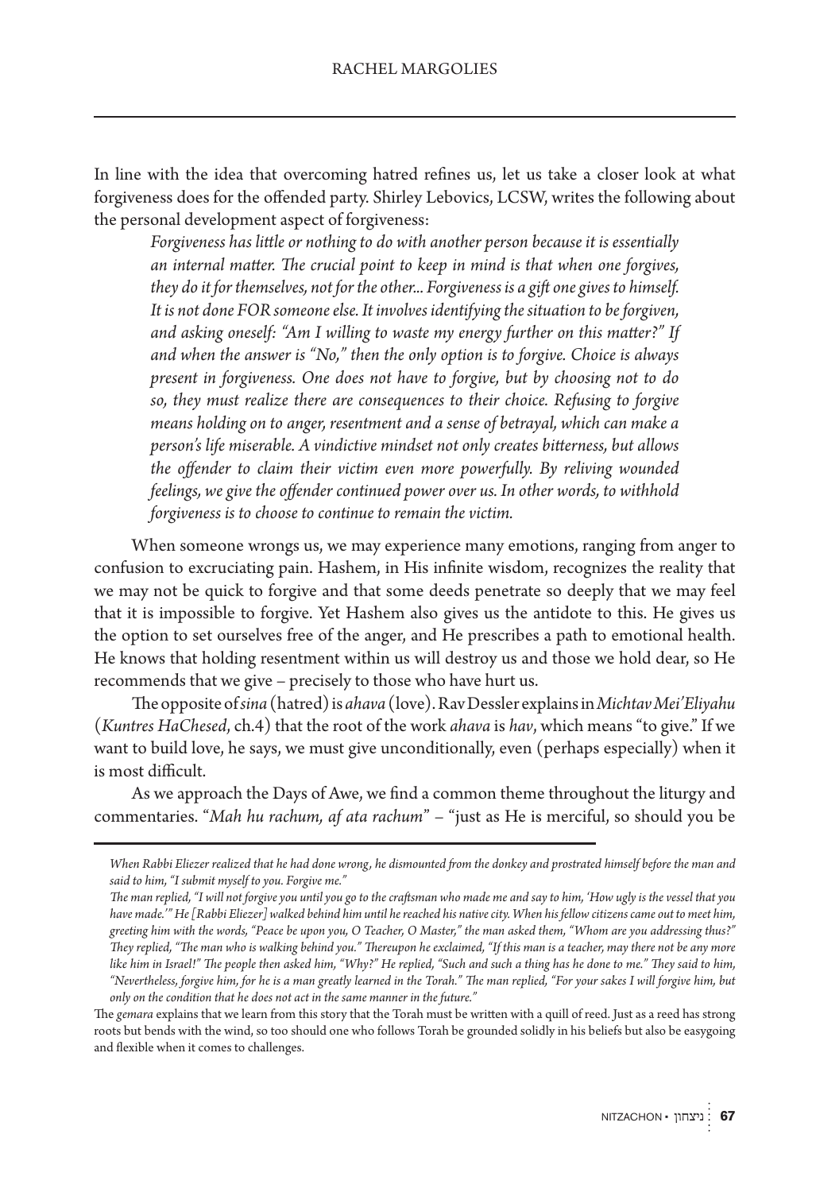In line with the idea that overcoming hatred refines us, let us take a closer look at what forgiveness does for the offended party. Shirley Lebovics, LCSW, writes the following about the personal development aspect of forgiveness:

> *Forgiveness has little or nothing to do with another person because it is essentially an internal matter. The crucial point to keep in mind is that when one forgives, they do it for themselves, not for the other... Forgiveness is a gift one gives to himself. It is not done FOR someone else. It involves identifying the situation to be forgiven, and asking oneself: "Am I willing to waste my energy further on this matter?" If and when the answer is "No," then the only option is to forgive. Choice is always present in forgiveness. One does not have to forgive, but by choosing not to do so, they must realize there are consequences to their choice. Refusing to forgive means holding on to anger, resentment and a sense of betrayal, which can make a person's life miserable. A vindictive mindset not only creates bitterness, but allows the offender to claim their victim even more powerfully. By reliving wounded feelings, we give the offender continued power over us. In other words, to withhold forgiveness is to choose to continue to remain the victim.*

When someone wrongs us, we may experience many emotions, ranging from anger to confusion to excruciating pain. Hashem, in His infinite wisdom, recognizes the reality that we may not be quick to forgive and that some deeds penetrate so deeply that we may feel that it is impossible to forgive. Yet Hashem also gives us the antidote to this. He gives us the option to set ourselves free of the anger, and He prescribes a path to emotional health. He knows that holding resentment within us will destroy us and those we hold dear, so He recommends that we give – precisely to those who have hurt us.

The opposite of *sina* (hatred) is *ahava* (love). Rav Dessler explains in *Michtav Mei'Eliyahu* (*Kuntres HaChesed*, ch.4) that the root of the work *ahava* is *hav*, which means "to give." If we want to build love, he says, we must give unconditionally, even (perhaps especially) when it is most difficult.

As we approach the Days of Awe, we find a common theme throughout the liturgy and commentaries. "*Mah hu rachum, af ata rachum*" – "just as He is merciful, so should you be

---

*When Rabbi Eliezer realized that he had done wrong, he dismounted from the donkey and prostrated himself before the man and said to him, "I submit myself to you. Forgive me."*

*The man replied, "I will not forgive you until you go to the craftsman who made me and say to him, 'How ugly is the vessel that you have made.'" He [Rabbi Eliezer] walked behind him until he reached his native city. When his fellow citizens came out to meet him, greeting him with the words, "Peace be upon you, O Teacher, O Master," the man asked them, "Whom are you addressing thus?" They replied, "The man who is walking behind you." Thereupon he exclaimed, "If this man is a teacher, may there not be any more like him in Israel!" The people then asked him, "Why?" He replied, "Such and such a thing has he done to me." They said to him, "Nevertheless, forgive him, for he is a man greatly learned in the Torah." The man replied, "For your sakes I will forgive him, but only on the condition that he does not act in the same manner in the future."*

The *gemara* explains that we learn from this story that the Torah must be written with a quill of reed. Just as a reed has strong roots but bends with the wind, so too should one who follows Torah be grounded solidly in his beliefs but also be easygoing and flexible when it comes to challenges.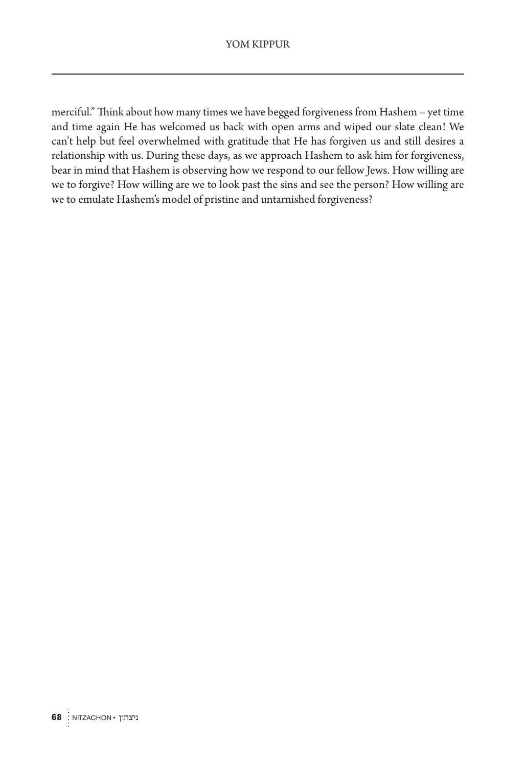merciful." Think about how many times we have begged forgiveness from Hashem – yet time and time again He has welcomed us back with open arms and wiped our slate clean! We can't help but feel overwhelmed with gratitude that He has forgiven us and still desires a relationship with us. During these days, as we approach Hashem to ask him for forgiveness, bear in mind that Hashem is observing how we respond to our fellow Jews. How willing are we to forgive? How willing are we to look past the sins and see the person? How willing are we to emulate Hashem's model of pristine and untarnished forgiveness?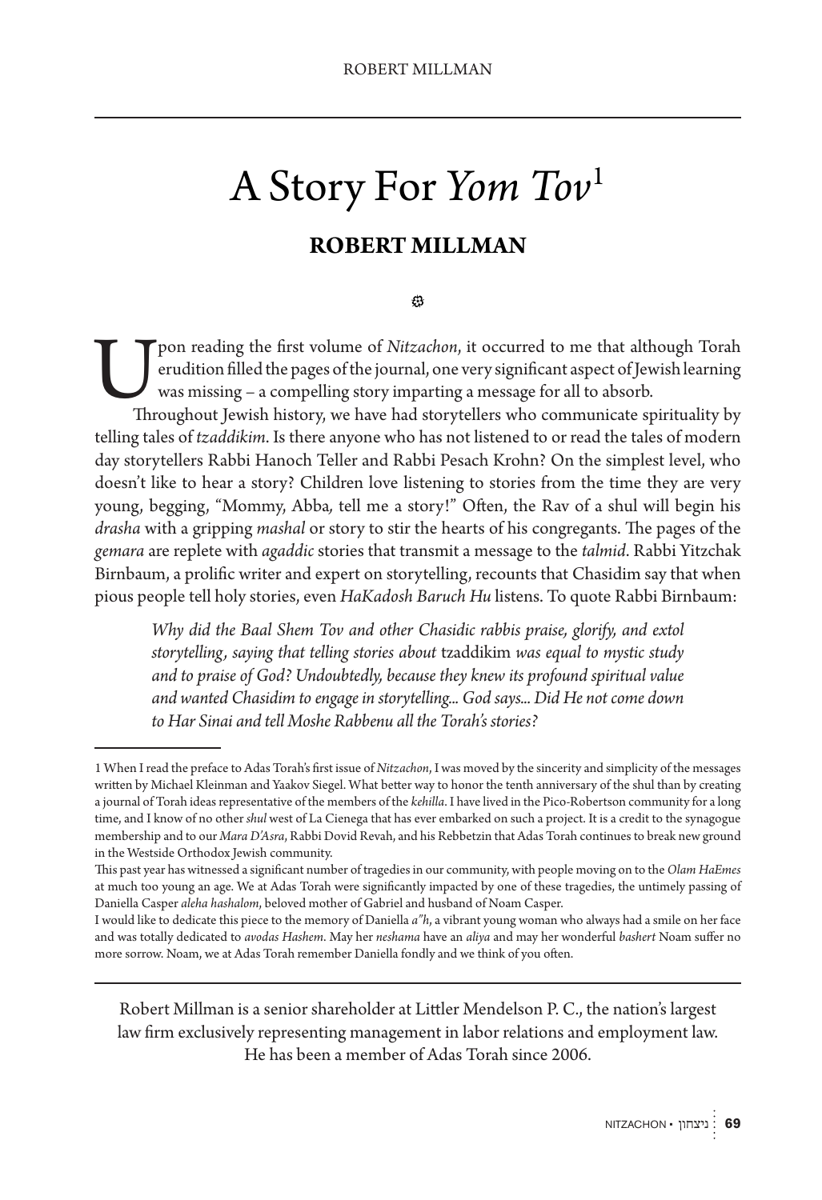# A Story For *Yom Tov*[1]

**ROBERT MILLMAN**

Upon reading the first volume of *Nitzachon*, it occurred to me that although Torah erudition filled the pages of the journal, one very significant aspect of Jewish learning was missing – a compelling story imparting a message for all to absorb.

Throughout Jewish history, we have had storytellers who communicate spirituality by telling tales of *tzaddikim*. Is there anyone who has not listened to or read the tales of modern day storytellers Rabbi Hanoch Teller and Rabbi Pesach Krohn? On the simplest level, who doesn't like to hear a story? Children love listening to stories from the time they are very young, begging, "Mommy, Abba*,* tell me a story!" Often, the Rav of a shul will begin his *drasha* with a gripping *mashal* or story to stir the hearts of his congregants. The pages of the *gemara* are replete with *agaddic* stories that transmit a message to the *talmid*. Rabbi Yitzchak Birnbaum, a prolific writer and expert on storytelling, recounts that Chasidim say that when pious people tell holy stories, even *HaKadosh Baruch Hu* listens. To quote Rabbi Birnbaum:

> *Why did the Baal Shem Tov and other Chasidic rabbis praise, glorify, and extol storytelling, saying that telling stories about* tzaddikim *was equal to mystic study and to praise of God? Undoubtedly, because they knew its profound spiritual value and wanted Chasidim to engage in storytelling... God says... Did He not come down to Har Sinai and tell Moshe Rabbenu all the Torah's stories?*

---

1 When I read the preface to Adas Torah's first issue of *Nitzachon*, I was moved by the sincerity and simplicity of the messages written by Michael Kleinman and Yaakov Siegel. What better way to honor the tenth anniversary of the shul than by creating a journal of Torah ideas representative of the members of the *kehilla*. I have lived in the Pico-Robertson community for a long time, and I know of no other *shul* west of La Cienega that has ever embarked on such a project. It is a credit to the synagogue membership and to our *Mara D'Asra*, Rabbi Dovid Revah, and his Rebbetzin that Adas Torah continues to break new ground in the Westside Orthodox Jewish community.

This past year has witnessed a significant number of tragedies in our community, with people moving on to the *Olam HaEmes* at much too young an age. We at Adas Torah were significantly impacted by one of these tragedies, the untimely passing of Daniella Casper *aleha hashalom*, beloved mother of Gabriel and husband of Noam Casper.

I would like to dedicate this piece to the memory of Daniella *a"h*, a vibrant young woman who always had a smile on her face and was totally dedicated to *avodas Hashem*. May her *neshama* have an *aliya* and may her wonderful *bashert* Noam suffer no more sorrow. Noam, we at Adas Torah remember Daniella fondly and we think of you often.

---

Robert Millman is a senior shareholder at Littler Mendelson P. C., the nation's largest law firm exclusively representing management in labor relations and employment law. He has been a member of Adas Torah since 2006.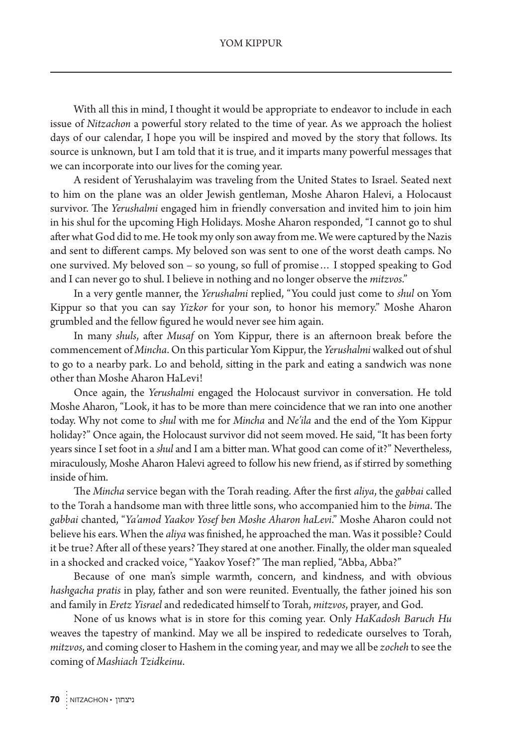With all this in mind, I thought it would be appropriate to endeavor to include in each issue of *Nitzachon* a powerful story related to the time of year. As we approach the holiest days of our calendar, I hope you will be inspired and moved by the story that follows. Its source is unknown, but I am told that it is true, and it imparts many powerful messages that we can incorporate into our lives for the coming year.

A resident of Yerushalayim was traveling from the United States to Israel. Seated next to him on the plane was an older Jewish gentleman, Moshe Aharon Halevi, a Holocaust survivor. The *Yerushalmi* engaged him in friendly conversation and invited him to join him in his shul for the upcoming High Holidays. Moshe Aharon responded, "I cannot go to shul after what God did to me. He took my only son away from me. We were captured by the Nazis and sent to different camps. My beloved son was sent to one of the worst death camps. No one survived. My beloved son – so young, so full of promise… I stopped speaking to God and I can never go to shul. I believe in nothing and no longer observe the *mitzvos*."

In a very gentle manner, the *Yerushalmi* replied, "You could just come to *shul* on Yom Kippur so that you can say *Yizkor* for your son, to honor his memory." Moshe Aharon grumbled and the fellow figured he would never see him again.

In many *shuls*, after *Musaf* on Yom Kippur, there is an afternoon break before the commencement of *Mincha*. On this particular Yom Kippur, the *Yerushalmi* walked out of shul to go to a nearby park. Lo and behold, sitting in the park and eating a sandwich was none other than Moshe Aharon HaLevi!

Once again, the *Yerushalmi* engaged the Holocaust survivor in conversation. He told Moshe Aharon, "Look, it has to be more than mere coincidence that we ran into one another today. Why not come to *shul* with me for *Mincha* and *Ne'ila* and the end of the Yom Kippur holiday?" Once again, the Holocaust survivor did not seem moved. He said, "It has been forty years since I set foot in a *shul* and I am a bitter man. What good can come of it?" Nevertheless, miraculously, Moshe Aharon Halevi agreed to follow his new friend, as if stirred by something inside of him.

The *Mincha* service began with the Torah reading. After the first *aliya*, the *gabbai* called to the Torah a handsome man with three little sons, who accompanied him to the *bima*. The *gabbai* chanted, "*Ya'amod Yaakov Yosef ben Moshe Aharon haLevi*." Moshe Aharon could not believe his ears. When the *aliya* was finished, he approached the man. Was it possible? Could it be true? After all of these years? They stared at one another. Finally, the older man squealed in a shocked and cracked voice, "Yaakov Yosef?" The man replied, "Abba, Abba?"

Because of one man's simple warmth, concern, and kindness, and with obvious *hashgacha pratis* in play, father and son were reunited. Eventually, the father joined his son and family in *Eretz Yisrael* and rededicated himself to Torah, *mitzvos*, prayer, and God.

None of us knows what is in store for this coming year. Only *HaKadosh Baruch Hu* weaves the tapestry of mankind. May we all be inspired to rededicate ourselves to Torah, *mitzvos*, and coming closer to Hashem in the coming year, and may we all be *zocheh* to see the coming of *Mashiach Tzidkeinu*.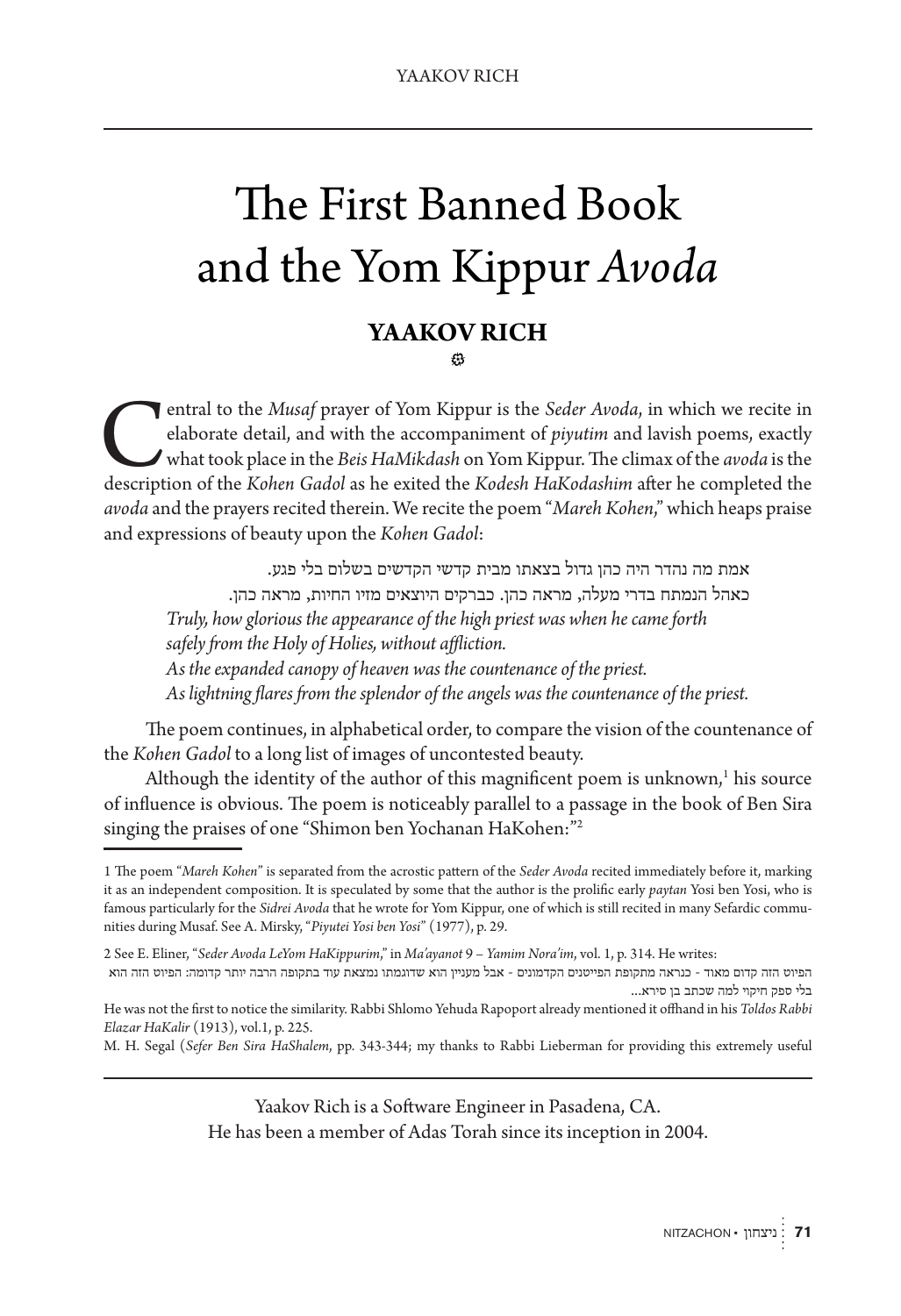# The First Banned Book and the Yom Kippur *Avoda*

## YAAKOV RICH

Central to the *Musaf* prayer of Yom Kippur is the *Seder Avoda*, in which we recite in elaborate detail, and with the accompaniment of *piyutim* and lavish poems, exactly what took place in the *Beis HaMikdash* on Yom Kippur. The climax of the *avoda* is the description of the *Kohen Gadol* as he exited the *Kodesh HaKodashim* after he completed the *avoda* and the prayers recited therein. We recite the poem "*Mareh Kohen*," which heaps praise and expressions of beauty upon the *Kohen Gadol*:

> אמת מה נהדר היה כהן גדול בצאתו מבית קדשי הקדשים בשלום בלי פגע.
> כאהל הנמתח בדרי מעלה, מראה כהן. כברקים היוצאים מזיו החיות, מראה כהן.
> *Truly, how glorious the appearance of the high priest was when he came forth safely from the Holy of Holies, without affliction.*
> *As the expanded canopy of heaven was the countenance of the priest.*
> *As lightning flares from the splendor of the angels was the countenance of the priest.*

The poem continues, in alphabetical order, to compare the vision of the countenance of the *Kohen Gadol* to a long list of images of uncontested beauty.

Although the identity of the author of this magnificent poem is unknown,[1] his source of influence is obvious. The poem is noticeably parallel to a passage in the book of Ben Sira singing the praises of one "Shimon ben Yochanan HaKohen:"[2]

---

1 The poem "*Mareh Kohen*" is separated from the acrostic pattern of the *Seder Avoda* recited immediately before it, marking it as an independent composition. It is speculated by some that the author is the prolific early *paytan* Yosi ben Yosi, who is famous particularly for the *Sidrei Avoda* that he wrote for Yom Kippur, one of which is still recited in many Sefardic communities during Musaf. See A. Mirsky, "*Piyutei Yosi ben Yosi*" (1977), p. 29.

2 See E. Eliner, "*Seder Avoda LeYom HaKippurim*," in *Ma'ayanot* 9 – *Yamim Nora'im*, vol. 1, p. 314. He writes:

הפיוט הזה קדום מאוד - כנראה מתקופת הפייטנים הקדמונים - אבל מעניין הוא שדוגמתו נמצאת עוד בתקופה הרבה יותר קדומה: הפיוט הזה הוא בלי ספק חיקוי למה שכתב בן סירא...

He was not the first to notice the similarity. Rabbi Shlomo Yehuda Rapoport already mentioned it offhand in his *Toldos Rabbi Elazar HaKalir* (1913), vol.1, p. 225.

M. H. Segal (*Sefer Ben Sira HaShalem*, pp. 343-344; my thanks to Rabbi Lieberman for providing this extremely useful

---

Yaakov Rich is a Software Engineer in Pasadena, CA.
He has been a member of Adas Torah since its inception in 2004.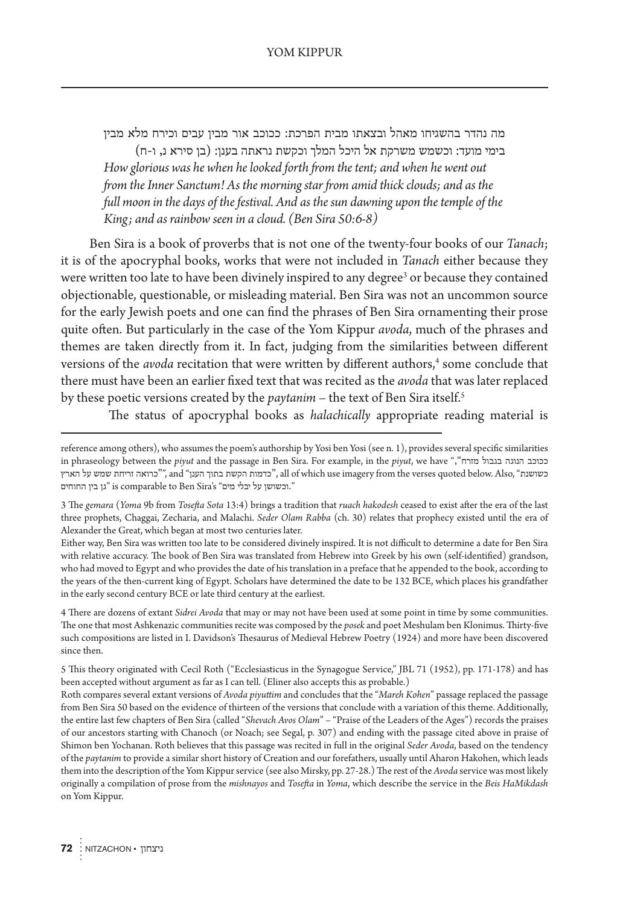מה נהדר בהשגיחו מאהל ובצאתו מבית הפרכת: ככוכב אור מבין עבים וכירח מלא מבין בימי מועד: וכשמש משרקת אל היכל המלך וכקשת נראתה בענן: (בן סירא נ, ו-ח)

*How glorious was he when he looked forth from the tent; and when he went out from the Inner Sanctum! As the morning star from amid thick clouds; and as the full moon in the days of the festival. And as the sun dawning upon the temple of the King; and as rainbow seen in a cloud. (Ben Sira 50:6-8)*

Ben Sira is a book of proverbs that is not one of the twenty-four books of our *Tanach*; it is of the apocryphal books, works that were not included in *Tanach* either because they were written too late to have been divinely inspired to any degree[3] or because they contained objectionable, questionable, or misleading material. Ben Sira was not an uncommon source for the early Jewish poets and one can find the phrases of Ben Sira ornamenting their prose quite often. But particularly in the case of the Yom Kippur *avoda*, much of the phrases and themes are taken directly from it. In fact, judging from the similarities between different versions of the *avoda* recitation that were written by different authors,[4] some conclude that there must have been an earlier fixed text that was recited as the *avoda* that was later replaced by these poetic versions created by the *paytanim* – the text of Ben Sira itself.[5]

The status of apocryphal books as *halachically* appropriate reading material is

---

reference among others), who assumes the poem's authorship by Yosi ben Yosi (see n. 1), provides several specific similarities in phraseology between the *piyut* and the passage in Ben Sira. For example, in the *piyut*, we have "ככוכב הנוגה בגבול מזרח", "כרואה זריחת שמש על הארץ", and "כדמות הקשת בתוך הענן", all of which use imagery from the verses quoted below. Also, "כשושנת גן בין החוחים" is comparable to Ben Sira's "וכשושן על יבלי מים."

3 The *gemara* (*Yoma* 9b from *Tosefta Sota* 13:4) brings a tradition that *ruach hakodesh* ceased to exist after the era of the last three prophets, Chaggai, Zecharia, and Malachi. *Seder Olam Rabba* (ch. 30) relates that prophecy existed until the era of Alexander the Great, which began at most two centuries later.

Either way, Ben Sira was written too late to be considered divinely inspired. It is not difficult to determine a date for Ben Sira with relative accuracy. The book of Ben Sira was translated from Hebrew into Greek by his own (self-identified) grandson, who had moved to Egypt and who provides the date of his translation in a preface that he appended to the book, according to the years of the then-current king of Egypt. Scholars have determined the date to be 132 BCE, which places his grandfather in the early second century BCE or late third century at the earliest.

4 There are dozens of extant *Sidrei Avoda* that may or may not have been used at some point in time by some communities. The one that most Ashkenazic communities recite was composed by the *posek* and poet Meshulam ben Klonimus. Thirty-five such compositions are listed in I. Davidson's Thesaurus of Medieval Hebrew Poetry (1924) and more have been discovered since then.

5 This theory originated with Cecil Roth ("Ecclesiasticus in the Synagogue Service," JBL 71 (1952), pp. 171-178) and has been accepted without argument as far as I can tell. (Eliner also accepts this as probable.)

Roth compares several extant versions of *Avoda piyuttim* and concludes that the "*Mareh Kohen*" passage replaced the passage from Ben Sira 50 based on the evidence of thirteen of the versions that conclude with a variation of this theme. Additionally, the entire last few chapters of Ben Sira (called "*Shevach Avos Olam*" – "Praise of the Leaders of the Ages") records the praises of our ancestors starting with Chanoch (or Noach; see Segal, p. 307) and ending with the passage cited above in praise of Shimon ben Yochanan. Roth believes that this passage was recited in full in the original *Seder Avoda*, based on the tendency of the *paytanim* to provide a similar short history of Creation and our forefathers, usually until Aharon Hakohen, which leads them into the description of the Yom Kippur service (see also Mirsky, pp. 27-28.) The rest of the *Avoda* service was most likely originally a compilation of prose from the *mishnayos* and *Tosefta* in *Yoma*, which describe the service in the *Beis HaMikdash* on Yom Kippur.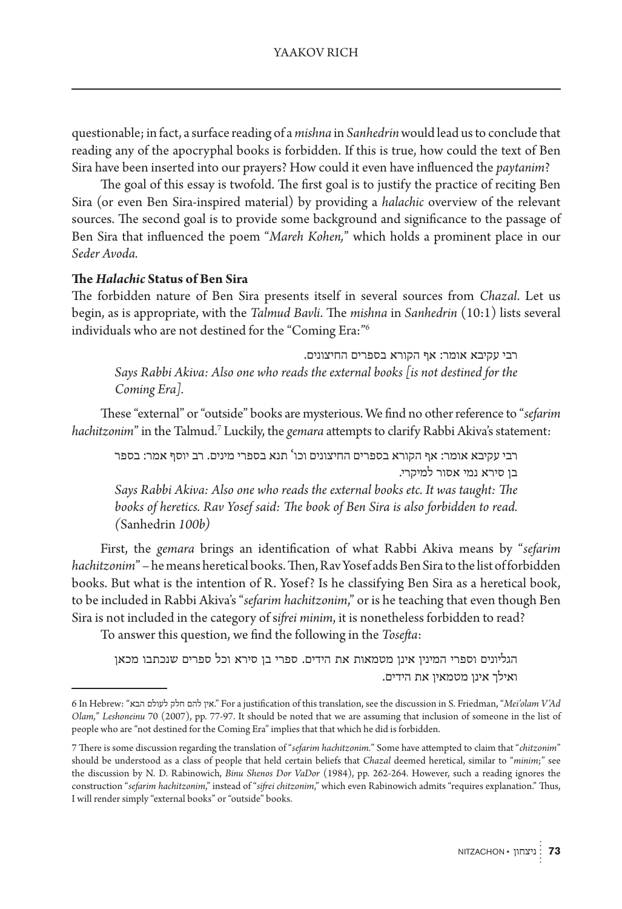questionable; in fact, a surface reading of a *mishna* in *Sanhedrin* would lead us to conclude that reading any of the apocryphal books is forbidden. If this is true, how could the text of Ben Sira have been inserted into our prayers? How could it even have influenced the *paytanim*?

The goal of this essay is twofold. The first goal is to justify the practice of reciting Ben Sira (or even Ben Sira-inspired material) by providing a *halachic* overview of the relevant sources. The second goal is to provide some background and significance to the passage of Ben Sira that influenced the poem "*Mareh Kohen,*" which holds a prominent place in our *Seder Avoda.*

### The *Halachic* Status of Ben Sira

The forbidden nature of Ben Sira presents itself in several sources from *Chazal*. Let us begin, as is appropriate, with the *Talmud Bavli*. The *mishna* in *Sanhedrin* (10:1) lists several individuals who are not destined for the "Coming Era:"[6]

> רבי עקיבא אומר: אף הקורא בספרים החיצונים.
>
> *Says Rabbi Akiva: Also one who reads the external books [is not destined for the Coming Era].*

These "external" or "outside" books are mysterious. We find no other reference to "*sefarim hachitzonim*" in the Talmud.[7] Luckily, the *gemara* attempts to clarify Rabbi Akiva's statement:

> רבי עקיבא אומר: אף הקורא בספרים החיצונים וכו' תנא בספרי מינים. רב יוסף אמר: בספר בן סירא נמי אסור למיקרי.
>
> *Says Rabbi Akiva: Also one who reads the external books etc. It was taught: The books of heretics. Rav Yosef said: The book of Ben Sira is also forbidden to read. (*Sanhedrin *100b)*

First, the *gemara* brings an identification of what Rabbi Akiva means by "*sefarim hachitzonim*" – he means heretical books. Then, Rav Yosef adds Ben Sira to the list of forbidden books. But what is the intention of R. Yosef? Is he classifying Ben Sira as a heretical book, to be included in Rabbi Akiva's "*sefarim hachitzonim*," or is he teaching that even though Ben Sira is not included in the category of *sifrei minim*, it is nonetheless forbidden to read?

To answer this question, we find the following in the *Tosefta*:

> הגליונים וספרי המינין אינן מטמאות את הידים. ספרי בן סירא וכל ספרים שנכתבו מכאן ואילך אינן מטמאין את הידים.

---

6 In Hebrew: "אין להם חלק לעולם הבא." For a justification of this translation, see the discussion in S. Friedman, "*Mei'olam V'Ad Olam,*" *Leshoneinu* 70 (2007), pp. 77-97. It should be noted that we are assuming that inclusion of someone in the list of people who are "not destined for the Coming Era" implies that that which he did is forbidden.

7 There is some discussion regarding the translation of "*sefarim hachitzonim.*" Some have attempted to claim that "*chitzonim*" should be understood as a class of people that held certain beliefs that *Chazal* deemed heretical, similar to "*minim*;" see the discussion by N. D. Rabinowich, *Binu Shenos Dor VaDor* (1984), pp. 262-264. However, such a reading ignores the construction "*sefarim hachitzonim*," instead of "*sifrei chitzonim*," which even Rabinowich admits "requires explanation." Thus, I will render simply "external books" or "outside" books.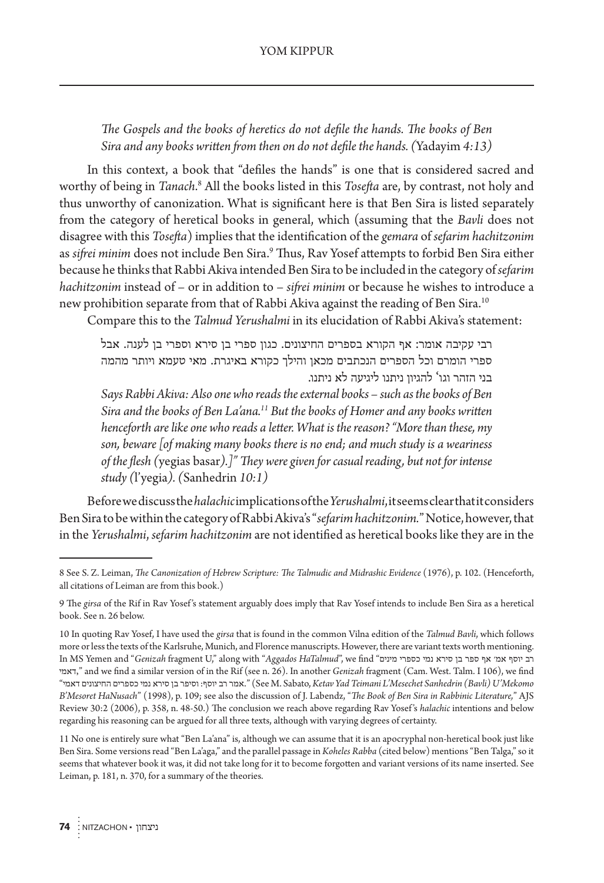*The Gospels and the books of heretics do not defile the hands. The books of Ben Sira and any books written from then on do not defile the hands. (*Yadayim *4:13)*

In this context, a book that "defiles the hands" is one that is considered sacred and worthy of being in *Tanach*.[8] All the books listed in this *Tosefta* are, by contrast, not holy and thus unworthy of canonization. What is significant here is that Ben Sira is listed separately from the category of heretical books in general, which (assuming that the *Bavli* does not disagree with this *Tosefta*) implies that the identification of the *gemara* of *sefarim hachitzonim* as *sifrei minim* does not include Ben Sira.[9] Thus, Rav Yosef attempts to forbid Ben Sira either because he thinks that Rabbi Akiva intended Ben Sira to be included in the category of *sefarim hachitzonim* instead of – or in addition to – *sifrei minim* or because he wishes to introduce a new prohibition separate from that of Rabbi Akiva against the reading of Ben Sira.[10]

Compare this to the *Talmud Yerushalmi* in its elucidation of Rabbi Akiva's statement:

רבי עקיבה אומר: אף הקורא בספרים החיצונים. כגון ספרי בן סירא וספרי בן לענה. אבל ספרי הומרם וכל הספרים הנכתבים מכאן והילך כקורא באיגרת. מאי טעמא ויותר מהמה בני הזהר וגו' להגיון ניתנו ליגיעה לא ניתנו.

*Says Rabbi Akiva: Also one who reads the external books – such as the books of Ben Sira and the books of Ben La'ana.[11] But the books of Homer and any books written henceforth are like one who reads a letter. What is the reason? "More than these, my son, beware [of making many books there is no end; and much study is a weariness of the flesh (*yegias basar*).]" They were given for casual reading, but not for intense study (*l'yegia*). (*Sanhedrin *10:1)*

Before we discuss the *halachic* implications of the *Yerushalmi*, it seems clear that it considers Ben Sira to be within the category of Rabbi Akiva's "*sefarim hachitzonim*." Notice, however, that in the *Yerushalmi*, *sefarim hachitzonim* are not identified as heretical books like they are in the

---

8 See S. Z. Leiman, *The Canonization of Hebrew Scripture: The Talmudic and Midrashic Evidence* (1976), p. 102. (Henceforth, all citations of Leiman are from this book.)

9 The *girsa* of the Rif in Rav Yosef's statement arguably does imply that Rav Yosef intends to include Ben Sira as a heretical book. See n. 26 below.

10 In quoting Rav Yosef, I have used the *girsa* that is found in the common Vilna edition of the *Talmud Bavli*, which follows more or less the texts of the Karlsruhe, Munich, and Florence manuscripts. However, there are variant texts worth mentioning. In MS Yemen and "*Genizah* fragment U," along with "*Aggados HaTalmud*", we find "רב יוסף אמ' אף ספר בן סירא נמי כספרי מינים דאמי," and we find a similar version of in the Rif (see n. 26). In another *Genizah* fragment (Cam. West. Talm. I 106), we find "אמר רב יוסף: וסיפר בן סירא נמי כספרים החיצונים דאמי." (See M. Sabato, *Ketav Yad Teimani L'Mesechet Sanhedrin (Bavli) U'Mekomo B'Mesoret HaNusach*" (1998), p. 109; see also the discussion of J. Labendz, "*The Book of Ben Sira in Rabbinic Literature*," AJS Review 30:2 (2006), p. 358, n. 48-50.) The conclusion we reach above regarding Rav Yosef's *halachic* intentions and below regarding his reasoning can be argued for all three texts, although with varying degrees of certainty.

11 No one is entirely sure what "Ben La'ana" is, although we can assume that it is an apocryphal non-heretical book just like Ben Sira. Some versions read "Ben La'aga," and the parallel passage in *Koheles Rabba* (cited below) mentions "Ben Talga," so it seems that whatever book it was, it did not take long for it to become forgotten and variant versions of its name inserted. See Leiman, p. 181, n. 370, for a summary of the theories.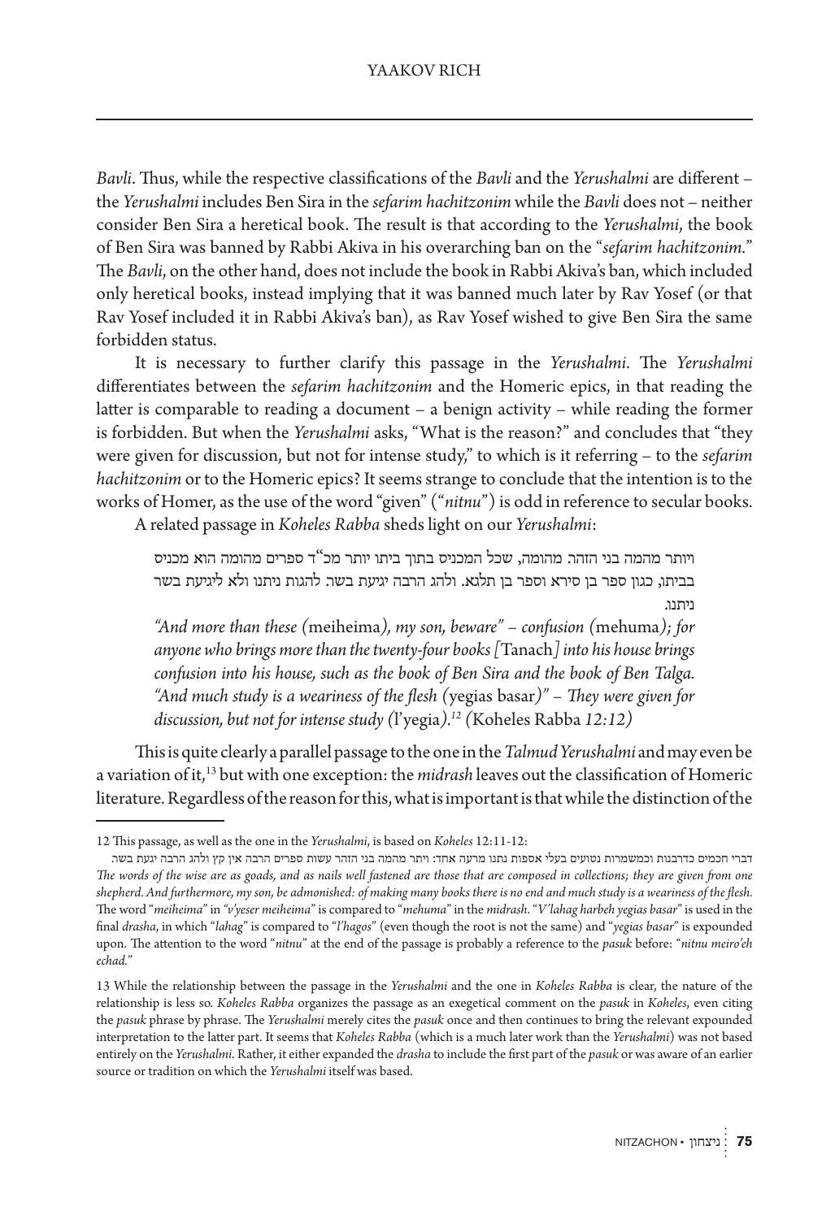*Bavli*. Thus, while the respective classifications of the *Bavli* and the *Yerushalmi* are different – the *Yerushalmi* includes Ben Sira in the *sefarim hachitzonim* while the *Bavli* does not – neither consider Ben Sira a heretical book. The result is that according to the *Yerushalmi*, the book of Ben Sira was banned by Rabbi Akiva in his overarching ban on the "*sefarim hachitzonim*." The *Bavli*, on the other hand, does not include the book in Rabbi Akiva's ban, which included only heretical books, instead implying that it was banned much later by Rav Yosef (or that Rav Yosef included it in Rabbi Akiva's ban), as Rav Yosef wished to give Ben Sira the same forbidden status.

It is necessary to further clarify this passage in the *Yerushalmi*. The *Yerushalmi* differentiates between the *sefarim hachitzonim* and the Homeric epics, in that reading the latter is comparable to reading a document – a benign activity – while reading the former is forbidden. But when the *Yerushalmi* asks, "What is the reason?" and concludes that "they were given for discussion, but not for intense study," to which is it referring – to the *sefarim hachitzonim* or to the Homeric epics? It seems strange to conclude that the intention is to the works of Homer, as the use of the word "given" ("*nitnu*") is odd in reference to secular books.

A related passage in *Koheles Rabba* sheds light on our *Yerushalmi*:

> ויותר מהמה בני הזהר. מהומה, שכל המכניס בתוך ביתו יותר מכ"ד ספרים מהומה הוא מכניס בביתו, כגון ספר בן סירא וספר בן תלגא. ולהג הרבה יגיעת בשר. להגות ניתנו ולא ליגיעת בשר ניתנו.
>
> *"And more than these (*meiheima*), my son, beware" – confusion (*mehuma*); for anyone who brings more than the twenty-four books [*Tanach*] into his house brings confusion into his house, such as the book of Ben Sira and the book of Ben Talga. "And much study is a weariness of the flesh (*yegias basar*)" – They were given for discussion, but not for intense study (*l'yegia*).[12] (*Koheles Rabba *12:12)*

This is quite clearly a parallel passage to the one in the *Talmud Yerushalmi* and may even be a variation of it,[13] but with one exception: the *midrash* leaves out the classification of Homeric literature. Regardless of the reason for this, what is important is that while the distinction of the

---

12 This passage, as well as the one in the *Yerushalmi*, is based on *Koheles* 12:11-12:

דברי חכמים כדרבנות וכמשמרות נטועים בעלי אספות נתנו מרעה אחד: ויתר מהמה בני הזהר עשות ספרים הרבה אין קץ ולהג הרבה יגעת בשר.
*The words of the wise are as goads, and as nails well fastened are those that are composed in collections; they are given from one shepherd. And furthermore, my son, be admonished: of making many books there is no end and much study is a weariness of the flesh.* The word "*meiheima*" in *"v'yeser meiheima"* is compared to "*mehuma*" in the *midrash*. "*V'lahag harbeh yegias basar*" is used in the final *drasha*, in which "*lahag*" is compared to "*l'hagos*" (even though the root is not the same) and "*yegias basar*" is expounded upon. The attention to the word "*nitnu*" at the end of the passage is probably a reference to the *pasuk* before: "*nitnu meiro'eh echad*."

13 While the relationship between the passage in the *Yerushalmi* and the one in *Koheles Rabba* is clear, the nature of the relationship is less so. *Koheles Rabba* organizes the passage as an exegetical comment on the *pasuk* in *Koheles*, even citing the *pasuk* phrase by phrase. The *Yerushalmi* merely cites the *pasuk* once and then continues to bring the relevant expounded interpretation to the latter part. It seems that *Koheles Rabba* (which is a much later work than the *Yerushalmi*) was not based entirely on the *Yerushalmi*. Rather, it either expanded the *drasha* to include the first part of the *pasuk* or was aware of an earlier source or tradition on which the *Yerushalmi* itself was based.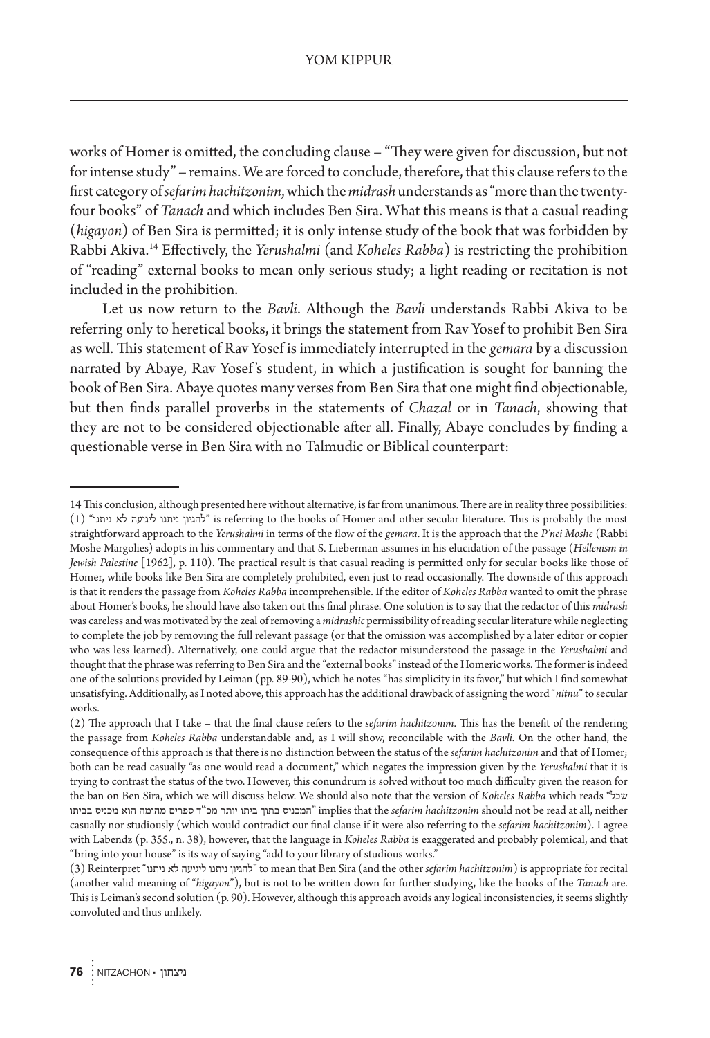works of Homer is omitted, the concluding clause – "They were given for discussion, but not for intense study" – remains. We are forced to conclude, therefore, that this clause refers to the first category of *sefarim hachitzonim*, which the *midrash* understands as "more than the twenty-four books" of *Tanach* and which includes Ben Sira. What this means is that a casual reading (*higayon*) of Ben Sira is permitted; it is only intense study of the book that was forbidden by Rabbi Akiva.[14] Effectively, the *Yerushalmi* (and *Koheles Rabba*) is restricting the prohibition of "reading" external books to mean only serious study; a light reading or recitation is not included in the prohibition.

Let us now return to the *Bavli*. Although the *Bavli* understands Rabbi Akiva to be referring only to heretical books, it brings the statement from Rav Yosef to prohibit Ben Sira as well. This statement of Rav Yosef is immediately interrupted in the *gemara* by a discussion narrated by Abaye, Rav Yosef's student, in which a justification is sought for banning the book of Ben Sira. Abaye quotes many verses from Ben Sira that one might find objectionable, but then finds parallel proverbs in the statements of *Chazal* or in *Tanach*, showing that they are not to be considered objectionable after all. Finally, Abaye concludes by finding a questionable verse in Ben Sira with no Talmudic or Biblical counterpart:

---

14 This conclusion, although presented here without alternative, is far from unanimous. There are in reality three possibilities: (1) "להגיון ניתנו ליגיעה לא ניתנו" is referring to the books of Homer and other secular literature. This is probably the most straightforward approach to the *Yerushalmi* in terms of the flow of the *gemara*. It is the approach that the *P'nei Moshe* (Rabbi Moshe Margolies) adopts in his commentary and that S. Lieberman assumes in his elucidation of the passage (*Hellenism in Jewish Palestine* [1962], p. 110). The practical result is that casual reading is permitted only for secular books like those of Homer, while books like Ben Sira are completely prohibited, even just to read occasionally. The downside of this approach is that it renders the passage from *Koheles Rabba* incomprehensible. If the editor of *Koheles Rabba* wanted to omit the phrase about Homer's books, he should have also taken out this final phrase. One solution is to say that the redactor of this *midrash* was careless and was motivated by the zeal of removing a *midrashic* permissibility of reading secular literature while neglecting to complete the job by removing the full relevant passage (or that the omission was accomplished by a later editor or copier who was less learned). Alternatively, one could argue that the redactor misunderstood the passage in the *Yerushalmi* and thought that the phrase was referring to Ben Sira and the "external books" instead of the Homeric works. The former is indeed one of the solutions provided by Leiman (pp. 89-90), which he notes "has simplicity in its favor," but which I find somewhat unsatisfying. Additionally, as I noted above, this approach has the additional drawback of assigning the word "*nitnu*" to secular works.

(2) The approach that I take – that the final clause refers to the *sefarim hachitzonim*. This has the benefit of the rendering the passage from *Koheles Rabba* understandable and, as I will show, reconcilable with the *Bavli*. On the other hand, the consequence of this approach is that there is no distinction between the status of the *sefarim hachitzonim* and that of Homer; both can be read casually "as one would read a document," which negates the impression given by the *Yerushalmi* that it is trying to contrast the status of the two. However, this conundrum is solved without too much difficulty given the reason for the ban on Ben Sira, which we will discuss below. We should also note that the version of *Koheles Rabba* which reads "שכל המכניס בתוך ביתו יותר מכ"ד ספרים מהומה הוא מכניס בביתו" implies that the *sefarim hachitzonim* should not be read at all, neither casually nor studiously (which would contradict our final clause if it were also referring to the *sefarim hachitzonim*). I agree with Labendz (p. 355., n. 38), however, that the language in *Koheles Rabba* is exaggerated and probably polemical, and that "bring into your house" is its way of saying "add to your library of studious works."

(3) Reinterpret "להגיון ניתנו ליגיעה לא ניתנו" to mean that Ben Sira (and the other *sefarim hachitzonim*) is appropriate for recital (another valid meaning of "*higayon*"), but is not to be written down for further studying, like the books of the *Tanach* are. This is Leiman's second solution (p. 90). However, although this approach avoids any logical inconsistencies, it seems slightly convoluted and thus unlikely.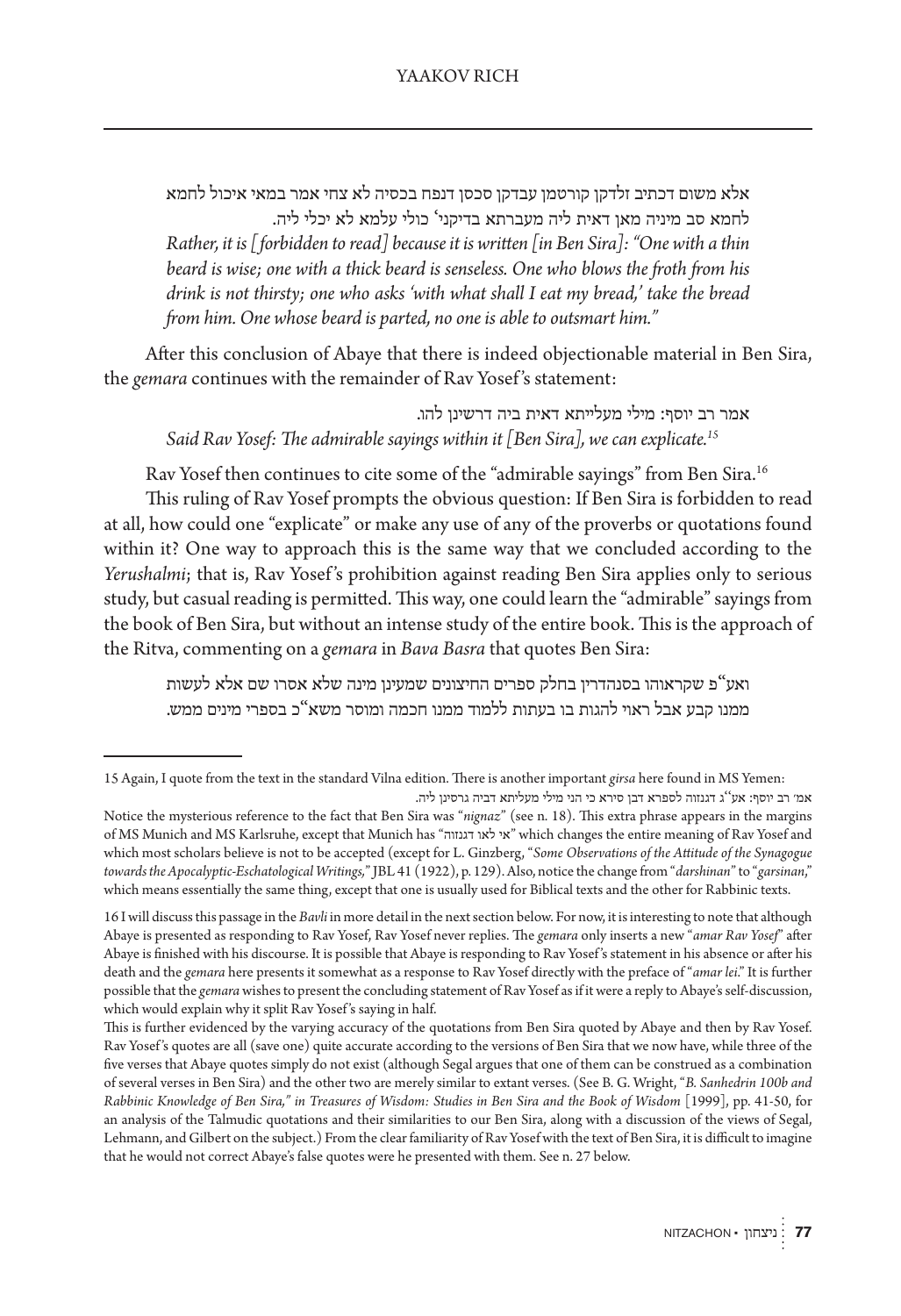אלא משום דכתיב זלדקן קורטמן עבדקן סכסן דנפח בכסיה לא צחי אמר במאי איכול לחמא לחמא סב מיניה מאן דאית ליה מעברתא בדיקני' כולי עלמא לא יכלי ליה.

*Rather, it is [forbidden to read] because it is written [in Ben Sira]: "One with a thin beard is wise; one with a thick beard is senseless. One who blows the froth from his drink is not thirsty; one who asks 'with what shall I eat my bread,' take the bread from him. One whose beard is parted, no one is able to outsmart him."*

After this conclusion of Abaye that there is indeed objectionable material in Ben Sira, the *gemara* continues with the remainder of Rav Yosef's statement:

אמר רב יוסף: מילי מעלייתא דאית ביה דרשינן להו.

*Said Rav Yosef: The admirable sayings within it [Ben Sira], we can explicate.*[15]

Rav Yosef then continues to cite some of the "admirable sayings" from Ben Sira.[16]

This ruling of Rav Yosef prompts the obvious question: If Ben Sira is forbidden to read at all, how could one "explicate" or make any use of any of the proverbs or quotations found within it? One way to approach this is the same way that we concluded according to the *Yerushalmi*; that is, Rav Yosef's prohibition against reading Ben Sira applies only to serious study, but casual reading is permitted. This way, one could learn the "admirable" sayings from the book of Ben Sira, but without an intense study of the entire book. This is the approach of the Ritva, commenting on a *gemara* in *Bava Basra* that quotes Ben Sira:

ואע"פ שקראוהו בסנהדרין בחלק ספרים החיצונים שמעינן מינה שלא אסרו שם אלא לעשות ממנו קבע אבל ראוי להגות בו בעתות ללמוד ממנו חכמה ומוסר משא"כ בספרי מינים ממש.

---

15 Again, I quote from the text in the standard Vilna edition. There is another important *girsa* here found in MS Yemen:
אמ' רב יוסף: אע"ג דגנזוה לספרא דבן סירא כי הני מילי מעליתא דביה גרסינן ליה.
Notice the mysterious reference to the fact that Ben Sira was "*nignaz*" (see n. 18). This extra phrase appears in the margins of MS Munich and MS Karlsruhe, except that Munich has "אי לאו דגנזוה" which changes the entire meaning of Rav Yosef and which most scholars believe is not to be accepted (except for L. Ginzberg, "*Some Observations of the Attitude of the Synagogue towards the Apocalyptic-Eschatological Writings,*" JBL 41 (1922), p. 129). Also, notice the change from "*darshinan*" to "*garsinan*," which means essentially the same thing, except that one is usually used for Biblical texts and the other for Rabbinic texts.

16 I will discuss this passage in the *Bavli* in more detail in the next section below. For now, it is interesting to note that although Abaye is presented as responding to Rav Yosef, Rav Yosef never replies. The *gemara* only inserts a new "*amar Rav Yosef*" after Abaye is finished with his discourse. It is possible that Abaye is responding to Rav Yosef's statement in his absence or after his death and the *gemara* here presents it somewhat as a response to Rav Yosef directly with the preface of "*amar lei*." It is further possible that the *gemara* wishes to present the concluding statement of Rav Yosef as if it were a reply to Abaye's self-discussion, which would explain why it split Rav Yosef's saying in half.

This is further evidenced by the varying accuracy of the quotations from Ben Sira quoted by Abaye and then by Rav Yosef. Rav Yosef's quotes are all (save one) quite accurate according to the versions of Ben Sira that we now have, while three of the five verses that Abaye quotes simply do not exist (although Segal argues that one of them can be construed as a combination of several verses in Ben Sira) and the other two are merely similar to extant verses. (See B. G. Wright, "*B. Sanhedrin 100b and Rabbinic Knowledge of Ben Sira,*" *in Treasures of Wisdom: Studies in Ben Sira and the Book of Wisdom* [1999], pp. 41-50, for an analysis of the Talmudic quotations and their similarities to our Ben Sira, along with a discussion of the views of Segal, Lehmann, and Gilbert on the subject.) From the clear familiarity of Rav Yosef with the text of Ben Sira, it is difficult to imagine that he would not correct Abaye's false quotes were he presented with them. See n. 27 below.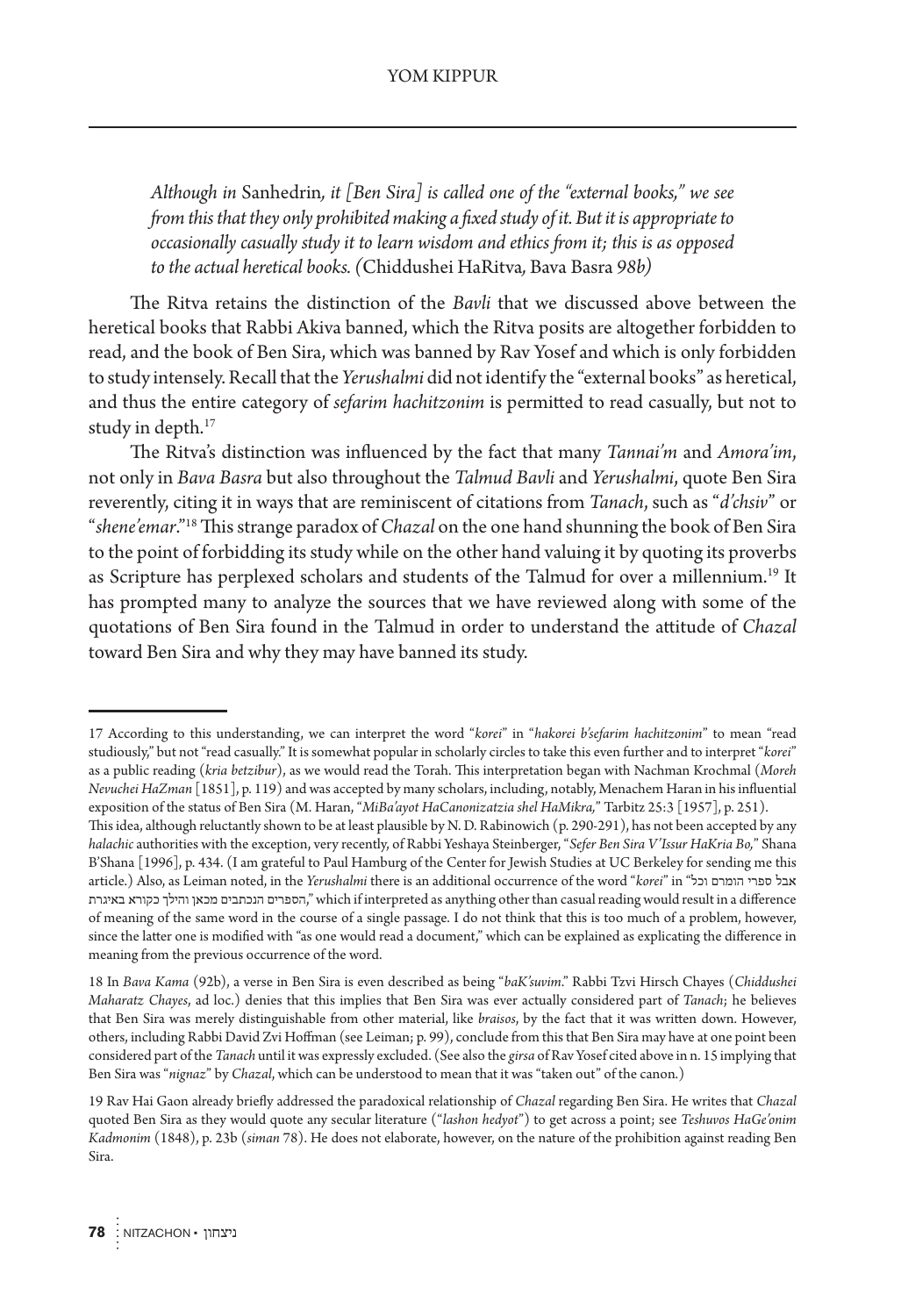*Although in* Sanhedrin*, it [Ben Sira] is called one of the "external books," we see from this that they only prohibited making a fixed study of it. But it is appropriate to occasionally casually study it to learn wisdom and ethics from it; this is as opposed to the actual heretical books. (*Chiddushei HaRitva*,* Bava Basra *98b)*

The Ritva retains the distinction of the *Bavli* that we discussed above between the heretical books that Rabbi Akiva banned, which the Ritva posits are altogether forbidden to read, and the book of Ben Sira, which was banned by Rav Yosef and which is only forbidden to study intensely. Recall that the *Yerushalmi* did not identify the "external books" as heretical, and thus the entire category of *sefarim hachitzonim* is permitted to read casually, but not to study in depth.[17]

The Ritva's distinction was influenced by the fact that many *Tannai'm* and *Amora'im*, not only in *Bava Basra* but also throughout the *Talmud Bavli* and *Yerushalmi*, quote Ben Sira reverently, citing it in ways that are reminiscent of citations from *Tanach*, such as "*d'chsiv*" or "*shene'emar*."[18] This strange paradox of *Chazal* on the one hand shunning the book of Ben Sira to the point of forbidding its study while on the other hand valuing it by quoting its proverbs as Scripture has perplexed scholars and students of the Talmud for over a millennium.[19] It has prompted many to analyze the sources that we have reviewed along with some of the quotations of Ben Sira found in the Talmud in order to understand the attitude of *Chazal* toward Ben Sira and why they may have banned its study.

---

17 According to this understanding, we can interpret the word "*korei*" in "*hakorei b'sefarim hachitzonim*" to mean "read studiously," but not "read casually." It is somewhat popular in scholarly circles to take this even further and to interpret "*korei*" as a public reading (*kria betzibur*), as we would read the Torah. This interpretation began with Nachman Krochmal (*Moreh Nevuchei HaZman* [1851], p. 119) and was accepted by many scholars, including, notably, Menachem Haran in his influential exposition of the status of Ben Sira (M. Haran, "*MiBa'ayot HaCanonizatzia shel HaMikra,*" Tarbitz 25:3 [1957], p. 251).
This idea, although reluctantly shown to be at least plausible by N. D. Rabinowich (p. 290-291), has not been accepted by any *halachic* authorities with the exception, very recently, of Rabbi Yeshaya Steinberger, "*Sefer Ben Sira V'Issur HaKria Bo,*" Shana B'Shana [1996], p. 434. (I am grateful to Paul Hamburg of the Center for Jewish Studies at UC Berkeley for sending me this article.) Also, as Leiman noted, in the *Yerushalmi* there is an additional occurrence of the word "*korei*" in "אבל ספרי הומרם וכל הספרים הנכתבים מכאן והילך כקורא באיגרת," which if interpreted as anything other than casual reading would result in a difference of meaning of the same word in the course of a single passage. I do not think that this is too much of a problem, however, since the latter one is modified with "as one would read a document," which can be explained as explicating the difference in meaning from the previous occurrence of the word.

18 In *Bava Kama* (92b), a verse in Ben Sira is even described as being "*baK'suvim*." Rabbi Tzvi Hirsch Chayes (*Chiddushei Maharatz Chayes*, ad loc.) denies that this implies that Ben Sira was ever actually considered part of *Tanach*; he believes that Ben Sira was merely distinguishable from other material, like *braisos*, by the fact that it was written down. However, others, including Rabbi David Zvi Hoffman (see Leiman; p. 99), conclude from this that Ben Sira may have at one point been considered part of the *Tanach* until it was expressly excluded. (See also the *girsa* of Rav Yosef cited above in n. 15 implying that Ben Sira was "*nignaz*" by *Chazal*, which can be understood to mean that it was "taken out" of the canon.)

19 Rav Hai Gaon already briefly addressed the paradoxical relationship of *Chazal* regarding Ben Sira. He writes that *Chazal* quoted Ben Sira as they would quote any secular literature ("*lashon hedyot*") to get across a point; see *Teshuvos HaGe'onim Kadmonim* (1848), p. 23b (*siman* 78). He does not elaborate, however, on the nature of the prohibition against reading Ben Sira.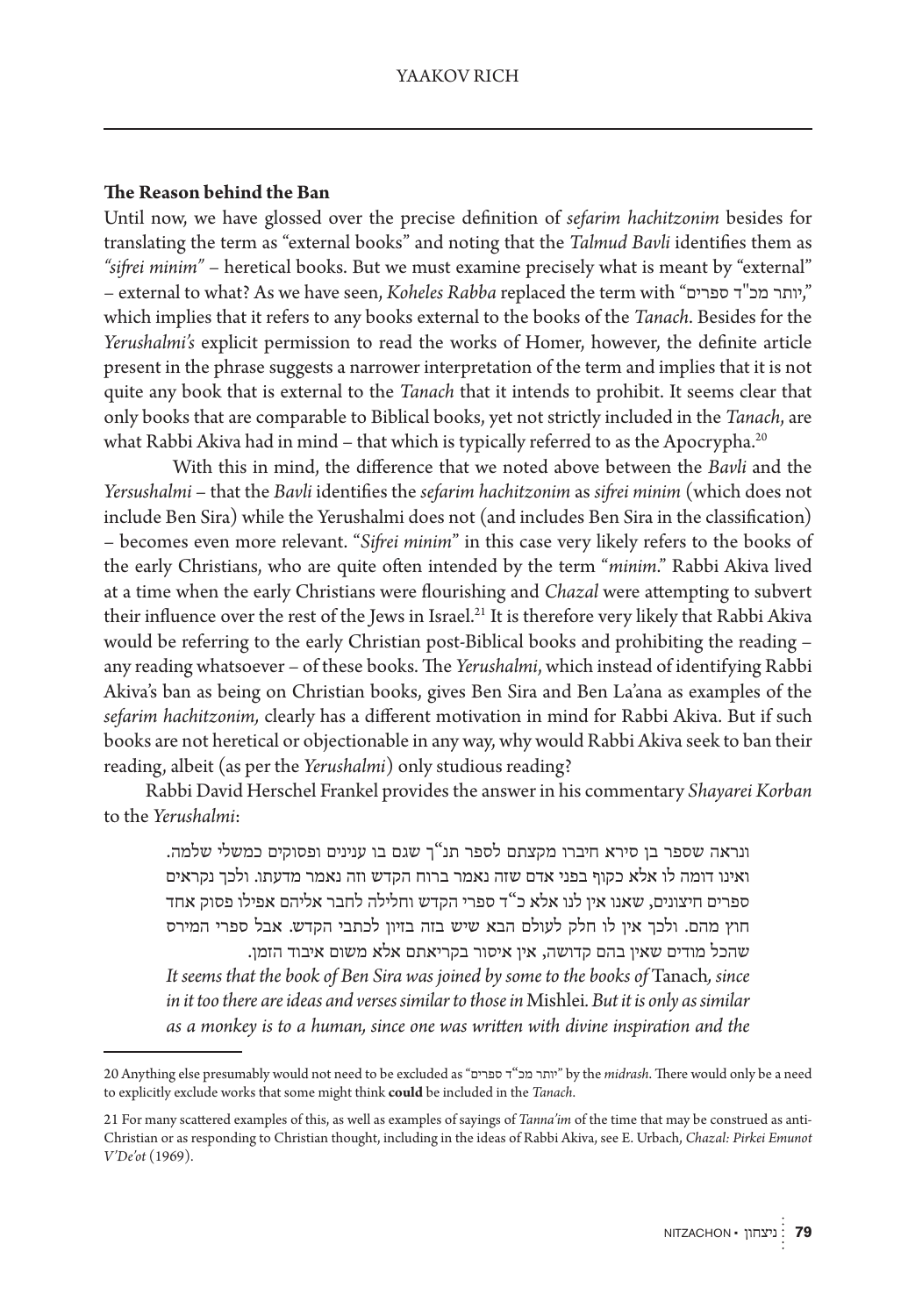## The Reason behind the Ban

Until now, we have glossed over the precise definition of *sefarim hachitzonim* besides for translating the term as "external books" and noting that the *Talmud Bavli* identifies them as *"sifrei minim"* – heretical books. But we must examine precisely what is meant by "external" – external to what? As we have seen, *Koheles Rabba* replaced the term with "יותר מכ"ד ספרים," which implies that it refers to any books external to the books of the *Tanach*. Besides for the *Yerushalmi's* explicit permission to read the works of Homer, however, the definite article present in the phrase suggests a narrower interpretation of the term and implies that it is not quite any book that is external to the *Tanach* that it intends to prohibit. It seems clear that only books that are comparable to Biblical books, yet not strictly included in the *Tanach*, are what Rabbi Akiva had in mind – that which is typically referred to as the Apocrypha.[20]

With this in mind, the difference that we noted above between the *Bavli* and the *Yersushalmi* – that the *Bavli* identifies the *sefarim hachitzonim* as *sifrei minim* (which does not include Ben Sira) while the Yerushalmi does not (and includes Ben Sira in the classification) – becomes even more relevant. "*Sifrei minim*" in this case very likely refers to the books of the early Christians, who are quite often intended by the term "*minim*." Rabbi Akiva lived at a time when the early Christians were flourishing and *Chazal* were attempting to subvert their influence over the rest of the Jews in Israel.[21] It is therefore very likely that Rabbi Akiva would be referring to the early Christian post-Biblical books and prohibiting the reading – any reading whatsoever – of these books. The *Yerushalmi*, which instead of identifying Rabbi Akiva's ban as being on Christian books, gives Ben Sira and Ben La'ana as examples of the *sefarim hachitzonim,* clearly has a different motivation in mind for Rabbi Akiva. But if such books are not heretical or objectionable in any way, why would Rabbi Akiva seek to ban their reading, albeit (as per the *Yerushalmi*) only studious reading?

Rabbi David Herschel Frankel provides the answer in his commentary *Shayarei Korban* to the *Yerushalmi*:

> ונראה שספר בן סירא חיברו מקצתם לספר תנ"ך שגם בו ענינים ופסוקים כמשלי שלמה. ואינו דומה לו אלא כקוף בפני אדם שזה נאמר ברוח הקדש וזה נאמר מדעתו. ולכך נקראים ספרים חיצונים, שאנו אין לנו אלא כ"ד ספרי הקדש וחלילה לחבר אליהם אפילו פסוק אחד חוץ מהם. ולכך אין לו חלק לעולם הבא שיש בזה בזיון לכתבי הקדש. אבל ספרי המירס שהכל מודים שאין בהם קדושה, אין איסור בקריאתם אלא משום איבוד הזמן.
>
> *It seems that the book of Ben Sira was joined by some to the books of* Tanach*, since in it too there are ideas and verses similar to those in* Mishlei*. But it is only as similar as a monkey is to a human, since one was written with divine inspiration and the*

---

20 Anything else presumably would not need to be excluded as "יותר מכ"ד ספרים" by the *midrash*. There would only be a need to explicitly exclude works that some might think **could** be included in the *Tanach*.

21 For many scattered examples of this, as well as examples of sayings of *Tanna'im* of the time that may be construed as anti-Christian or as responding to Christian thought, including in the ideas of Rabbi Akiva, see E. Urbach, *Chazal: Pirkei Emunot V'De'ot* (1969).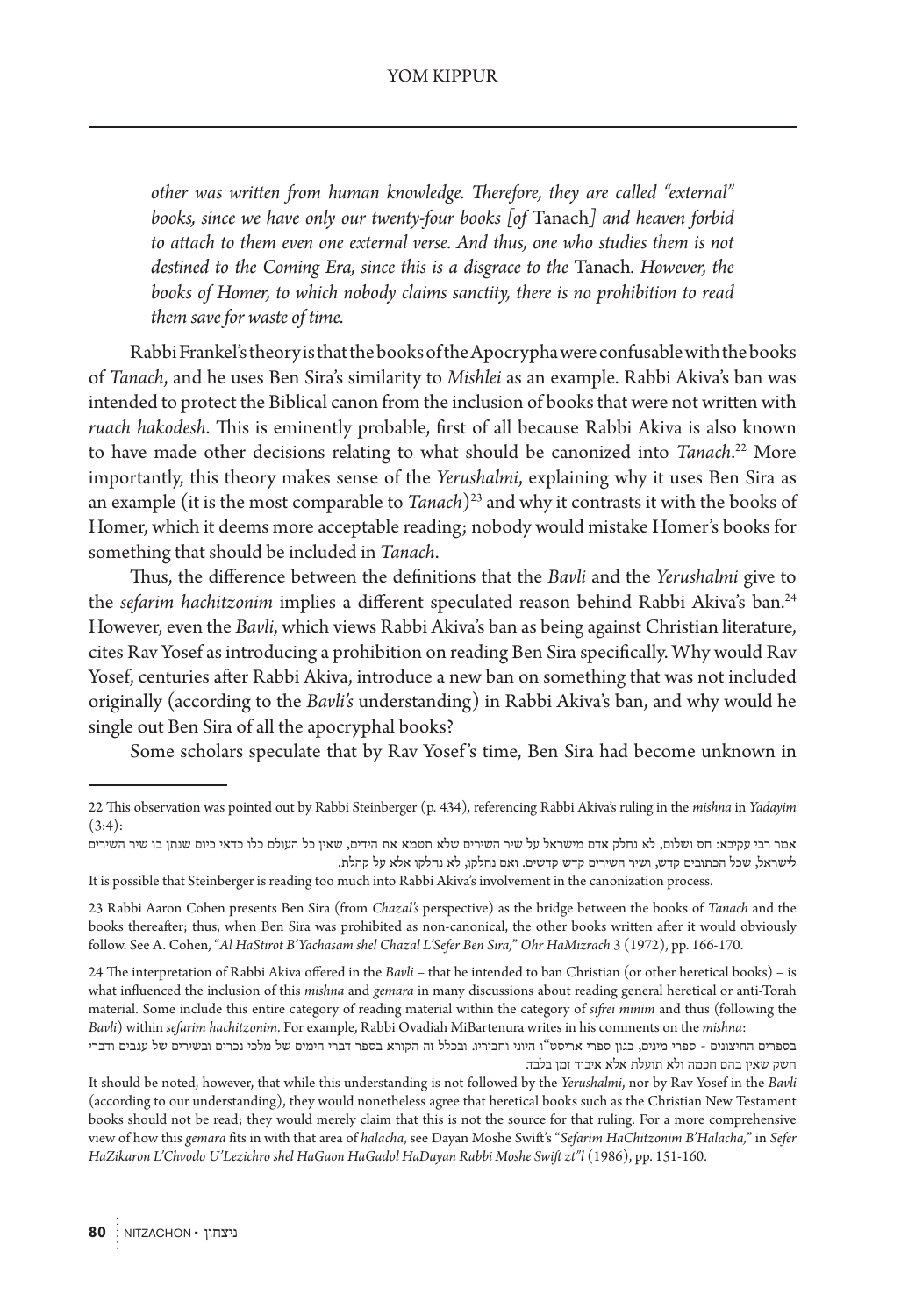*other was written from human knowledge. Therefore, they are called "external" books, since we have only our twenty-four books [of* Tanach*] and heaven forbid to attach to them even one external verse. And thus, one who studies them is not destined to the Coming Era, since this is a disgrace to the* Tanach*. However, the books of Homer, to which nobody claims sanctity, there is no prohibition to read them save for waste of time.*

Rabbi Frankel's theory is that the books of the Apocrypha were confusable with the books of *Tanach*, and he uses Ben Sira's similarity to *Mishlei* as an example. Rabbi Akiva's ban was intended to protect the Biblical canon from the inclusion of books that were not written with *ruach hakodesh*. This is eminently probable, first of all because Rabbi Akiva is also known to have made other decisions relating to what should be canonized into *Tanach*.[22] More importantly, this theory makes sense of the *Yerushalmi*, explaining why it uses Ben Sira as an example (it is the most comparable to *Tanach*)[23] and why it contrasts it with the books of Homer, which it deems more acceptable reading; nobody would mistake Homer's books for something that should be included in *Tanach*.

Thus, the difference between the definitions that the *Bavli* and the *Yerushalmi* give to the *sefarim hachitzonim* implies a different speculated reason behind Rabbi Akiva's ban.[24] However, even the *Bavli*, which views Rabbi Akiva's ban as being against Christian literature, cites Rav Yosef as introducing a prohibition on reading Ben Sira specifically. Why would Rav Yosef, centuries after Rabbi Akiva, introduce a new ban on something that was not included originally (according to the *Bavli's* understanding) in Rabbi Akiva's ban, and why would he single out Ben Sira of all the apocryphal books?

Some scholars speculate that by Rav Yosef's time, Ben Sira had become unknown in

---

22 This observation was pointed out by Rabbi Steinberger (p. 434), referencing Rabbi Akiva's ruling in the *mishna* in *Yadayim* (3:4):

אמר רבי עקיבא: חס ושלום, לא נחלק אדם מישראל על שיר השירים שלא תטמא את הידים, שאין כל העולם כלו כדאי כיום שנתן בו שיר השירים לישראל, שכל הכתובים קדש, ושיר השירים קדש קדשים. ואם נחלקו, לא נחלקו אלא על קהלת.

It is possible that Steinberger is reading too much into Rabbi Akiva's involvement in the canonization process.

23 Rabbi Aaron Cohen presents Ben Sira (from *Chazal's* perspective) as the bridge between the books of *Tanach* and the books thereafter; thus, when Ben Sira was prohibited as non-canonical, the other books written after it would obviously follow. See A. Cohen, "*Al HaStirot B'Yachasam shel Chazal L'Sefer Ben Sira*," *Ohr HaMizrach* 3 (1972), pp. 166-170.

24 The interpretation of Rabbi Akiva offered in the *Bavli* – that he intended to ban Christian (or other heretical books) – is what influenced the inclusion of this *mishna* and *gemara* in many discussions about reading general heretical or anti-Torah material. Some include this entire category of reading material within the category of *sifrei minim* and thus (following the *Bavli*) within *sefarim hachitzonim*. For example, Rabbi Ovadiah MiBartenura writes in his comments on the *mishna*:

בספרים החיצונים - ספרי מינים, כגון ספרי אריסט"ו היוני וחביריו. ובכלל זה הקורא בספר דברי הימים של מלכי נכרים ובשירים של עגבים ודברי חשק שאין בהם חכמה ולא תועלת אלא איבוד זמן בלבד.

It should be noted, however, that while this understanding is not followed by the *Yerushalmi*, nor by Rav Yosef in the *Bavli* (according to our understanding), they would nonetheless agree that heretical books such as the Christian New Testament books should not be read; they would merely claim that this is not the source for that ruling. For a more comprehensive view of how this *gemara* fits in with that area of *halacha*, see Dayan Moshe Swift's "*Sefarim HaChitzonim B'Halacha*," in *Sefer HaZikaron L'Chvodo U'Lezichro shel HaGaon HaGadol HaDayan Rabbi Moshe Swift zt"l* (1986), pp. 151-160.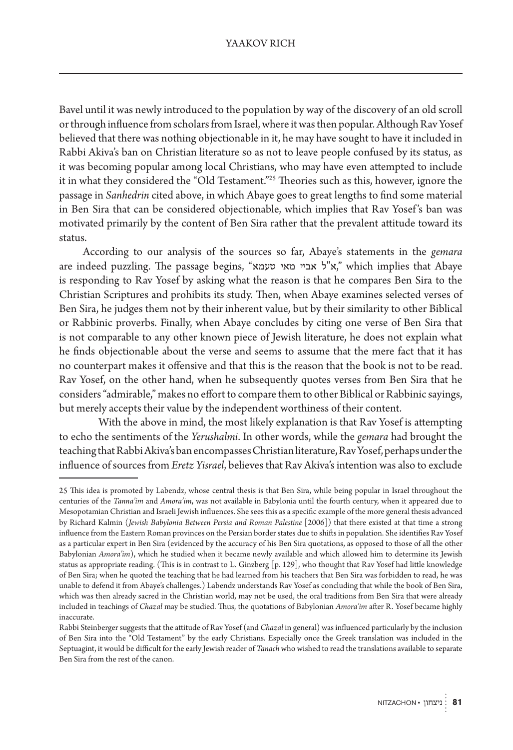Bavel until it was newly introduced to the population by way of the discovery of an old scroll or through influence from scholars from Israel, where it was then popular. Although Rav Yosef believed that there was nothing objectionable in it, he may have sought to have it included in Rabbi Akiva's ban on Christian literature so as not to leave people confused by its status, as it was becoming popular among local Christians, who may have even attempted to include it in what they considered the "Old Testament."[25] Theories such as this, however, ignore the passage in *Sanhedrin* cited above, in which Abaye goes to great lengths to find some material in Ben Sira that can be considered objectionable, which implies that Rav Yosef's ban was motivated primarily by the content of Ben Sira rather that the prevalent attitude toward its status.

According to our analysis of the sources so far, Abaye's statements in the *gemara* are indeed puzzling. The passage begins, "א"ל אביי מאי טעמא," which implies that Abaye is responding to Rav Yosef by asking what the reason is that he compares Ben Sira to the Christian Scriptures and prohibits its study. Then, when Abaye examines selected verses of Ben Sira, he judges them not by their inherent value, but by their similarity to other Biblical or Rabbinic proverbs. Finally, when Abaye concludes by citing one verse of Ben Sira that is not comparable to any other known piece of Jewish literature, he does not explain what he finds objectionable about the verse and seems to assume that the mere fact that it has no counterpart makes it offensive and that this is the reason that the book is not to be read. Rav Yosef, on the other hand, when he subsequently quotes verses from Ben Sira that he considers "admirable," makes no effort to compare them to other Biblical or Rabbinic sayings, but merely accepts their value by the independent worthiness of their content.

With the above in mind, the most likely explanation is that Rav Yosef is attempting to echo the sentiments of the *Yerushalmi*. In other words, while the *gemara* had brought the teaching that Rabbi Akiva's ban encompasses Christian literature, Rav Yosef, perhaps under the influence of sources from *Eretz Yisrael*, believes that Rav Akiva's intention was also to exclude

---

25 This idea is promoted by Labendz, whose central thesis is that Ben Sira, while being popular in Israel throughout the centuries of the *Tanna'im* and *Amora'im*, was not available in Babylonia until the fourth century, when it appeared due to Mesopotamian Christian and Israeli Jewish influences. She sees this as a specific example of the more general thesis advanced by Richard Kalmin (*Jewish Babylonia Between Persia and Roman Palestine* [2006]) that there existed at that time a strong influence from the Eastern Roman provinces on the Persian border states due to shifts in population. She identifies Rav Yosef as a particular expert in Ben Sira (evidenced by the accuracy of his Ben Sira quotations, as opposed to those of all the other Babylonian *Amora'im*), which he studied when it became newly available and which allowed him to determine its Jewish status as appropriate reading. (This is in contrast to L. Ginzberg [p. 129], who thought that Rav Yosef had little knowledge of Ben Sira; when he quoted the teaching that he had learned from his teachers that Ben Sira was forbidden to read, he was unable to defend it from Abaye's challenges.) Labendz understands Rav Yosef as concluding that while the book of Ben Sira, which was then already sacred in the Christian world, may not be used, the oral traditions from Ben Sira that were already included in teachings of *Chazal* may be studied. Thus, the quotations of Babylonian *Amora'im* after R. Yosef became highly inaccurate.

Rabbi Steinberger suggests that the attitude of Rav Yosef (and *Chazal* in general) was influenced particularly by the inclusion of Ben Sira into the "Old Testament" by the early Christians. Especially once the Greek translation was included in the Septuagint, it would be difficult for the early Jewish reader of *Tanach* who wished to read the translations available to separate Ben Sira from the rest of the canon.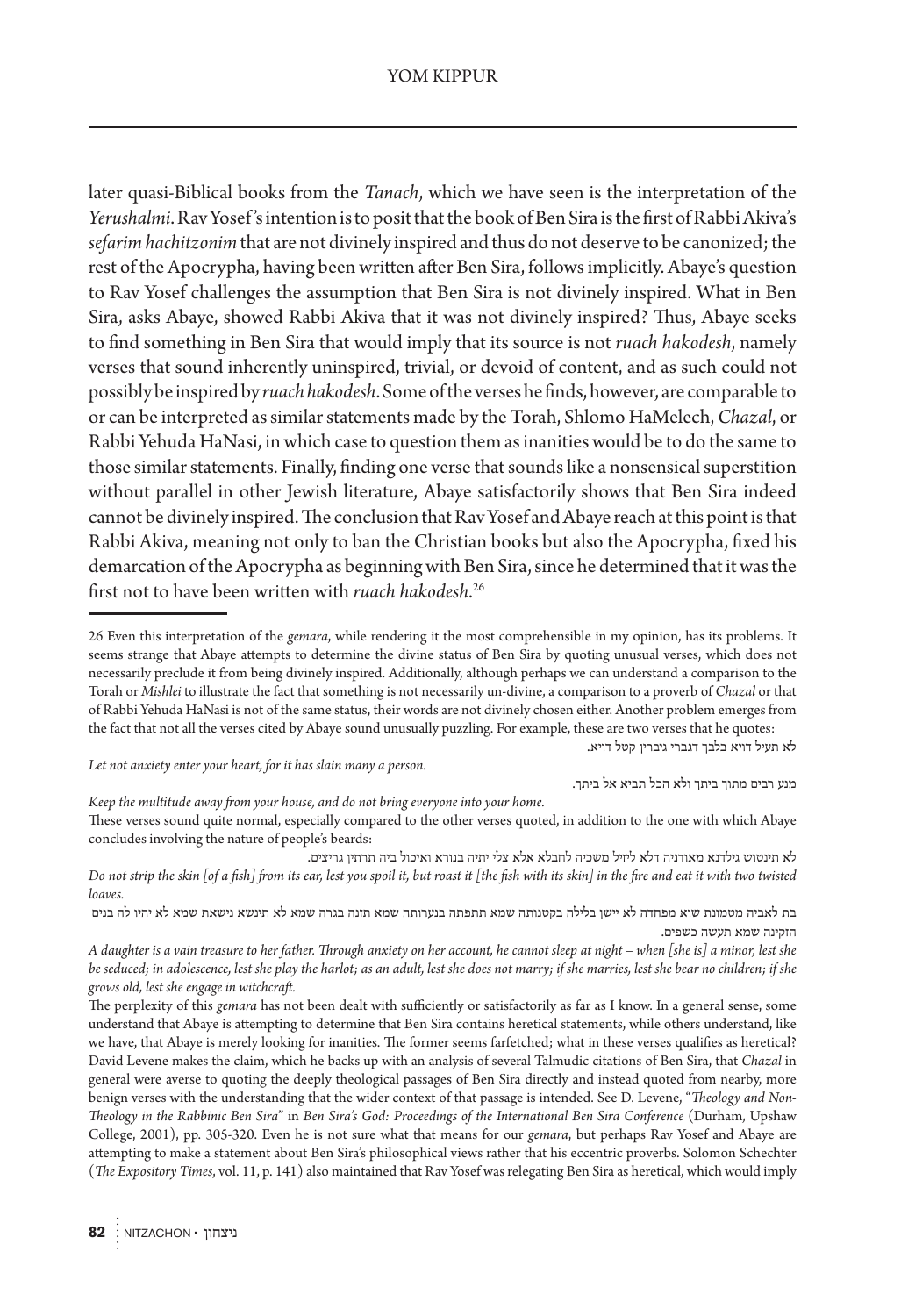later quasi-Biblical books from the *Tanach*, which we have seen is the interpretation of the *Yerushalmi*. Rav Yosef's intention is to posit that the book of Ben Sira is the first of Rabbi Akiva's *sefarim hachitzonim* that are not divinely inspired and thus do not deserve to be canonized; the rest of the Apocrypha, having been written after Ben Sira, follows implicitly. Abaye's question to Rav Yosef challenges the assumption that Ben Sira is not divinely inspired. What in Ben Sira, asks Abaye, showed Rabbi Akiva that it was not divinely inspired? Thus, Abaye seeks to find something in Ben Sira that would imply that its source is not *ruach hakodesh*, namely verses that sound inherently uninspired, trivial, or devoid of content, and as such could not possibly be inspired by *ruach hakodesh*. Some of the verses he finds, however, are comparable to or can be interpreted as similar statements made by the Torah, Shlomo HaMelech, *Chazal*, or Rabbi Yehuda HaNasi, in which case to question them as inanities would be to do the same to those similar statements. Finally, finding one verse that sounds like a nonsensical superstition without parallel in other Jewish literature, Abaye satisfactorily shows that Ben Sira indeed cannot be divinely inspired. The conclusion that Rav Yosef and Abaye reach at this point is that Rabbi Akiva, meaning not only to ban the Christian books but also the Apocrypha, fixed his demarcation of the Apocrypha as beginning with Ben Sira, since he determined that it was the first not to have been written with *ruach hakodesh*.[26]

---

26 Even this interpretation of the *gemara*, while rendering it the most comprehensible in my opinion, has its problems. It seems strange that Abaye attempts to determine the divine status of Ben Sira by quoting unusual verses, which does not necessarily preclude it from being divinely inspired. Additionally, although perhaps we can understand a comparison to the Torah or *Mishlei* to illustrate the fact that something is not necessarily un-divine, a comparison to a proverb of *Chazal* or that of Rabbi Yehuda HaNasi is not of the same status, their words are not divinely chosen either. Another problem emerges from the fact that not all the verses cited by Abaye sound unusually puzzling. For example, these are two verses that he quotes:

לא תעיל דויא בלבך דגברי גיברין קטל דויא.

*Let not anxiety enter your heart, for it has slain many a person.*

מנע רבים מתוך ביתך ולא הכל תביא אל ביתך.

*Keep the multitude away from your house, and do not bring everyone into your home.*

These verses sound quite normal, especially compared to the other verses quoted, in addition to the one with which Abaye concludes involving the nature of people's beards:

לא תינטוש גילדנא מאודניה דלא ליזיל משכיה לחבלא אלא צלי יתיה בנורא ואיכול ביה תרתין גריצים.

*Do not strip the skin [of a fish] from its ear, lest you spoil it, but roast it [the fish with its skin] in the fire and eat it with two twisted loaves.*

בת לאביה מטמונת שוא מפחדה לא יישן בלילה בקטנותה שמא תתפתה בנערותה שמא תזנה בגרה שמא לא תינשא נישאת שמא לא יהיו לה בנים הזקינה שמא תעשה כשפים.

*A daughter is a vain treasure to her father. Through anxiety on her account, he cannot sleep at night – when [she is] a minor, lest she be seduced; in adolescence, lest she play the harlot; as an adult, lest she does not marry; if she marries, lest she bear no children; if she grows old, lest she engage in witchcraft.*

The perplexity of this *gemara* has not been dealt with sufficiently or satisfactorily as far as I know. In a general sense, some understand that Abaye is attempting to determine that Ben Sira contains heretical statements, while others understand, like we have, that Abaye is merely looking for inanities. The former seems farfetched; what in these verses qualifies as heretical? David Levene makes the claim, which he backs up with an analysis of several Talmudic citations of Ben Sira, that *Chazal* in general were averse to quoting the deeply theological passages of Ben Sira directly and instead quoted from nearby, more benign verses with the understanding that the wider context of that passage is intended. See D. Levene, "*Theology and Non-Theology in the Rabbinic Ben Sira*" in *Ben Sira's God: Proceedings of the International Ben Sira Conference* (Durham, Upshaw College, 2001), pp. 305-320. Even he is not sure what that means for our *gemara*, but perhaps Rav Yosef and Abaye are attempting to make a statement about Ben Sira's philosophical views rather that his eccentric proverbs. Solomon Schechter (*The Expository Times*, vol. 11, p. 141) also maintained that Rav Yosef was relegating Ben Sira as heretical, which would imply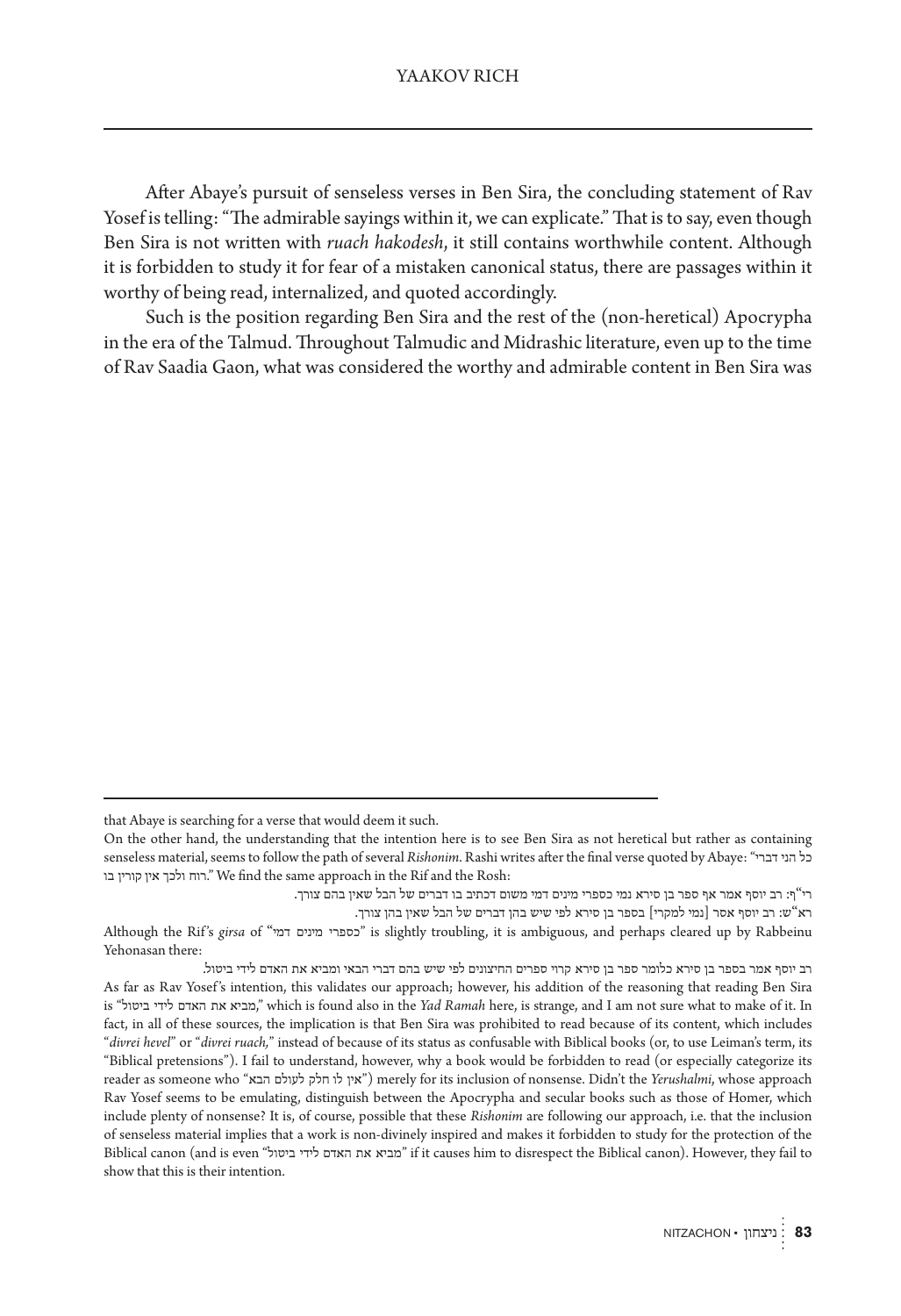After Abaye's pursuit of senseless verses in Ben Sira, the concluding statement of Rav Yosef is telling: "The admirable sayings within it, we can explicate." That is to say, even though Ben Sira is not written with *ruach hakodesh*, it still contains worthwhile content. Although it is forbidden to study it for fear of a mistaken canonical status, there are passages within it worthy of being read, internalized, and quoted accordingly.

Such is the position regarding Ben Sira and the rest of the (non-heretical) Apocrypha in the era of the Talmud. Throughout Talmudic and Midrashic literature, even up to the time of Rav Saadia Gaon, what was considered the worthy and admirable content in Ben Sira was

---

that Abaye is searching for a verse that would deem it such.

On the other hand, the understanding that the intention here is to see Ben Sira as not heretical but rather as containing senseless material, seems to follow the path of several *Rishonim*. Rashi writes after the final verse quoted by Abaye: "כל הני דברי רוח ולכך אין קורין בו." We find the same approach in the Rif and the Rosh:

רי"ף: רב יוסף אמר אף ספר בן סירא נמי כספרי מינים דמי משום דכתיב בו דברים של הבל שאין בהם צורך.

רא"ש: רב יוסף אסר [נמי למקרי] בספר בן סירא לפי שיש בהן דברים של הבל שאין בהן צורך.

Although the Rif's *girsa* of "כספרי מינים דמי" is slightly troubling, it is ambiguous, and perhaps cleared up by Rabbeinu Yehonasan there:

רב יוסף אמר בספר בן סירא כלומר ספר בן סירא קרוי ספרים החיצונים לפי שיש בהם דברי הבאי ומביא את האדם לידי ביטול.

As far as Rav Yosef's intention, this validates our approach; however, his addition of the reasoning that reading Ben Sira is "מביא את האדם לידי ביטול," which is found also in the *Yad Ramah* here, is strange, and I am not sure what to make of it. In fact, in all of these sources, the implication is that Ben Sira was prohibited to read because of its content, which includes "*divrei hevel*" or "*divrei ruach,*" instead of because of its status as confusable with Biblical books (or, to use Leiman's term, its "Biblical pretensions"). I fail to understand, however, why a book would be forbidden to read (or especially categorize its reader as someone who "אין לו חלק לעולם הבא") merely for its inclusion of nonsense. Didn't the *Yerushalmi*, whose approach Rav Yosef seems to be emulating, distinguish between the Apocrypha and secular books such as those of Homer, which include plenty of nonsense? It is, of course, possible that these *Rishonim* are following our approach, i.e. that the inclusion of senseless material implies that a work is non-divinely inspired and makes it forbidden to study for the protection of the Biblical canon (and is even "מביא את האדם לידי ביטול" if it causes him to disrespect the Biblical canon). However, they fail to show that this is their intention.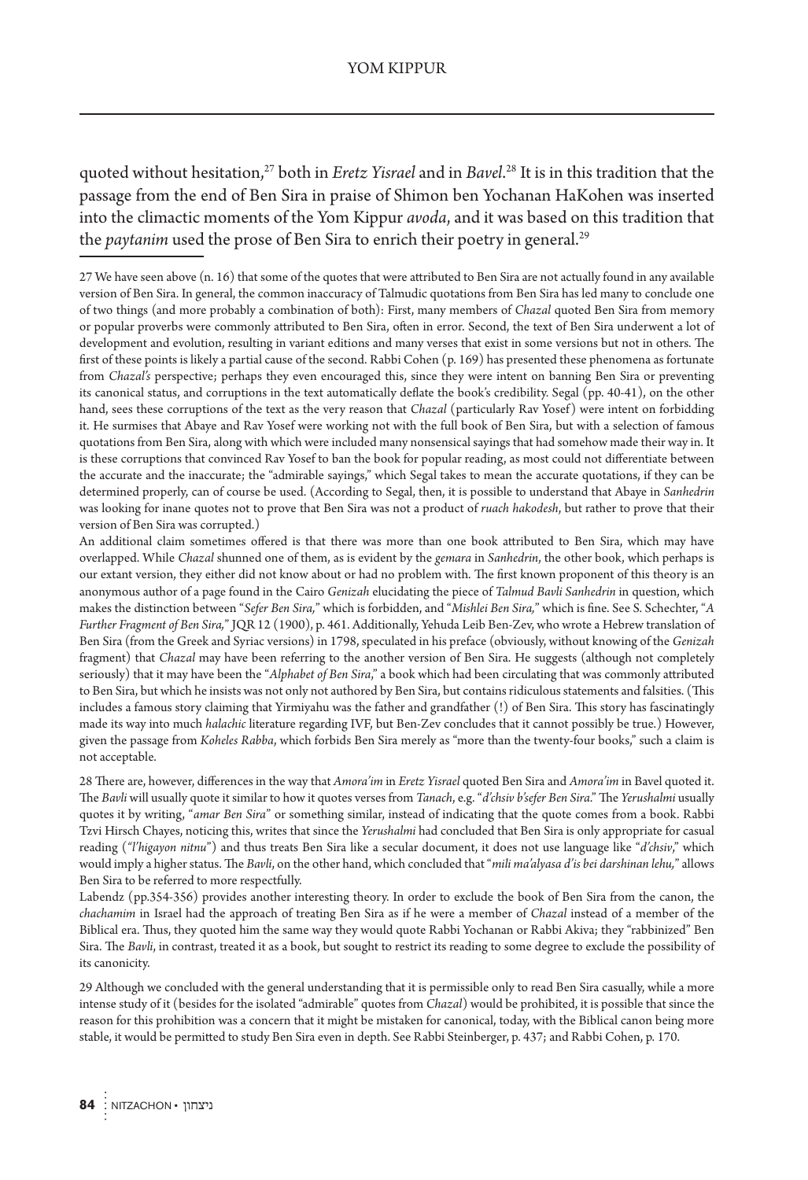quoted without hesitation,[27] both in *Eretz Yisrael* and in *Bavel*.[28] It is in this tradition that the passage from the end of Ben Sira in praise of Shimon ben Yochanan HaKohen was inserted into the climactic moments of the Yom Kippur *avoda*, and it was based on this tradition that the *paytanim* used the prose of Ben Sira to enrich their poetry in general.[29]

---

27 We have seen above (n. 16) that some of the quotes that were attributed to Ben Sira are not actually found in any available version of Ben Sira. In general, the common inaccuracy of Talmudic quotations from Ben Sira has led many to conclude one of two things (and more probably a combination of both): First, many members of *Chazal* quoted Ben Sira from memory or popular proverbs were commonly attributed to Ben Sira, often in error. Second, the text of Ben Sira underwent a lot of development and evolution, resulting in variant editions and many verses that exist in some versions but not in others. The first of these points is likely a partial cause of the second. Rabbi Cohen (p. 169) has presented these phenomena as fortunate from *Chazal's* perspective; perhaps they even encouraged this, since they were intent on banning Ben Sira or preventing its canonical status, and corruptions in the text automatically deflate the book's credibility. Segal (pp. 40-41), on the other hand, sees these corruptions of the text as the very reason that *Chazal* (particularly Rav Yosef) were intent on forbidding it. He surmises that Abaye and Rav Yosef were working not with the full book of Ben Sira, but with a selection of famous quotations from Ben Sira, along with which were included many nonsensical sayings that had somehow made their way in. It is these corruptions that convinced Rav Yosef to ban the book for popular reading, as most could not differentiate between the accurate and the inaccurate; the "admirable sayings," which Segal takes to mean the accurate quotations, if they can be determined properly, can of course be used. (According to Segal, then, it is possible to understand that Abaye in *Sanhedrin* was looking for inane quotes not to prove that Ben Sira was not a product of *ruach hakodesh*, but rather to prove that their version of Ben Sira was corrupted.)

An additional claim sometimes offered is that there was more than one book attributed to Ben Sira, which may have overlapped. While *Chazal* shunned one of them, as is evident by the *gemara* in *Sanhedrin*, the other book, which perhaps is our extant version, they either did not know about or had no problem with. The first known proponent of this theory is an anonymous author of a page found in the Cairo *Genizah* elucidating the piece of *Talmud Bavli Sanhedrin* in question, which makes the distinction between "*Sefer Ben Sira,*" which is forbidden, and "*Mishlei Ben Sira,*" which is fine. See S. Schechter, "*A Further Fragment of Ben Sira,*" JQR 12 (1900), p. 461. Additionally, Yehuda Leib Ben-Zev, who wrote a Hebrew translation of Ben Sira (from the Greek and Syriac versions) in 1798, speculated in his preface (obviously, without knowing of the *Genizah* fragment) that *Chazal* may have been referring to the another version of Ben Sira. He suggests (although not completely seriously) that it may have been the "*Alphabet of Ben Sira*," a book which had been circulating that was commonly attributed to Ben Sira, but which he insists was not only not authored by Ben Sira, but contains ridiculous statements and falsities. (This includes a famous story claiming that Yirmiyahu was the father and grandfather (!) of Ben Sira. This story has fascinatingly made its way into much *halachic* literature regarding IVF, but Ben-Zev concludes that it cannot possibly be true.) However, given the passage from *Koheles Rabba*, which forbids Ben Sira merely as "more than the twenty-four books," such a claim is not acceptable.

28 There are, however, differences in the way that *Amora'im* in *Eretz Yisrael* quoted Ben Sira and *Amora'im* in Bavel quoted it. The *Bavli* will usually quote it similar to how it quotes verses from *Tanach*, e.g. "*d'chsiv b'sefer Ben Sira*." The *Yerushalmi* usually quotes it by writing, "*amar Ben Sira*" or something similar, instead of indicating that the quote comes from a book. Rabbi Tzvi Hirsch Chayes, noticing this, writes that since the *Yerushalmi* had concluded that Ben Sira is only appropriate for casual reading (*"l'higayon nitnu"*) and thus treats Ben Sira like a secular document, it does not use language like "*d'chsiv*," which would imply a higher status. The *Bavli*, on the other hand, which concluded that "*mili ma'alyasa d'is bei darshinan lehu,*" allows Ben Sira to be referred to more respectfully.

Labendz (pp.354-356) provides another interesting theory. In order to exclude the book of Ben Sira from the canon, the *chachamim* in Israel had the approach of treating Ben Sira as if he were a member of *Chazal* instead of a member of the Biblical era. Thus, they quoted him the same way they would quote Rabbi Yochanan or Rabbi Akiva; they "rabbinized" Ben Sira. The *Bavli*, in contrast, treated it as a book, but sought to restrict its reading to some degree to exclude the possibility of its canonicity.

29 Although we concluded with the general understanding that it is permissible only to read Ben Sira casually, while a more intense study of it (besides for the isolated "admirable" quotes from *Chazal*) would be prohibited, it is possible that since the reason for this prohibition was a concern that it might be mistaken for canonical, today, with the Biblical canon being more stable, it would be permitted to study Ben Sira even in depth. See Rabbi Steinberger, p. 437; and Rabbi Cohen, p. 170.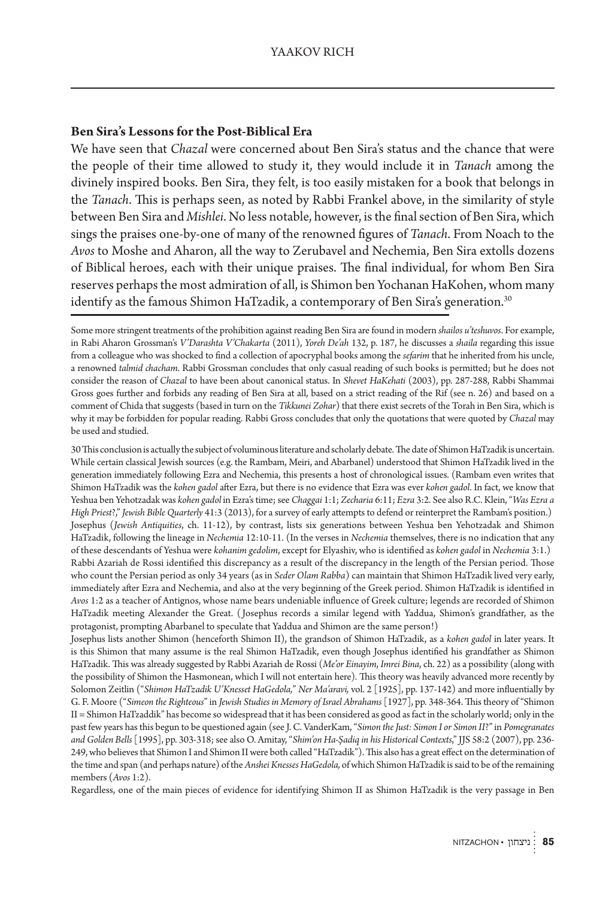## Ben Sira's Lessons for the Post-Biblical Era

We have seen that *Chazal* were concerned about Ben Sira's status and the chance that were the people of their time allowed to study it, they would include it in *Tanach* among the divinely inspired books. Ben Sira, they felt, is too easily mistaken for a book that belongs in the *Tanach*. This is perhaps seen, as noted by Rabbi Frankel above, in the similarity of style between Ben Sira and *Mishlei*. No less notable, however, is the final section of Ben Sira, which sings the praises one-by-one of many of the renowned figures of *Tanach*. From Noach to the *Avos* to Moshe and Aharon, all the way to Zerubavel and Nechemia, Ben Sira extolls dozens of Biblical heroes, each with their unique praises. The final individual, for whom Ben Sira reserves perhaps the most admiration of all, is Shimon ben Yochanan HaKohen, whom many identify as the famous Shimon HaTzadik, a contemporary of Ben Sira's generation.[30]

---

Some more stringent treatments of the prohibition against reading Ben Sira are found in modern *shailos u'teshuvos*. For example, in Rabi Aharon Grossman's *V'Darashta V'Chakarta* (2011), *Yoreh De'ah* 132, p. 187, he discusses a *shaila* regarding this issue from a colleague who was shocked to find a collection of apocryphal books among the *sefarim* that he inherited from his uncle, a renowned *talmid chacham*. Rabbi Grossman concludes that only casual reading of such books is permitted; but he does not consider the reason of *Chazal* to have been about canonical status. In *Shevet HaKehati* (2003), pp. 287-288, Rabbi Shammai Gross goes further and forbids any reading of Ben Sira at all, based on a strict reading of the Rif (see n. 26) and based on a comment of Chida that suggests (based in turn on the *Tikkunei Zohar*) that there exist secrets of the Torah in Ben Sira, which is why it may be forbidden for popular reading. Rabbi Gross concludes that only the quotations that were quoted by *Chazal* may be used and studied.

30 This conclusion is actually the subject of voluminous literature and scholarly debate. The date of Shimon HaTzadik is uncertain. While certain classical Jewish sources (e.g. the Rambam, Meiri, and Abarbanel) understood that Shimon HaTzadik lived in the generation immediately following Ezra and Nechemia, this presents a host of chronological issues. (Rambam even writes that Shimon HaTzadik was the *kohen gadol* after Ezra, but there is no evidence that Ezra was ever *kohen gadol*. In fact, we know that Yeshua ben Yehotzadak was *kohen gadol* in Ezra's time; see *Chaggai* 1:1; *Zecharia* 6:11; *Ezra* 3:2. See also R.C. Klein, "*Was Ezra a High Priest?*," *Jewish Bible Quarterly* 41:3 (2013), for a survey of early attempts to defend or reinterpret the Rambam's position.) Josephus (*Jewish Antiquities*, ch. 11-12), by contrast, lists six generations between Yeshua ben Yehotzadak and Shimon HaTzadik, following the lineage in *Nechemia* 12:10-11. (In the verses in *Nechemia* themselves, there is no indication that any of these descendants of Yeshua were *kohanim gedolim*, except for Elyashiv, who is identified as *kohen gadol* in *Nechemia* 3:1.) Rabbi Azariah de Rossi identified this discrepancy as a result of the discrepancy in the length of the Persian period. Those who count the Persian period as only 34 years (as in *Seder Olam Rabba*) can maintain that Shimon HaTzadik lived very early, immediately after Ezra and Nechemia, and also at the very beginning of the Greek period. Shimon HaTzadik is identified in *Avos* 1:2 as a teacher of Antignos, whose name bears undeniable influence of Greek culture; legends are recorded of Shimon HaTzadik meeting Alexander the Great. (Josephus records a similar legend with Yaddua, Shimon's grandfather, as the protagonist, prompting Abarbanel to speculate that Yaddua and Shimon are the same person!)

Josephus lists another Shimon (henceforth Shimon II), the grandson of Shimon HaTzadik, as a *kohen gadol* in later years. It is this Shimon that many assume is the real Shimon HaTzadik, even though Josephus identified his grandfather as Shimon HaTzadik. This was already suggested by Rabbi Azariah de Rossi (*Me'or Einayim*, *Imrei Bina*, ch. 22) as a possibility (along with the possibility of Shimon the Hasmonean, which I will not entertain here). This theory was heavily advanced more recently by Solomon Zeitlin ("*Shimon HaTzadik U'Knesset HaGedola,*" *Ner Ma'aravi,* vol. 2 [1925], pp. 137-142) and more influentially by G. F. Moore ("*Simeon the Righteous*" in *Jewish Studies in Memory of Israel Abrahams* [1927], pp. 348-364. This theory of "Shimon II = Shimon HaTzaddik" has become so widespread that it has been considered as good as fact in the scholarly world; only in the past few years has this begun to be questioned again (see J. C. VanderKam, "*Simon the Just: Simon I or Simon II?*" in *Pomegranates and Golden Bells* [1995], pp. 303-318; see also O. Amitay, "*Shim'on Ha-Ṣadiq in his Historical Contexts*," JJS 58:2 (2007), pp. 236-249, who believes that Shimon I and Shimon II were both called "HaTzadik"). This also has a great effect on the determination of the time and span (and perhaps nature) of the *Anshei Knesses HaGedola,* of which Shimon HaTzadik is said to be of the remaining members (*Avos* 1:2).

Regardless, one of the main pieces of evidence for identifying Shimon II as Shimon HaTzadik is the very passage in Ben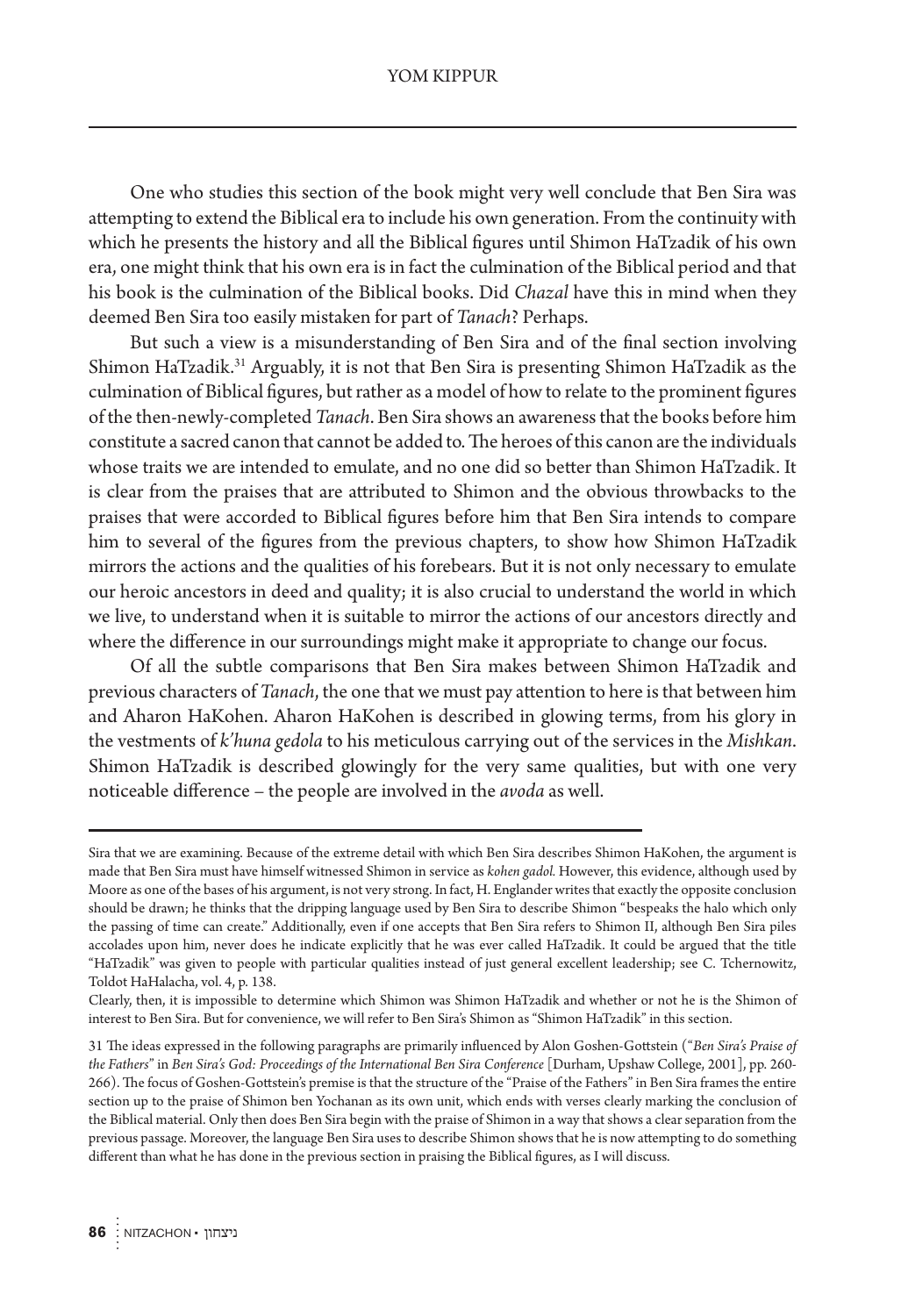One who studies this section of the book might very well conclude that Ben Sira was attempting to extend the Biblical era to include his own generation. From the continuity with which he presents the history and all the Biblical figures until Shimon HaTzadik of his own era, one might think that his own era is in fact the culmination of the Biblical period and that his book is the culmination of the Biblical books. Did *Chazal* have this in mind when they deemed Ben Sira too easily mistaken for part of *Tanach*? Perhaps.

But such a view is a misunderstanding of Ben Sira and of the final section involving Shimon HaTzadik.[31] Arguably, it is not that Ben Sira is presenting Shimon HaTzadik as the culmination of Biblical figures, but rather as a model of how to relate to the prominent figures of the then-newly-completed *Tanach*. Ben Sira shows an awareness that the books before him constitute a sacred canon that cannot be added to. The heroes of this canon are the individuals whose traits we are intended to emulate, and no one did so better than Shimon HaTzadik. It is clear from the praises that are attributed to Shimon and the obvious throwbacks to the praises that were accorded to Biblical figures before him that Ben Sira intends to compare him to several of the figures from the previous chapters, to show how Shimon HaTzadik mirrors the actions and the qualities of his forebears. But it is not only necessary to emulate our heroic ancestors in deed and quality; it is also crucial to understand the world in which we live, to understand when it is suitable to mirror the actions of our ancestors directly and where the difference in our surroundings might make it appropriate to change our focus.

Of all the subtle comparisons that Ben Sira makes between Shimon HaTzadik and previous characters of *Tanach*, the one that we must pay attention to here is that between him and Aharon HaKohen. Aharon HaKohen is described in glowing terms, from his glory in the vestments of *k'huna gedola* to his meticulous carrying out of the services in the *Mishkan*. Shimon HaTzadik is described glowingly for the very same qualities, but with one very noticeable difference – the people are involved in the *avoda* as well.

---

Sira that we are examining. Because of the extreme detail with which Ben Sira describes Shimon HaKohen, the argument is made that Ben Sira must have himself witnessed Shimon in service as *kohen gadol.* However, this evidence, although used by Moore as one of the bases of his argument, is not very strong. In fact, H. Englander writes that exactly the opposite conclusion should be drawn; he thinks that the dripping language used by Ben Sira to describe Shimon "bespeaks the halo which only the passing of time can create." Additionally, even if one accepts that Ben Sira refers to Shimon II, although Ben Sira piles accolades upon him, never does he indicate explicitly that he was ever called HaTzadik. It could be argued that the title "HaTzadik" was given to people with particular qualities instead of just general excellent leadership; see C. Tchernowitz, Toldot HaHalacha, vol. 4, p. 138.

Clearly, then, it is impossible to determine which Shimon was Shimon HaTzadik and whether or not he is the Shimon of interest to Ben Sira. But for convenience, we will refer to Ben Sira's Shimon as "Shimon HaTzadik" in this section.

31 The ideas expressed in the following paragraphs are primarily influenced by Alon Goshen-Gottstein ("*Ben Sira's Praise of the Fathers*" in *Ben Sira's God: Proceedings of the International Ben Sira Conference* [Durham, Upshaw College, 2001], pp. 260-266). The focus of Goshen-Gottstein's premise is that the structure of the "Praise of the Fathers" in Ben Sira frames the entire section up to the praise of Shimon ben Yochanan as its own unit, which ends with verses clearly marking the conclusion of the Biblical material. Only then does Ben Sira begin with the praise of Shimon in a way that shows a clear separation from the previous passage. Moreover, the language Ben Sira uses to describe Shimon shows that he is now attempting to do something different than what he has done in the previous section in praising the Biblical figures, as I will discuss.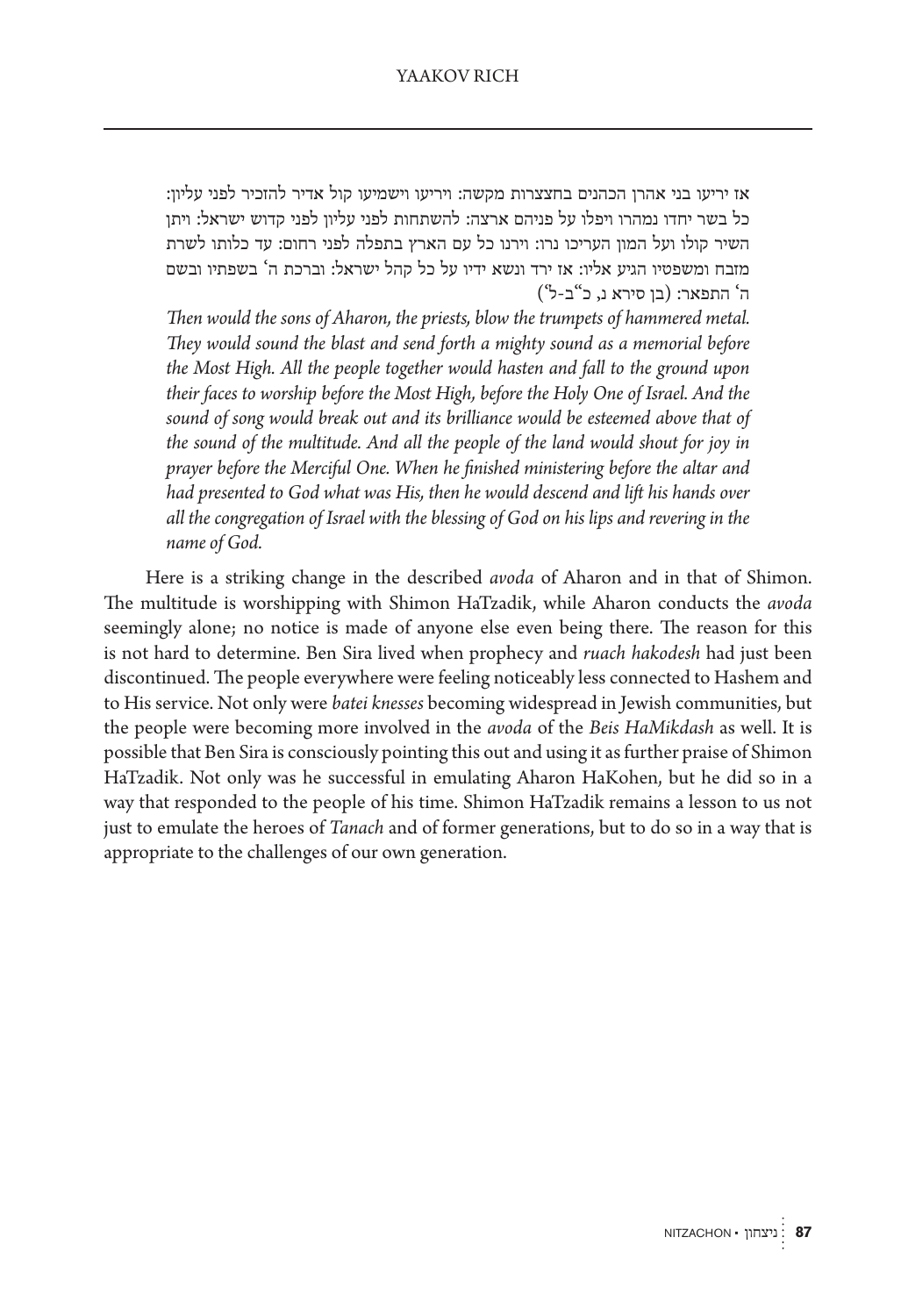אז יריעו בני אהרן הכהנים בחצצרות מקשה: ויריעו וישמיעו קול אדיר להזכיר לפני עליון: כל בשר יחדו נמהרו ויפלו על פניהם ארצה: להשתחות לפני עליון לפני קדוש ישראל: ויתן השיר קולו ועל המון העריכו נרו: וירנו כל עם הארץ בתפלה לפני רחום: עד כלותו לשרת מזבח ומשפטיו הגיע אליו: אז ירד ונשא ידיו על כל קהל ישראל: וברכת ה׳ בשפתיו ובשם ה׳ התפאר: (בן סירא נ, כ״ב-ל׳)

*Then would the sons of Aharon, the priests, blow the trumpets of hammered metal. They would sound the blast and send forth a mighty sound as a memorial before the Most High. All the people together would hasten and fall to the ground upon their faces to worship before the Most High, before the Holy One of Israel. And the sound of song would break out and its brilliance would be esteemed above that of the sound of the multitude. And all the people of the land would shout for joy in prayer before the Merciful One. When he finished ministering before the altar and had presented to God what was His, then he would descend and lift his hands over all the congregation of Israel with the blessing of God on his lips and revering in the name of God.*

Here is a striking change in the described *avoda* of Aharon and in that of Shimon. The multitude is worshipping with Shimon HaTzadik, while Aharon conducts the *avoda* seemingly alone; no notice is made of anyone else even being there. The reason for this is not hard to determine. Ben Sira lived when prophecy and *ruach hakodesh* had just been discontinued. The people everywhere were feeling noticeably less connected to Hashem and to His service. Not only were *batei knesses* becoming widespread in Jewish communities, but the people were becoming more involved in the *avoda* of the *Beis HaMikdash* as well. It is possible that Ben Sira is consciously pointing this out and using it as further praise of Shimon HaTzadik. Not only was he successful in emulating Aharon HaKohen, but he did so in a way that responded to the people of his time. Shimon HaTzadik remains a lesson to us not just to emulate the heroes of *Tanach* and of former generations, but to do so in a way that is appropriate to the challenges of our own generation.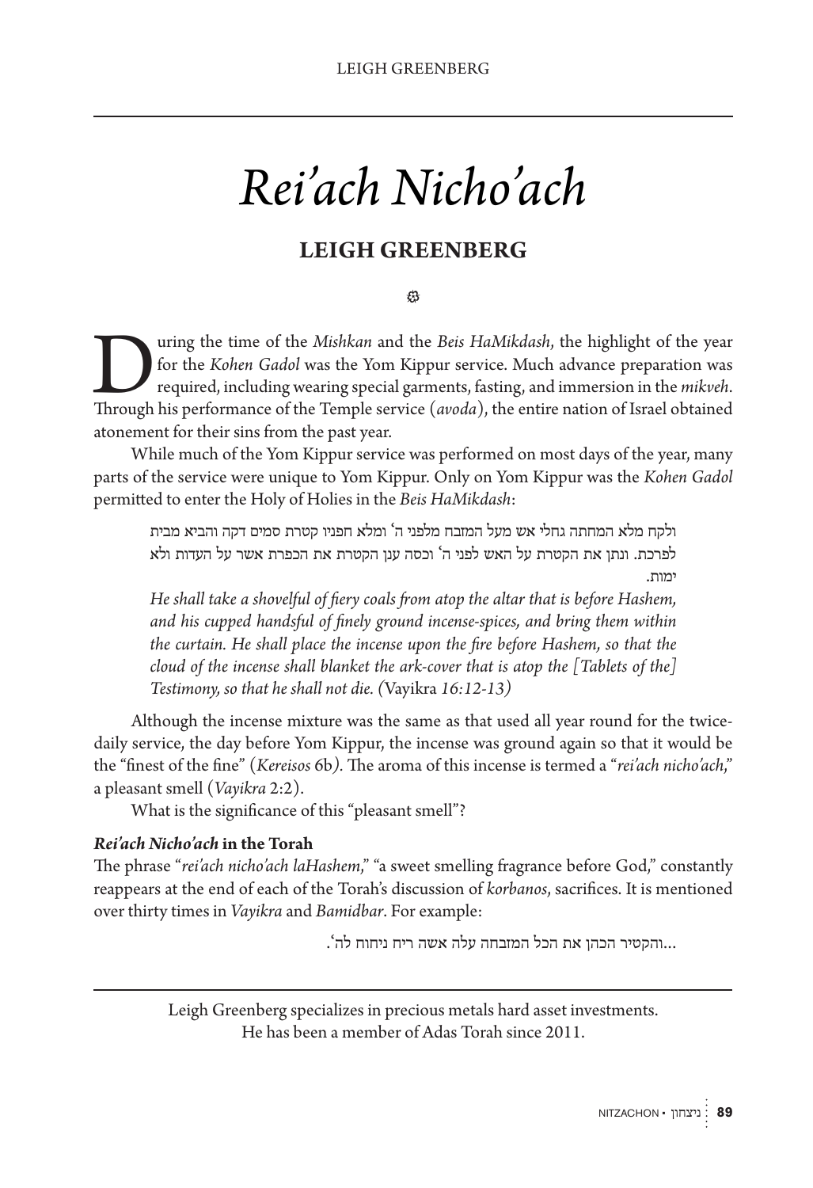# *Rei'ach Nicho'ach*

## LEIGH GREENBERG

During the time of the *Mishkan* and the *Beis HaMikdash*, the highlight of the year for the *Kohen Gadol* was the Yom Kippur service. Much advance preparation was required, including wearing special garments, fasting, and immersion in the *mikveh*. Through his performance of the Temple service (*avoda*), the entire nation of Israel obtained atonement for their sins from the past year.

While much of the Yom Kippur service was performed on most days of the year, many parts of the service were unique to Yom Kippur. Only on Yom Kippur was the *Kohen Gadol* permitted to enter the Holy of Holies in the *Beis HaMikdash*:

> ולקח מלא המחתה גחלי אש מעל המזבח מלפני ה' ומלא חפניו קטרת סמים דקה והביא מבית לפרכת. ונתן את הקטרת על האש לפני ה' וכסה ענן הקטרת את הכפרת אשר על העדות ולא ימות.
>
> *He shall take a shovelful of fiery coals from atop the altar that is before Hashem, and his cupped handsful of finely ground incense-spices, and bring them within the curtain. He shall place the incense upon the fire before Hashem, so that the cloud of the incense shall blanket the ark-cover that is atop the [Tablets of the] Testimony, so that he shall not die. (*Vayikra *16:12-13)*

Although the incense mixture was the same as that used all year round for the twice-daily service, the day before Yom Kippur, the incense was ground again so that it would be the "finest of the fine" (*Kereisos* 6b). The aroma of this incense is termed a "*rei'ach nicho'ach*," a pleasant smell (*Vayikra* 2:2).

What is the significance of this "pleasant smell"?

### *Rei'ach Nicho'ach* in the Torah

The phrase "*rei'ach nicho'ach laHashem*," "a sweet smelling fragrance before God," constantly reappears at the end of each of the Torah's discussion of *korbanos*, sacrifices. It is mentioned over thirty times in *Vayikra* and *Bamidbar*. For example:

> ...והקטיר הכהן את הכל המזבחה עלה אשה ריח ניחוח לה'.

---

Leigh Greenberg specializes in precious metals hard asset investments. He has been a member of Adas Torah since 2011.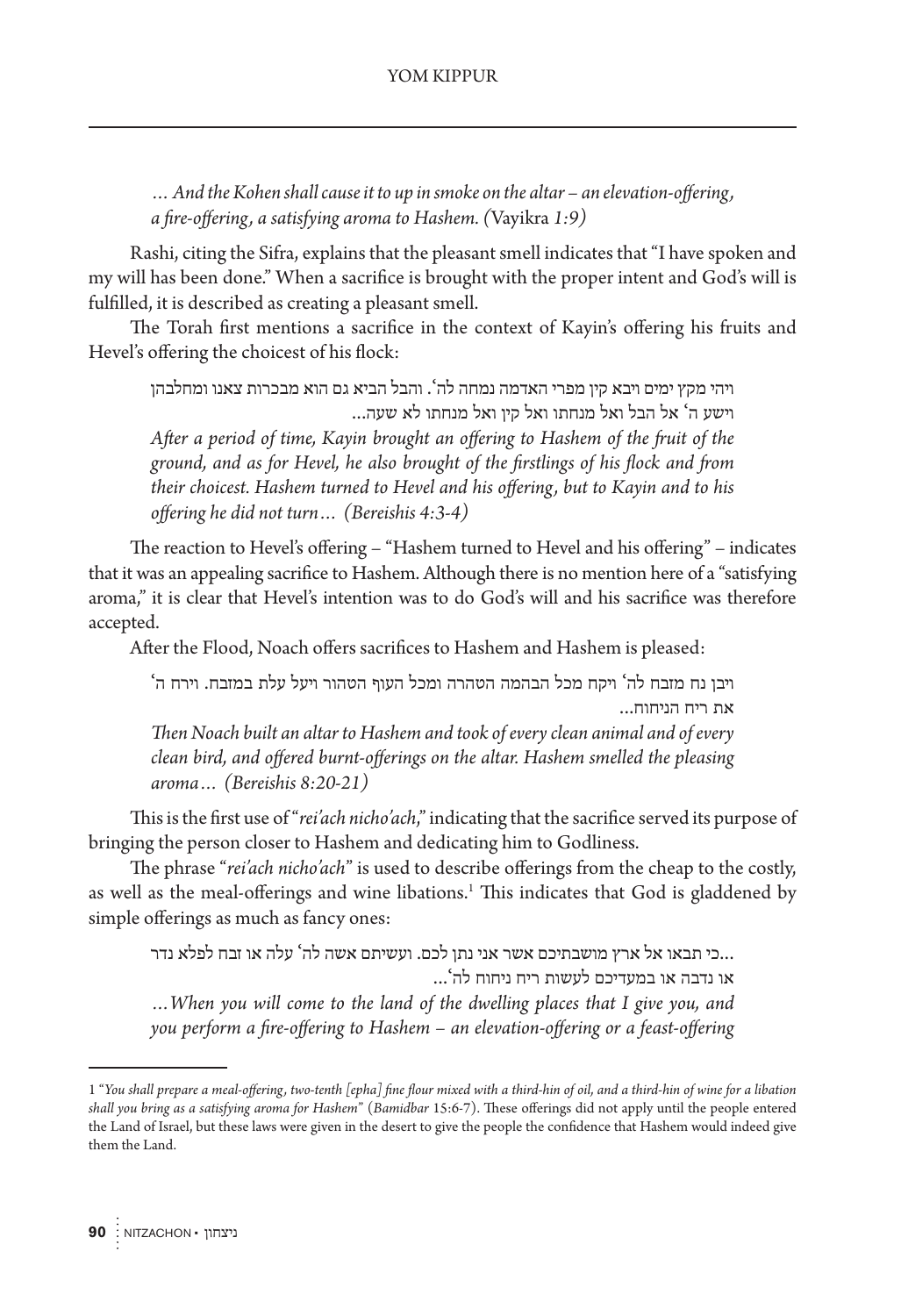*… And the Kohen shall cause it to up in smoke on the altar – an elevation-offering, a fire-offering, a satisfying aroma to Hashem. (*Vayikra *1:9)*

Rashi, citing the Sifra, explains that the pleasant smell indicates that "I have spoken and my will has been done." When a sacrifice is brought with the proper intent and God's will is fulfilled, it is described as creating a pleasant smell.

The Torah first mentions a sacrifice in the context of Kayin's offering his fruits and Hevel's offering the choicest of his flock:

ויהי מקץ ימים ויבא קין מפרי האדמה נמחה לה'. והבל הביא גם הוא מבכרות צאנו ומחלבהן וישע ה' אל הבל ואל מנחתו ואל קין ואל מנחתו לא שעה...

*After a period of time, Kayin brought an offering to Hashem of the fruit of the ground, and as for Hevel, he also brought of the firstlings of his flock and from their choicest. Hashem turned to Hevel and his offering, but to Kayin and to his offering he did not turn… (Bereishis 4:3-4)*

The reaction to Hevel's offering – "Hashem turned to Hevel and his offering" – indicates that it was an appealing sacrifice to Hashem. Although there is no mention here of a "satisfying aroma," it is clear that Hevel's intention was to do God's will and his sacrifice was therefore accepted.

After the Flood, Noach offers sacrifices to Hashem and Hashem is pleased:

ויבן נח מזבח לה' ויקח מכל הבהמה הטהרה ומכל העוף הטהור ויעל עלת במזבח. וירח ה' את ריח הניחוח...

*Then Noach built an altar to Hashem and took of every clean animal and of every clean bird, and offered burnt-offerings on the altar. Hashem smelled the pleasing aroma… (Bereishis 8:20-21)*

This is the first use of "*rei'ach nicho'ach*," indicating that the sacrifice served its purpose of bringing the person closer to Hashem and dedicating him to Godliness.

The phrase "*rei'ach nicho'ach*" is used to describe offerings from the cheap to the costly, as well as the meal-offerings and wine libations.[1] This indicates that God is gladdened by simple offerings as much as fancy ones:

...כי תבאו אל ארץ מושבתיכם אשר אני נתן לכם. ועשיתם אשה לה' עלה או זבח לפלא נדר או נדבה או במעדיכם לעשות ריח ניחוח לה'...

*…When you will come to the land of the dwelling places that I give you, and you perform a fire-offering to Hashem – an elevation-offering or a feast-offering*

---

1 "*You shall prepare a meal-offering, two-tenth [epha] fine flour mixed with a third-hin of oil, and a third-hin of wine for a libation shall you bring as a satisfying aroma for Hashem*" (*Bamidbar* 15:6-7). These offerings did not apply until the people entered the Land of Israel, but these laws were given in the desert to give the people the confidence that Hashem would indeed give them the Land.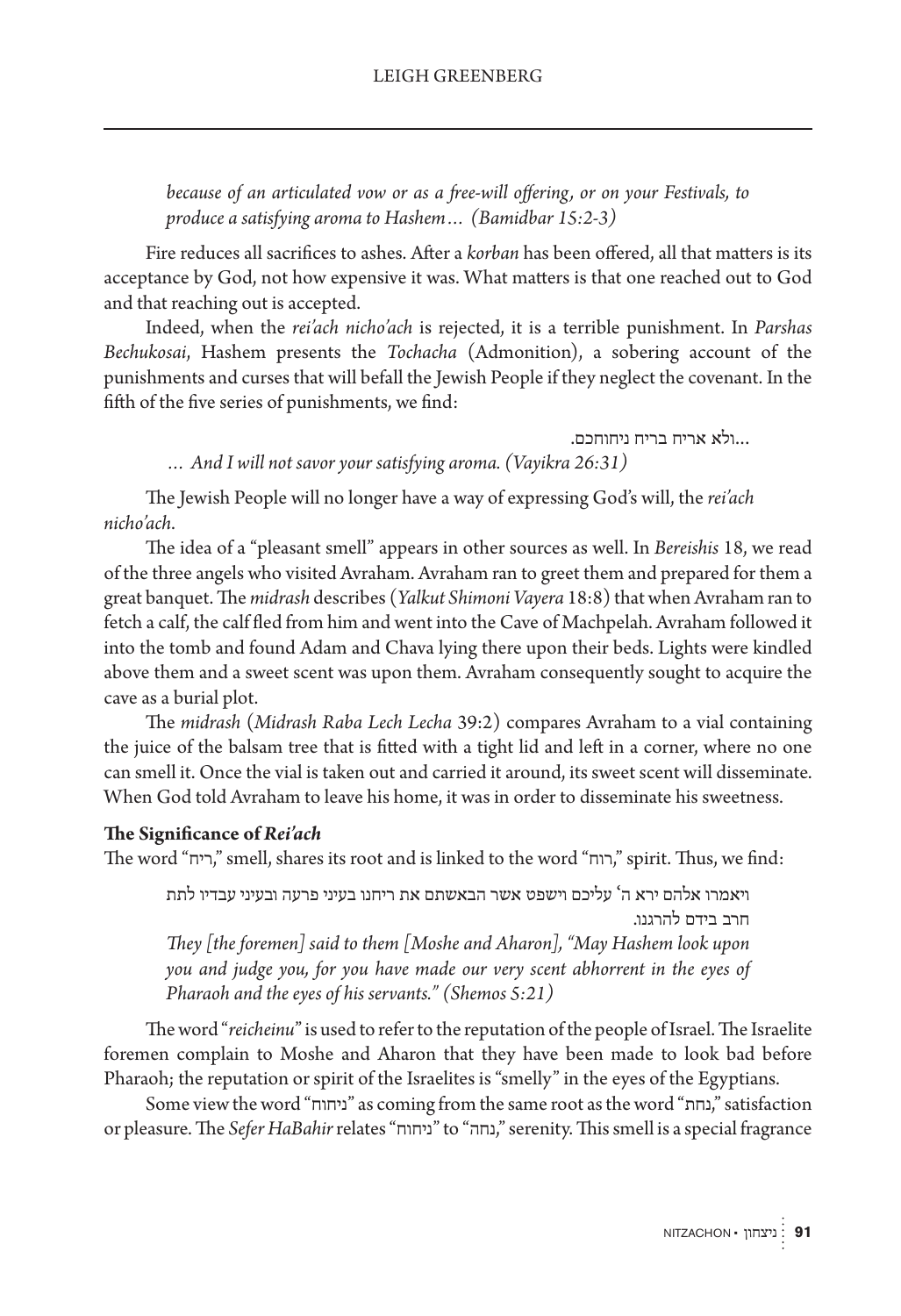*because of an articulated vow or as a free-will offering, or on your Festivals, to produce a satisfying aroma to Hashem… (Bamidbar 15:2-3)*

Fire reduces all sacrifices to ashes. After a *korban* has been offered, all that matters is its acceptance by God, not how expensive it was. What matters is that one reached out to God and that reaching out is accepted.

Indeed, when the *rei'ach nicho'ach* is rejected, it is a terrible punishment. In *Parshas Bechukosai*, Hashem presents the *Tochacha* (Admonition), a sobering account of the punishments and curses that will befall the Jewish People if they neglect the covenant. In the fifth of the five series of punishments, we find:

...ולא אריח בריח ניחוחכם.

*… And I will not savor your satisfying aroma. (Vayikra 26:31)*

The Jewish People will no longer have a way of expressing God's will, the *rei'ach nicho'ach*.

The idea of a "pleasant smell" appears in other sources as well. In *Bereishis* 18, we read of the three angels who visited Avraham. Avraham ran to greet them and prepared for them a great banquet. The *midrash* describes (*Yalkut Shimoni Vayera* 18:8) that when Avraham ran to fetch a calf, the calf fled from him and went into the Cave of Machpelah. Avraham followed it into the tomb and found Adam and Chava lying there upon their beds. Lights were kindled above them and a sweet scent was upon them. Avraham consequently sought to acquire the cave as a burial plot.

The *midrash* (*Midrash Raba Lech Lecha* 39:2) compares Avraham to a vial containing the juice of the balsam tree that is fitted with a tight lid and left in a corner, where no one can smell it. Once the vial is taken out and carried it around, its sweet scent will disseminate. When God told Avraham to leave his home, it was in order to disseminate his sweetness.

**The Significance of *Rei'ach***

The word "ריח," smell, shares its root and is linked to the word "רוח," spirit. Thus, we find:

ויאמרו אלהם ירא ה' עליכם וישפט אשר הבאשתם את ריחנו בעיני פרעה ובעיני עבדיו לתת חרב בידם להרגנו.

*They [the foremen] said to them [Moshe and Aharon], "May Hashem look upon you and judge you, for you have made our very scent abhorrent in the eyes of Pharaoh and the eyes of his servants." (Shemos 5:21)*

The word "*reicheinu*" is used to refer to the reputation of the people of Israel. The Israelite foremen complain to Moshe and Aharon that they have been made to look bad before Pharaoh; the reputation or spirit of the Israelites is "smelly" in the eyes of the Egyptians.

Some view the word "ניחוח" as coming from the same root as the word "נחת," satisfaction or pleasure. The *Sefer HaBahir* relates "ניחוח" to "נחה," serenity. This smell is a special fragrance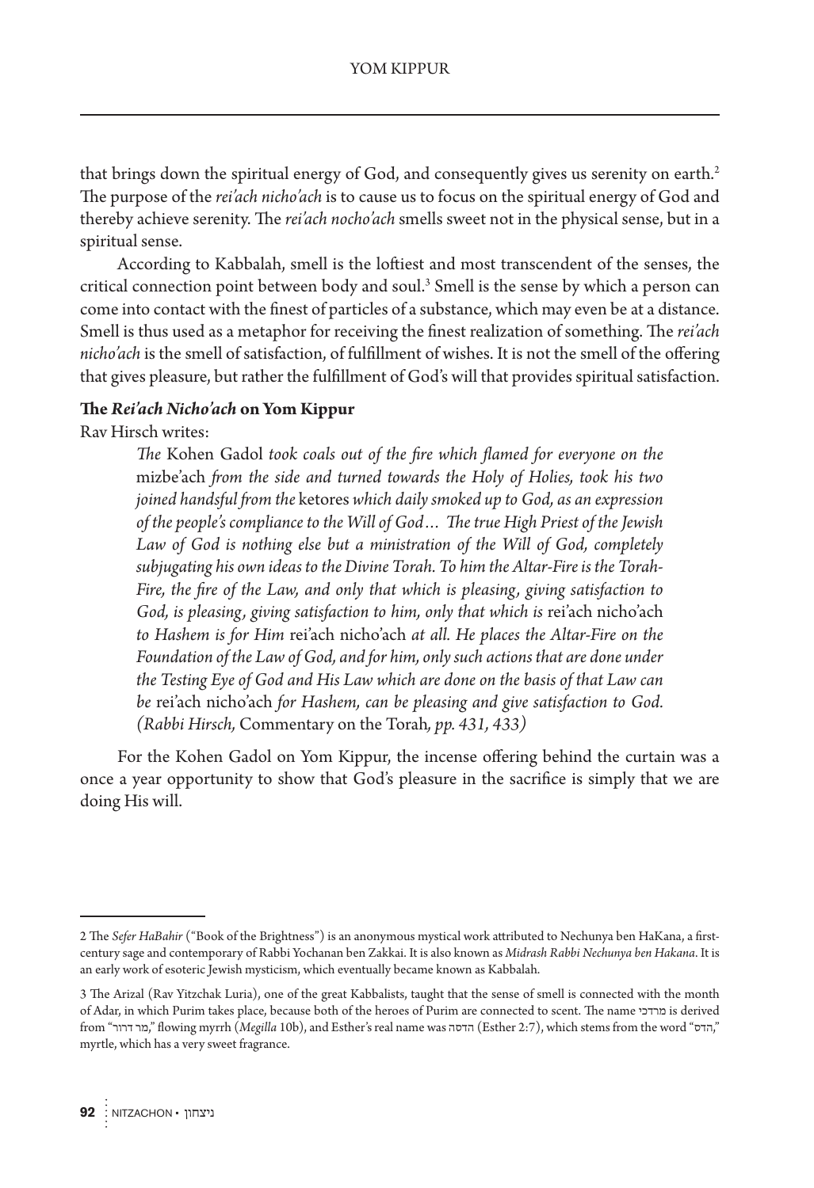that brings down the spiritual energy of God, and consequently gives us serenity on earth.[2] The purpose of the *rei'ach nicho'ach* is to cause us to focus on the spiritual energy of God and thereby achieve serenity. The *rei'ach nocho'ach* smells sweet not in the physical sense, but in a spiritual sense.

According to Kabbalah, smell is the loftiest and most transcendent of the senses, the critical connection point between body and soul.[3] Smell is the sense by which a person can come into contact with the finest of particles of a substance, which may even be at a distance. Smell is thus used as a metaphor for receiving the finest realization of something. The *rei'ach nicho'ach* is the smell of satisfaction, of fulfillment of wishes. It is not the smell of the offering that gives pleasure, but rather the fulfillment of God's will that provides spiritual satisfaction.

**The *Rei'ach Nicho'ach* on Yom Kippur**

Rav Hirsch writes:

> *The* Kohen Gadol *took coals out of the fire which flamed for everyone on the* mizbe'ach *from the side and turned towards the Holy of Holies, took his two joined handsful from the* ketores *which daily smoked up to God, as an expression of the people's compliance to the Will of God… The true High Priest of the Jewish Law of God is nothing else but a ministration of the Will of God, completely subjugating his own ideas to the Divine Torah. To him the Altar-Fire is the Torah-Fire, the fire of the Law, and only that which is pleasing, giving satisfaction to God, is pleasing, giving satisfaction to him, only that which is* rei'ach nicho'ach *to Hashem is for Him* rei'ach nicho'ach *at all. He places the Altar-Fire on the Foundation of the Law of God, and for him, only such actions that are done under the Testing Eye of God and His Law which are done on the basis of that Law can be* rei'ach nicho'ach *for Hashem, can be pleasing and give satisfaction to God. (Rabbi Hirsch,* Commentary on the Torah*, pp. 431, 433)*

For the Kohen Gadol on Yom Kippur, the incense offering behind the curtain was a once a year opportunity to show that God's pleasure in the sacrifice is simply that we are doing His will.

---

2 The *Sefer HaBahir* ("Book of the Brightness") is an anonymous mystical work attributed to Nechunya ben HaKana, a first-century sage and contemporary of Rabbi Yochanan ben Zakkai. It is also known as *Midrash Rabbi Nechunya ben Hakana*. It is an early work of esoteric Jewish mysticism, which eventually became known as Kabbalah.

3 The Arizal (Rav Yitzchak Luria), one of the great Kabbalists, taught that the sense of smell is connected with the month of Adar, in which Purim takes place, because both of the heroes of Purim are connected to scent. The name מרדכי is derived from "מר דרור," flowing myrrh (*Megilla* 10b), and Esther's real name was הדסה (Esther 2:7), which stems from the word "הדס," myrtle, which has a very sweet fragrance.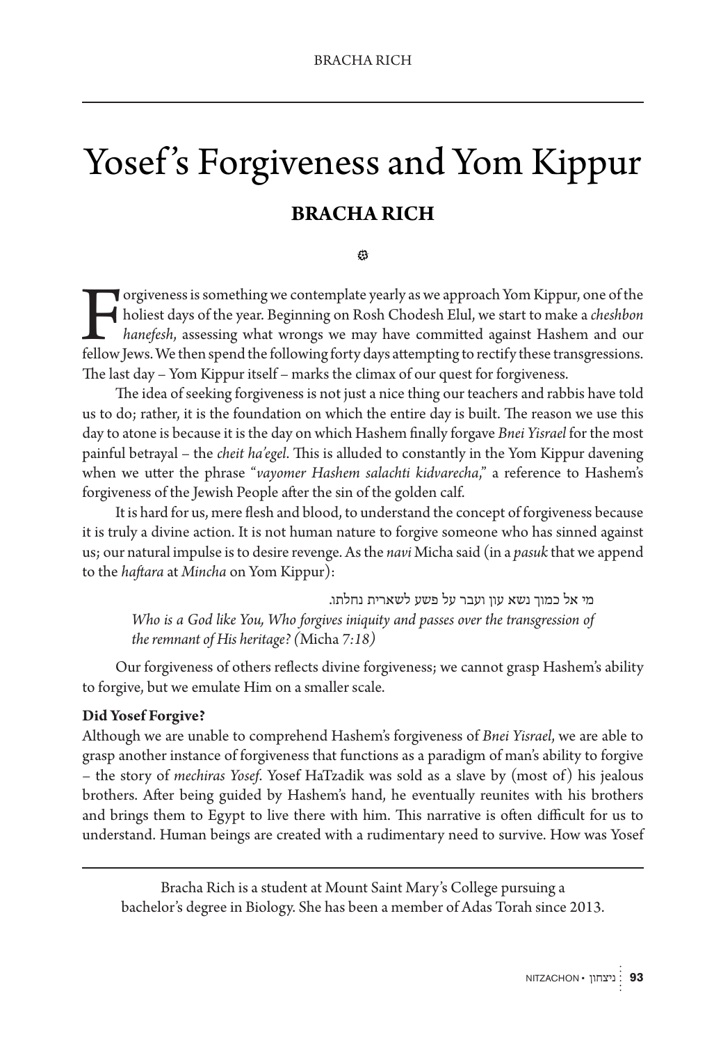# Yosef's Forgiveness and Yom Kippur

## BRACHA RICH

Forgiveness is something we contemplate yearly as we approach Yom Kippur, one of the holiest days of the year. Beginning on Rosh Chodesh Elul, we start to make a *cheshbon hanefesh*, assessing what wrongs we may have committed against Hashem and our fellow Jews. We then spend the following forty days attempting to rectify these transgressions. The last day – Yom Kippur itself – marks the climax of our quest for forgiveness.

The idea of seeking forgiveness is not just a nice thing our teachers and rabbis have told us to do; rather, it is the foundation on which the entire day is built. The reason we use this day to atone is because it is the day on which Hashem finally forgave *Bnei Yisrael* for the most painful betrayal – the *cheit ha'egel*. This is alluded to constantly in the Yom Kippur davening when we utter the phrase "*vayomer Hashem salachti kidvarecha*," a reference to Hashem's forgiveness of the Jewish People after the sin of the golden calf.

It is hard for us, mere flesh and blood, to understand the concept of forgiveness because it is truly a divine action. It is not human nature to forgive someone who has sinned against us; our natural impulse is to desire revenge. As the *navi* Micha said (in a *pasuk* that we append to the *haftara* at *Mincha* on Yom Kippur):

מי אל כמוך נשא עון ועבר על פשע לשארית נחלתו.

*Who is a God like You, Who forgives iniquity and passes over the transgression of the remnant of His heritage? (*Micha *7:18)*

Our forgiveness of others reflects divine forgiveness; we cannot grasp Hashem's ability to forgive, but we emulate Him on a smaller scale.

**Did Yosef Forgive?**

Although we are unable to comprehend Hashem's forgiveness of *Bnei Yisrael*, we are able to grasp another instance of forgiveness that functions as a paradigm of man's ability to forgive – the story of *mechiras Yosef*. Yosef HaTzadik was sold as a slave by (most of) his jealous brothers. After being guided by Hashem's hand, he eventually reunites with his brothers and brings them to Egypt to live there with him. This narrative is often difficult for us to understand. Human beings are created with a rudimentary need to survive. How was Yosef

---

Bracha Rich is a student at Mount Saint Mary's College pursuing a bachelor's degree in Biology. She has been a member of Adas Torah since 2013.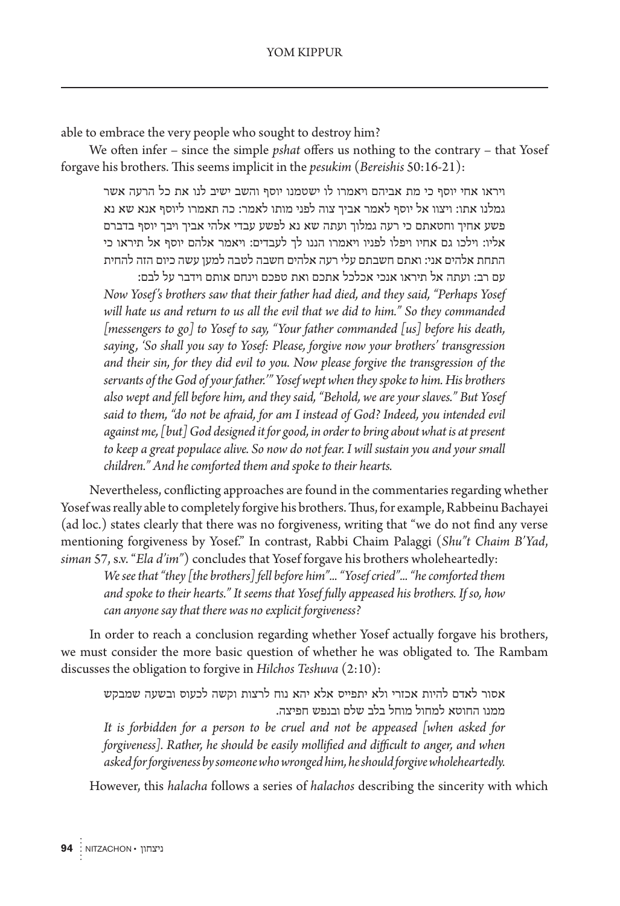able to embrace the very people who sought to destroy him?

We often infer – since the simple *pshat* offers us nothing to the contrary – that Yosef forgave his brothers. This seems implicit in the *pesukim* (*Bereishis* 50:16-21):

> ויראו אחי יוסף כי מת אביהם ויאמרו לו ישטמנו יוסף והשב ישיב לנו את כל הרעה אשר גמלנו אתו: ויצוו אל יוסף לאמר אביך צוה לפני מותו לאמר: כה תאמרו ליוסף אנא שא נא פשע אחיך וחטאתם כי רעה גמלוך ועתה שא נא לפשע עבדי אלהי אביך ויבך יוסף בדברם אליו: וילכו גם אחיו ויפלו לפניו ויאמרו הננו לך לעבדים: ויאמר אלהם יוסף אל תיראו כי התחת אלהים אני: ואתם חשבתם עלי רעה אלהים חשבה לטבה למען עשה כיום הזה להחית עם רב: ועתה אל תיראו אנכי אכלכל אתכם ואת טפכם וינחם אותם וידבר על לבם:
>
> *Now Yosef's brothers saw that their father had died, and they said, "Perhaps Yosef will hate us and return to us all the evil that we did to him." So they commanded [messengers to go] to Yosef to say, "Your father commanded [us] before his death, saying, 'So shall you say to Yosef: Please, forgive now your brothers' transgression and their sin, for they did evil to you. Now please forgive the transgression of the servants of the God of your father.'" Yosef wept when they spoke to him. His brothers also wept and fell before him, and they said, "Behold, we are your slaves." But Yosef said to them, "do not be afraid, for am I instead of God? Indeed, you intended evil against me, [but] God designed it for good, in order to bring about what is at present to keep a great populace alive. So now do not fear. I will sustain you and your small children." And he comforted them and spoke to their hearts.*

Nevertheless, conflicting approaches are found in the commentaries regarding whether Yosef was really able to completely forgive his brothers. Thus, for example, Rabbeinu Bachayei (ad loc.) states clearly that there was no forgiveness, writing that "we do not find any verse mentioning forgiveness by Yosef." In contrast, Rabbi Chaim Palaggi (*Shu"t Chaim B'Yad*, *siman* 57, s.v. "*Ela d'im*") concludes that Yosef forgave his brothers wholeheartedly:

> *We see that "they [the brothers] fell before him"... "Yosef cried"... "he comforted them and spoke to their hearts." It seems that Yosef fully appeased his brothers. If so, how can anyone say that there was no explicit forgiveness?*

In order to reach a conclusion regarding whether Yosef actually forgave his brothers, we must consider the more basic question of whether he was obligated to. The Rambam discusses the obligation to forgive in *Hilchos Teshuva* (2:10):

> אסור לאדם להיות אכזרי ולא יתפייס אלא יהא נוח לרצות וקשה לכעוס ובשעה שמבקש ממנו החוטא למחול מוחל בלב שלם ובנפש חפיצה.
>
> *It is forbidden for a person to be cruel and not be appeased [when asked for forgiveness]. Rather, he should be easily mollified and difficult to anger, and when asked for forgiveness by someone who wronged him, he should forgive wholeheartedly.*

However, this *halacha* follows a series of *halachos* describing the sincerity with which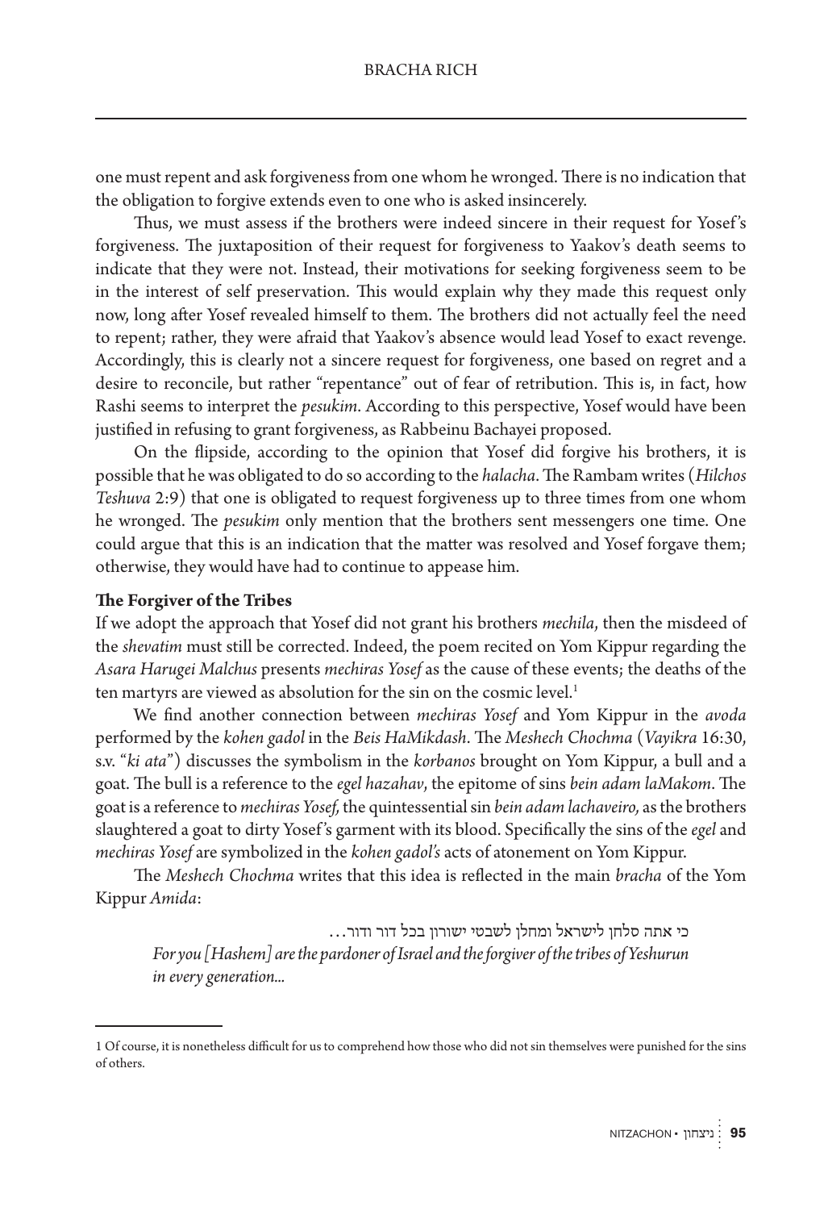one must repent and ask forgiveness from one whom he wronged. There is no indication that the obligation to forgive extends even to one who is asked insincerely.

Thus, we must assess if the brothers were indeed sincere in their request for Yosef's forgiveness. The juxtaposition of their request for forgiveness to Yaakov's death seems to indicate that they were not. Instead, their motivations for seeking forgiveness seem to be in the interest of self preservation. This would explain why they made this request only now, long after Yosef revealed himself to them. The brothers did not actually feel the need to repent; rather, they were afraid that Yaakov's absence would lead Yosef to exact revenge. Accordingly, this is clearly not a sincere request for forgiveness, one based on regret and a desire to reconcile, but rather "repentance" out of fear of retribution. This is, in fact, how Rashi seems to interpret the *pesukim*. According to this perspective, Yosef would have been justified in refusing to grant forgiveness, as Rabbeinu Bachayei proposed.

On the flipside, according to the opinion that Yosef did forgive his brothers, it is possible that he was obligated to do so according to the *halacha*. The Rambam writes (*Hilchos Teshuva* 2:9) that one is obligated to request forgiveness up to three times from one whom he wronged. The *pesukim* only mention that the brothers sent messengers one time. One could argue that this is an indication that the matter was resolved and Yosef forgave them; otherwise, they would have had to continue to appease him.

**The Forgiver of the Tribes**

If we adopt the approach that Yosef did not grant his brothers *mechila*, then the misdeed of the *shevatim* must still be corrected. Indeed, the poem recited on Yom Kippur regarding the *Asara Harugei Malchus* presents *mechiras Yosef* as the cause of these events; the deaths of the ten martyrs are viewed as absolution for the sin on the cosmic level.[1]

We find another connection between *mechiras Yosef* and Yom Kippur in the *avoda* performed by the *kohen gadol* in the *Beis HaMikdash*. The *Meshech Chochma* (*Vayikra* 16:30, s.v. "*ki ata*") discusses the symbolism in the *korbanos* brought on Yom Kippur, a bull and a goat. The bull is a reference to the *egel hazahav*, the epitome of sins *bein adam laMakom*. The goat is a reference to *mechiras Yosef,* the quintessential sin *bein adam lachaveiro,* as the brothers slaughtered a goat to dirty Yosef's garment with its blood. Specifically the sins of the *egel* and *mechiras Yosef* are symbolized in the *kohen gadol's* acts of atonement on Yom Kippur.

The *Meshech Chochma* writes that this idea is reflected in the main *bracha* of the Yom Kippur *Amida*:

> כי אתה סלחן לישראל ומחלן לשבטי ישורון בכל דור ודור...
> *For you [Hashem] are the pardoner of Israel and the forgiver of the tribes of Yeshurun in every generation...*

---

1 Of course, it is nonetheless difficult for us to comprehend how those who did not sin themselves were punished for the sins of others.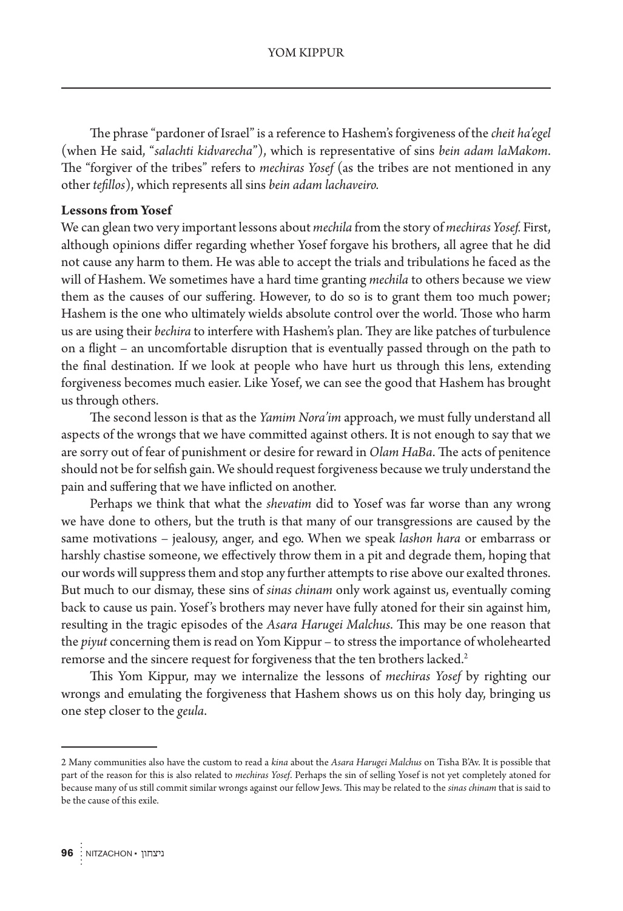The phrase "pardoner of Israel" is a reference to Hashem's forgiveness of the *cheit ha'egel* (when He said, "*salachti kidvarecha*"), which is representative of sins *bein adam laMakom*. The "forgiver of the tribes" refers to *mechiras Yosef* (as the tribes are not mentioned in any other *tefillos*), which represents all sins *bein adam lachaveiro.*

**Lessons from Yosef**

We can glean two very important lessons about *mechila* from the story of *mechiras Yosef.* First, although opinions differ regarding whether Yosef forgave his brothers, all agree that he did not cause any harm to them. He was able to accept the trials and tribulations he faced as the will of Hashem. We sometimes have a hard time granting *mechila* to others because we view them as the causes of our suffering. However, to do so is to grant them too much power; Hashem is the one who ultimately wields absolute control over the world. Those who harm us are using their *bechira* to interfere with Hashem's plan. They are like patches of turbulence on a flight – an uncomfortable disruption that is eventually passed through on the path to the final destination. If we look at people who have hurt us through this lens, extending forgiveness becomes much easier. Like Yosef, we can see the good that Hashem has brought us through others.

The second lesson is that as the *Yamim Nora'im* approach, we must fully understand all aspects of the wrongs that we have committed against others. It is not enough to say that we are sorry out of fear of punishment or desire for reward in *Olam HaBa*. The acts of penitence should not be for selfish gain. We should request forgiveness because we truly understand the pain and suffering that we have inflicted on another.

Perhaps we think that what the *shevatim* did to Yosef was far worse than any wrong we have done to others, but the truth is that many of our transgressions are caused by the same motivations – jealousy, anger, and ego. When we speak *lashon hara* or embarrass or harshly chastise someone, we effectively throw them in a pit and degrade them, hoping that our words will suppress them and stop any further attempts to rise above our exalted thrones. But much to our dismay, these sins of *sinas chinam* only work against us, eventually coming back to cause us pain. Yosef's brothers may never have fully atoned for their sin against him, resulting in the tragic episodes of the *Asara Harugei Malchus*. This may be one reason that the *piyut* concerning them is read on Yom Kippur – to stress the importance of wholehearted remorse and the sincere request for forgiveness that the ten brothers lacked.[2]

This Yom Kippur, may we internalize the lessons of *mechiras Yosef* by righting our wrongs and emulating the forgiveness that Hashem shows us on this holy day, bringing us one step closer to the *geula*.

---

2 Many communities also have the custom to read a *kina* about the *Asara Harugei Malchus* on Tisha B'Av. It is possible that part of the reason for this is also related to *mechiras Yosef*. Perhaps the sin of selling Yosef is not yet completely atoned for because many of us still commit similar wrongs against our fellow Jews. This may be related to the *sinas chinam* that is said to be the cause of this exile.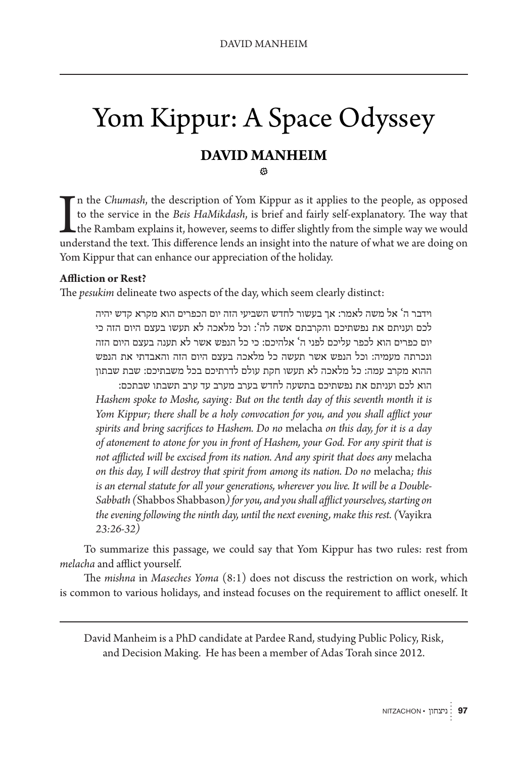# Yom Kippur: A Space Odyssey

## DAVID MANHEIM

In the *Chumash*, the description of Yom Kippur as it applies to the people, as opposed to the service in the *Beis HaMikdash*, is brief and fairly self-explanatory. The way that the Rambam explains it, however, seems to differ slightly from the simple way we would understand the text. This difference lends an insight into the nature of what we are doing on Yom Kippur that can enhance our appreciation of the holiday.

**Affliction or Rest?**

The *pesukim* delineate two aspects of the day, which seem clearly distinct:

> וידבר ה׳ אל משה לאמר: אך בעשור לחדש השביעי הזה יום הכפרים הוא מקרא קדש יהיה לכם ועניתם את נפשתיכם והקרבתם אשה לה׳: וכל מלאכה לא תעשו בעצם היום הזה כי יום כפרים הוא לכפר עליכם לפני ה׳ אלהיכם: כי כל הנפש אשר לא תענה בעצם היום הזה ונכרתה מעמיה: וכל הנפש אשר תעשה כל מלאכה בעצם היום הזה והאבדתי את הנפש ההוא מקרב עמה: כל מלאכה לא תעשו חקת עולם לדרתיכם בכל משבתיכם: שבת שבתון הוא לכם ועניתם את נפשתיכם בתשעה לחדש בערב מערב עד ערב תשבתו שבתכם:
>
> *Hashem spoke to Moshe, saying: But on the tenth day of this seventh month it is Yom Kippur; there shall be a holy convocation for you, and you shall afflict your spirits and bring sacrifices to Hashem. Do no* melacha *on this day, for it is a day of atonement to atone for you in front of Hashem, your God. For any spirit that is not afflicted will be excised from its nation. And any spirit that does any* melacha *on this day, I will destroy that spirit from among its nation. Do no* melacha*; this is an eternal statute for all your generations, wherever you live. It will be a Double-Sabbath (*Shabbos Shabbason*) for you, and you shall afflict yourselves, starting on the evening following the ninth day, until the next evening, make this rest. (*Vayikra *23:26-32)*

To summarize this passage, we could say that Yom Kippur has two rules: rest from *melacha* and afflict yourself.

The *mishna* in *Maseches Yoma* (8:1) does not discuss the restriction on work, which is common to various holidays, and instead focuses on the requirement to afflict oneself. It

---

David Manheim is a PhD candidate at Pardee Rand, studying Public Policy, Risk, and Decision Making. He has been a member of Adas Torah since 2012.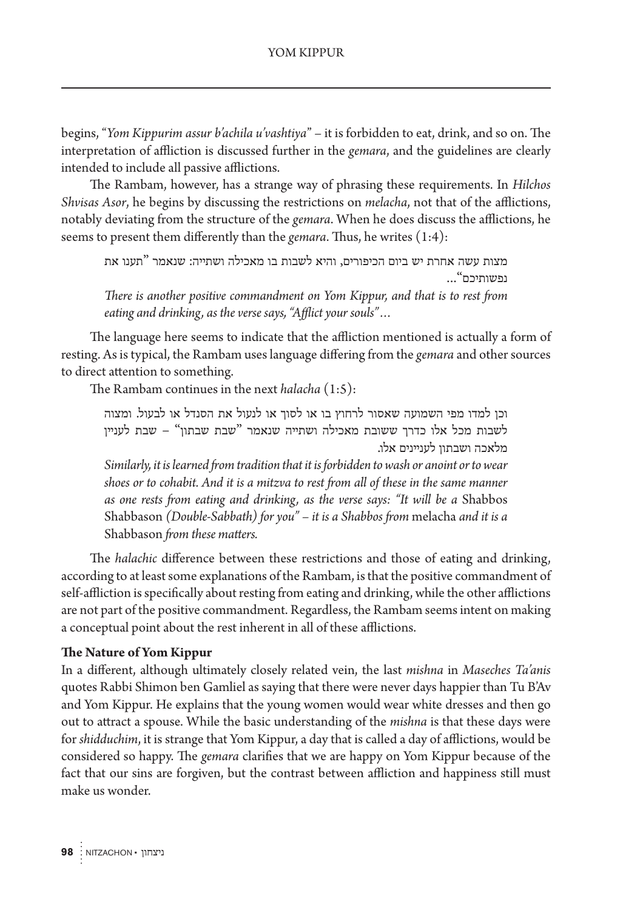begins, "*Yom Kippurim assur b'achila u'vashtiya*" – it is forbidden to eat, drink, and so on. The interpretation of affliction is discussed further in the *gemara*, and the guidelines are clearly intended to include all passive afflictions.

The Rambam, however, has a strange way of phrasing these requirements. In *Hilchos Shvisas Asor*, he begins by discussing the restrictions on *melacha*, not that of the afflictions, notably deviating from the structure of the *gemara*. When he does discuss the afflictions, he seems to present them differently than the *gemara*. Thus, he writes (1:4):

> מצות עשה אחרת יש ביום הכיפורים, והיא לשבות בו מאכילה ושתייה: שנאמר "תענו את נפשותיכם"...
>
> *There is another positive commandment on Yom Kippur, and that is to rest from eating and drinking, as the verse says, "Afflict your souls"…*

The language here seems to indicate that the affliction mentioned is actually a form of resting. As is typical, the Rambam uses language differing from the *gemara* and other sources to direct attention to something.

The Rambam continues in the next *halacha* (1:5):

> וכן למדו מפי השמועה שאסור לרחוץ בו או לסוך או לנעול את הסנדל או לבעול. ומצוה לשבות מכל אלו כדרך ששובת מאכילה ושתייה שנאמר "שבת שבתון" – שבת לעניין מלאכה ושבתון לעניינים אלו.
>
> *Similarly, it is learned from tradition that it is forbidden to wash or anoint or to wear shoes or to cohabit. And it is a mitzva to rest from all of these in the same manner as one rests from eating and drinking, as the verse says: "It will be a* Shabbos Shabbason *(Double-Sabbath) for you" – it is a Shabbos from* melacha *and it is a* Shabbason *from these matters.*

The *halachic* difference between these restrictions and those of eating and drinking, according to at least some explanations of the Rambam, is that the positive commandment of self-affliction is specifically about resting from eating and drinking, while the other afflictions are not part of the positive commandment. Regardless, the Rambam seems intent on making a conceptual point about the rest inherent in all of these afflictions.

**The Nature of Yom Kippur**

In a different, although ultimately closely related vein, the last *mishna* in *Maseches Ta'anis* quotes Rabbi Shimon ben Gamliel as saying that there were never days happier than Tu B'Av and Yom Kippur. He explains that the young women would wear white dresses and then go out to attract a spouse. While the basic understanding of the *mishna* is that these days were for *shidduchim*, it is strange that Yom Kippur, a day that is called a day of afflictions, would be considered so happy. The *gemara* clarifies that we are happy on Yom Kippur because of the fact that our sins are forgiven, but the contrast between affliction and happiness still must make us wonder.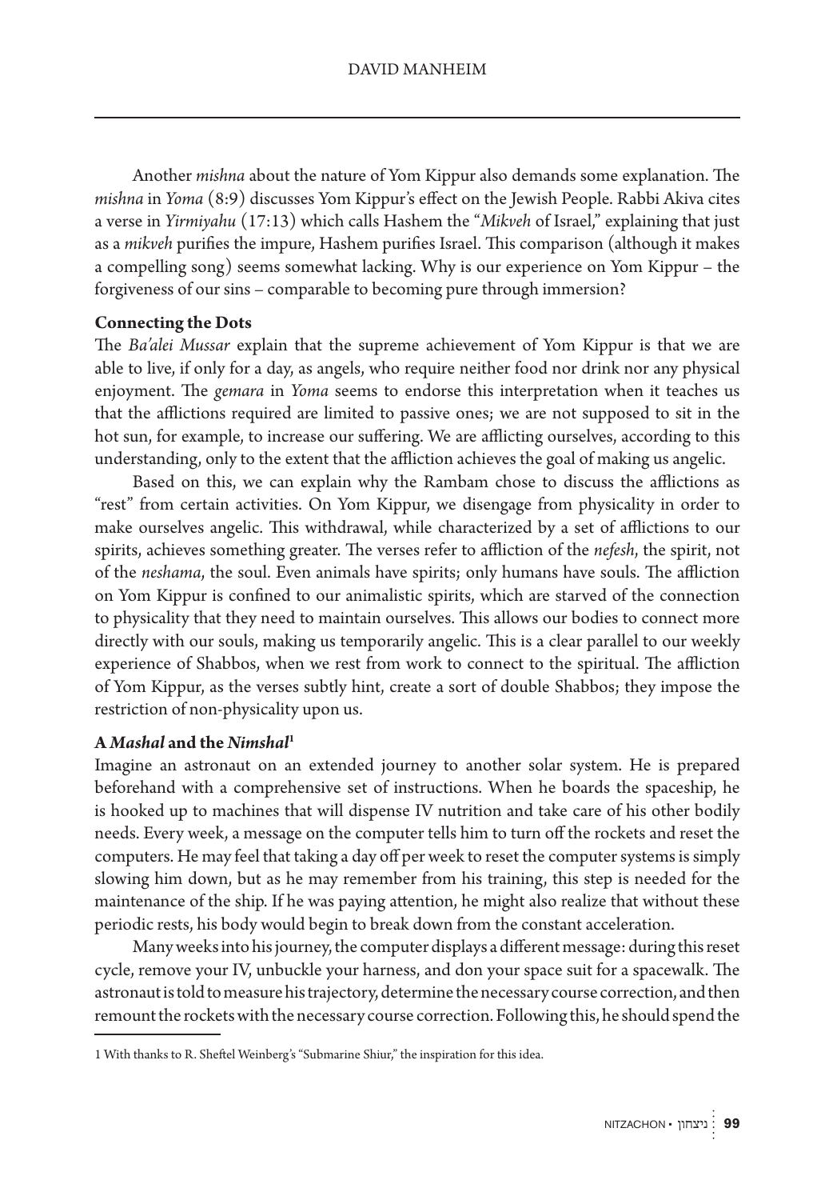Another *mishna* about the nature of Yom Kippur also demands some explanation. The *mishna* in *Yoma* (8:9) discusses Yom Kippur's effect on the Jewish People. Rabbi Akiva cites a verse in *Yirmiyahu* (17:13) which calls Hashem the "*Mikveh* of Israel," explaining that just as a *mikveh* purifies the impure, Hashem purifies Israel. This comparison (although it makes a compelling song) seems somewhat lacking. Why is our experience on Yom Kippur – the forgiveness of our sins – comparable to becoming pure through immersion?

### Connecting the Dots

The *Ba'alei Mussar* explain that the supreme achievement of Yom Kippur is that we are able to live, if only for a day, as angels, who require neither food nor drink nor any physical enjoyment. The *gemara* in *Yoma* seems to endorse this interpretation when it teaches us that the afflictions required are limited to passive ones; we are not supposed to sit in the hot sun, for example, to increase our suffering. We are afflicting ourselves, according to this understanding, only to the extent that the affliction achieves the goal of making us angelic.

Based on this, we can explain why the Rambam chose to discuss the afflictions as "rest" from certain activities. On Yom Kippur, we disengage from physicality in order to make ourselves angelic. This withdrawal, while characterized by a set of afflictions to our spirits, achieves something greater. The verses refer to affliction of the *nefesh*, the spirit, not of the *neshama*, the soul. Even animals have spirits; only humans have souls. The affliction on Yom Kippur is confined to our animalistic spirits, which are starved of the connection to physicality that they need to maintain ourselves. This allows our bodies to connect more directly with our souls, making us temporarily angelic. This is a clear parallel to our weekly experience of Shabbos, when we rest from work to connect to the spiritual. The affliction of Yom Kippur, as the verses subtly hint, create a sort of double Shabbos; they impose the restriction of non-physicality upon us.

### A *Mashal* and the *Nimshal*[1]

Imagine an astronaut on an extended journey to another solar system. He is prepared beforehand with a comprehensive set of instructions. When he boards the spaceship, he is hooked up to machines that will dispense IV nutrition and take care of his other bodily needs. Every week, a message on the computer tells him to turn off the rockets and reset the computers. He may feel that taking a day off per week to reset the computer systems is simply slowing him down, but as he may remember from his training, this step is needed for the maintenance of the ship. If he was paying attention, he might also realize that without these periodic rests, his body would begin to break down from the constant acceleration.

Many weeks into his journey, the computer displays a different message: during this reset cycle, remove your IV, unbuckle your harness, and don your space suit for a spacewalk. The astronaut is told to measure his trajectory, determine the necessary course correction, and then remount the rockets with the necessary course correction. Following this, he should spend the

---

1 With thanks to R. Sheftel Weinberg's "Submarine Shiur," the inspiration for this idea.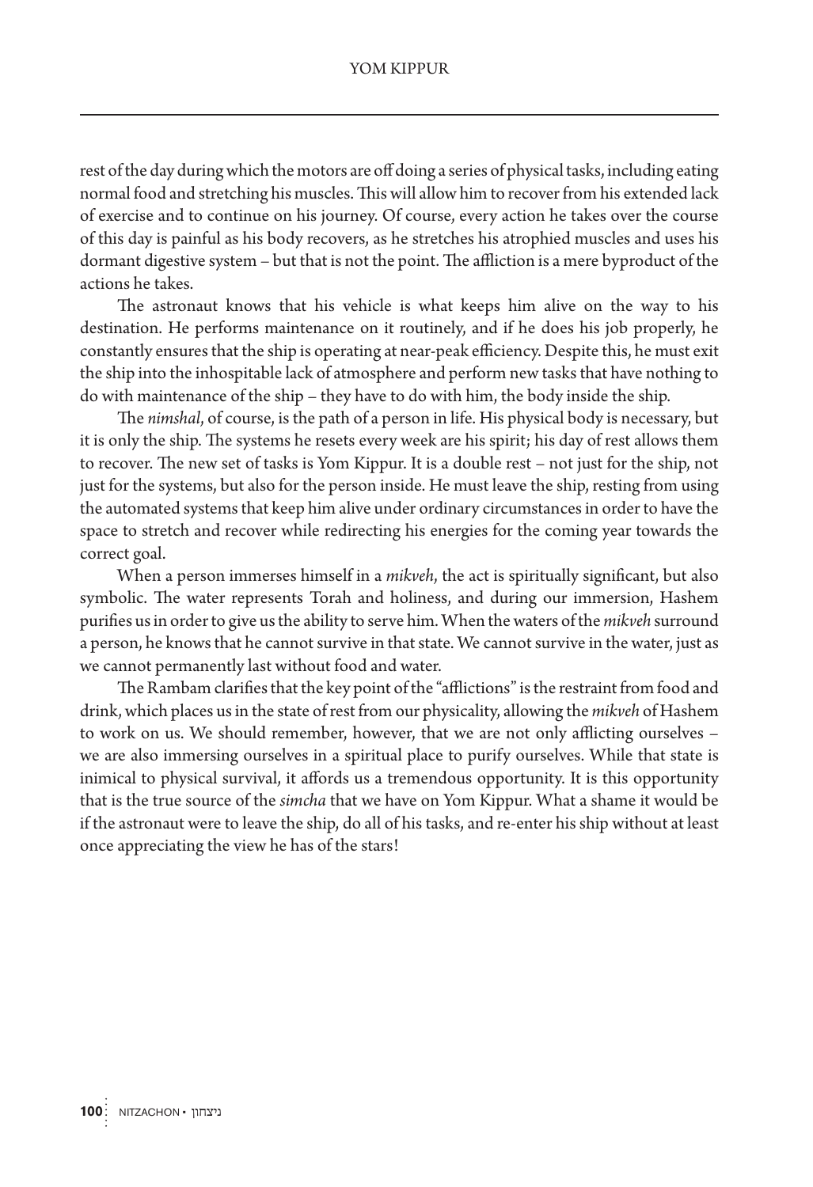rest of the day during which the motors are off doing a series of physical tasks, including eating normal food and stretching his muscles. This will allow him to recover from his extended lack of exercise and to continue on his journey. Of course, every action he takes over the course of this day is painful as his body recovers, as he stretches his atrophied muscles and uses his dormant digestive system – but that is not the point. The affliction is a mere byproduct of the actions he takes.

The astronaut knows that his vehicle is what keeps him alive on the way to his destination. He performs maintenance on it routinely, and if he does his job properly, he constantly ensures that the ship is operating at near-peak efficiency. Despite this, he must exit the ship into the inhospitable lack of atmosphere and perform new tasks that have nothing to do with maintenance of the ship – they have to do with him, the body inside the ship.

The *nimshal*, of course, is the path of a person in life. His physical body is necessary, but it is only the ship. The systems he resets every week are his spirit; his day of rest allows them to recover. The new set of tasks is Yom Kippur. It is a double rest – not just for the ship, not just for the systems, but also for the person inside. He must leave the ship, resting from using the automated systems that keep him alive under ordinary circumstances in order to have the space to stretch and recover while redirecting his energies for the coming year towards the correct goal.

When a person immerses himself in a *mikveh*, the act is spiritually significant, but also symbolic. The water represents Torah and holiness, and during our immersion, Hashem purifies us in order to give us the ability to serve him. When the waters of the *mikveh* surround a person, he knows that he cannot survive in that state. We cannot survive in the water, just as we cannot permanently last without food and water.

The Rambam clarifies that the key point of the "afflictions" is the restraint from food and drink, which places us in the state of rest from our physicality, allowing the *mikveh* of Hashem to work on us. We should remember, however, that we are not only afflicting ourselves – we are also immersing ourselves in a spiritual place to purify ourselves. While that state is inimical to physical survival, it affords us a tremendous opportunity. It is this opportunity that is the true source of the *simcha* that we have on Yom Kippur. What a shame it would be if the astronaut were to leave the ship, do all of his tasks, and re-enter his ship without at least once appreciating the view he has of the stars!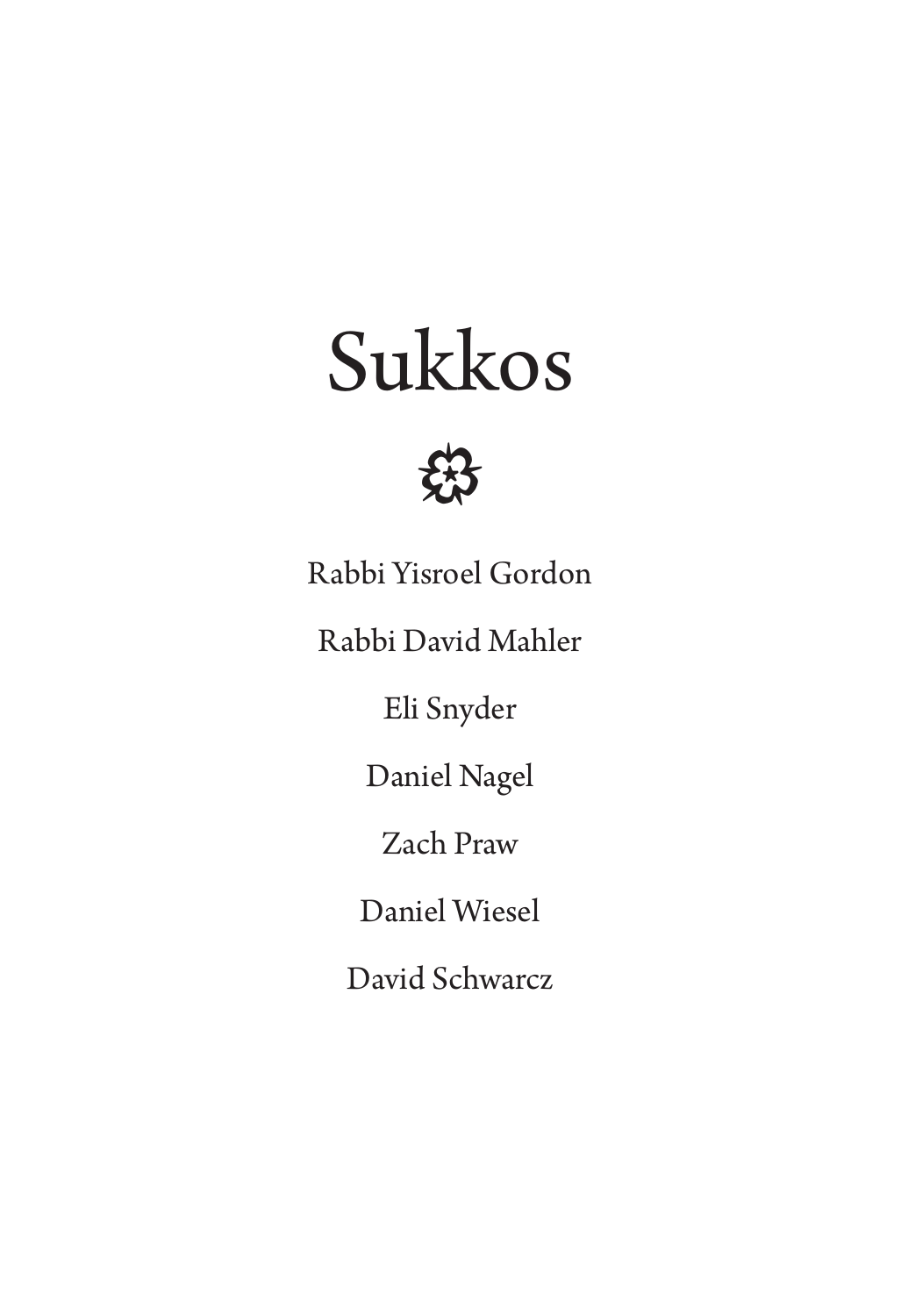# Sukkos

Rabbi Yisroel Gordon

Rabbi David Mahler

Eli Snyder

Daniel Nagel

Zach Praw

Daniel Wiesel

David Schwarcz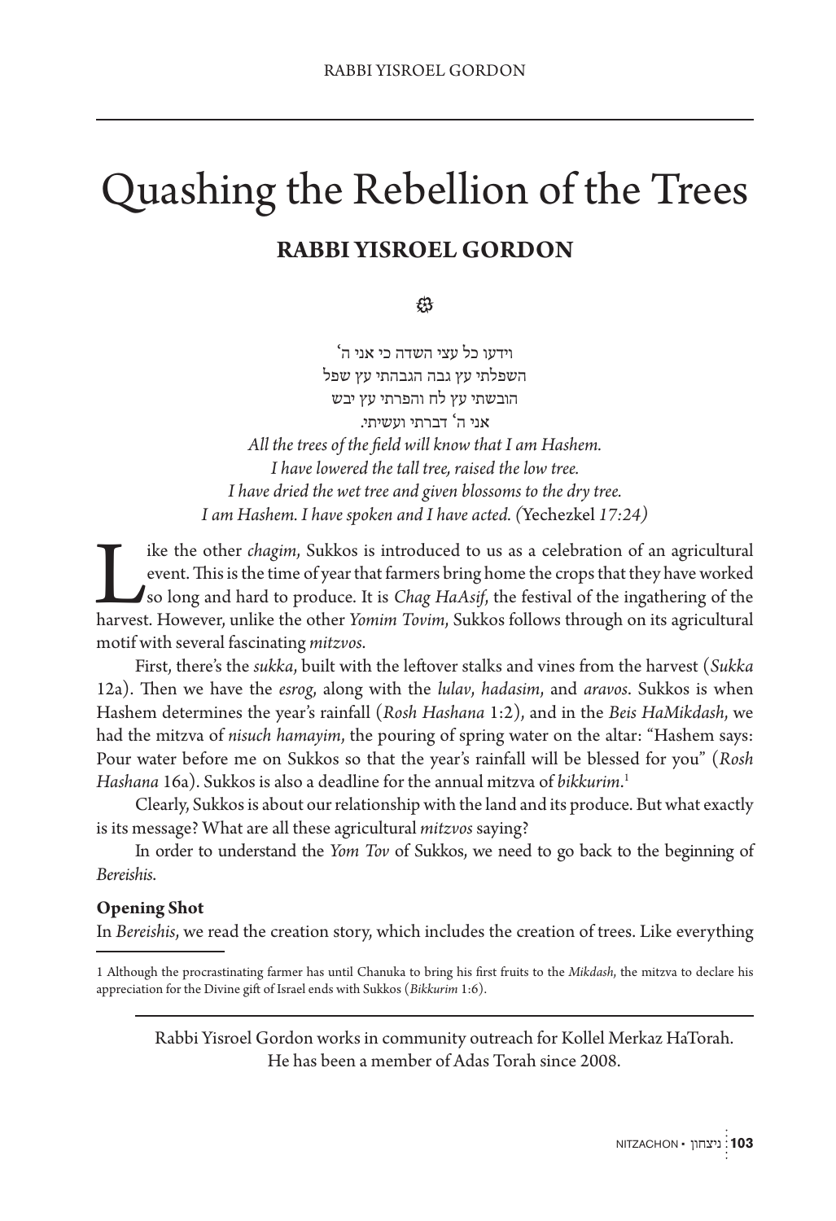# Quashing the Rebellion of the Trees

## RABBI YISROEL GORDON

וידעו כל עצי השדה כי אני ה'
השפלתי עץ גבה הגבהתי עץ שפל
הובשתי עץ לח והפרחתי עץ יבש
אני ה' דברתי ועשיתי.

*All the trees of the field will know that I am Hashem.*
*I have lowered the tall tree, raised the low tree.*
*I have dried the wet tree and given blossoms to the dry tree.*
*I am Hashem. I have spoken and I have acted. (*Yechezkel *17:24)*

Like the other *chagim*, Sukkos is introduced to us as a celebration of an agricultural event. This is the time of year that farmers bring home the crops that they have worked so long and hard to produce. It is *Chag HaAsif*, the festival of the ingathering of the harvest. However, unlike the other *Yomim Tovim*, Sukkos follows through on its agricultural motif with several fascinating *mitzvos*.

First, there's the *sukka*, built with the leftover stalks and vines from the harvest (*Sukka* 12a). Then we have the *esrog*, along with the *lulav*, *hadasim*, and *aravos*. Sukkos is when Hashem determines the year's rainfall (*Rosh Hashana* 1:2), and in the *Beis HaMikdash*, we had the mitzva of *nisuch hamayim*, the pouring of spring water on the altar: "Hashem says: Pour water before me on Sukkos so that the year's rainfall will be blessed for you" (*Rosh Hashana* 16a). Sukkos is also a deadline for the annual mitzva of *bikkurim*.[1]

Clearly, Sukkos is about our relationship with the land and its produce. But what exactly is its message? What are all these agricultural *mitzvos* saying?

In order to understand the *Yom Tov* of Sukkos, we need to go back to the beginning of *Bereishis*.

**Opening Shot**

In *Bereishis*, we read the creation story, which includes the creation of trees. Like everything

1 Although the procrastinating farmer has until Chanuka to bring his first fruits to the *Mikdash*, the mitzva to declare his appreciation for the Divine gift of Israel ends with Sukkos (*Bikkurim* 1:6).

Rabbi Yisroel Gordon works in community outreach for Kollel Merkaz HaTorah. He has been a member of Adas Torah since 2008.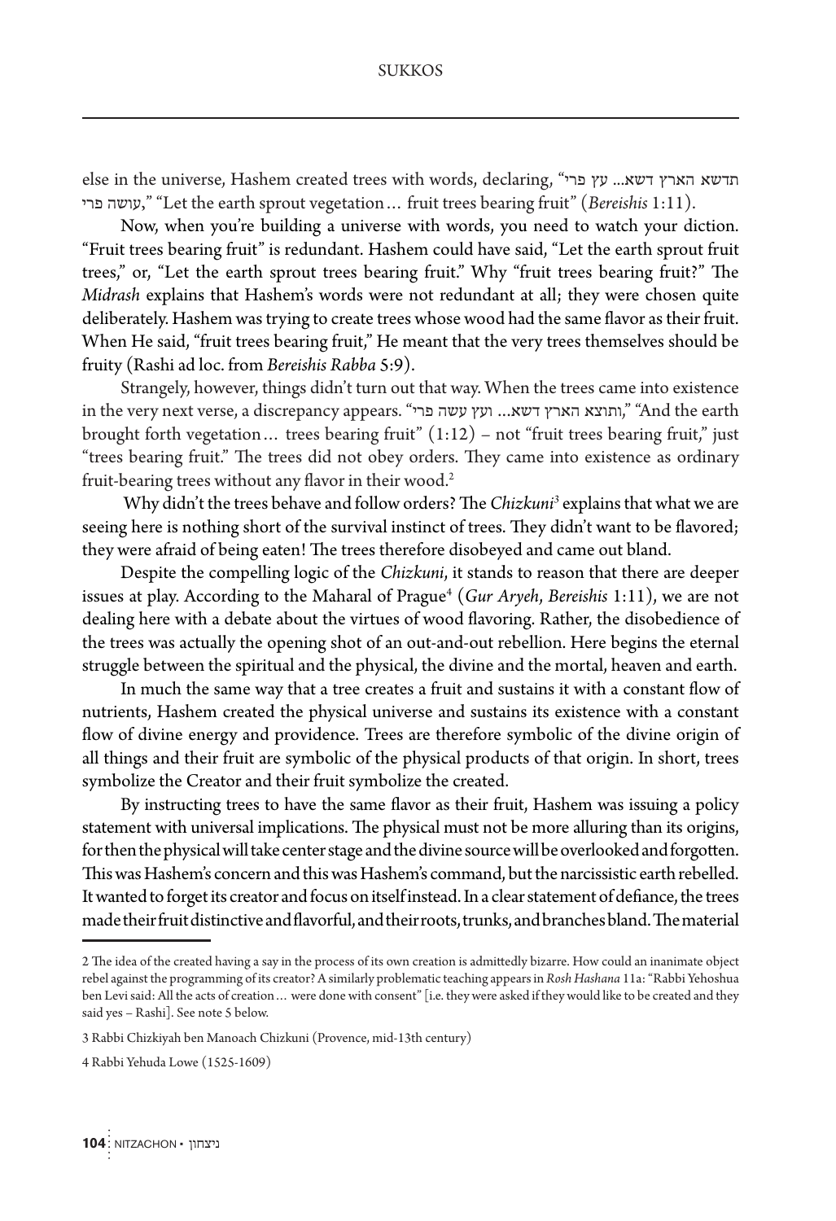else in the universe, Hashem created trees with words, declaring, "תדשא הארץ דשא... עץ פרי עושה פרי," "Let the earth sprout vegetation… fruit trees bearing fruit" (*Bereishis* 1:11).

Now, when you're building a universe with words, you need to watch your diction. "Fruit trees bearing fruit" is redundant. Hashem could have said, "Let the earth sprout fruit trees," or, "Let the earth sprout trees bearing fruit." Why "fruit trees bearing fruit?" The *Midrash* explains that Hashem's words were not redundant at all; they were chosen quite deliberately. Hashem was trying to create trees whose wood had the same flavor as their fruit. When He said, "fruit trees bearing fruit," He meant that the very trees themselves should be fruity (Rashi ad loc. from *Bereishis Rabba* 5:9).

Strangely, however, things didn't turn out that way. When the trees came into existence in the very next verse, a discrepancy appears. "ותוצא הארץ דשא... ועץ עשה פרי," "And the earth brought forth vegetation… trees bearing fruit" (1:12) – not "fruit trees bearing fruit," just "trees bearing fruit." The trees did not obey orders. They came into existence as ordinary fruit-bearing trees without any flavor in their wood.[2]

Why didn't the trees behave and follow orders? The *Chizkuni*[3] explains that what we are seeing here is nothing short of the survival instinct of trees. They didn't want to be flavored; they were afraid of being eaten! The trees therefore disobeyed and came out bland.

Despite the compelling logic of the *Chizkuni*, it stands to reason that there are deeper issues at play. According to the Maharal of Prague[4] (*Gur Aryeh*, *Bereishis* 1:11), we are not dealing here with a debate about the virtues of wood flavoring. Rather, the disobedience of the trees was actually the opening shot of an out-and-out rebellion. Here begins the eternal struggle between the spiritual and the physical, the divine and the mortal, heaven and earth.

In much the same way that a tree creates a fruit and sustains it with a constant flow of nutrients, Hashem created the physical universe and sustains its existence with a constant flow of divine energy and providence. Trees are therefore symbolic of the divine origin of all things and their fruit are symbolic of the physical products of that origin. In short, trees symbolize the Creator and their fruit symbolize the created.

By instructing trees to have the same flavor as their fruit, Hashem was issuing a policy statement with universal implications. The physical must not be more alluring than its origins, for then the physical will take center stage and the divine source will be overlooked and forgotten. This was Hashem's concern and this was Hashem's command, but the narcissistic earth rebelled. It wanted to forget its creator and focus on itself instead. In a clear statement of defiance, the trees made their fruit distinctive and flavorful, and their roots, trunks, and branches bland. The material

---

2 The idea of the created having a say in the process of its own creation is admittedly bizarre. How could an inanimate object rebel against the programming of its creator? A similarly problematic teaching appears in *Rosh Hashana* 11a: "Rabbi Yehoshua ben Levi said: All the acts of creation… were done with consent" [i.e. they were asked if they would like to be created and they said yes – Rashi]. See note 5 below.

3 Rabbi Chizkiyah ben Manoach Chizkuni (Provence, mid-13th century)

4 Rabbi Yehuda Lowe (1525-1609)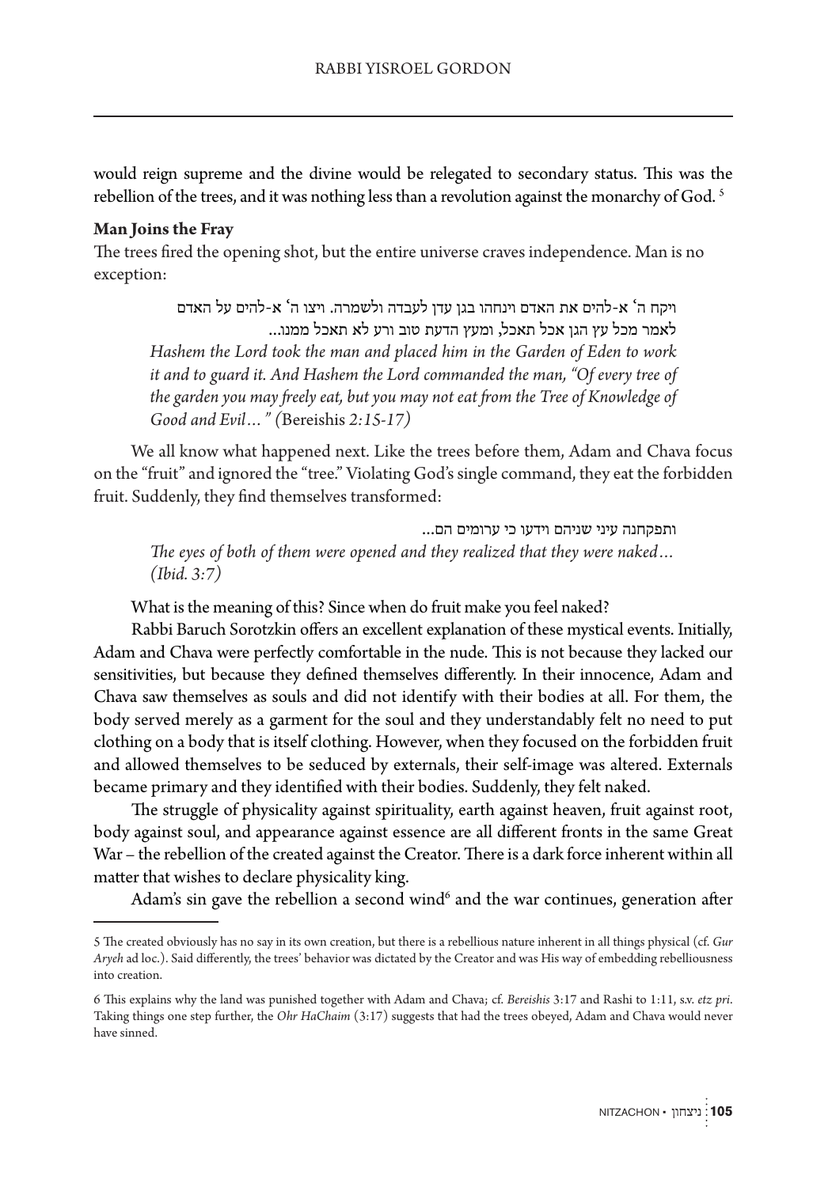would reign supreme and the divine would be relegated to secondary status. This was the rebellion of the trees, and it was nothing less than a revolution against the monarchy of God. [5]

**Man Joins the Fray**

The trees fired the opening shot, but the entire universe craves independence. Man is no exception:

> ויקח ה' א-להים את האדם וינחהו בגן עדן לעבדה ולשמרה. ויצו ה' א-להים על האדם לאמר מכל עץ הגן אכל תאכל, ומעץ הדעת טוב ורע לא תאכל ממנו...
>
> *Hashem the Lord took the man and placed him in the Garden of Eden to work it and to guard it. And Hashem the Lord commanded the man, "Of every tree of the garden you may freely eat, but you may not eat from the Tree of Knowledge of Good and Evil…" (*Bereishis *2:15-17)*

We all know what happened next. Like the trees before them, Adam and Chava focus on the "fruit" and ignored the "tree." Violating God's single command, they eat the forbidden fruit. Suddenly, they find themselves transformed:

> ותפקחנה עיני שניהם וידעו כי ערומים הם...
>
> *The eyes of both of them were opened and they realized that they were naked… (Ibid. 3:7)*

What is the meaning of this? Since when do fruit make you feel naked?

Rabbi Baruch Sorotzkin offers an excellent explanation of these mystical events. Initially, Adam and Chava were perfectly comfortable in the nude. This is not because they lacked our sensitivities, but because they defined themselves differently. In their innocence, Adam and Chava saw themselves as souls and did not identify with their bodies at all. For them, the body served merely as a garment for the soul and they understandably felt no need to put clothing on a body that is itself clothing. However, when they focused on the forbidden fruit and allowed themselves to be seduced by externals, their self-image was altered. Externals became primary and they identified with their bodies. Suddenly, they felt naked.

The struggle of physicality against spirituality, earth against heaven, fruit against root, body against soul, and appearance against essence are all different fronts in the same Great War – the rebellion of the created against the Creator. There is a dark force inherent within all matter that wishes to declare physicality king.

Adam's sin gave the rebellion a second wind[6] and the war continues, generation after

---

5 The created obviously has no say in its own creation, but there is a rebellious nature inherent in all things physical (cf. *Gur Aryeh* ad loc.). Said differently, the trees' behavior was dictated by the Creator and was His way of embedding rebelliousness into creation.

6 This explains why the land was punished together with Adam and Chava; cf. *Bereishis* 3:17 and Rashi to 1:11, s.v. *etz pri*. Taking things one step further, the *Ohr HaChaim* (3:17) suggests that had the trees obeyed, Adam and Chava would never have sinned.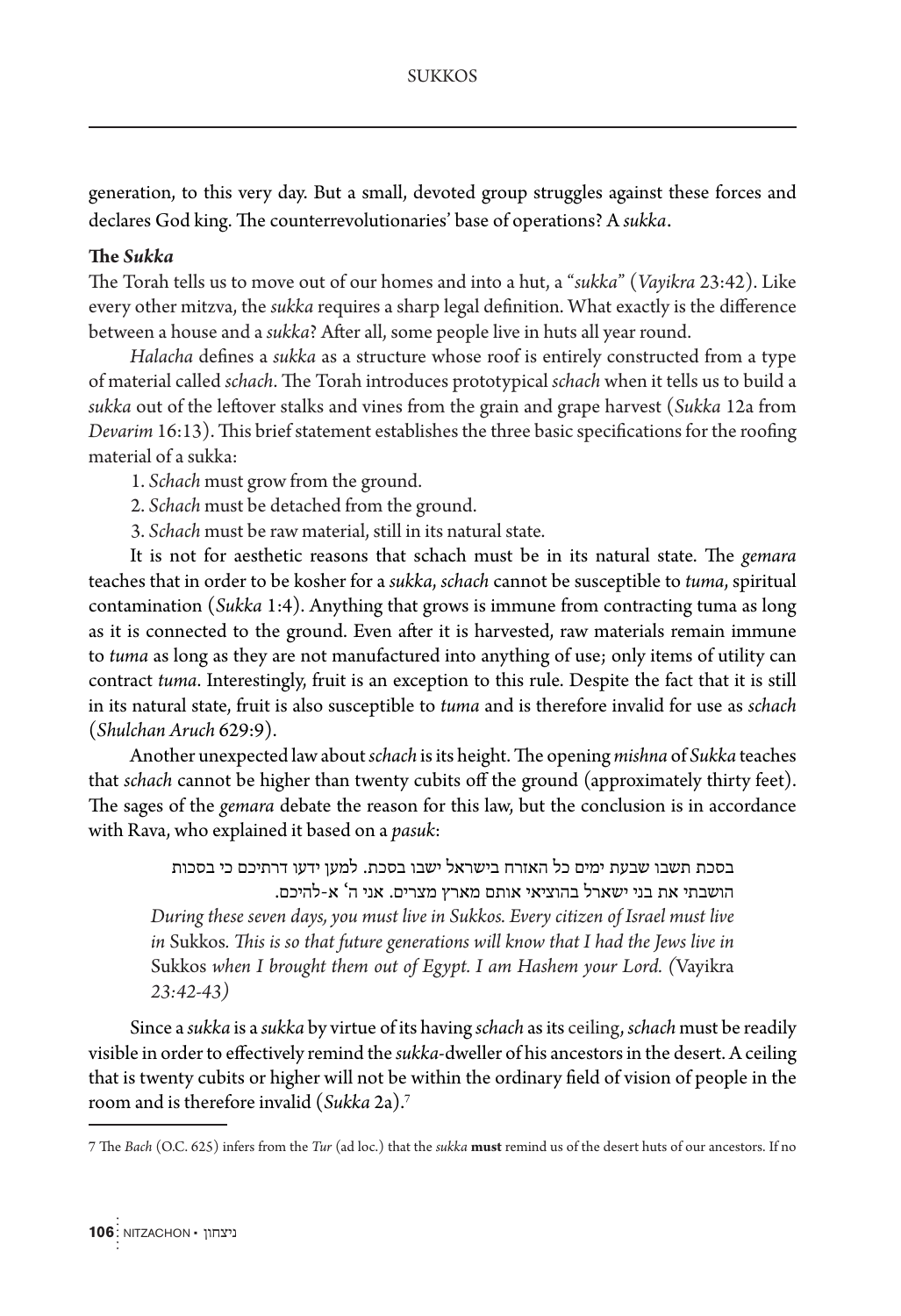generation, to this very day. But a small, devoted group struggles against these forces and declares God king. The counterrevolutionaries' base of operations? A *sukka*.

**The *Sukka***

The Torah tells us to move out of our homes and into a hut, a "*sukka*" (*Vayikra* 23:42). Like every other mitzva, the *sukka* requires a sharp legal definition. What exactly is the difference between a house and a *sukka*? After all, some people live in huts all year round.

*Halacha* defines a *sukka* as a structure whose roof is entirely constructed from a type of material called *schach*. The Torah introduces prototypical *schach* when it tells us to build a *sukka* out of the leftover stalks and vines from the grain and grape harvest (*Sukka* 12a from *Devarim* 16:13). This brief statement establishes the three basic specifications for the roofing material of a sukka:

1. *Schach* must grow from the ground.
2. *Schach* must be detached from the ground.
3. *Schach* must be raw material, still in its natural state.

It is not for aesthetic reasons that schach must be in its natural state. The *gemara* teaches that in order to be kosher for a *sukka*, *schach* cannot be susceptible to *tuma*, spiritual contamination (*Sukka* 1:4). Anything that grows is immune from contracting tuma as long as it is connected to the ground. Even after it is harvested, raw materials remain immune to *tuma* as long as they are not manufactured into anything of use; only items of utility can contract *tuma*. Interestingly, fruit is an exception to this rule. Despite the fact that it is still in its natural state, fruit is also susceptible to *tuma* and is therefore invalid for use as *schach* (*Shulchan Aruch* 629:9).

Another unexpected law about *schach* is its height. The opening *mishna* of *Sukka* teaches that *schach* cannot be higher than twenty cubits off the ground (approximately thirty feet). The sages of the *gemara* debate the reason for this law, but the conclusion is in accordance with Rava, who explained it based on a *pasuk*:

> בסכת תשבו שבעת ימים כל האזרח בישראל ישבו בסכת. למען ידעו דרתיכם כי בסכות הושבתי את בני ישראל בהוציאי אותם מארץ מצרים. אני ה' א-להיכם.
>
> *During these seven days, you must live in Sukkos. Every citizen of Israel must live in* Sukkos. *This is so that future generations will know that I had the Jews live in* Sukkos *when I brought them out of Egypt. I am Hashem your Lord. (*Vayikra *23:42-43)*

Since a *sukka* is a *sukka* by virtue of its having *schach* as its ceiling, *schach* must be readily visible in order to effectively remind the *sukka*-dweller of his ancestors in the desert. A ceiling that is twenty cubits or higher will not be within the ordinary field of vision of people in the room and is therefore invalid (*Sukka* 2a).[7]

---

7 The *Bach* (O.C. 625) infers from the *Tur* (ad loc.) that the *sukka* **must** remind us of the desert huts of our ancestors. If no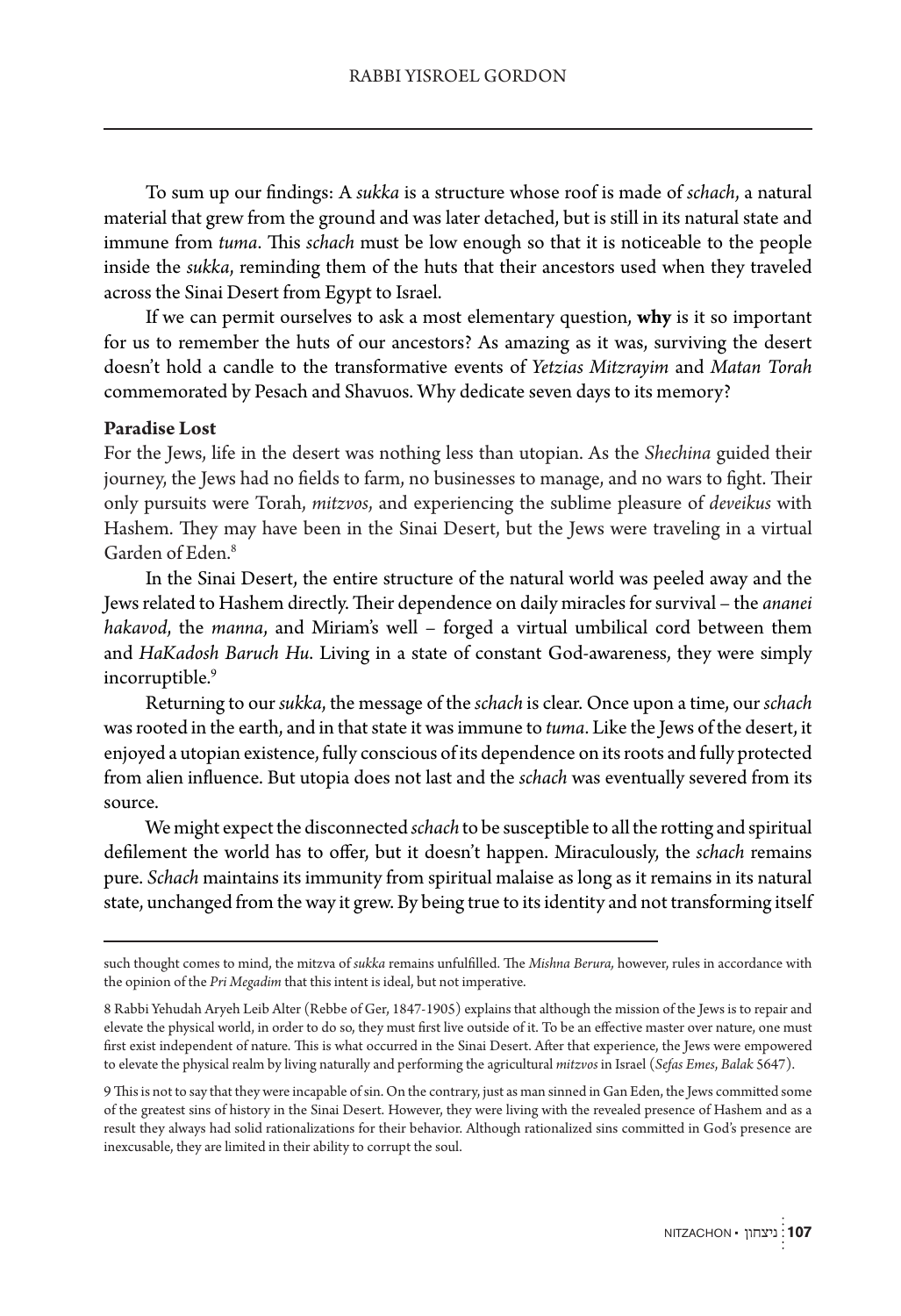To sum up our findings: A *sukka* is a structure whose roof is made of *schach*, a natural material that grew from the ground and was later detached, but is still in its natural state and immune from *tuma*. This *schach* must be low enough so that it is noticeable to the people inside the *sukka*, reminding them of the huts that their ancestors used when they traveled across the Sinai Desert from Egypt to Israel.

If we can permit ourselves to ask a most elementary question, **why** is it so important for us to remember the huts of our ancestors? As amazing as it was, surviving the desert doesn't hold a candle to the transformative events of *Yetzias Mitzrayim* and *Matan Torah* commemorated by Pesach and Shavuos. Why dedicate seven days to its memory?

**Paradise Lost**

For the Jews, life in the desert was nothing less than utopian. As the *Shechina* guided their journey, the Jews had no fields to farm, no businesses to manage, and no wars to fight. Their only pursuits were Torah, *mitzvos*, and experiencing the sublime pleasure of *deveikus* with Hashem. They may have been in the Sinai Desert, but the Jews were traveling in a virtual Garden of Eden.[8]

In the Sinai Desert, the entire structure of the natural world was peeled away and the Jews related to Hashem directly. Their dependence on daily miracles for survival – the *ananei hakavod*, the *manna*, and Miriam's well – forged a virtual umbilical cord between them and *HaKadosh Baruch Hu*. Living in a state of constant God-awareness, they were simply incorruptible.[9]

Returning to our *sukka*, the message of the *schach* is clear. Once upon a time, our *schach* was rooted in the earth, and in that state it was immune to *tuma*. Like the Jews of the desert, it enjoyed a utopian existence, fully conscious of its dependence on its roots and fully protected from alien influence. But utopia does not last and the *schach* was eventually severed from its source.

We might expect the disconnected *schach* to be susceptible to all the rotting and spiritual defilement the world has to offer, but it doesn't happen. Miraculously, the *schach* remains pure. *Schach* maintains its immunity from spiritual malaise as long as it remains in its natural state, unchanged from the way it grew. By being true to its identity and not transforming itself

---

such thought comes to mind, the mitzva of *sukka* remains unfulfilled. The *Mishna Berura,* however, rules in accordance with the opinion of the *Pri Megadim* that this intent is ideal, but not imperative.

8 Rabbi Yehudah Aryeh Leib Alter (Rebbe of Ger, 1847-1905) explains that although the mission of the Jews is to repair and elevate the physical world, in order to do so, they must first live outside of it. To be an effective master over nature, one must first exist independent of nature. This is what occurred in the Sinai Desert. After that experience, the Jews were empowered to elevate the physical realm by living naturally and performing the agricultural *mitzvos* in Israel (*Sefas Emes*, *Balak* 5647).

9 This is not to say that they were incapable of sin. On the contrary, just as man sinned in Gan Eden, the Jews committed some of the greatest sins of history in the Sinai Desert. However, they were living with the revealed presence of Hashem and as a result they always had solid rationalizations for their behavior. Although rationalized sins committed in God's presence are inexcusable, they are limited in their ability to corrupt the soul.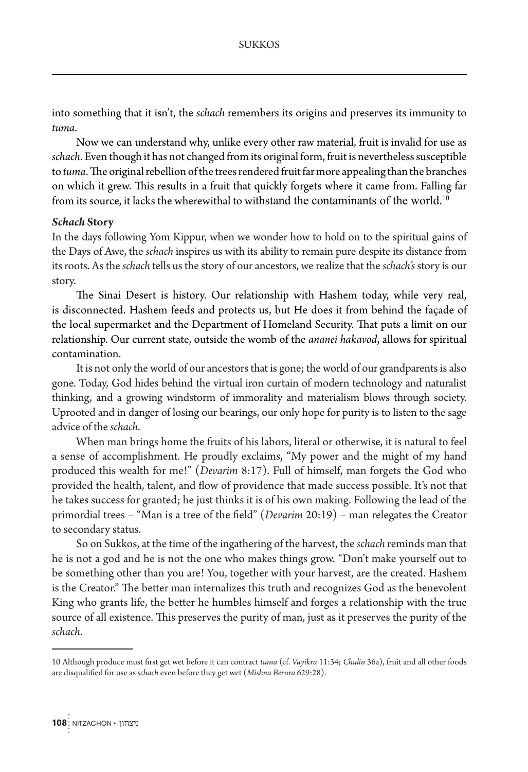into something that it isn't, the *schach* remembers its origins and preserves its immunity to *tuma*.

Now we can understand why, unlike every other raw material, fruit is invalid for use as *schach*. Even though it has not changed from its original form, fruit is nevertheless susceptible to *tuma*. The original rebellion of the trees rendered fruit far more appealing than the branches on which it grew. This results in a fruit that quickly forgets where it came from. Falling far from its source, it lacks the wherewithal to withstand the contaminants of the world.[10]

### *Schach* Story

In the days following Yom Kippur, when we wonder how to hold on to the spiritual gains of the Days of Awe, the *schach* inspires us with its ability to remain pure despite its distance from its roots. As the *schach* tells us the story of our ancestors, we realize that the *schach's* story is our story.

The Sinai Desert is history. Our relationship with Hashem today, while very real, is disconnected. Hashem feeds and protects us, but He does it from behind the façade of the local supermarket and the Department of Homeland Security. That puts a limit on our relationship. Our current state, outside the womb of the *ananei hakavod*, allows for spiritual contamination.

It is not only the world of our ancestors that is gone; the world of our grandparents is also gone. Today, God hides behind the virtual iron curtain of modern technology and naturalist thinking, and a growing windstorm of immorality and materialism blows through society. Uprooted and in danger of losing our bearings, our only hope for purity is to listen to the sage advice of the *schach*.

When man brings home the fruits of his labors, literal or otherwise, it is natural to feel a sense of accomplishment. He proudly exclaims, "My power and the might of my hand produced this wealth for me!" (*Devarim* 8:17). Full of himself, man forgets the God who provided the health, talent, and flow of providence that made success possible. It's not that he takes success for granted; he just thinks it is of his own making. Following the lead of the primordial trees – "Man is a tree of the field" (*Devarim* 20:19) – man relegates the Creator to secondary status.

So on Sukkos, at the time of the ingathering of the harvest, the *schach* reminds man that he is not a god and he is not the one who makes things grow. "Don't make yourself out to be something other than you are! You, together with your harvest, are the created. Hashem is the Creator." The better man internalizes this truth and recognizes God as the benevolent King who grants life, the better he humbles himself and forges a relationship with the true source of all existence. This preserves the purity of man, just as it preserves the purity of the *schach*.

---

10 Although produce must first get wet before it can contract *tuma* (cf. *Vayikra* 11:34; *Chulin* 36a), fruit and all other foods are disqualified for use as *schach* even before they get wet (*Mishna Berura* 629:28).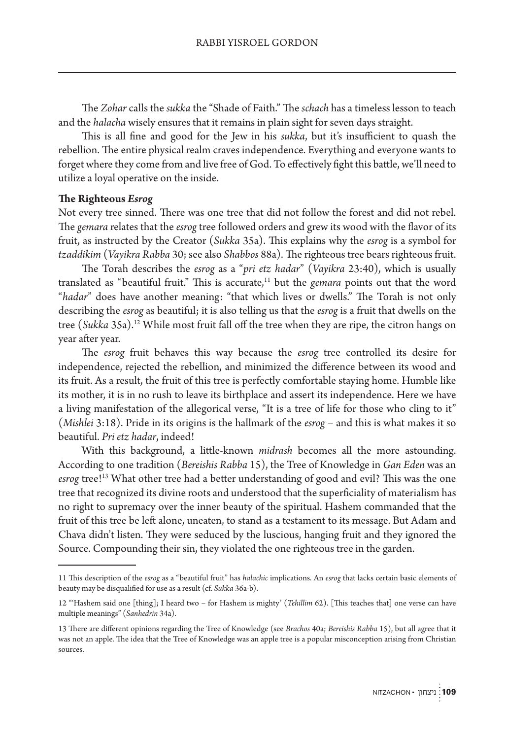The *Zohar* calls the *sukka* the "Shade of Faith." The *schach* has a timeless lesson to teach and the *halacha* wisely ensures that it remains in plain sight for seven days straight.

This is all fine and good for the Jew in his *sukka*, but it's insufficient to quash the rebellion. The entire physical realm craves independence. Everything and everyone wants to forget where they come from and live free of God. To effectively fight this battle, we'll need to utilize a loyal operative on the inside.

**The Righteous *Esrog***

Not every tree sinned. There was one tree that did not follow the forest and did not rebel. The *gemara* relates that the *esrog* tree followed orders and grew its wood with the flavor of its fruit, as instructed by the Creator (*Sukka* 35a). This explains why the *esrog* is a symbol for *tzaddikim* (*Vayikra Rabba* 30; see also *Shabbos* 88a). The righteous tree bears righteous fruit.

The Torah describes the *esrog* as a "*pri etz hadar*" (*Vayikra* 23:40), which is usually translated as "beautiful fruit." This is accurate,[11] but the *gemara* points out that the word "*hadar*" does have another meaning: "that which lives or dwells." The Torah is not only describing the *esrog* as beautiful; it is also telling us that the *esrog* is a fruit that dwells on the tree (*Sukka* 35a).[12] While most fruit fall off the tree when they are ripe, the citron hangs on year after year.

The *esrog* fruit behaves this way because the *esrog* tree controlled its desire for independence, rejected the rebellion, and minimized the difference between its wood and its fruit. As a result, the fruit of this tree is perfectly comfortable staying home. Humble like its mother, it is in no rush to leave its birthplace and assert its independence. Here we have a living manifestation of the allegorical verse, "It is a tree of life for those who cling to it" (*Mishlei* 3:18). Pride in its origins is the hallmark of the *esrog* – and this is what makes it so beautiful. *Pri etz hadar*, indeed!

With this background, a little-known *midrash* becomes all the more astounding. According to one tradition (*Bereishis Rabba* 15), the Tree of Knowledge in *Gan Eden* was an *esrog* tree![13] What other tree had a better understanding of good and evil? This was the one tree that recognized its divine roots and understood that the superficiality of materialism has no right to supremacy over the inner beauty of the spiritual. Hashem commanded that the fruit of this tree be left alone, uneaten, to stand as a testament to its message. But Adam and Chava didn't listen. They were seduced by the luscious, hanging fruit and they ignored the Source. Compounding their sin, they violated the one righteous tree in the garden.

---

11 This description of the *esrog* as a "beautiful fruit" has *halachic* implications. An *esrog* that lacks certain basic elements of beauty may be disqualified for use as a result (cf. *Sukka* 36a-b).

12 "'Hashem said one [thing]; I heard two – for Hashem is mighty' (*Tehillim* 62). [This teaches that] one verse can have multiple meanings" (*Sanhedrin* 34a).

13 There are different opinions regarding the Tree of Knowledge (see *Brachos* 40a; *Bereishis Rabba* 15), but all agree that it was not an apple. The idea that the Tree of Knowledge was an apple tree is a popular misconception arising from Christian sources.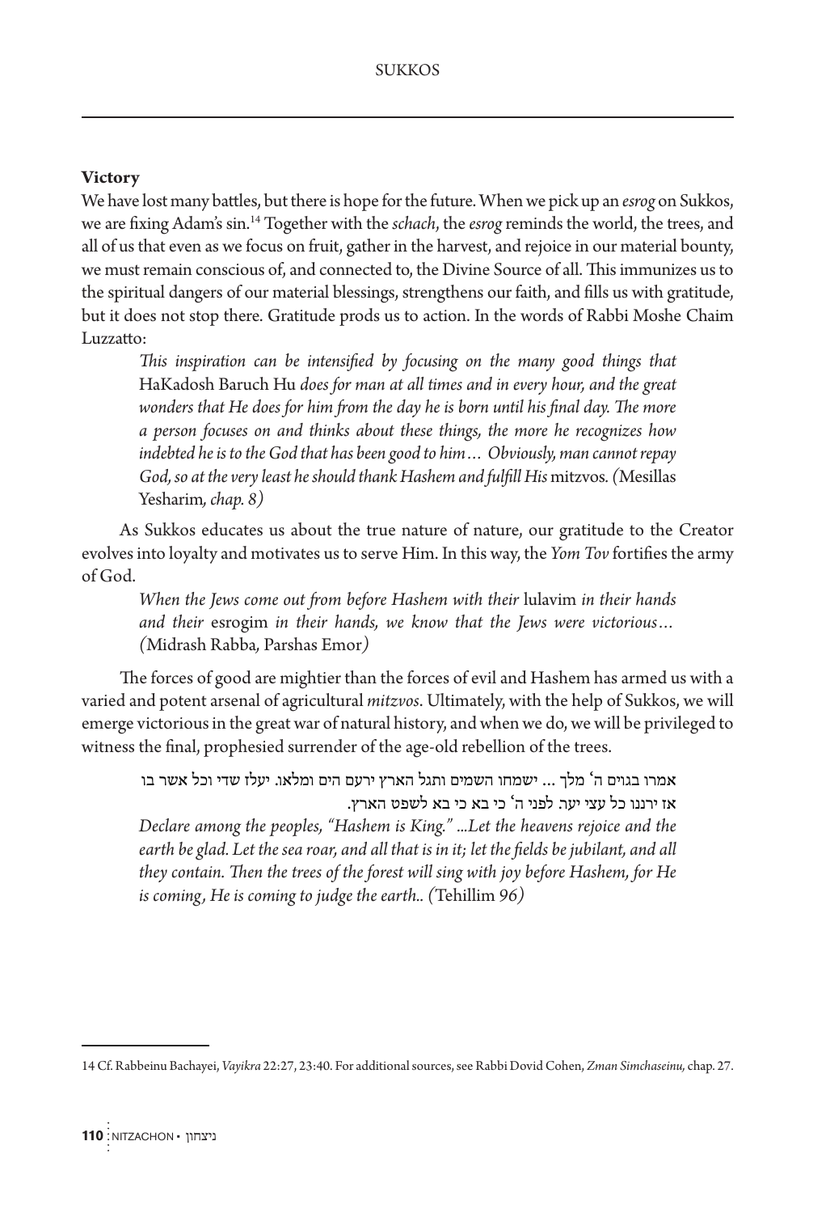**Victory**

We have lost many battles, but there is hope for the future. When we pick up an *esrog* on Sukkos, we are fixing Adam's sin.[14] Together with the *schach*, the *esrog* reminds the world, the trees, and all of us that even as we focus on fruit, gather in the harvest, and rejoice in our material bounty, we must remain conscious of, and connected to, the Divine Source of all. This immunizes us to the spiritual dangers of our material blessings, strengthens our faith, and fills us with gratitude, but it does not stop there. Gratitude prods us to action. In the words of Rabbi Moshe Chaim Luzzatto:

> *This inspiration can be intensified by focusing on the many good things that* HaKadosh Baruch Hu *does for man at all times and in every hour, and the great wonders that He does for him from the day he is born until his final day. The more a person focuses on and thinks about these things, the more he recognizes how indebted he is to the God that has been good to him… Obviously, man cannot repay God, so at the very least he should thank Hashem and fulfill His* mitzvos*. (*Mesillas Yesharim*, chap. 8)*

As Sukkos educates us about the true nature of nature, our gratitude to the Creator evolves into loyalty and motivates us to serve Him. In this way, the *Yom Tov* fortifies the army of God.

> *When the Jews come out from before Hashem with their* lulavim *in their hands and their* esrogim *in their hands, we know that the Jews were victorious… (*Midrash Rabba*,* Parshas Emor*)*

The forces of good are mightier than the forces of evil and Hashem has armed us with a varied and potent arsenal of agricultural *mitzvos*. Ultimately, with the help of Sukkos, we will emerge victorious in the great war of natural history, and when we do, we will be privileged to witness the final, prophesied surrender of the age-old rebellion of the trees.

> אמרו בגוים ה' מלך ... ישמחו השמים ותגל הארץ ירעם הים ומלאו. יעלז שדי וכל אשר בו אז ירננו כל עצי יער. לפני ה' כי בא כי בא לשפט הארץ.
>
> *Declare among the peoples, "Hashem is King." ...Let the heavens rejoice and the earth be glad. Let the sea roar, and all that is in it; let the fields be jubilant, and all they contain. Then the trees of the forest will sing with joy before Hashem, for He is coming, He is coming to judge the earth.. (*Tehillim *96)*

---

14 Cf. Rabbeinu Bachayei, *Vayikra* 22:27, 23:40. For additional sources, see Rabbi Dovid Cohen, *Zman Simchaseinu,* chap. 27.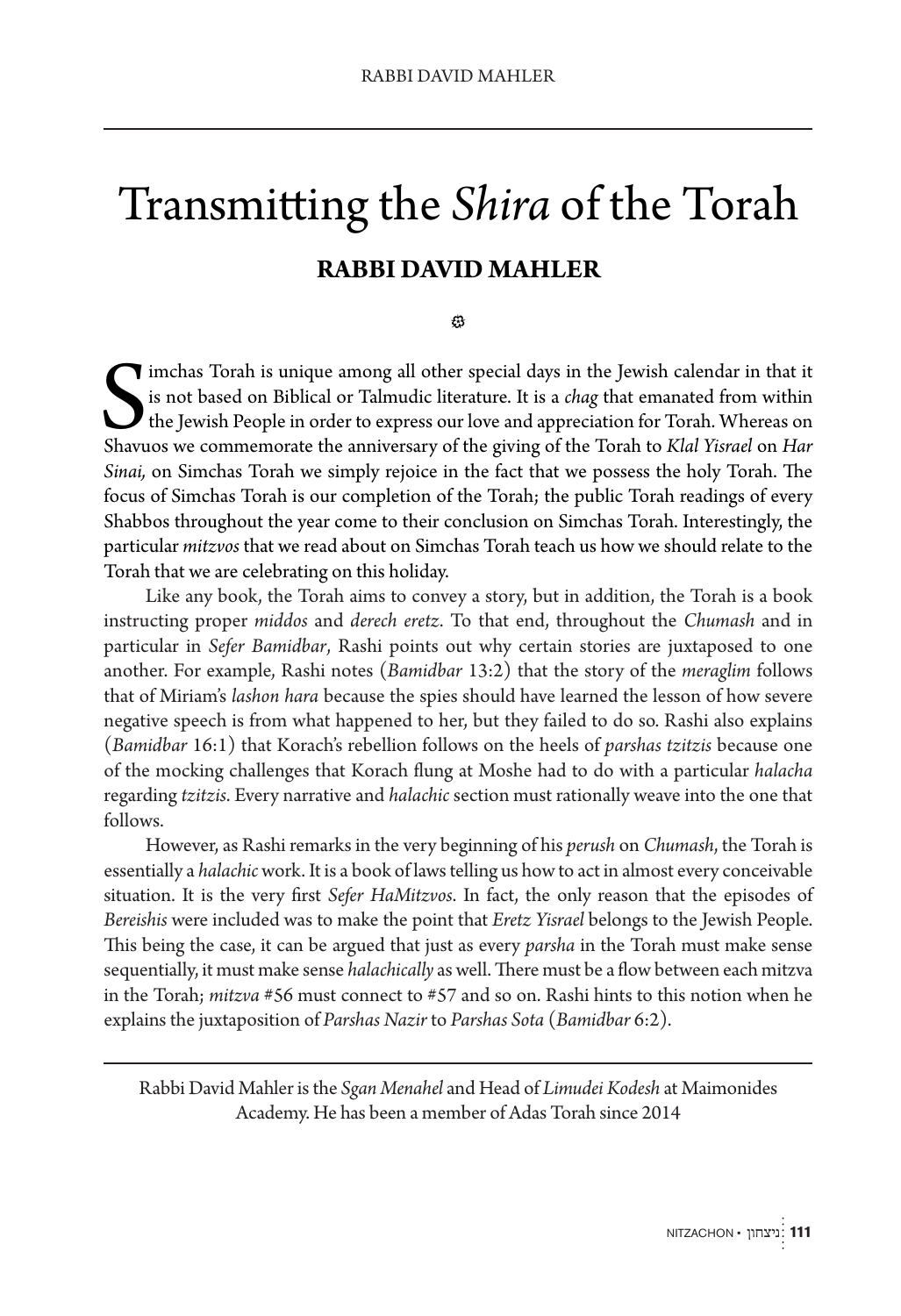# Transmitting the *Shira* of the Torah

## RABBI DAVID MAHLER

Simchas Torah is unique among all other special days in the Jewish calendar in that it is not based on Biblical or Talmudic literature. It is a *chag* that emanated from within the Jewish People in order to express our love and appreciation for Torah. Whereas on Shavuos we commemorate the anniversary of the giving of the Torah to *Klal Yisrael* on *Har Sinai,* on Simchas Torah we simply rejoice in the fact that we possess the holy Torah. The focus of Simchas Torah is our completion of the Torah; the public Torah readings of every Shabbos throughout the year come to their conclusion on Simchas Torah. Interestingly, the particular *mitzvos* that we read about on Simchas Torah teach us how we should relate to the Torah that we are celebrating on this holiday.

Like any book, the Torah aims to convey a story, but in addition, the Torah is a book instructing proper *middos* and *derech eretz*. To that end, throughout the *Chumash* and in particular in *Sefer Bamidbar*, Rashi points out why certain stories are juxtaposed to one another. For example, Rashi notes (*Bamidbar* 13:2) that the story of the *meraglim* follows that of Miriam's *lashon hara* because the spies should have learned the lesson of how severe negative speech is from what happened to her, but they failed to do so. Rashi also explains (*Bamidbar* 16:1) that Korach's rebellion follows on the heels of *parshas tzitzis* because one of the mocking challenges that Korach flung at Moshe had to do with a particular *halacha* regarding *tzitzis*. Every narrative and *halachic* section must rationally weave into the one that follows.

However, as Rashi remarks in the very beginning of his *perush* on *Chumash*, the Torah is essentially a *halachic* work. It is a book of laws telling us how to act in almost every conceivable situation. It is the very first *Sefer HaMitzvos*. In fact, the only reason that the episodes of *Bereishis* were included was to make the point that *Eretz Yisrael* belongs to the Jewish People. This being the case, it can be argued that just as every *parsha* in the Torah must make sense sequentially, it must make sense *halachically* as well. There must be a flow between each mitzva in the Torah; *mitzva* #56 must connect to #57 and so on. Rashi hints to this notion when he explains the juxtaposition of *Parshas Nazir* to *Parshas Sota* (*Bamidbar* 6:2).

---

Rabbi David Mahler is the *Sgan Menahel* and Head of *Limudei Kodesh* at Maimonides Academy. He has been a member of Adas Torah since 2014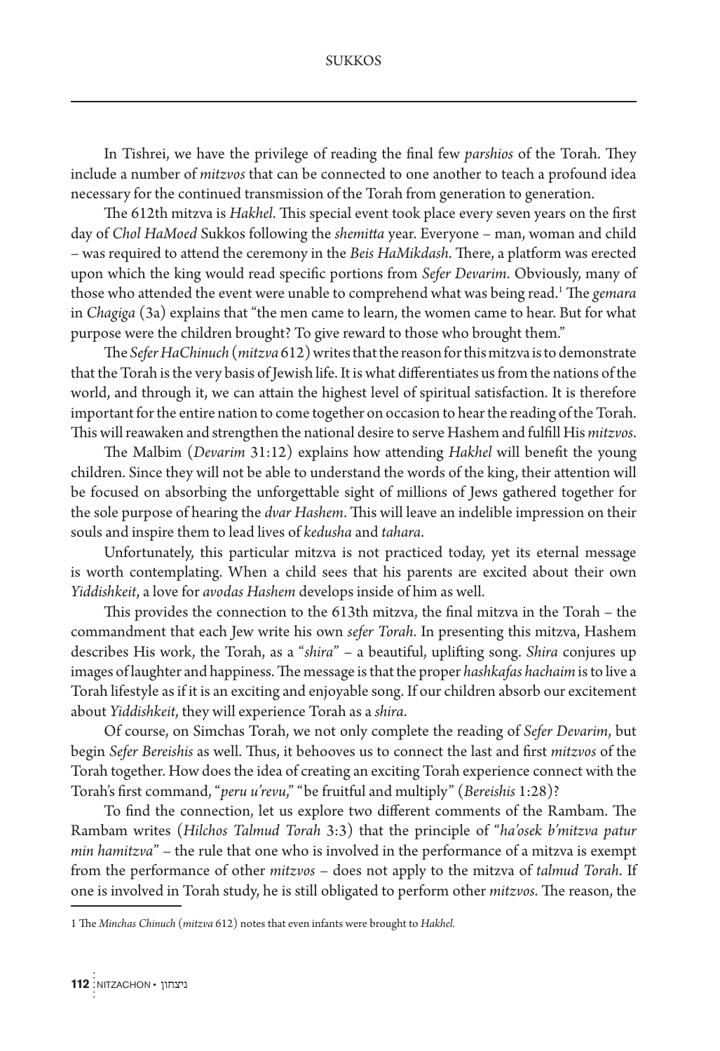In Tishrei, we have the privilege of reading the final few *parshios* of the Torah. They include a number of *mitzvos* that can be connected to one another to teach a profound idea necessary for the continued transmission of the Torah from generation to generation.

The 612th mitzva is *Hakhel*. This special event took place every seven years on the first day of *Chol HaMoed* Sukkos following the *shemitta* year. Everyone – man, woman and child – was required to attend the ceremony in the *Beis HaMikdash*. There, a platform was erected upon which the king would read specific portions from *Sefer Devarim*. Obviously, many of those who attended the event were unable to comprehend what was being read.[1] The *gemara* in *Chagiga* (3a) explains that "the men came to learn, the women came to hear. But for what purpose were the children brought? To give reward to those who brought them."

The *Sefer HaChinuch* (*mitzva* 612) writes that the reason for this mitzva is to demonstrate that the Torah is the very basis of Jewish life. It is what differentiates us from the nations of the world, and through it, we can attain the highest level of spiritual satisfaction. It is therefore important for the entire nation to come together on occasion to hear the reading of the Torah. This will reawaken and strengthen the national desire to serve Hashem and fulfill His *mitzvos*.

The Malbim (*Devarim* 31:12) explains how attending *Hakhel* will benefit the young children. Since they will not be able to understand the words of the king, their attention will be focused on absorbing the unforgettable sight of millions of Jews gathered together for the sole purpose of hearing the *dvar Hashem*. This will leave an indelible impression on their souls and inspire them to lead lives of *kedusha* and *tahara*.

Unfortunately, this particular mitzva is not practiced today, yet its eternal message is worth contemplating. When a child sees that his parents are excited about their own *Yiddishkeit*, a love for *avodas Hashem* develops inside of him as well.

This provides the connection to the 613th mitzva, the final mitzva in the Torah – the commandment that each Jew write his own *sefer Torah*. In presenting this mitzva, Hashem describes His work, the Torah, as a "*shira*" – a beautiful, uplifting song. *Shira* conjures up images of laughter and happiness. The message is that the proper *hashkafas hachaim* is to live a Torah lifestyle as if it is an exciting and enjoyable song. If our children absorb our excitement about *Yiddishkeit*, they will experience Torah as a *shira*.

Of course, on Simchas Torah, we not only complete the reading of *Sefer Devarim*, but begin *Sefer Bereishis* as well. Thus, it behooves us to connect the last and first *mitzvos* of the Torah together. How does the idea of creating an exciting Torah experience connect with the Torah's first command, "*peru u'revu*," "be fruitful and multiply" (*Bereishis* 1:28)?

To find the connection, let us explore two different comments of the Rambam. The Rambam writes (*Hilchos Talmud Torah* 3:3) that the principle of "*ha'osek b'mitzva patur min hamitzva*" – the rule that one who is involved in the performance of a mitzva is exempt from the performance of other *mitzvos* – does not apply to the mitzva of *talmud Torah*. If one is involved in Torah study, he is still obligated to perform other *mitzvos*. The reason, the

---

1 The *Minchas Chinuch* (*mitzva* 612) notes that even infants were brought to *Hakhel*.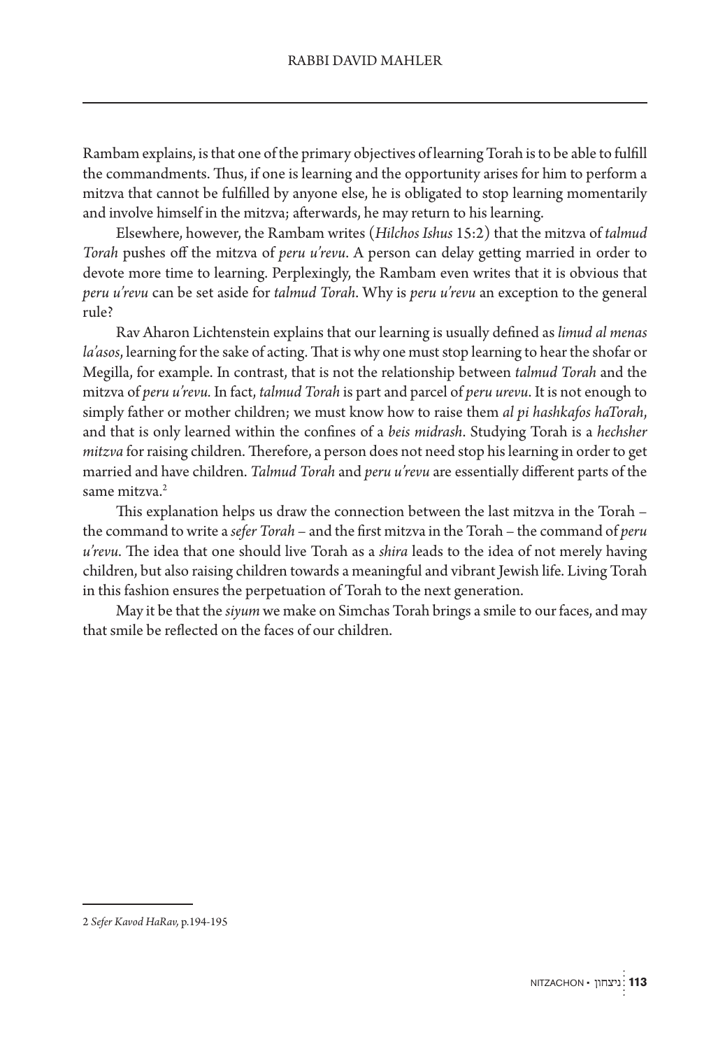Rambam explains, is that one of the primary objectives of learning Torah is to be able to fulfill the commandments. Thus, if one is learning and the opportunity arises for him to perform a mitzva that cannot be fulfilled by anyone else, he is obligated to stop learning momentarily and involve himself in the mitzva; afterwards, he may return to his learning.

Elsewhere, however, the Rambam writes (*Hilchos Ishus* 15:2) that the mitzva of *talmud Torah* pushes off the mitzva of *peru u'revu*. A person can delay getting married in order to devote more time to learning. Perplexingly, the Rambam even writes that it is obvious that *peru u'revu* can be set aside for *talmud Torah*. Why is *peru u'revu* an exception to the general rule?

Rav Aharon Lichtenstein explains that our learning is usually defined as *limud al menas la'asos*, learning for the sake of acting. That is why one must stop learning to hear the shofar or Megilla, for example. In contrast, that is not the relationship between *talmud Torah* and the mitzva of *peru u'revu.* In fact, *talmud Torah* is part and parcel of *peru urevu*. It is not enough to simply father or mother children; we must know how to raise them *al pi hashkafos haTorah*, and that is only learned within the confines of a *beis midrash*. Studying Torah is a *hechsher mitzva* for raising children. Therefore, a person does not need stop his learning in order to get married and have children. *Talmud Torah* and *peru u'revu* are essentially different parts of the same mitzva.[2]

This explanation helps us draw the connection between the last mitzva in the Torah – the command to write a *sefer Torah* – and the first mitzva in the Torah – the command of *peru u'revu*. The idea that one should live Torah as a *shira* leads to the idea of not merely having children, but also raising children towards a meaningful and vibrant Jewish life. Living Torah in this fashion ensures the perpetuation of Torah to the next generation.

May it be that the *siyum* we make on Simchas Torah brings a smile to our faces, and may that smile be reflected on the faces of our children.

---

2 *Sefer Kavod HaRav,* p.194-195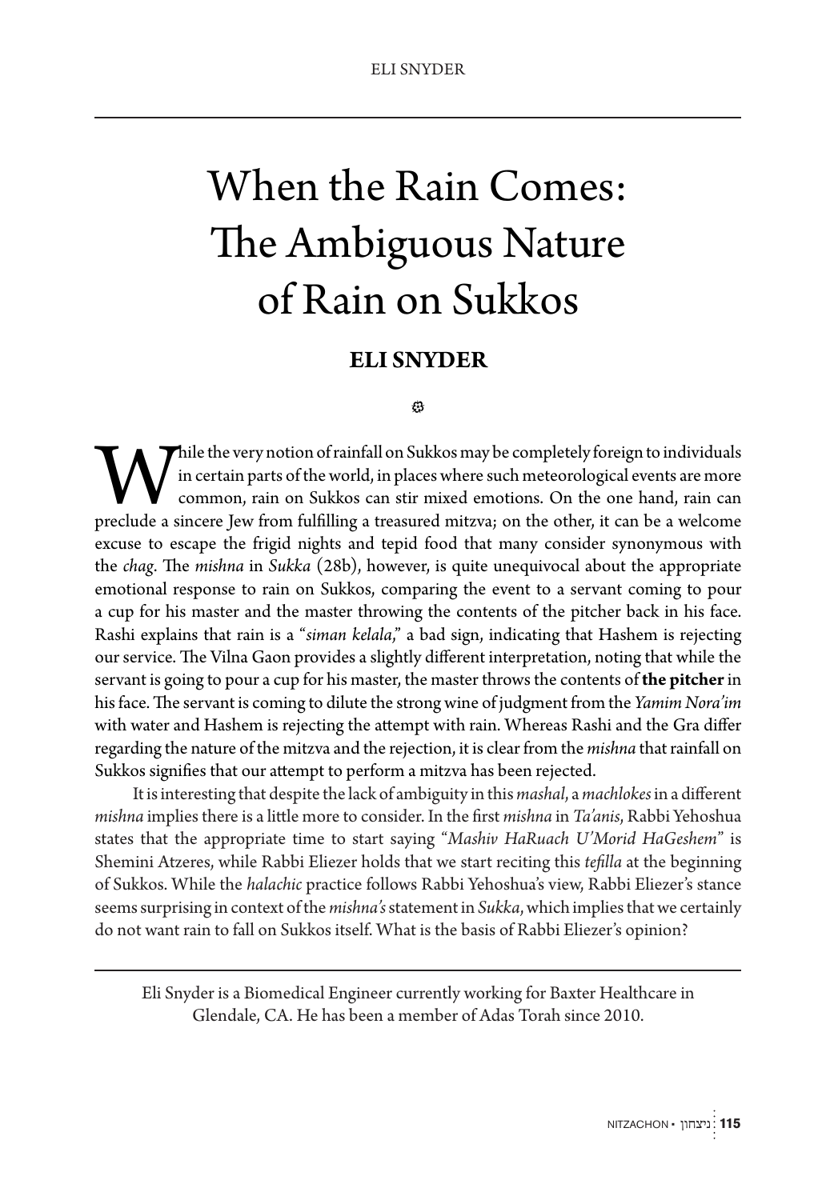# When the Rain Comes: The Ambiguous Nature of Rain on Sukkos

## ELI SNYDER

While the very notion of rainfall on Sukkos may be completely foreign to individuals in certain parts of the world, in places where such meteorological events are more common, rain on Sukkos can stir mixed emotions. On the one hand, rain can preclude a sincere Jew from fulfilling a treasured mitzva; on the other, it can be a welcome excuse to escape the frigid nights and tepid food that many consider synonymous with the *chag*. The *mishna* in *Sukka* (28b), however, is quite unequivocal about the appropriate emotional response to rain on Sukkos, comparing the event to a servant coming to pour a cup for his master and the master throwing the contents of the pitcher back in his face. Rashi explains that rain is a "*siman kelala*," a bad sign, indicating that Hashem is rejecting our service. The Vilna Gaon provides a slightly different interpretation, noting that while the servant is going to pour a cup for his master, the master throws the contents of **the pitcher** in his face. The servant is coming to dilute the strong wine of judgment from the *Yamim Nora'im* with water and Hashem is rejecting the attempt with rain. Whereas Rashi and the Gra differ regarding the nature of the mitzva and the rejection, it is clear from the *mishna* that rainfall on Sukkos signifies that our attempt to perform a mitzva has been rejected.

It is interesting that despite the lack of ambiguity in this *mashal*, a *machlokes* in a different *mishna* implies there is a little more to consider. In the first *mishna* in *Ta'anis*, Rabbi Yehoshua states that the appropriate time to start saying "*Mashiv HaRuach U'Morid HaGeshem*" is Shemini Atzeres, while Rabbi Eliezer holds that we start reciting this *tefilla* at the beginning of Sukkos. While the *halachic* practice follows Rabbi Yehoshua's view, Rabbi Eliezer's stance seems surprising in context of the *mishna's* statement in *Sukka*, which implies that we certainly do not want rain to fall on Sukkos itself. What is the basis of Rabbi Eliezer's opinion?

---

Eli Snyder is a Biomedical Engineer currently working for Baxter Healthcare in Glendale, CA. He has been a member of Adas Torah since 2010.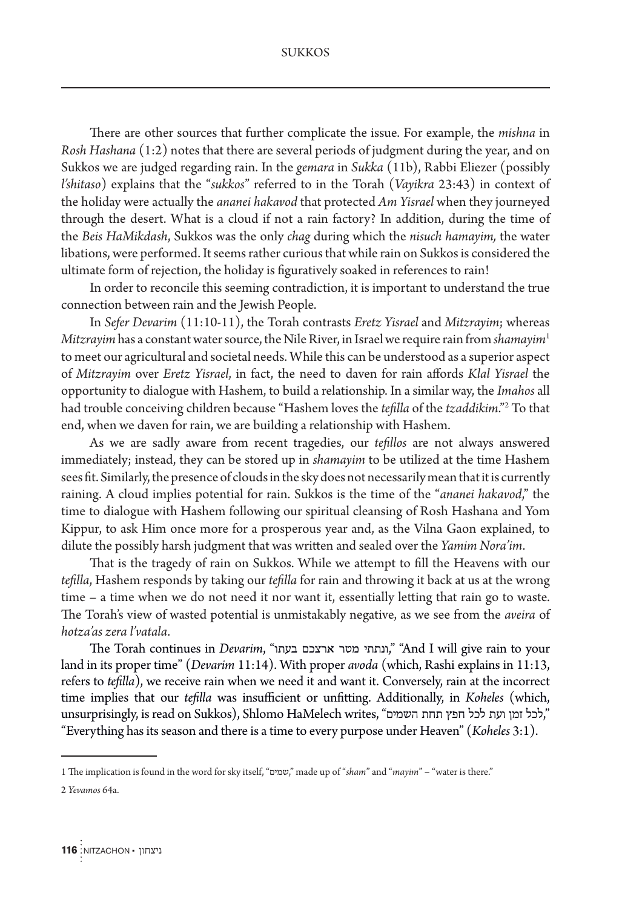There are other sources that further complicate the issue. For example, the *mishna* in *Rosh Hashana* (1:2) notes that there are several periods of judgment during the year, and on Sukkos we are judged regarding rain. In the *gemara* in *Sukka* (11b), Rabbi Eliezer (possibly *l'shitaso*) explains that the "*sukkos*" referred to in the Torah (*Vayikra* 23:43) in context of the holiday were actually the *ananei hakavod* that protected *Am Yisrael* when they journeyed through the desert. What is a cloud if not a rain factory? In addition, during the time of the *Beis HaMikdash*, Sukkos was the only *chag* during which the *nisuch hamayim,* the water libations, were performed. It seems rather curious that while rain on Sukkos is considered the ultimate form of rejection, the holiday is figuratively soaked in references to rain!

In order to reconcile this seeming contradiction, it is important to understand the true connection between rain and the Jewish People.

In *Sefer Devarim* (11:10-11), the Torah contrasts *Eretz Yisrael* and *Mitzrayim*; whereas *Mitzrayim* has a constant water source, the Nile River, in Israel we require rain from *shamayim*[1] to meet our agricultural and societal needs. While this can be understood as a superior aspect of *Mitzrayim* over *Eretz Yisrael*, in fact, the need to daven for rain affords *Klal Yisrael* the opportunity to dialogue with Hashem, to build a relationship. In a similar way, the *Imahos* all had trouble conceiving children because "Hashem loves the *tefilla* of the *tzaddikim*."[2] To that end, when we daven for rain, we are building a relationship with Hashem.

As we are sadly aware from recent tragedies, our *tefillos* are not always answered immediately; instead, they can be stored up in *shamayim* to be utilized at the time Hashem sees fit. Similarly, the presence of clouds in the sky does not necessarily mean that it is currently raining. A cloud implies potential for rain. Sukkos is the time of the "*ananei hakavod*," the time to dialogue with Hashem following our spiritual cleansing of Rosh Hashana and Yom Kippur, to ask Him once more for a prosperous year and, as the Vilna Gaon explained, to dilute the possibly harsh judgment that was written and sealed over the *Yamim Nora'im*.

That is the tragedy of rain on Sukkos. While we attempt to fill the Heavens with our *tefilla*, Hashem responds by taking our *tefilla* for rain and throwing it back at us at the wrong time – a time when we do not need it nor want it, essentially letting that rain go to waste. The Torah's view of wasted potential is unmistakably negative, as we see from the *aveira* of *hotza'as zera l'vatala*.

The Torah continues in *Devarim*, "ונתתי מטר ארצכם בעתו," "And I will give rain to your land in its proper time" (*Devarim* 11:14). With proper *avoda* (which, Rashi explains in 11:13, refers to *tefilla*), we receive rain when we need it and want it. Conversely, rain at the incorrect time implies that our *tefilla* was insufficient or unfitting. Additionally, in *Koheles* (which, unsurprisingly, is read on Sukkos), Shlomo HaMelech writes, "לכל זמן ועת לכל חפץ תחת השמים," "Everything has its season and there is a time to every purpose under Heaven" (*Koheles* 3:1).

---

1 The implication is found in the word for sky itself, "שמים," made up of "*sham*" and "*mayim*" – "water is there."

2 *Yevamos* 64a.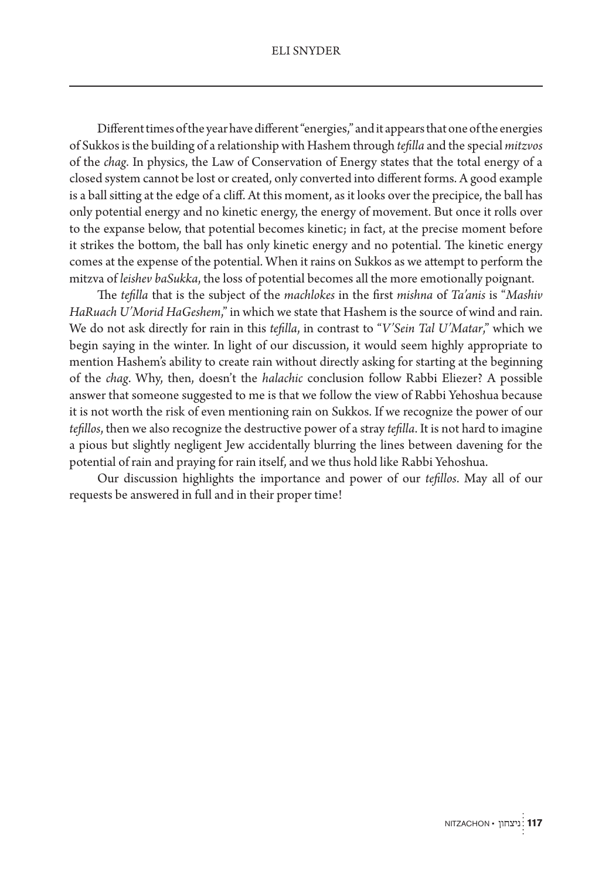Different times of the year have different "energies," and it appears that one of the energies of Sukkos is the building of a relationship with Hashem through *tefilla* and the special *mitzvos* of the *chag*. In physics, the Law of Conservation of Energy states that the total energy of a closed system cannot be lost or created, only converted into different forms. A good example is a ball sitting at the edge of a cliff. At this moment, as it looks over the precipice, the ball has only potential energy and no kinetic energy, the energy of movement. But once it rolls over to the expanse below, that potential becomes kinetic; in fact, at the precise moment before it strikes the bottom, the ball has only kinetic energy and no potential. The kinetic energy comes at the expense of the potential. When it rains on Sukkos as we attempt to perform the mitzva of *leishev baSukka*, the loss of potential becomes all the more emotionally poignant.

The *tefilla* that is the subject of the *machlokes* in the first *mishna* of *Ta'anis* is "*Mashiv HaRuach U'Morid HaGeshem*," in which we state that Hashem is the source of wind and rain. We do not ask directly for rain in this *tefilla*, in contrast to "*V'Sein Tal U'Matar*," which we begin saying in the winter. In light of our discussion, it would seem highly appropriate to mention Hashem's ability to create rain without directly asking for starting at the beginning of the *chag*. Why, then, doesn't the *halachic* conclusion follow Rabbi Eliezer? A possible answer that someone suggested to me is that we follow the view of Rabbi Yehoshua because it is not worth the risk of even mentioning rain on Sukkos. If we recognize the power of our *tefillos*, then we also recognize the destructive power of a stray *tefilla*. It is not hard to imagine a pious but slightly negligent Jew accidentally blurring the lines between davening for the potential of rain and praying for rain itself, and we thus hold like Rabbi Yehoshua.

Our discussion highlights the importance and power of our *tefillos*. May all of our requests be answered in full and in their proper time!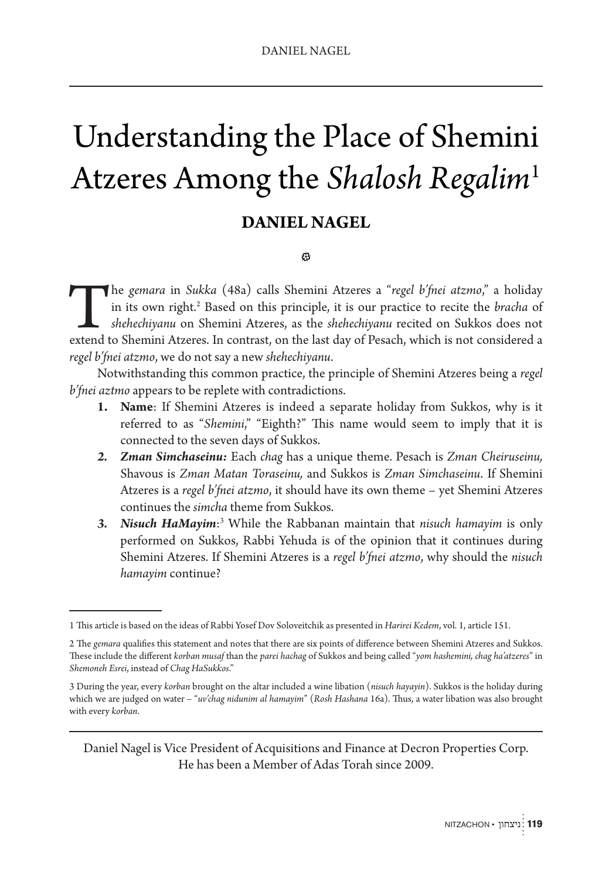# Understanding the Place of Shemini Atzeres Among the *Shalosh Regalim*[1]

**DANIEL NAGEL**

The *gemara* in *Sukka* (48a) calls Shemini Atzeres a "*regel b'fnei atzmo*," a holiday in its own right.[2] Based on this principle, it is our practice to recite the *bracha* of *shehechiyanu* on Shemini Atzeres, as the *shehechiyanu* recited on Sukkos does not extend to Shemini Atzeres. In contrast, on the last day of Pesach, which is not considered a *regel b'fnei atzmo*, we do not say a new *shehechiyanu*.

Notwithstanding this common practice, the principle of Shemini Atzeres being a *regel b'fnei aztmo* appears to be replete with contradictions.

1. **Name**: If Shemini Atzeres is indeed a separate holiday from Sukkos, why is it referred to as "*Shemini*," "Eighth?" This name would seem to imply that it is connected to the seven days of Sukkos.
2. ***Zman Simchaseinu:*** Each *chag* has a unique theme. Pesach is *Zman Cheiruseinu,* Shavous is *Zman Matan Toraseinu,* and Sukkos is *Zman Simchaseinu*. If Shemini Atzeres is a *regel b'fnei atzmo*, it should have its own theme – yet Shemini Atzeres continues the *simcha* theme from Sukkos.
3. ***Nisuch HaMayim***:[3] While the Rabbanan maintain that *nisuch hamayim* is only performed on Sukkos, Rabbi Yehuda is of the opinion that it continues during Shemini Atzeres. If Shemini Atzeres is a *regel b'fnei atzmo*, why should the *nisuch hamayim* continue?

---

1 This article is based on the ideas of Rabbi Yosef Dov Soloveitchik as presented in *Harirei Kedem*, vol. 1, article 151.

2 The *gemara* qualifies this statement and notes that there are six points of difference between Shemini Atzeres and Sukkos. These include the different *korban musaf* than the *parei hachag* of Sukkos and being called "*yom hashemini, chag ha'atzeres*" in *Shemoneh Esrei*, instead of *Chag HaSukkos*."

3 During the year, every *korban* brought on the altar included a wine libation (*nisuch hayayin*). Sukkos is the holiday during which we are judged on water – "*uv'chag nidunim al hamayim*" (*Rosh Hashana* 16a). Thus, a water libation was also brought with every *korban*.

---

Daniel Nagel is Vice President of Acquisitions and Finance at Decron Properties Corp. He has been a Member of Adas Torah since 2009.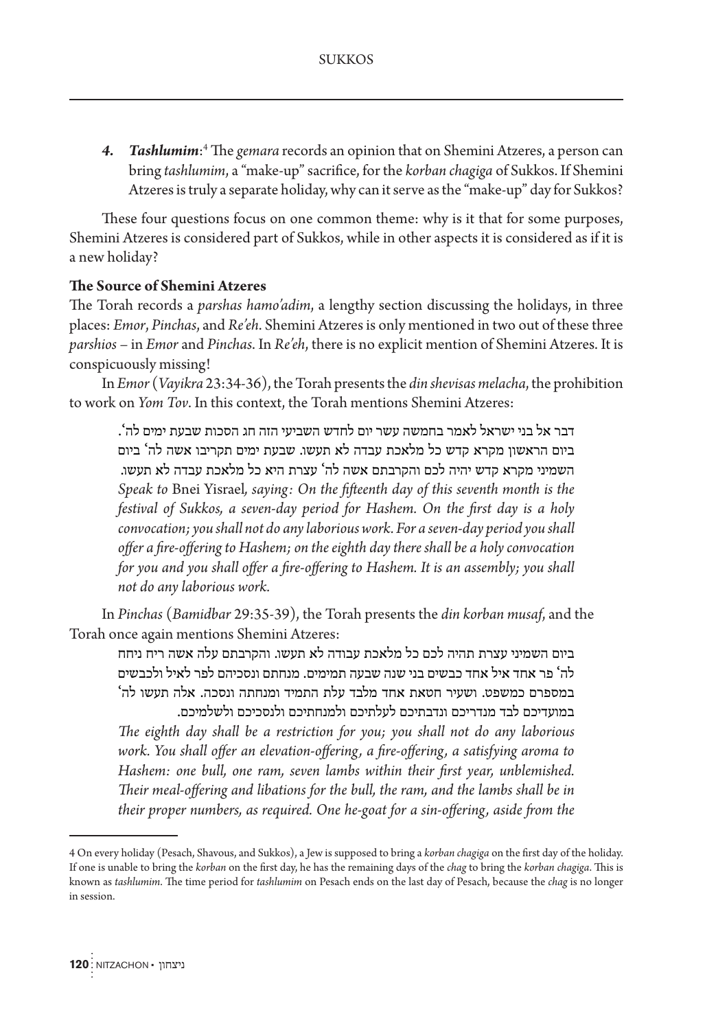4. ***Tashlumim***:[4] The *gemara* records an opinion that on Shemini Atzeres, a person can bring *tashlumim*, a "make-up" sacrifice, for the *korban chagiga* of Sukkos. If Shemini Atzeres is truly a separate holiday, why can it serve as the "make-up" day for Sukkos?

These four questions focus on one common theme: why is it that for some purposes, Shemini Atzeres is considered part of Sukkos, while in other aspects it is considered as if it is a new holiday?

**The Source of Shemini Atzeres**

The Torah records a *parshas hamo'adim*, a lengthy section discussing the holidays, in three places: *Emor*, *Pinchas*, and *Re'eh*. Shemini Atzeres is only mentioned in two out of these three *parshios* – in *Emor* and *Pinchas*. In *Re'eh*, there is no explicit mention of Shemini Atzeres. It is conspicuously missing!

In *Emor* (*Vayikra* 23:34-36), the Torah presents the *din shevisas melacha*, the prohibition to work on *Yom Tov*. In this context, the Torah mentions Shemini Atzeres:

> דבר אל בני ישראל לאמר בחמשה עשר יום לחדש השביעי הזה חג הסכות שבעת ימים לה'. ביום הראשון מקרא קדש כל מלאכת עבדה לא תעשו. שבעת ימים תקריבו אשה לה' ביום השמיני מקרא קדש יהיה לכם והקרבתם אשה לה' עצרת היא כל מלאכת עבדה לא תעשו.
> *Speak to* Bnei Yisrael*, saying: On the fifteenth day of this seventh month is the festival of Sukkos, a seven-day period for Hashem. On the first day is a holy convocation; you shall not do any laborious work. For a seven-day period you shall offer a fire-offering to Hashem; on the eighth day there shall be a holy convocation for you and you shall offer a fire-offering to Hashem. It is an assembly; you shall not do any laborious work.*

In *Pinchas* (*Bamidbar* 29:35-39), the Torah presents the *din korban musaf*, and the Torah once again mentions Shemini Atzeres:

> ביום השמיני עצרת תהיה לכם כל מלאכת עבודה לא תעשו. והקרבתם עלה אשה ריח ניחח לה' פר אחד איל אחד כבשים בני שנה שבעה תמימים. מנחתם ונסכיהם לפר לאיל ולכבשים במספרם כמשפט. ושעיר חטאת אחד מלבד עלת התמיד ומנחתה ונסכה. אלה תעשו לה' במועדיכם לבד מנדריכם ונדבתיכם לעלתיכם ולמנחתיכם ולנסכיכם ולשלמיכם.
> *The eighth day shall be a restriction for you; you shall not do any laborious work. You shall offer an elevation-offering, a fire-offering, a satisfying aroma to Hashem: one bull, one ram, seven lambs within their first year, unblemished. Their meal-offering and libations for the bull, the ram, and the lambs shall be in their proper numbers, as required. One he-goat for a sin-offering, aside from the*

---

[4] On every holiday (Pesach, Shavous, and Sukkos), a Jew is supposed to bring a *korban chagiga* on the first day of the holiday. If one is unable to bring the *korban* on the first day, he has the remaining days of the *chag* to bring the *korban chagiga*. This is known as *tashlumim*. The time period for *tashlumim* on Pesach ends on the last day of Pesach, because the *chag* is no longer in session.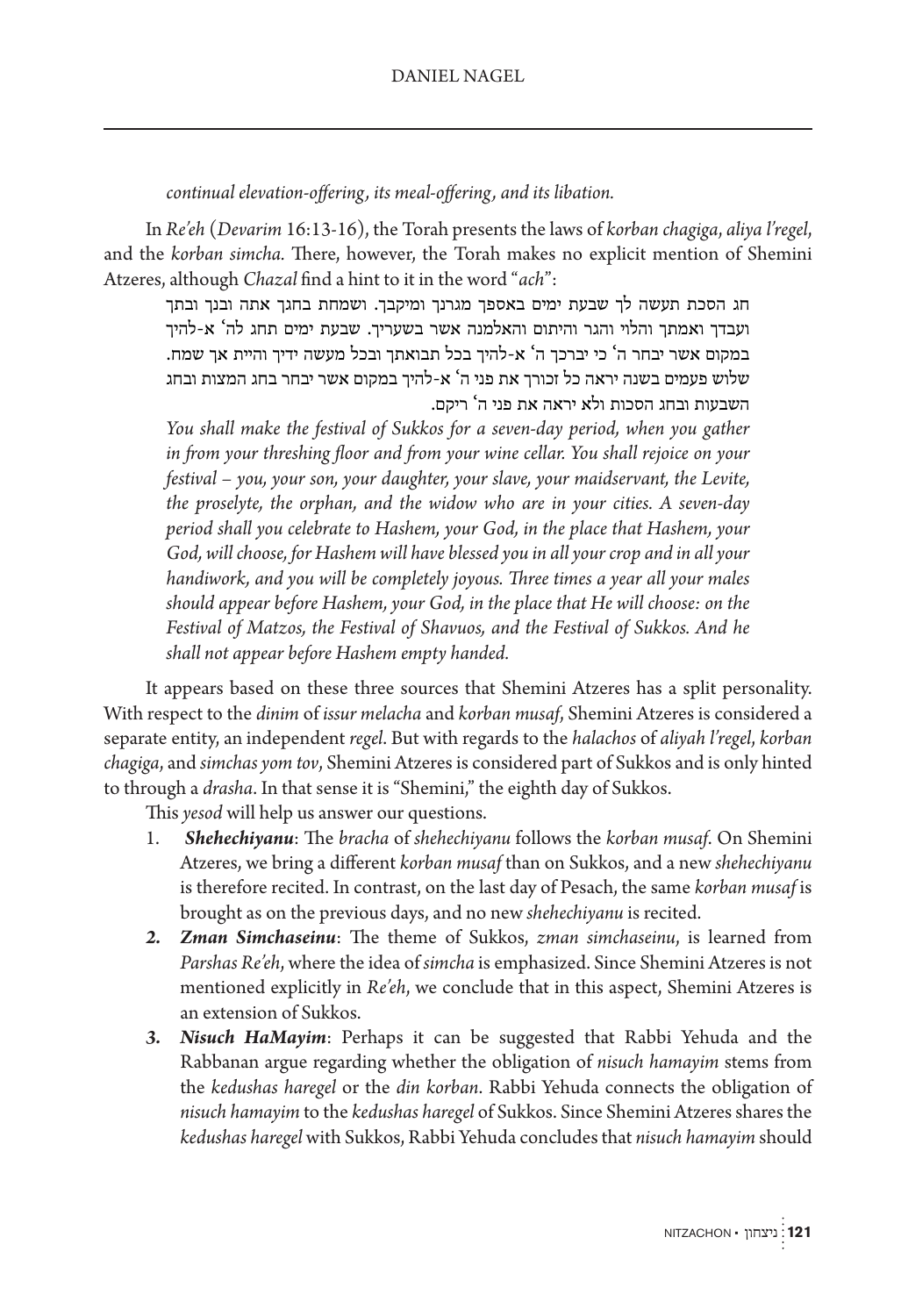*continual elevation-offering, its meal-offering, and its libation.*

In *Re'eh* (*Devarim* 16:13-16), the Torah presents the laws of *korban chagiga*, *aliya l'regel*, and the *korban simcha*. There, however, the Torah makes no explicit mention of Shemini Atzeres, although *Chazal* find a hint to it in the word "*ach*":

> חג הסכת תעשה לך שבעת ימים באספך מגרנך ומיקבך. ושמחת בחגך אתה ובנך ובתך ועבדך ואמתך והלוי והגר והיתום והאלמנה אשר בשעריך. שבעת ימים תחג לה' א-להיך במקום אשר יבחר ה' כי יברכך ה' א-להיך בכל תבואתך ובכל מעשה ידיך והיית אך שמח. שלוש פעמים בשנה יראה כל זכורך את פני ה' א-להיך במקום אשר יבחר בחג המצות ובחג השבעות ובחג הסכות ולא יראה את פני ה' ריקם.
>
> *You shall make the festival of Sukkos for a seven-day period, when you gather in from your threshing floor and from your wine cellar. You shall rejoice on your festival – you, your son, your daughter, your slave, your maidservant, the Levite, the proselyte, the orphan, and the widow who are in your cities. A seven-day period shall you celebrate to Hashem, your God, in the place that Hashem, your God, will choose, for Hashem will have blessed you in all your crop and in all your handiwork, and you will be completely joyous. Three times a year all your males should appear before Hashem, your God, in the place that He will choose: on the Festival of Matzos, the Festival of Shavuos, and the Festival of Sukkos. And he shall not appear before Hashem empty handed.*

It appears based on these three sources that Shemini Atzeres has a split personality. With respect to the *dinim* of *issur melacha* and *korban musaf*, Shemini Atzeres is considered a separate entity, an independent *regel*. But with regards to the *halachos* of *aliyah l'regel*, *korban chagiga*, and *simchas yom tov*, Shemini Atzeres is considered part of Sukkos and is only hinted to through a *drasha*. In that sense it is "Shemini," the eighth day of Sukkos.

This *yesod* will help us answer our questions.

1. ***Shehechiyanu***: The *bracha* of *shehechiyanu* follows the *korban musaf*. On Shemini Atzeres, we bring a different *korban musaf* than on Sukkos, and a new *shehechiyanu* is therefore recited. In contrast, on the last day of Pesach, the same *korban musaf* is brought as on the previous days, and no new *shehechiyanu* is recited.
2. ***Zman Simchaseinu***: The theme of Sukkos, *zman simchaseinu*, is learned from *Parshas Re'eh*, where the idea of *simcha* is emphasized. Since Shemini Atzeres is not mentioned explicitly in *Re'eh*, we conclude that in this aspect, Shemini Atzeres is an extension of Sukkos.
3. ***Nisuch HaMayim***: Perhaps it can be suggested that Rabbi Yehuda and the Rabbanan argue regarding whether the obligation of *nisuch hamayim* stems from the *kedushas haregel* or the *din korban*. Rabbi Yehuda connects the obligation of *nisuch hamayim* to the *kedushas haregel* of Sukkos. Since Shemini Atzeres shares the *kedushas haregel* with Sukkos, Rabbi Yehuda concludes that *nisuch hamayim* should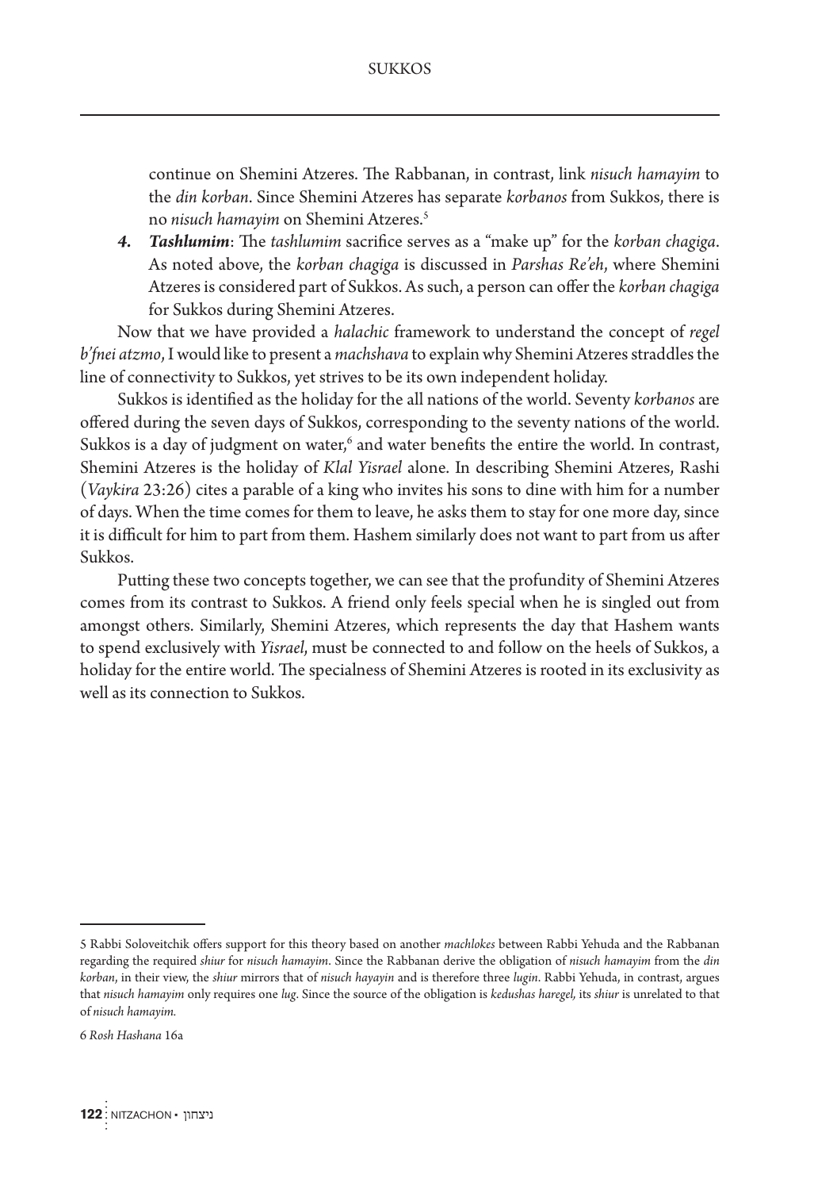continue on Shemini Atzeres. The Rabbanan, in contrast, link *nisuch hamayim* to the *din korban*. Since Shemini Atzeres has separate *korbanos* from Sukkos, there is no *nisuch hamayim* on Shemini Atzeres.[5]

4. ***Tashlumim***: The *tashlumim* sacrifice serves as a "make up" for the *korban chagiga*. As noted above, the *korban chagiga* is discussed in *Parshas Re'eh*, where Shemini Atzeres is considered part of Sukkos. As such, a person can offer the *korban chagiga* for Sukkos during Shemini Atzeres.

Now that we have provided a *halachic* framework to understand the concept of *regel b'fnei atzmo*, I would like to present a *machshava* to explain why Shemini Atzeres straddles the line of connectivity to Sukkos, yet strives to be its own independent holiday.

Sukkos is identified as the holiday for the all nations of the world. Seventy *korbanos* are offered during the seven days of Sukkos, corresponding to the seventy nations of the world. Sukkos is a day of judgment on water,[6] and water benefits the entire the world. In contrast, Shemini Atzeres is the holiday of *Klal Yisrael* alone. In describing Shemini Atzeres, Rashi (*Vaykira* 23:26) cites a parable of a king who invites his sons to dine with him for a number of days. When the time comes for them to leave, he asks them to stay for one more day, since it is difficult for him to part from them. Hashem similarly does not want to part from us after Sukkos.

Putting these two concepts together, we can see that the profundity of Shemini Atzeres comes from its contrast to Sukkos. A friend only feels special when he is singled out from amongst others. Similarly, Shemini Atzeres, which represents the day that Hashem wants to spend exclusively with *Yisrael*, must be connected to and follow on the heels of Sukkos, a holiday for the entire world. The specialness of Shemini Atzeres is rooted in its exclusivity as well as its connection to Sukkos.

---

5 Rabbi Soloveitchik offers support for this theory based on another *machlokes* between Rabbi Yehuda and the Rabbanan regarding the required *shiur* for *nisuch hamayim*. Since the Rabbanan derive the obligation of *nisuch hamayim* from the *din korban*, in their view, the *shiur* mirrors that of *nisuch hayayin* and is therefore three *lugin*. Rabbi Yehuda, in contrast, argues that *nisuch hamayim* only requires one *lug*. Since the source of the obligation is *kedushas haregel*, its *shiur* is unrelated to that of *nisuch hamayim.*

6 *Rosh Hashana* 16a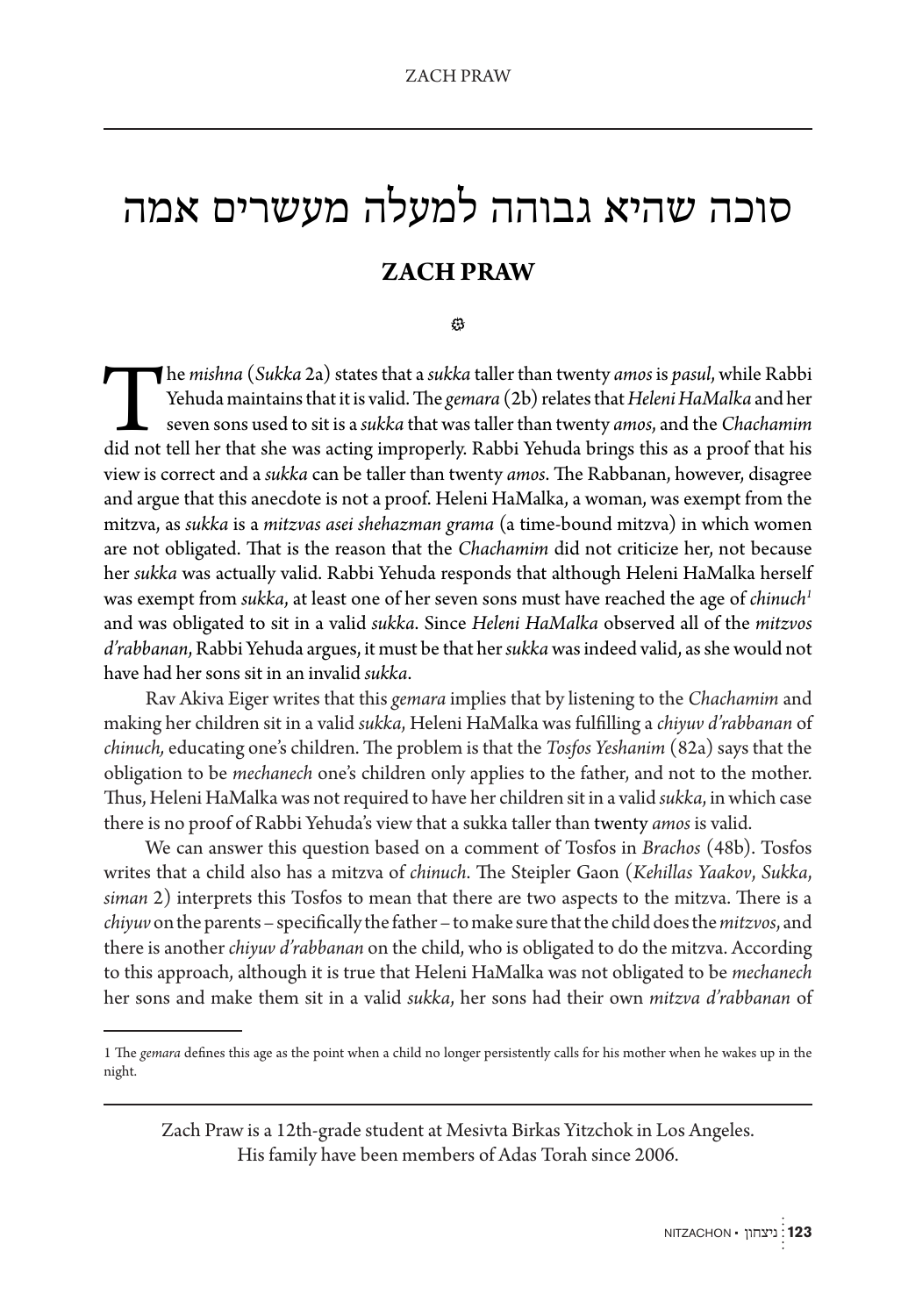# סוכה שהיא גבוהה למעלה מעשרים אמה

## ZACH PRAW

❁

The *mishna* (*Sukka* 2a) states that a *sukka* taller than twenty *amos* is *pasul*, while Rabbi Yehuda maintains that it is valid. The *gemara* (2b) relates that *Heleni HaMalka* and her seven sons used to sit is a *sukka* that was taller than twenty *amos*, and the *Chachamim* did not tell her that she was acting improperly. Rabbi Yehuda brings this as a proof that his view is correct and a *sukka* can be taller than twenty *amos*. The Rabbanan, however, disagree and argue that this anecdote is not a proof. Heleni HaMalka, a woman, was exempt from the mitzva, as *sukka* is a *mitzvas asei shehazman grama* (a time-bound mitzva) in which women are not obligated. That is the reason that the *Chachamim* did not criticize her, not because her *sukka* was actually valid. Rabbi Yehuda responds that although Heleni HaMalka herself was exempt from *sukka*, at least one of her seven sons must have reached the age of *chinuch*[1] and was obligated to sit in a valid *sukka*. Since *Heleni HaMalka* observed all of the *mitzvos d'rabbanan*, Rabbi Yehuda argues, it must be that her *sukka* was indeed valid, as she would not have had her sons sit in an invalid *sukka*.

Rav Akiva Eiger writes that this *gemara* implies that by listening to the *Chachamim* and making her children sit in a valid *sukka*, Heleni HaMalka was fulfilling a *chiyuv d'rabbanan* of *chinuch,* educating one's children. The problem is that the *Tosfos Yeshanim* (82a) says that the obligation to be *mechanech* one's children only applies to the father, and not to the mother. Thus, Heleni HaMalka was not required to have her children sit in a valid *sukka*, in which case there is no proof of Rabbi Yehuda's view that a sukka taller than twenty *amos* is valid.

We can answer this question based on a comment of Tosfos in *Brachos* (48b). Tosfos writes that a child also has a mitzva of *chinuch*. The Steipler Gaon (*Kehillas Yaakov*, *Sukka*, *siman* 2) interprets this Tosfos to mean that there are two aspects to the mitzva. There is a *chiyuv* on the parents – specifically the father – to make sure that the child does the *mitzvos*, and there is another *chiyuv d'rabbanan* on the child, who is obligated to do the mitzva. According to this approach, although it is true that Heleni HaMalka was not obligated to be *mechanech* her sons and make them sit in a valid *sukka*, her sons had their own *mitzva d'rabbanan* of

---

[1] The *gemara* defines this age as the point when a child no longer persistently calls for his mother when he wakes up in the night.

---

Zach Praw is a 12th-grade student at Mesivta Birkas Yitzchok in Los Angeles. His family have been members of Adas Torah since 2006.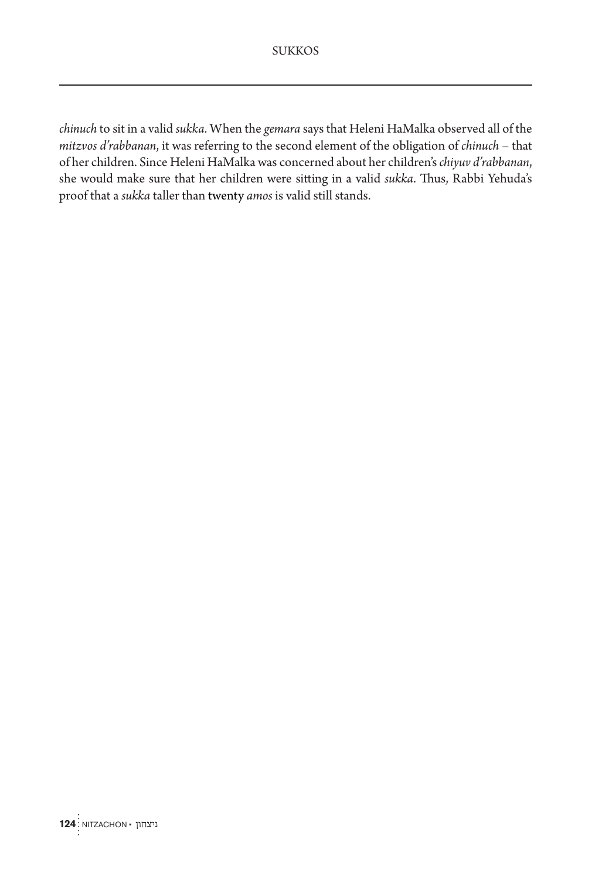*chinuch* to sit in a valid *sukka*. When the *gemara* says that Heleni HaMalka observed all of the *mitzvos d'rabbanan*, it was referring to the second element of the obligation of *chinuch* – that of her children. Since Heleni HaMalka was concerned about her children's *chiyuv d'rabbanan*, she would make sure that her children were sitting in a valid *sukka*. Thus, Rabbi Yehuda's proof that a *sukka* taller than twenty *amos* is valid still stands.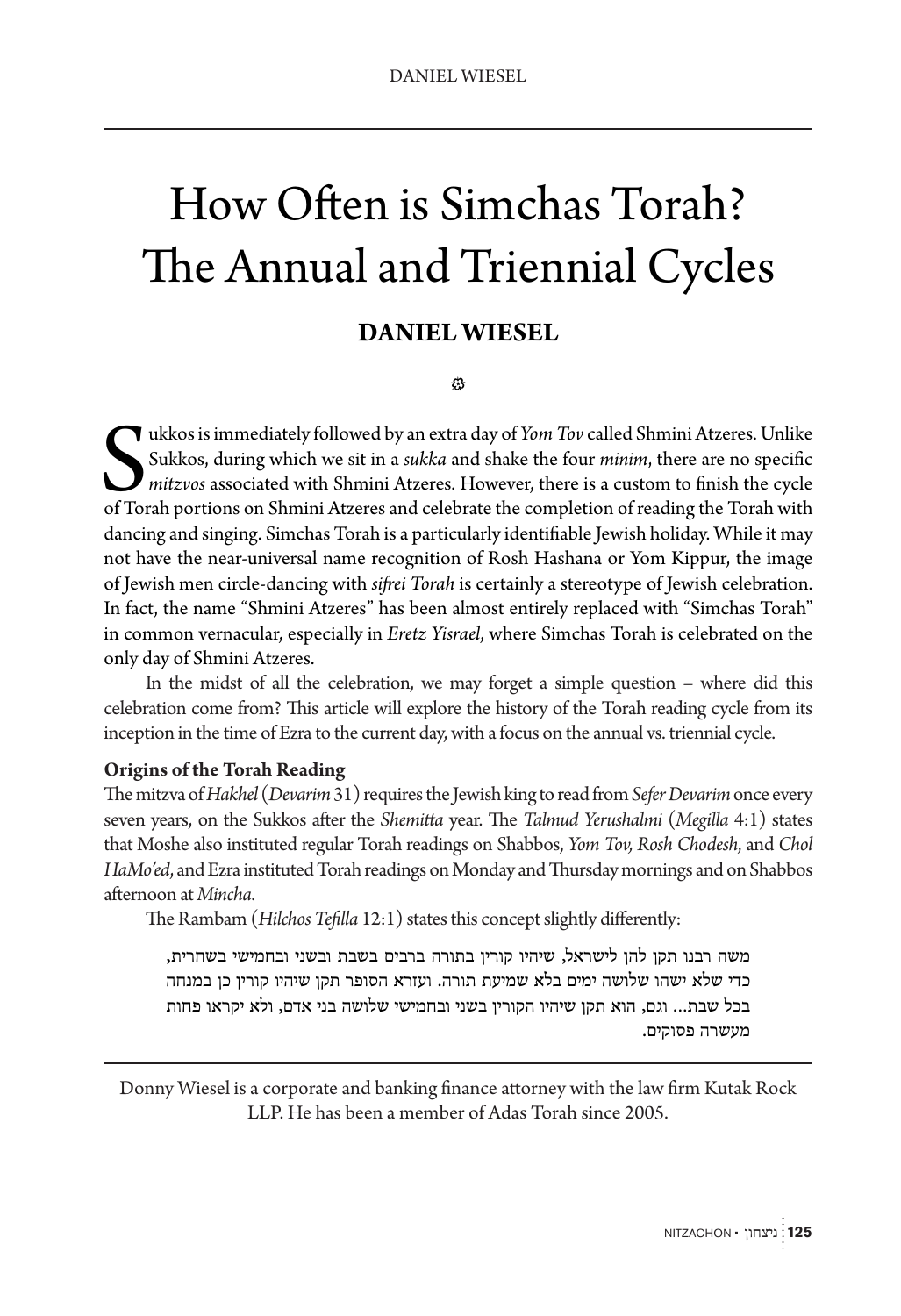# How Often is Simchas Torah? The Annual and Triennial Cycles

## DANIEL WIESEL

Sukkos is immediately followed by an extra day of *Yom Tov* called Shmini Atzeres. Unlike Sukkos, during which we sit in a *sukka* and shake the four *minim*, there are no specific *mitzvos* associated with Shmini Atzeres. However, there is a custom to finish the cycle of Torah portions on Shmini Atzeres and celebrate the completion of reading the Torah with dancing and singing. Simchas Torah is a particularly identifiable Jewish holiday. While it may not have the near-universal name recognition of Rosh Hashana or Yom Kippur, the image of Jewish men circle-dancing with *sifrei Torah* is certainly a stereotype of Jewish celebration. In fact, the name "Shmini Atzeres" has been almost entirely replaced with "Simchas Torah" in common vernacular, especially in *Eretz Yisrael*, where Simchas Torah is celebrated on the only day of Shmini Atzeres.

In the midst of all the celebration, we may forget a simple question – where did this celebration come from? This article will explore the history of the Torah reading cycle from its inception in the time of Ezra to the current day, with a focus on the annual vs. triennial cycle.

**Origins of the Torah Reading**

The mitzva of *Hakhel* (*Devarim* 31) requires the Jewish king to read from *Sefer Devarim* once every seven years, on the Sukkos after the *Shemitta* year. The *Talmud Yerushalmi* (*Megilla* 4:1) states that Moshe also instituted regular Torah readings on Shabbos, *Yom Tov, Rosh Chodesh*, and *Chol HaMo'ed*, and Ezra instituted Torah readings on Monday and Thursday mornings and on Shabbos afternoon at *Mincha*.

The Rambam (*Hilchos Tefilla* 12:1) states this concept slightly differently:

> משה רבנו תקן להן לישראל, שיהיו קורין בתורה ברבים בשבת ובשני ובחמישי בשחרית, כדי שלא ישהו שלושה ימים בלא שמיעת תורה. ועזרא הסופר תקן שיהיו קורין כן במנחה בכל שבת... וגם, הוא תקן שיהיו הקורין בשני ובחמישי שלושה בני אדם, ולא יקראו פחות מעשרה פסוקים.

---

Donny Wiesel is a corporate and banking finance attorney with the law firm Kutak Rock LLP. He has been a member of Adas Torah since 2005.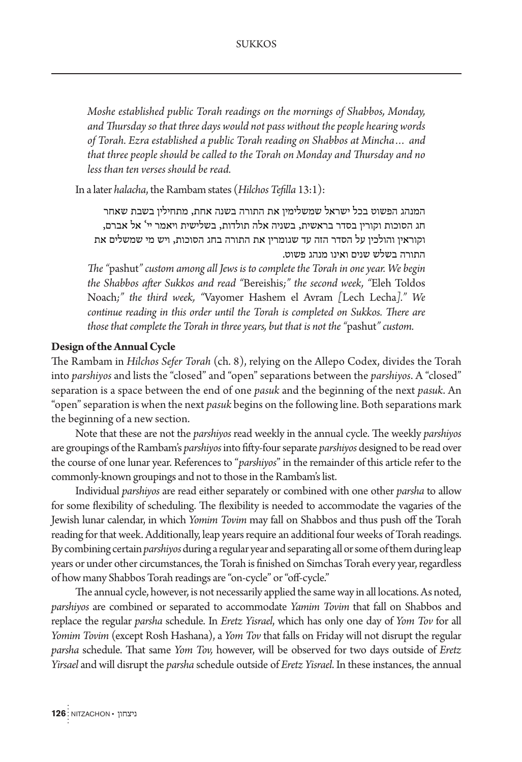*Moshe established public Torah readings on the mornings of Shabbos, Monday, and Thursday so that three days would not pass without the people hearing words of Torah. Ezra established a public Torah reading on Shabbos at Mincha… and that three people should be called to the Torah on Monday and Thursday and no less than ten verses should be read.*

In a later *halacha*, the Rambam states (*Hilchos Tefilla* 13:1):

המנהג הפשוט בכל ישראל שמשלימין את התורה בשנה אחת, מתחילין בשבת שאחר חג הסוכות וקורין בסדר בראשית, בשניה אלה תולדות, בשלישית ויאמר יי׳ אל אברם, וקוראין והולכין על הסדר הזה עד שגומרין את התורה בחג הסוכות, ויש מי שמשלים את התורה בשלש שנים ואינו מנהג פשוט.

*The "*pashut*" custom among all Jews is to complete the Torah in one year. We begin the Shabbos after Sukkos and read "*Bereishis*;" the second week, "*Eleh Toldos Noach*;" the third week, "*Vayomer Hashem el Avram [Lech Lecha]*." We continue reading in this order until the Torah is completed on Sukkos. There are those that complete the Torah in three years, but that is not the "*pashut*" custom.*

**Design of the Annual Cycle**

The Rambam in *Hilchos Sefer Torah* (ch. 8), relying on the Allepo Codex, divides the Torah into *parshiyos* and lists the "closed" and "open" separations between the *parshiyos*. A "closed" separation is a space between the end of one *pasuk* and the beginning of the next *pasuk*. An "open" separation is when the next *pasuk* begins on the following line. Both separations mark the beginning of a new section.

Note that these are not the *parshiyos* read weekly in the annual cycle. The weekly *parshiyos* are groupings of the Rambam's *parshiyos* into fifty-four separate *parshiyos* designed to be read over the course of one lunar year. References to "*parshiyos*" in the remainder of this article refer to the commonly-known groupings and not to those in the Rambam's list.

Individual *parshiyos* are read either separately or combined with one other *parsha* to allow for some flexibility of scheduling. The flexibility is needed to accommodate the vagaries of the Jewish lunar calendar, in which *Yomim Tovim* may fall on Shabbos and thus push off the Torah reading for that week. Additionally, leap years require an additional four weeks of Torah readings. By combining certain *parshiyos* during a regular year and separating all or some of them during leap years or under other circumstances, the Torah is finished on Simchas Torah every year, regardless of how many Shabbos Torah readings are "on-cycle" or "off-cycle."

The annual cycle, however, is not necessarily applied the same way in all locations. As noted, *parshiyos* are combined or separated to accommodate *Yamim Tovim* that fall on Shabbos and replace the regular *parsha* schedule. In *Eretz Yisrael*, which has only one day of *Yom Tov* for all *Yomim Tovim* (except Rosh Hashana), a *Yom Tov* that falls on Friday will not disrupt the regular *parsha* schedule. That same *Yom Tov,* however, will be observed for two days outside of *Eretz Yirsael* and will disrupt the *parsha* schedule outside of *Eretz Yisrael*. In these instances, the annual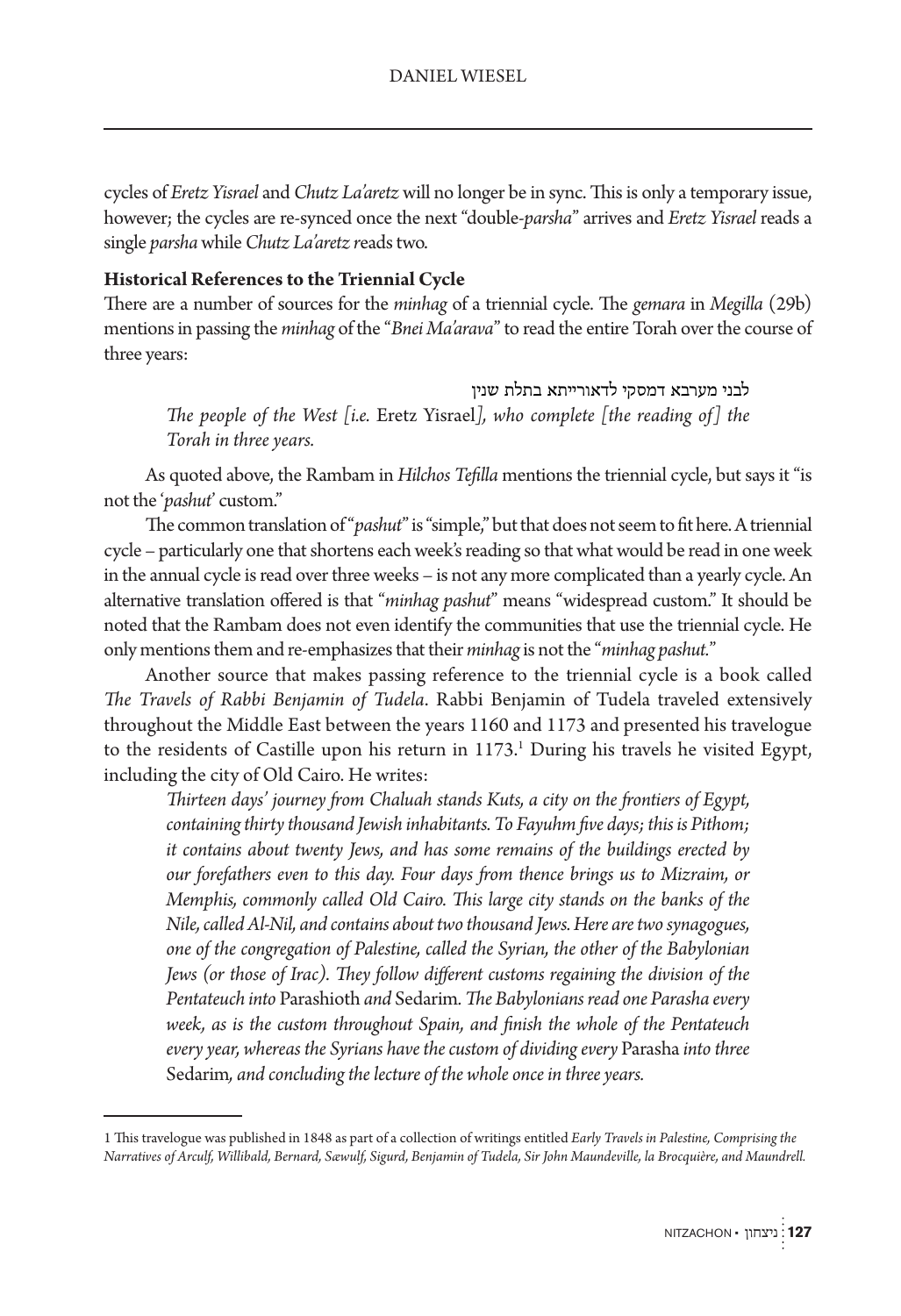cycles of *Eretz Yisrael* and *Chutz La'aretz* will no longer be in sync. This is only a temporary issue, however; the cycles are re-synced once the next "double-*parsha*" arrives and *Eretz Yisrael* reads a single *parsha* while *Chutz La'aretz* reads two.

**Historical References to the Triennial Cycle**

There are a number of sources for the *minhag* of a triennial cycle. The *gemara* in *Megilla* (29b) mentions in passing the *minhag* of the "*Bnei Ma'arava*" to read the entire Torah over the course of three years:

לבני מערבא דמסקי לדאורייתא בתלת שנין

> *The people of the West [i.e.* Eretz Yisrael*], who complete [the reading of] the Torah in three years.*

As quoted above, the Rambam in *Hilchos Tefilla* mentions the triennial cycle, but says it "is not the '*pashut*' custom."

The common translation of "*pashut*" is "simple," but that does not seem to fit here. A triennial cycle – particularly one that shortens each week's reading so that what would be read in one week in the annual cycle is read over three weeks – is not any more complicated than a yearly cycle. An alternative translation offered is that "*minhag pashut*" means "widespread custom." It should be noted that the Rambam does not even identify the communities that use the triennial cycle. He only mentions them and re-emphasizes that their *minhag* is not the "*minhag pashut*."

Another source that makes passing reference to the triennial cycle is a book called *The Travels of Rabbi Benjamin of Tudela*. Rabbi Benjamin of Tudela traveled extensively throughout the Middle East between the years 1160 and 1173 and presented his travelogue to the residents of Castille upon his return in 1173.[1] During his travels he visited Egypt, including the city of Old Cairo. He writes:

> *Thirteen days' journey from Chaluah stands Kuts, a city on the frontiers of Egypt, containing thirty thousand Jewish inhabitants. To Fayuhm five days; this is Pithom; it contains about twenty Jews, and has some remains of the buildings erected by our forefathers even to this day. Four days from thence brings us to Mizraim, or Memphis, commonly called Old Cairo. This large city stands on the banks of the Nile, called Al-Nil, and contains about two thousand Jews. Here are two synagogues, one of the congregation of Palestine, called the Syrian, the other of the Babylonian Jews (or those of Irac). They follow different customs regaining the division of the Pentateuch into* Parashioth *and* Sedarim*. The Babylonians read one Parasha every week, as is the custom throughout Spain, and finish the whole of the Pentateuch every year, whereas the Syrians have the custom of dividing every* Parasha *into three* Sedarim*, and concluding the lecture of the whole once in three years.*

---

1 This travelogue was published in 1848 as part of a collection of writings entitled *Early Travels in Palestine, Comprising the Narratives of Arculf, Willibald, Bernard, Sæwulf, Sigurd, Benjamin of Tudela, Sir John Maundeville, la Brocquière, and Maundrell.*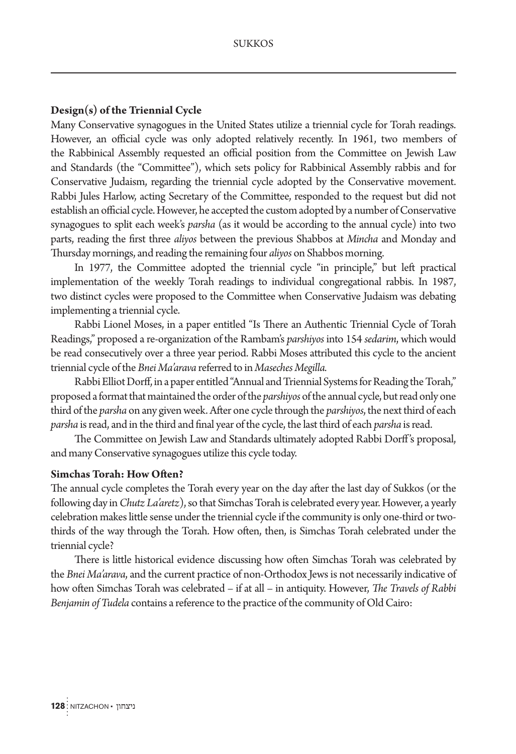### Design(s) of the Triennial Cycle

Many Conservative synagogues in the United States utilize a triennial cycle for Torah readings. However, an official cycle was only adopted relatively recently. In 1961, two members of the Rabbinical Assembly requested an official position from the Committee on Jewish Law and Standards (the "Committee"), which sets policy for Rabbinical Assembly rabbis and for Conservative Judaism, regarding the triennial cycle adopted by the Conservative movement. Rabbi Jules Harlow, acting Secretary of the Committee, responded to the request but did not establish an official cycle. However, he accepted the custom adopted by a number of Conservative synagogues to split each week's *parsha* (as it would be according to the annual cycle) into two parts, reading the first three *aliyos* between the previous Shabbos at *Mincha* and Monday and Thursday mornings, and reading the remaining four *aliyos* on Shabbos morning.

In 1977, the Committee adopted the triennial cycle "in principle," but left practical implementation of the weekly Torah readings to individual congregational rabbis. In 1987, two distinct cycles were proposed to the Committee when Conservative Judaism was debating implementing a triennial cycle.

Rabbi Lionel Moses, in a paper entitled "Is There an Authentic Triennial Cycle of Torah Readings," proposed a re-organization of the Rambam's *parshiyos* into 154 *sedarim*, which would be read consecutively over a three year period. Rabbi Moses attributed this cycle to the ancient triennial cycle of the *Bnei Ma'arava* referred to in *Maseches Megilla.*

Rabbi Elliot Dorff, in a paper entitled "Annual and Triennial Systems for Reading the Torah," proposed a format that maintained the order of the *parshiyos* of the annual cycle, but read only one third of the *parsha* on any given week. After one cycle through the *parshiyos*, the next third of each *parsha* is read, and in the third and final year of the cycle, the last third of each *parsha* is read.

The Committee on Jewish Law and Standards ultimately adopted Rabbi Dorff's proposal, and many Conservative synagogues utilize this cycle today.

### Simchas Torah: How Often?

The annual cycle completes the Torah every year on the day after the last day of Sukkos (or the following day in *Chutz La'aretz*), so that Simchas Torah is celebrated every year. However, a yearly celebration makes little sense under the triennial cycle if the community is only one-third or two-thirds of the way through the Torah. How often, then, is Simchas Torah celebrated under the triennial cycle?

There is little historical evidence discussing how often Simchas Torah was celebrated by the *Bnei Ma'arava*, and the current practice of non-Orthodox Jews is not necessarily indicative of how often Simchas Torah was celebrated – if at all – in antiquity. However, *The Travels of Rabbi Benjamin of Tudela* contains a reference to the practice of the community of Old Cairo: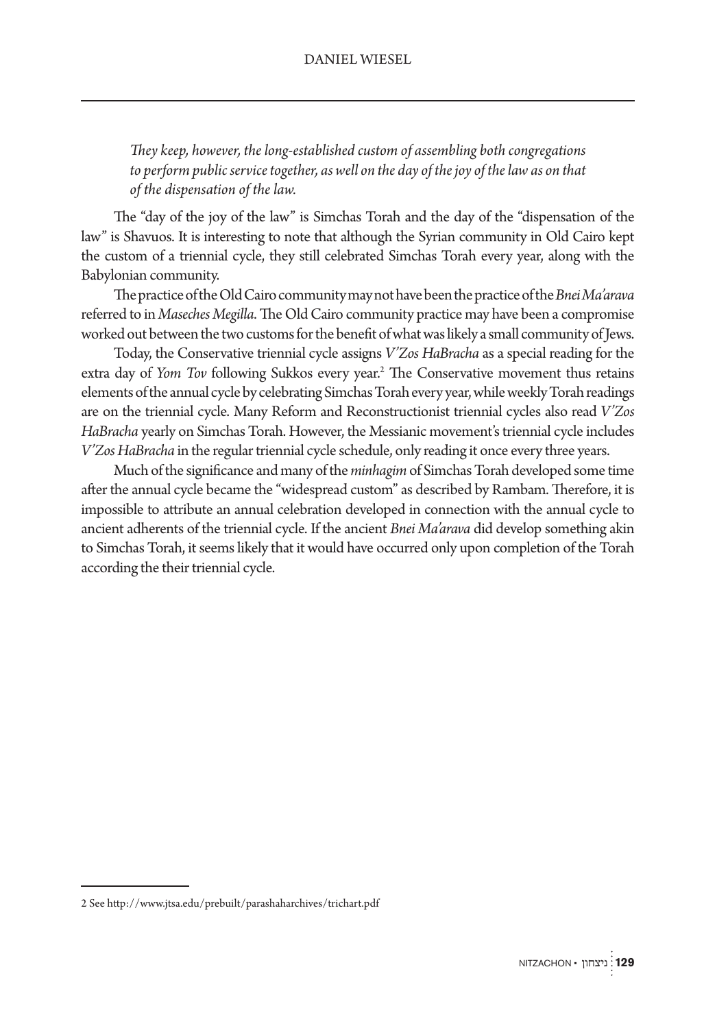*They keep, however, the long-established custom of assembling both congregations to perform public service together, as well on the day of the joy of the law as on that of the dispensation of the law.*

The "day of the joy of the law" is Simchas Torah and the day of the "dispensation of the law" is Shavuos. It is interesting to note that although the Syrian community in Old Cairo kept the custom of a triennial cycle, they still celebrated Simchas Torah every year, along with the Babylonian community.

The practice of the Old Cairo community may not have been the practice of the *Bnei Ma'arava* referred to in *Maseches Megilla*. The Old Cairo community practice may have been a compromise worked out between the two customs for the benefit of what was likely a small community of Jews.

Today, the Conservative triennial cycle assigns *V'Zos HaBracha* as a special reading for the extra day of *Yom Tov* following Sukkos every year.[2] The Conservative movement thus retains elements of the annual cycle by celebrating Simchas Torah every year, while weekly Torah readings are on the triennial cycle. Many Reform and Reconstructionist triennial cycles also read *V'Zos HaBracha* yearly on Simchas Torah. However, the Messianic movement's triennial cycle includes *V'Zos HaBracha* in the regular triennial cycle schedule, only reading it once every three years.

Much of the significance and many of the *minhagim* of Simchas Torah developed some time after the annual cycle became the "widespread custom" as described by Rambam. Therefore, it is impossible to attribute an annual celebration developed in connection with the annual cycle to ancient adherents of the triennial cycle. If the ancient *Bnei Ma'arava* did develop something akin to Simchas Torah, it seems likely that it would have occurred only upon completion of the Torah according the their triennial cycle.

---

2 See http://www.jtsa.edu/prebuilt/parashaharchives/trichart.pdf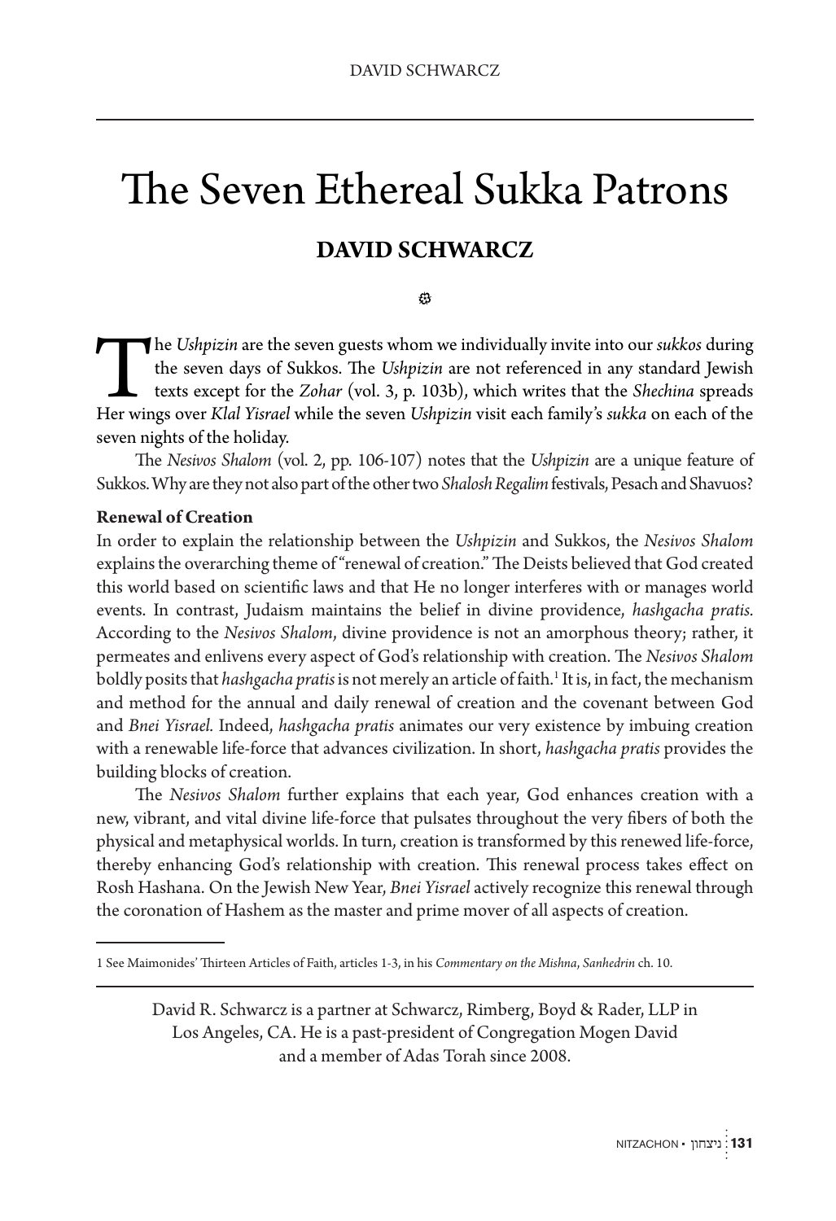# The Seven Ethereal Sukka Patrons

## DAVID SCHWARCZ

The *Ushpizin* are the seven guests whom we individually invite into our *sukkos* during the seven days of Sukkos. The *Ushpizin* are not referenced in any standard Jewish texts except for the *Zohar* (vol. 3, p. 103b), which writes that the *Shechina* spreads Her wings over *Klal Yisrael* while the seven *Ushpizin* visit each family's *sukka* on each of the seven nights of the holiday.

The *Nesivos Shalom* (vol. 2, pp. 106-107) notes that the *Ushpizin* are a unique feature of Sukkos. Why are they not also part of the other two *Shalosh Regalim* festivals, Pesach and Shavuos?

**Renewal of Creation**

In order to explain the relationship between the *Ushpizin* and Sukkos, the *Nesivos Shalom* explains the overarching theme of "renewal of creation." The Deists believed that God created this world based on scientific laws and that He no longer interferes with or manages world events. In contrast, Judaism maintains the belief in divine providence, *hashgacha pratis*. According to the *Nesivos Shalom*, divine providence is not an amorphous theory; rather, it permeates and enlivens every aspect of God's relationship with creation. The *Nesivos Shalom* boldly posits that *hashgacha pratis* is not merely an article of faith.[1] It is, in fact, the mechanism and method for the annual and daily renewal of creation and the covenant between God and *Bnei Yisrael*. Indeed, *hashgacha pratis* animates our very existence by imbuing creation with a renewable life-force that advances civilization. In short, *hashgacha pratis* provides the building blocks of creation.

The *Nesivos Shalom* further explains that each year, God enhances creation with a new, vibrant, and vital divine life-force that pulsates throughout the very fibers of both the physical and metaphysical worlds. In turn, creation is transformed by this renewed life-force, thereby enhancing God's relationship with creation. This renewal process takes effect on Rosh Hashana. On the Jewish New Year, *Bnei Yisrael* actively recognize this renewal through the coronation of Hashem as the master and prime mover of all aspects of creation.

---

1 See Maimonides' Thirteen Articles of Faith, articles 1-3, in his *Commentary on the Mishna*, *Sanhedrin* ch. 10.

---

David R. Schwarcz is a partner at Schwarcz, Rimberg, Boyd & Rader, LLP in Los Angeles, CA. He is a past-president of Congregation Mogen David and a member of Adas Torah since 2008.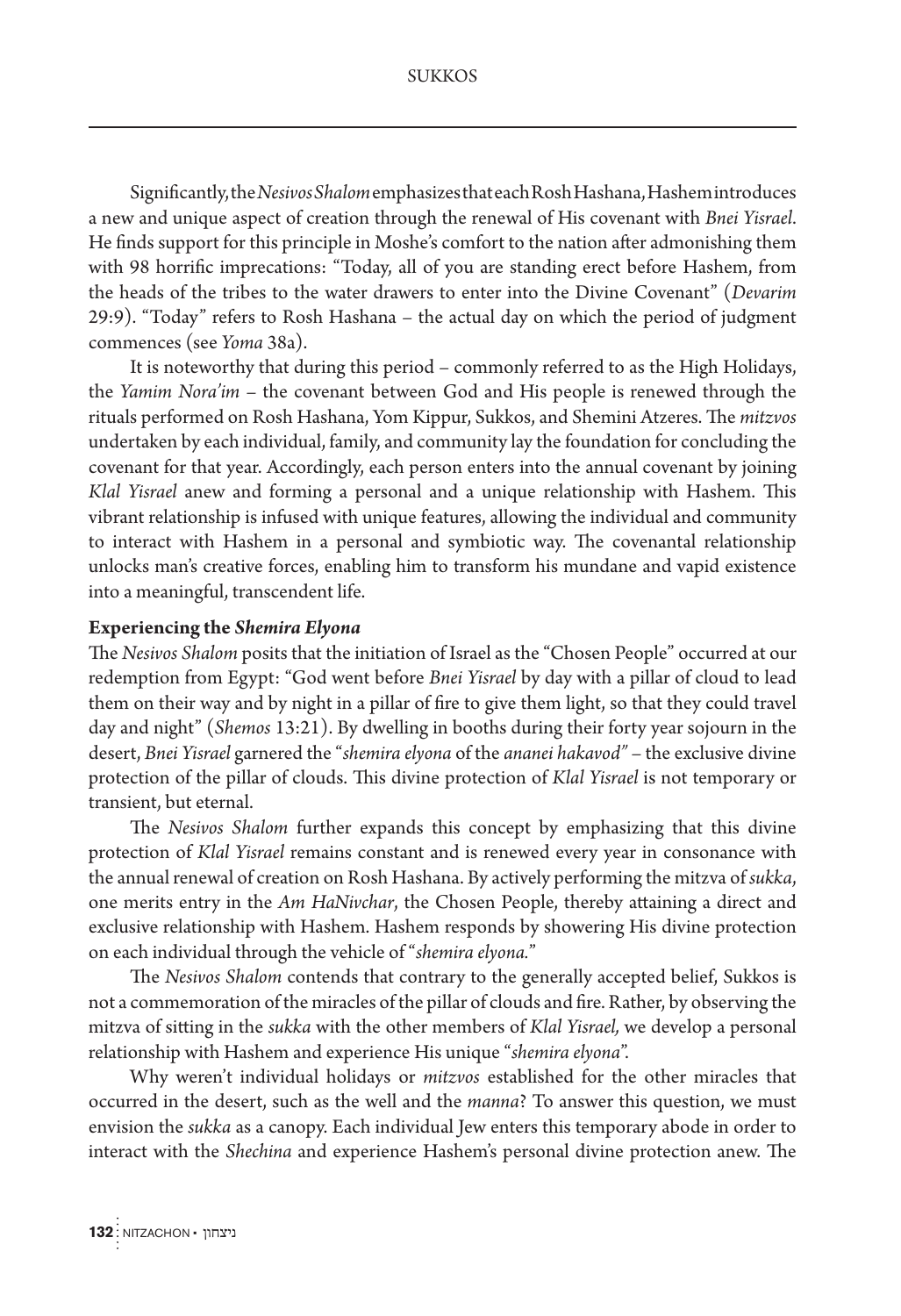Significantly, the *Nesivos Shalom* emphasizes that each Rosh Hashana, Hashem introduces a new and unique aspect of creation through the renewal of His covenant with *Bnei Yisrael*. He finds support for this principle in Moshe's comfort to the nation after admonishing them with 98 horrific imprecations: "Today, all of you are standing erect before Hashem, from the heads of the tribes to the water drawers to enter into the Divine Covenant" (*Devarim* 29:9). "Today" refers to Rosh Hashana – the actual day on which the period of judgment commences (see *Yoma* 38a).

It is noteworthy that during this period – commonly referred to as the High Holidays, the *Yamim Nora'im* – the covenant between God and His people is renewed through the rituals performed on Rosh Hashana, Yom Kippur, Sukkos, and Shemini Atzeres. The *mitzvos* undertaken by each individual, family, and community lay the foundation for concluding the covenant for that year. Accordingly, each person enters into the annual covenant by joining *Klal Yisrael* anew and forming a personal and a unique relationship with Hashem. This vibrant relationship is infused with unique features, allowing the individual and community to interact with Hashem in a personal and symbiotic way. The covenantal relationship unlocks man's creative forces, enabling him to transform his mundane and vapid existence into a meaningful, transcendent life.

**Experiencing the *Shemira Elyona***

The *Nesivos Shalom* posits that the initiation of Israel as the "Chosen People" occurred at our redemption from Egypt: "God went before *Bnei Yisrael* by day with a pillar of cloud to lead them on their way and by night in a pillar of fire to give them light, so that they could travel day and night" (*Shemos* 13:21). By dwelling in booths during their forty year sojourn in the desert, *Bnei Yisrael* garnered the "*shemira elyona* of the *ananei hakavod"* – the exclusive divine protection of the pillar of clouds. This divine protection of *Klal Yisrael* is not temporary or transient, but eternal.

The *Nesivos Shalom* further expands this concept by emphasizing that this divine protection of *Klal Yisrael* remains constant and is renewed every year in consonance with the annual renewal of creation on Rosh Hashana. By actively performing the mitzva of *sukka*, one merits entry in the *Am HaNivchar*, the Chosen People, thereby attaining a direct and exclusive relationship with Hashem. Hashem responds by showering His divine protection on each individual through the vehicle of "*shemira elyona.*"

The *Nesivos Shalom* contends that contrary to the generally accepted belief, Sukkos is not a commemoration of the miracles of the pillar of clouds and fire. Rather, by observing the mitzva of sitting in the *sukka* with the other members of *Klal Yisrael,* we develop a personal relationship with Hashem and experience His unique "*shemira elyona*".

Why weren't individual holidays or *mitzvos* established for the other miracles that occurred in the desert, such as the well and the *manna*? To answer this question, we must envision the *sukka* as a canopy. Each individual Jew enters this temporary abode in order to interact with the *Shechina* and experience Hashem's personal divine protection anew. The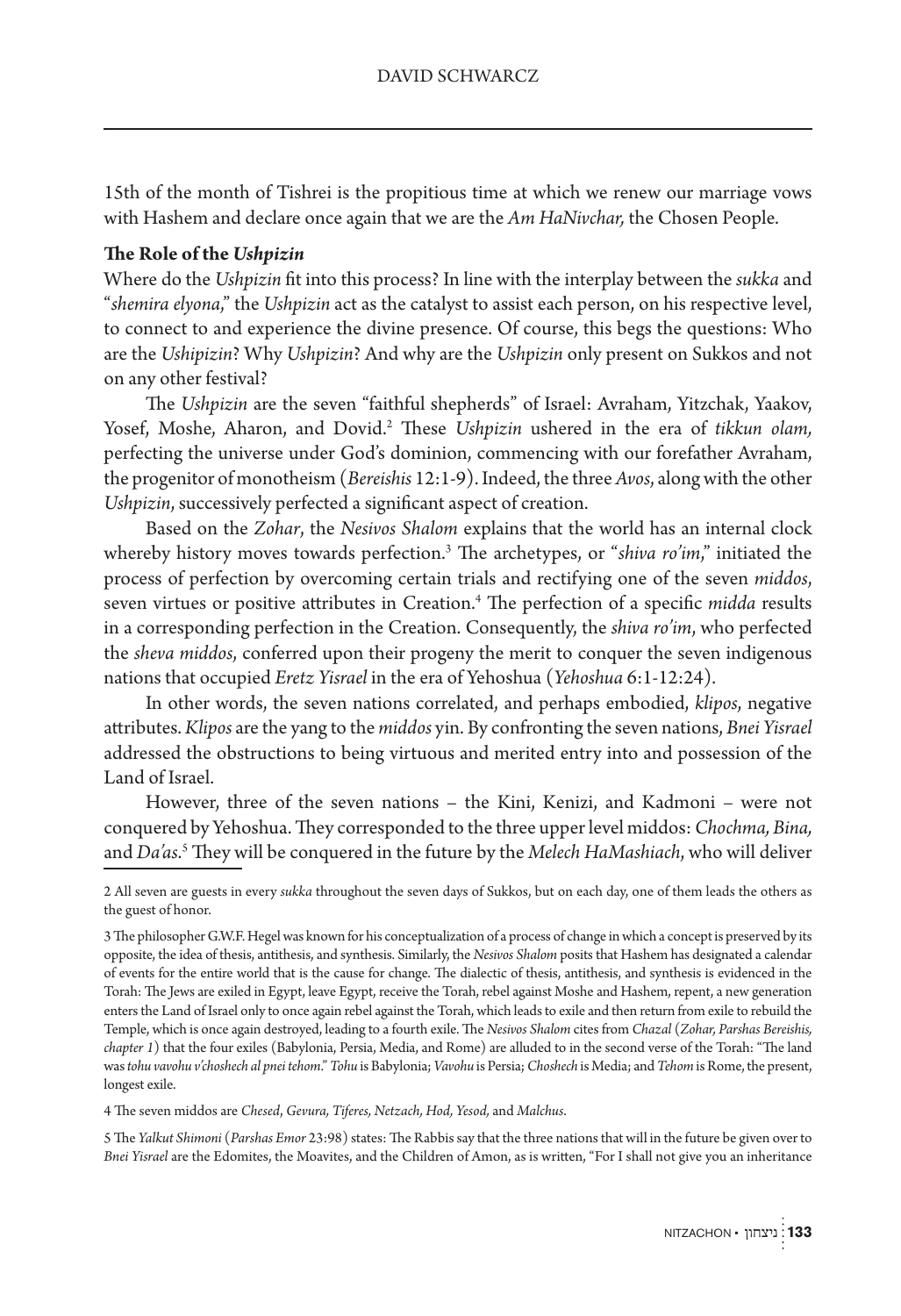15th of the month of Tishrei is the propitious time at which we renew our marriage vows with Hashem and declare once again that we are the *Am HaNivchar,* the Chosen People.

**The Role of the *Ushpizin***

Where do the *Ushpizin* fit into this process? In line with the interplay between the *sukka* and "*shemira elyona,*" the *Ushpizin* act as the catalyst to assist each person, on his respective level, to connect to and experience the divine presence. Of course, this begs the questions: Who are the *Ushipizin*? Why *Ushpizin*? And why are the *Ushpizin* only present on Sukkos and not on any other festival?

The *Ushpizin* are the seven "faithful shepherds" of Israel: Avraham, Yitzchak, Yaakov, Yosef, Moshe, Aharon, and Dovid.[2] These *Ushpizin* ushered in the era of *tikkun olam,* perfecting the universe under God's dominion, commencing with our forefather Avraham, the progenitor of monotheism (*Bereishis* 12:1-9). Indeed, the three *Avos*, along with the other *Ushpizin*, successively perfected a significant aspect of creation.

Based on the *Zohar*, the *Nesivos Shalom* explains that the world has an internal clock whereby history moves towards perfection.[3] The archetypes, or "*shiva ro'im*," initiated the process of perfection by overcoming certain trials and rectifying one of the seven *middos*, seven virtues or positive attributes in Creation.[4] The perfection of a specific *midda* results in a corresponding perfection in the Creation. Consequently, the *shiva ro'im*, who perfected the *sheva middos*, conferred upon their progeny the merit to conquer the seven indigenous nations that occupied *Eretz Yisrael* in the era of Yehoshua (*Yehoshua* 6:1-12:24).

In other words, the seven nations correlated, and perhaps embodied, *klipos*, negative attributes. *Klipos* are the yang to the *middos* yin. By confronting the seven nations, *Bnei Yisrael* addressed the obstructions to being virtuous and merited entry into and possession of the Land of Israel.

However, three of the seven nations – the Kini, Kenizi, and Kadmoni – were not conquered by Yehoshua. They corresponded to the three upper level middos: *Chochma, Bina,* and *Da'as*.[5] They will be conquered in the future by the *Melech HaMashiach*, who will deliver

---

2 All seven are guests in every *sukka* throughout the seven days of Sukkos, but on each day, one of them leads the others as the guest of honor.

3 The philosopher G.W.F. Hegel was known for his conceptualization of a process of change in which a concept is preserved by its opposite, the idea of thesis, antithesis, and synthesis. Similarly, the *Nesivos Shalom* posits that Hashem has designated a calendar of events for the entire world that is the cause for change. The dialectic of thesis, antithesis, and synthesis is evidenced in the Torah: The Jews are exiled in Egypt, leave Egypt, receive the Torah, rebel against Moshe and Hashem, repent, a new generation enters the Land of Israel only to once again rebel against the Torah, which leads to exile and then return from exile to rebuild the Temple, which is once again destroyed, leading to a fourth exile. The *Nesivos Shalom* cites from *Chazal* (*Zohar, Parshas Bereishis, chapter 1*) that the four exiles (Babylonia, Persia, Media, and Rome) are alluded to in the second verse of the Torah: "The land was *tohu vavohu v'choshech al pnei tehom*." *Tohu* is Babylonia; *Vavohu* is Persia; *Choshech* is Media; and *Tehom* is Rome, the present, longest exile.

4 The seven middos are *Chesed, Gevura, Tiferes, Netzach, Hod, Yesod,* and *Malchus*.

5 The *Yalkut Shimoni* (*Parshas Emor* 23:98) states: The Rabbis say that the three nations that will in the future be given over to *Bnei Yisrael* are the Edomites, the Moavites, and the Children of Amon, as is written, "For I shall not give you an inheritance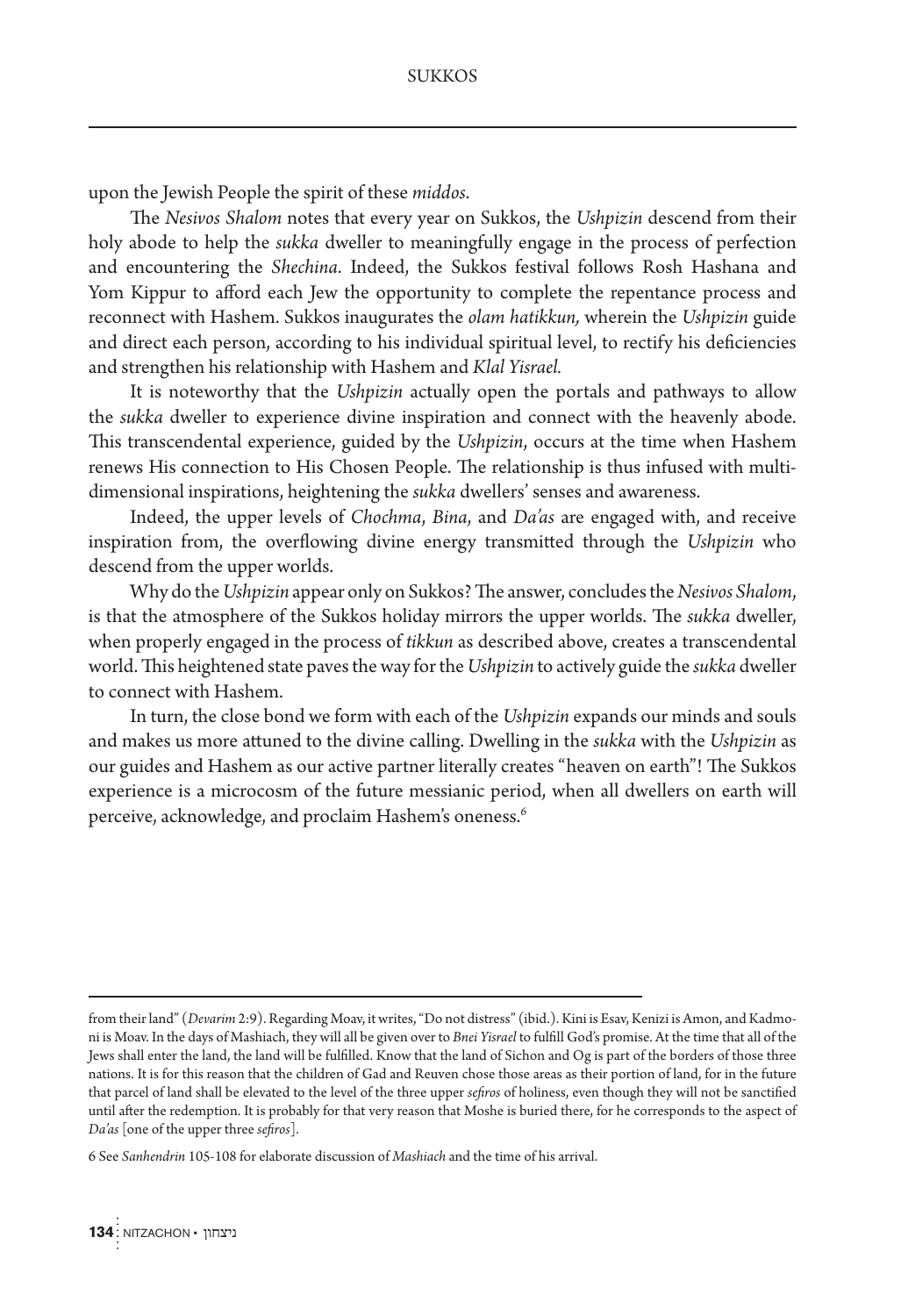upon the Jewish People the spirit of these *middos*.

The *Nesivos Shalom* notes that every year on Sukkos, the *Ushpizin* descend from their holy abode to help the *sukka* dweller to meaningfully engage in the process of perfection and encountering the *Shechina*. Indeed, the Sukkos festival follows Rosh Hashana and Yom Kippur to afford each Jew the opportunity to complete the repentance process and reconnect with Hashem. Sukkos inaugurates the *olam hatikkun,* wherein the *Ushpizin* guide and direct each person, according to his individual spiritual level, to rectify his deficiencies and strengthen his relationship with Hashem and *Klal Yisrael.*

It is noteworthy that the *Ushpizin* actually open the portals and pathways to allow the *sukka* dweller to experience divine inspiration and connect with the heavenly abode. This transcendental experience, guided by the *Ushpizin*, occurs at the time when Hashem renews His connection to His Chosen People. The relationship is thus infused with multi-dimensional inspirations, heightening the *sukka* dwellers' senses and awareness.

Indeed, the upper levels of *Chochma*, *Bina*, and *Da'as* are engaged with, and receive inspiration from, the overflowing divine energy transmitted through the *Ushpizin* who descend from the upper worlds.

Why do the *Ushpizin* appear only on Sukkos? The answer, concludes the *Nesivos Shalom*, is that the atmosphere of the Sukkos holiday mirrors the upper worlds. The *sukka* dweller, when properly engaged in the process of *tikkun* as described above, creates a transcendental world. This heightened state paves the way for the *Ushpizin* to actively guide the *sukka* dweller to connect with Hashem.

In turn, the close bond we form with each of the *Ushpizin* expands our minds and souls and makes us more attuned to the divine calling. Dwelling in the *sukka* with the *Ushpizin* as our guides and Hashem as our active partner literally creates "heaven on earth"! The Sukkos experience is a microcosm of the future messianic period, when all dwellers on earth will perceive, acknowledge, and proclaim Hashem's oneness.[6]

---

from their land" (*Devarim* 2:9). Regarding Moav, it writes, "Do not distress" (ibid.). Kini is Esav, Kenizi is Amon, and Kadmoni is Moav. In the days of Mashiach, they will all be given over to *Bnei Yisrael* to fulfill God's promise. At the time that all of the Jews shall enter the land, the land will be fulfilled. Know that the land of Sichon and Og is part of the borders of those three nations. It is for this reason that the children of Gad and Reuven chose those areas as their portion of land, for in the future that parcel of land shall be elevated to the level of the three upper *sefiros* of holiness, even though they will not be sanctified until after the redemption. It is probably for that very reason that Moshe is buried there, for he corresponds to the aspect of *Da'as* [one of the upper three *sefiros*].

6 See *Sanhendrin* 105-108 for elaborate discussion of *Mashiach* and the time of his arrival.